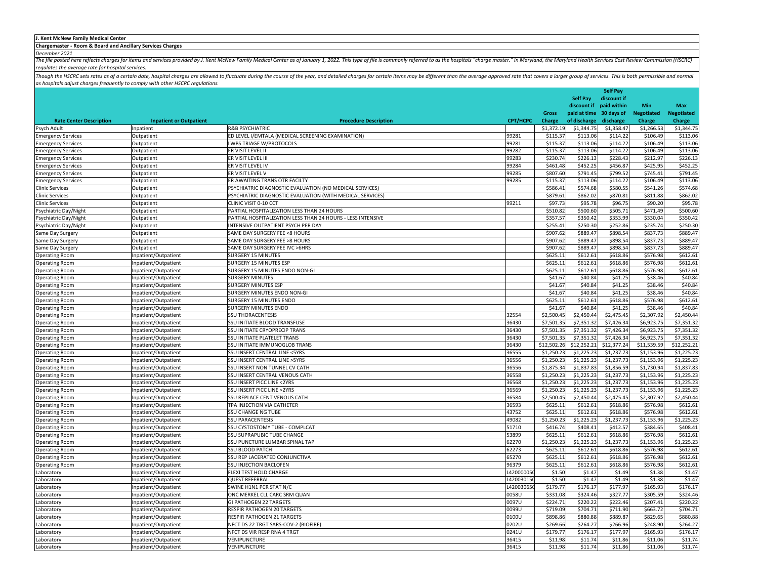**J. Kent McNew Family Medical Center**

**Chargemaster - Room & Board and Ancillary Services Charges**

*December 2021*

*The file posted here reflects charges for items and services provided by J. Kent McNew Family Medical Center as of January 1, 2022. This type of file is commonly referred to as the hospitals "charge master." In Maryland, the Maryland Health Services Cost Review Commission (HSCRC) regulates the average rate for hospital services.*

*Though the HSCRC sets rates as of a certain date, hospital charges are allowed to fluctuate during the course of the year, and detailed charges for certain items may be different than the average approved rate that covers a larger group of services. This is both permissible and normal as hospitals adjust charges frequently to comply with other HSCRC regulations.*

| Rate Center Description | Inpatient or Outpatient | Procedure Description | CPT/HCPC | Gross Charge | Self Pay discount if paid at time of discharge | Self Pay discount if paid within 30 days of discharge | Min Negotiated Charge | Max Negotiated Charge |
|---|---|---|---|---|---|---|---|---|
| Psych Adult | Inpatient | R&B PSYCHIATRIC | | $1,372.19 | $1,344.75 | $1,358.47 | $1,266.53 | $1,344.75 |
| Emergency Services | Outpatient | ED LEVEL I/EMTALA (MEDICAL SCREENING EXAMINATION) | 99281 | $115.37 | $113.06 | $114.22 | $106.49 | $113.06 |
| Emergency Services | Outpatient | LWBS TRIAGE W/PROTOCOLS | 99281 | $115.37 | $113.06 | $114.22 | $106.49 | $113.06 |
| Emergency Services | Outpatient | ER VISIT LEVEL II | 99282 | $115.37 | $113.06 | $114.22 | $106.49 | $113.06 |
| Emergency Services | Outpatient | ER VISIT LEVEL III | 99283 | $230.74 | $226.13 | $228.43 | $212.97 | $226.13 |
| Emergency Services | Outpatient | ER VISIT LEVEL IV | 99284 | $461.48 | $452.25 | $456.87 | $425.95 | $452.25 |
| Emergency Services | Outpatient | ER VISIT LEVEL V | 99285 | $807.60 | $791.45 | $799.52 | $745.41 | $791.45 |
| Emergency Services | Outpatient | ER AWAITING TRANS OTR FACILTY | 99285 | $115.37 | $113.06 | $114.22 | $106.49 | $113.06 |
| Clinic Services | Outpatient | PSYCHIATRIC DIAGNOSTIC EVALUATION (NO MEDICAL SERVICES) | | $586.41 | $574.68 | $580.55 | $541.26 | $574.68 |
| Clinic Services | Outpatient | PSYCHIATRIC DIAGNOSTIC EVALUATION (WITH MEDICAL SERVICES) | | $879.61 | $862.02 | $870.81 | $811.88 | $862.02 |
| Clinic Services | Outpatient | CLINIC VISIT 0-10 CCT | 99211 | $97.73 | $95.78 | $96.75 | $90.20 | $95.78 |
| Psychiatric Day/Night | Outpatient | PARTIAL HOSPITALIZATION LESS THAN 24 HOURS | | $510.82 | $500.60 | $505.71 | $471.49 | $500.60 |
| Psychiatric Day/Night | Outpatient | PARTIAL HOSPITALIZATION LESS THAN 24 HOURS - LESS INTENSIVE | | $357.57 | $350.42 | $353.99 | $330.04 | $350.42 |
| Psychiatric Day/Night | Outpatient | INTENSIVE OUTPATIENT PSYCH PER DAY | | $255.41 | $250.30 | $252.86 | $235.74 | $250.30 |
| Same Day Surgery | Outpatient | SAME DAY SURGERY FEE <8 HOURS | | $907.62 | $889.47 | $898.54 | $837.73 | $889.47 |
| Same Day Surgery | Outpatient | SAME DAY SURGERY FEE >8 HOURS | | $907.62 | $889.47 | $898.54 | $837.73 | $889.47 |
| Same Day Surgery | Outpatient | SAME DAY SURGERY FEE IVC >6HRS | | $907.62 | $889.47 | $898.54 | $837.73 | $889.47 |
| Operating Room | Inpatient/Outpatient | SURGERY 15 MINUTES | | $625.11 | $612.61 | $618.86 | $576.98 | $612.61 |
| Operating Room | Inpatient/Outpatient | SURGERY 15 MINUTES ESP | | $625.11 | $612.61 | $618.86 | $576.98 | $612.61 |
| Operating Room | Inpatient/Outpatient | SURGERY 15 MINUTES ENDO NON-GI | | $625.11 | $612.61 | $618.86 | $576.98 | $612.61 |
| Operating Room | Inpatient/Outpatient | SURGERY MINUTES | | $41.67 | $40.84 | $41.25 | $38.46 | $40.84 |
| Operating Room | Inpatient/Outpatient | SURGERY MINUTES ESP | | $41.67 | $40.84 | $41.25 | $38.46 | $40.84 |
| Operating Room | Inpatient/Outpatient | SURGERY MINUTES ENDO NON-GI | | $41.67 | $40.84 | $41.25 | $38.46 | $40.84 |
| Operating Room | Inpatient/Outpatient | SURGERY 15 MINUTES ENDO | | $625.11 | $612.61 | $618.86 | $576.98 | $612.61 |
| Operating Room | Inpatient/Outpatient | SURGERY MINUTES ENDO | | $41.67 | $40.84 | $41.25 | $38.46 | $40.84 |
| Operating Room | Inpatient/Outpatient | SSU THORACENTESIS | 32554 | $2,500.45 | $2,450.44 | $2,475.45 | $2,307.92 | $2,450.44 |
| Operating Room | Inpatient/Outpatient | SSU INITIATE BLOOD TRANSFUSE | 36430 | $7,501.35 | $7,351.32 | $7,426.34 | $6,923.75 | $7,351.32 |
| Operating Room | Inpatient/Outpatient | SSU INITIATE CRYOPRECIP TRANS | 36430 | $7,501.35 | $7,351.32 | $7,426.34 | $6,923.75 | $7,351.32 |
| Operating Room | Inpatient/Outpatient | SSU INITIATE PLATELET TRANS | 36430 | $7,501.35 | $7,351.32 | $7,426.34 | $6,923.75 | $7,351.32 |
| Operating Room | Inpatient/Outpatient | SSU INITIATE IMMUNOGLOB TRANS | 36430 | $12,502.26 | $12,252.21 | $12,377.24 | $11,539.59 | $12,252.21 |
| Operating Room | Inpatient/Outpatient | SSU INSERT CENTRAL LINE <5YRS | 36555 | $1,250.23 | $1,225.23 | $1,237.73 | $1,153.96 | $1,225.23 |
| Operating Room | Inpatient/Outpatient | SSU INSERT CENTRAL LINE >5YRS | 36556 | $1,250.23 | $1,225.23 | $1,237.73 | $1,153.96 | $1,225.23 |
| Operating Room | Inpatient/Outpatient | SSU INSERT NON TUNNEL CV CATH | 36556 | $1,875.34 | $1,837.83 | $1,856.59 | $1,730.94 | $1,837.83 |
| Operating Room | Inpatient/Outpatient | SSU INSERT CENTRAL VENOUS CATH | 36558 | $1,250.23 | $1,225.23 | $1,237.73 | $1,153.96 | $1,225.23 |
| Operating Room | Inpatient/Outpatient | SSU INSERT PICC LINE <2YRS | 36568 | $1,250.23 | $1,225.23 | $1,237.73 | $1,153.96 | $1,225.23 |
| Operating Room | Inpatient/Outpatient | SSU INSERT PICC LINE >2YRS | 36569 | $1,250.23 | $1,225.23 | $1,237.73 | $1,153.96 | $1,225.23 |
| Operating Room | Inpatient/Outpatient | SSU REPLACE CENT VENOUS CATH | 36584 | $2,500.45 | $2,450.44 | $2,475.45 | $2,307.92 | $2,450.44 |
| Operating Room | Inpatient/Outpatient | TPA INJECTION VIA CATHETER | 36593 | $625.11 | $612.61 | $618.86 | $576.98 | $612.61 |
| Operating Room | Inpatient/Outpatient | SSU CHANGE NG TUBE | 43752 | $625.11 | $612.61 | $618.86 | $576.98 | $612.61 |
| Operating Room | Inpatient/Outpatient | SSU PARACENTESIS | 49082 | $1,250.23 | $1,225.23 | $1,237.73 | $1,153.96 | $1,225.23 |
| Operating Room | Inpatient/Outpatient | SSU CYSTOSTOMY TUBE - COMPLCAT | 51710 | $416.74 | $408.41 | $412.57 | $384.65 | $408.41 |
| Operating Room | Inpatient/Outpatient | SSU SUPRAPUBIC TUBE CHANGE | 53899 | $625.11 | $612.61 | $618.86 | $576.98 | $612.61 |
| Operating Room | Inpatient/Outpatient | SSU PUNCTURE LUMBAR SPINAL TAP | 62270 | $1,250.23 | $1,225.23 | $1,237.73 | $1,153.96 | $1,225.23 |
| Operating Room | Inpatient/Outpatient | SSU BLOOD PATCH | 62273 | $625.11 | $612.61 | $618.86 | $576.98 | $612.61 |
| Operating Room | Inpatient/Outpatient | SSU REP LACERATED CONJUNCTIVA | 65270 | $625.11 | $612.61 | $618.86 | $576.98 | $612.61 |
| Operating Room | Inpatient/Outpatient | SSU INJECTION BACLOFEN | 96379 | $625.11 | $612.61 | $618.86 | $576.98 | $612.61 |
| Laboratory | Inpatient/Outpatient | FLEXI TEST HOLD CHARGE | L42000005C | $1.50 | $1.47 | $1.49 | $1.38 | $1.47 |
| Laboratory | Inpatient/Outpatient | QUEST REFERRAL | L42003015C | $1.50 | $1.47 | $1.49 | $1.38 | $1.47 |
| Laboratory | Inpatient/Outpatient | SWINE H1N1 PCR STAT N/C | L42003065C | $179.77 | $176.17 | $177.97 | $165.93 | $176.17 |
| Laboratory | Inpatient/Outpatient | ONC MERKEL CLL CARC SRM QUAN | 0058U | $331.08 | $324.46 | $327.77 | $305.59 | $324.46 |
| Laboratory | Inpatient/Outpatient | GI PATHOGEN 22 TARGETS | 0097U | $224.71 | $220.22 | $222.46 | $207.41 | $220.22 |
| Laboratory | Inpatient/Outpatient | RESPIR PATHOGEN 20 TARGETS | 0099U | $719.09 | $704.71 | $711.90 | $663.72 | $704.71 |
| Laboratory | Inpatient/Outpatient | RESPIR PATHOGEN 21 TARGETS | 0100U | $898.86 | $880.88 | $889.87 | $829.65 | $880.88 |
| Laboratory | Inpatient/Outpatient | NFCT DS 22 TRGT SARS-COV-2 (BIOFIRE) | 0202U | $269.66 | $264.27 | $266.96 | $248.90 | $264.27 |
| Laboratory | Inpatient/Outpatient | NFCT DS VIR RESP RNA 4 TRGT | 0241U | $179.77 | $176.17 | $177.97 | $165.93 | $176.17 |
| Laboratory | Inpatient/Outpatient | VENIPUNCTURE | 36415 | $11.98 | $11.74 | $11.86 | $11.06 | $11.74 |
| Laboratory | Inpatient/Outpatient | VENIPUNCTURE | 36415 | $11.98 | $11.74 | $11.86 | $11.06 | $11.74 |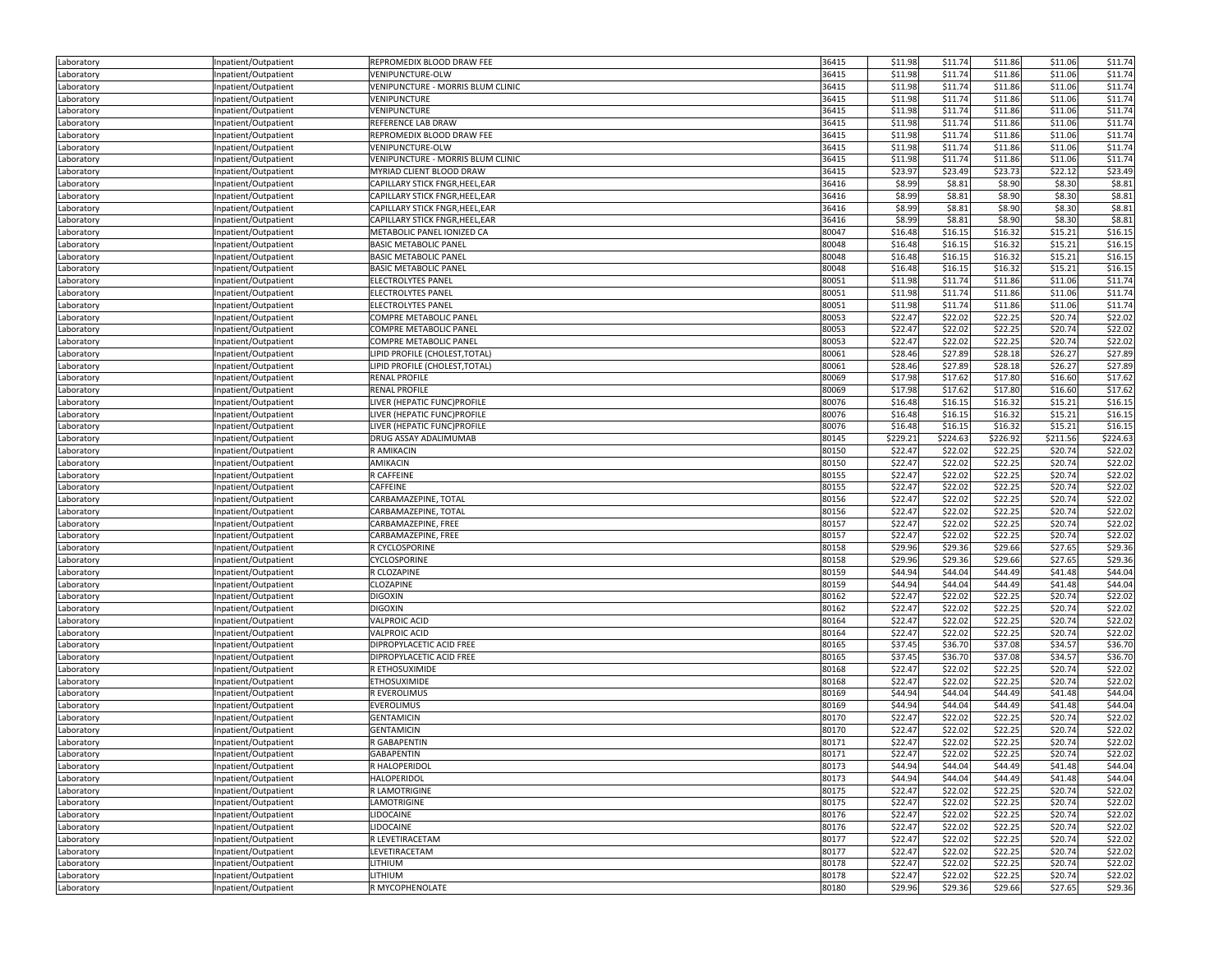| | | | | | | | | |
|---|---|---|---|---|---|---|---|---|
| Laboratory | Inpatient/Outpatient | REPROMEDIX BLOOD DRAW FEE | 36415 | $11.98 | $11.74 | $11.86 | $11.06 | $11.74 |
| Laboratory | Inpatient/Outpatient | VENIPUNCTURE-OLW | 36415 | $11.98 | $11.74 | $11.86 | $11.06 | $11.74 |
| Laboratory | Inpatient/Outpatient | VENIPUNCTURE - MORRIS BLUM CLINIC | 36415 | $11.98 | $11.74 | $11.86 | $11.06 | $11.74 |
| Laboratory | Inpatient/Outpatient | VENIPUNCTURE | 36415 | $11.98 | $11.74 | $11.86 | $11.06 | $11.74 |
| Laboratory | Inpatient/Outpatient | VENIPUNCTURE | 36415 | $11.98 | $11.74 | $11.86 | $11.06 | $11.74 |
| Laboratory | Inpatient/Outpatient | REFERENCE LAB DRAW | 36415 | $11.98 | $11.74 | $11.86 | $11.06 | $11.74 |
| Laboratory | Inpatient/Outpatient | REPROMEDIX BLOOD DRAW FEE | 36415 | $11.98 | $11.74 | $11.86 | $11.06 | $11.74 |
| Laboratory | Inpatient/Outpatient | VENIPUNCTURE-OLW | 36415 | $11.98 | $11.74 | $11.86 | $11.06 | $11.74 |
| Laboratory | Inpatient/Outpatient | VENIPUNCTURE - MORRIS BLUM CLINIC | 36415 | $11.98 | $11.74 | $11.86 | $11.06 | $11.74 |
| Laboratory | Inpatient/Outpatient | MYRIAD CLIENT BLOOD DRAW | 36415 | $23.97 | $23.49 | $23.73 | $22.12 | $23.49 |
| Laboratory | Inpatient/Outpatient | CAPILLARY STICK FNGR,HEEL,EAR | 36416 | $8.99 | $8.81 | $8.90 | $8.30 | $8.81 |
| Laboratory | Inpatient/Outpatient | CAPILLARY STICK FNGR,HEEL,EAR | 36416 | $8.99 | $8.81 | $8.90 | $8.30 | $8.81 |
| Laboratory | Inpatient/Outpatient | CAPILLARY STICK FNGR,HEEL,EAR | 36416 | $8.99 | $8.81 | $8.90 | $8.30 | $8.81 |
| Laboratory | Inpatient/Outpatient | CAPILLARY STICK FNGR,HEEL,EAR | 36416 | $8.99 | $8.81 | $8.90 | $8.30 | $8.81 |
| Laboratory | Inpatient/Outpatient | METABOLIC PANEL IONIZED CA | 80047 | $16.48 | $16.15 | $16.32 | $15.21 | $16.15 |
| Laboratory | Inpatient/Outpatient | BASIC METABOLIC PANEL | 80048 | $16.48 | $16.15 | $16.32 | $15.21 | $16.15 |
| Laboratory | Inpatient/Outpatient | BASIC METABOLIC PANEL | 80048 | $16.48 | $16.15 | $16.32 | $15.21 | $16.15 |
| Laboratory | Inpatient/Outpatient | BASIC METABOLIC PANEL | 80048 | $16.48 | $16.15 | $16.32 | $15.21 | $16.15 |
| Laboratory | Inpatient/Outpatient | ELECTROLYTES PANEL | 80051 | $11.98 | $11.74 | $11.86 | $11.06 | $11.74 |
| Laboratory | Inpatient/Outpatient | ELECTROLYTES PANEL | 80051 | $11.98 | $11.74 | $11.86 | $11.06 | $11.74 |
| Laboratory | Inpatient/Outpatient | ELECTROLYTES PANEL | 80051 | $11.98 | $11.74 | $11.86 | $11.06 | $11.74 |
| Laboratory | Inpatient/Outpatient | COMPRE METABOLIC PANEL | 80053 | $22.47 | $22.02 | $22.25 | $20.74 | $22.02 |
| Laboratory | Inpatient/Outpatient | COMPRE METABOLIC PANEL | 80053 | $22.47 | $22.02 | $22.25 | $20.74 | $22.02 |
| Laboratory | Inpatient/Outpatient | COMPRE METABOLIC PANEL | 80053 | $22.47 | $22.02 | $22.25 | $20.74 | $22.02 |
| Laboratory | Inpatient/Outpatient | LIPID PROFILE (CHOLEST,TOTAL) | 80061 | $28.46 | $27.89 | $28.18 | $26.27 | $27.89 |
| Laboratory | Inpatient/Outpatient | LIPID PROFILE (CHOLEST,TOTAL) | 80061 | $28.46 | $27.89 | $28.18 | $26.27 | $27.89 |
| Laboratory | Inpatient/Outpatient | RENAL PROFILE | 80069 | $17.98 | $17.62 | $17.80 | $16.60 | $17.62 |
| Laboratory | Inpatient/Outpatient | RENAL PROFILE | 80069 | $17.98 | $17.62 | $17.80 | $16.60 | $17.62 |
| Laboratory | Inpatient/Outpatient | LIVER (HEPATIC FUNC)PROFILE | 80076 | $16.48 | $16.15 | $16.32 | $15.21 | $16.15 |
| Laboratory | Inpatient/Outpatient | LIVER (HEPATIC FUNC)PROFILE | 80076 | $16.48 | $16.15 | $16.32 | $15.21 | $16.15 |
| Laboratory | Inpatient/Outpatient | LIVER (HEPATIC FUNC)PROFILE | 80076 | $16.48 | $16.15 | $16.32 | $15.21 | $16.15 |
| Laboratory | Inpatient/Outpatient | DRUG ASSAY ADALIMUMAB | 80145 | $229.21 | $224.63 | $226.92 | $211.56 | $224.63 |
| Laboratory | Inpatient/Outpatient | R AMIKACIN | 80150 | $22.47 | $22.02 | $22.25 | $20.74 | $22.02 |
| Laboratory | Inpatient/Outpatient | AMIKACIN | 80150 | $22.47 | $22.02 | $22.25 | $20.74 | $22.02 |
| Laboratory | Inpatient/Outpatient | R CAFFEINE | 80155 | $22.47 | $22.02 | $22.25 | $20.74 | $22.02 |
| Laboratory | Inpatient/Outpatient | CAFFEINE | 80155 | $22.47 | $22.02 | $22.25 | $20.74 | $22.02 |
| Laboratory | Inpatient/Outpatient | CARBAMAZEPINE, TOTAL | 80156 | $22.47 | $22.02 | $22.25 | $20.74 | $22.02 |
| Laboratory | Inpatient/Outpatient | CARBAMAZEPINE, TOTAL | 80156 | $22.47 | $22.02 | $22.25 | $20.74 | $22.02 |
| Laboratory | Inpatient/Outpatient | CARBAMAZEPINE, FREE | 80157 | $22.47 | $22.02 | $22.25 | $20.74 | $22.02 |
| Laboratory | Inpatient/Outpatient | CARBAMAZEPINE, FREE | 80157 | $22.47 | $22.02 | $22.25 | $20.74 | $22.02 |
| Laboratory | Inpatient/Outpatient | R CYCLOSPORINE | 80158 | $29.96 | $29.36 | $29.66 | $27.65 | $29.36 |
| Laboratory | Inpatient/Outpatient | CYCLOSPORINE | 80158 | $29.96 | $29.36 | $29.66 | $27.65 | $29.36 |
| Laboratory | Inpatient/Outpatient | R CLOZAPINE | 80159 | $44.94 | $44.04 | $44.49 | $41.48 | $44.04 |
| Laboratory | Inpatient/Outpatient | CLOZAPINE | 80159 | $44.94 | $44.04 | $44.49 | $41.48 | $44.04 |
| Laboratory | Inpatient/Outpatient | DIGOXIN | 80162 | $22.47 | $22.02 | $22.25 | $20.74 | $22.02 |
| Laboratory | Inpatient/Outpatient | DIGOXIN | 80162 | $22.47 | $22.02 | $22.25 | $20.74 | $22.02 |
| Laboratory | Inpatient/Outpatient | VALPROIC ACID | 80164 | $22.47 | $22.02 | $22.25 | $20.74 | $22.02 |
| Laboratory | Inpatient/Outpatient | VALPROIC ACID | 80164 | $22.47 | $22.02 | $22.25 | $20.74 | $22.02 |
| Laboratory | Inpatient/Outpatient | DIPROPYLACETIC ACID FREE | 80165 | $37.45 | $36.70 | $37.08 | $34.57 | $36.70 |
| Laboratory | Inpatient/Outpatient | DIPROPYLACETIC ACID FREE | 80165 | $37.45 | $36.70 | $37.08 | $34.57 | $36.70 |
| Laboratory | Inpatient/Outpatient | R ETHOSUXIMIDE | 80168 | $22.47 | $22.02 | $22.25 | $20.74 | $22.02 |
| Laboratory | Inpatient/Outpatient | ETHOSUXIMIDE | 80168 | $22.47 | $22.02 | $22.25 | $20.74 | $22.02 |
| Laboratory | Inpatient/Outpatient | R EVEROLIMUS | 80169 | $44.94 | $44.04 | $44.49 | $41.48 | $44.04 |
| Laboratory | Inpatient/Outpatient | EVEROLIMUS | 80169 | $44.94 | $44.04 | $44.49 | $41.48 | $44.04 |
| Laboratory | Inpatient/Outpatient | GENTAMICIN | 80170 | $22.47 | $22.02 | $22.25 | $20.74 | $22.02 |
| Laboratory | Inpatient/Outpatient | GENTAMICIN | 80170 | $22.47 | $22.02 | $22.25 | $20.74 | $22.02 |
| Laboratory | Inpatient/Outpatient | R GABAPENTIN | 80171 | $22.47 | $22.02 | $22.25 | $20.74 | $22.02 |
| Laboratory | Inpatient/Outpatient | GABAPENTIN | 80171 | $22.47 | $22.02 | $22.25 | $20.74 | $22.02 |
| Laboratory | Inpatient/Outpatient | R HALOPERIDOL | 80173 | $44.94 | $44.04 | $44.49 | $41.48 | $44.04 |
| Laboratory | Inpatient/Outpatient | HALOPERIDOL | 80173 | $44.94 | $44.04 | $44.49 | $41.48 | $44.04 |
| Laboratory | Inpatient/Outpatient | R LAMOTRIGINE | 80175 | $22.47 | $22.02 | $22.25 | $20.74 | $22.02 |
| Laboratory | Inpatient/Outpatient | LAMOTRIGINE | 80175 | $22.47 | $22.02 | $22.25 | $20.74 | $22.02 |
| Laboratory | Inpatient/Outpatient | LIDOCAINE | 80176 | $22.47 | $22.02 | $22.25 | $20.74 | $22.02 |
| Laboratory | Inpatient/Outpatient | LIDOCAINE | 80176 | $22.47 | $22.02 | $22.25 | $20.74 | $22.02 |
| Laboratory | Inpatient/Outpatient | R LEVETIRACETAM | 80177 | $22.47 | $22.02 | $22.25 | $20.74 | $22.02 |
| Laboratory | Inpatient/Outpatient | LEVETIRACETAM | 80177 | $22.47 | $22.02 | $22.25 | $20.74 | $22.02 |
| Laboratory | Inpatient/Outpatient | LITHIUM | 80178 | $22.47 | $22.02 | $22.25 | $20.74 | $22.02 |
| Laboratory | Inpatient/Outpatient | LITHIUM | 80178 | $22.47 | $22.02 | $22.25 | $20.74 | $22.02 |
| Laboratory | Inpatient/Outpatient | R MYCOPHENOLATE | 80180 | $29.96 | $29.36 | $29.66 | $27.65 | $29.36 |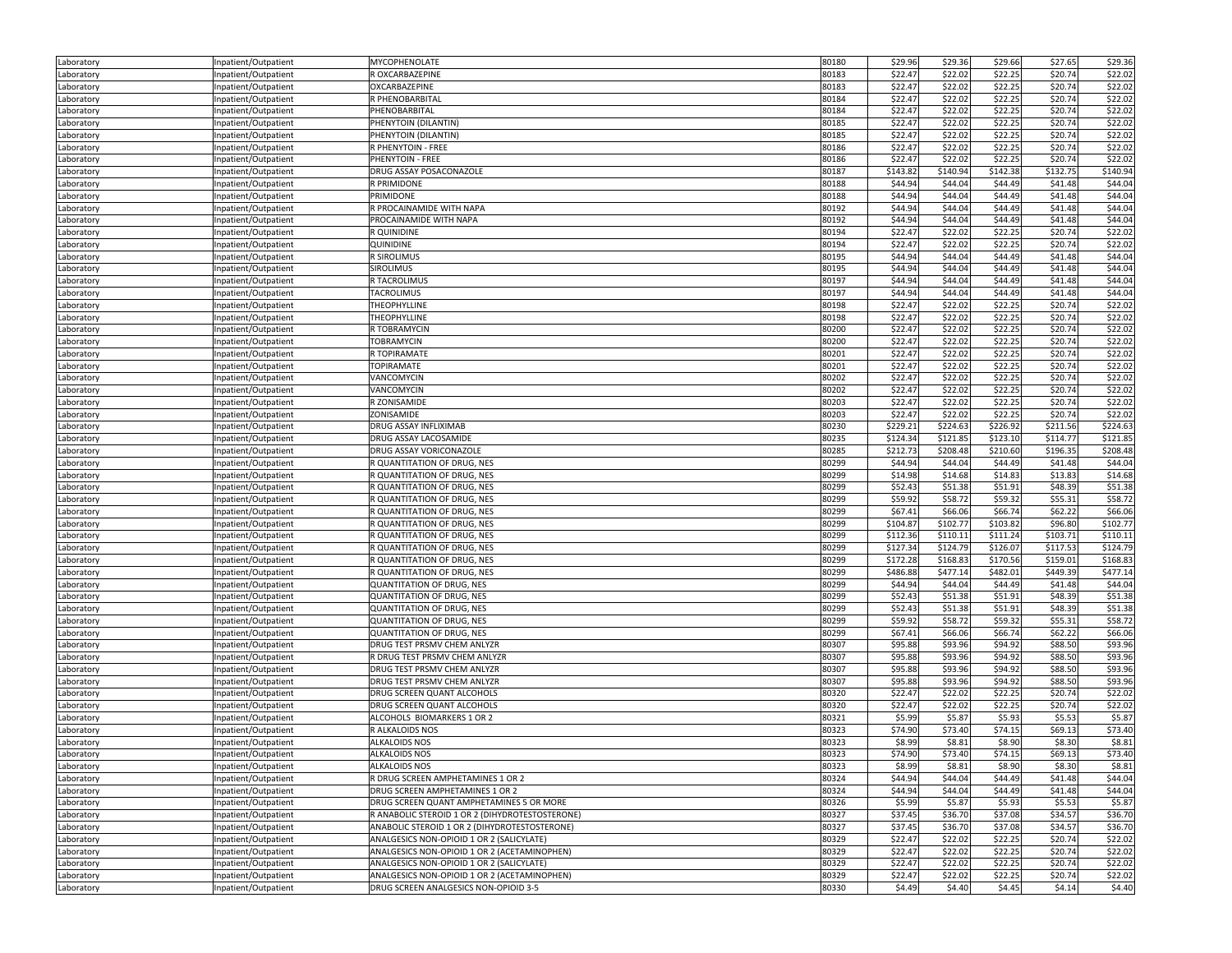| | | | | | | | | |
|---|---|---|---|---|---|---|---|---|
| Laboratory | Inpatient/Outpatient | MYCOPHENOLATE | 80180 | $29.96 | $29.36 | $29.66 | $27.65 | $29.36 |
| Laboratory | Inpatient/Outpatient | R OXCARBAZEPINE | 80183 | $22.47 | $22.02 | $22.25 | $20.74 | $22.02 |
| Laboratory | Inpatient/Outpatient | OXCARBAZEPINE | 80183 | $22.47 | $22.02 | $22.25 | $20.74 | $22.02 |
| Laboratory | Inpatient/Outpatient | R PHENOBARBITAL | 80184 | $22.47 | $22.02 | $22.25 | $20.74 | $22.02 |
| Laboratory | Inpatient/Outpatient | PHENOBARBITAL | 80184 | $22.47 | $22.02 | $22.25 | $20.74 | $22.02 |
| Laboratory | Inpatient/Outpatient | PHENYTOIN (DILANTIN) | 80185 | $22.47 | $22.02 | $22.25 | $20.74 | $22.02 |
| Laboratory | Inpatient/Outpatient | PHENYTOIN (DILANTIN) | 80185 | $22.47 | $22.02 | $22.25 | $20.74 | $22.02 |
| Laboratory | Inpatient/Outpatient | R PHENYTOIN - FREE | 80186 | $22.47 | $22.02 | $22.25 | $20.74 | $22.02 |
| Laboratory | Inpatient/Outpatient | PHENYTOIN - FREE | 80186 | $22.47 | $22.02 | $22.25 | $20.74 | $22.02 |
| Laboratory | Inpatient/Outpatient | DRUG ASSAY POSACONAZOLE | 80187 | $143.82 | $140.94 | $142.38 | $132.75 | $140.94 |
| Laboratory | Inpatient/Outpatient | R PRIMIDONE | 80188 | $44.94 | $44.04 | $44.49 | $41.48 | $44.04 |
| Laboratory | Inpatient/Outpatient | PRIMIDONE | 80188 | $44.94 | $44.04 | $44.49 | $41.48 | $44.04 |
| Laboratory | Inpatient/Outpatient | R PROCAINAMIDE WITH NAPA | 80192 | $44.94 | $44.04 | $44.49 | $41.48 | $44.04 |
| Laboratory | Inpatient/Outpatient | PROCAINAMIDE WITH NAPA | 80192 | $44.94 | $44.04 | $44.49 | $41.48 | $44.04 |
| Laboratory | Inpatient/Outpatient | R QUINIDINE | 80194 | $22.47 | $22.02 | $22.25 | $20.74 | $22.02 |
| Laboratory | Inpatient/Outpatient | QUINIDINE | 80194 | $22.47 | $22.02 | $22.25 | $20.74 | $22.02 |
| Laboratory | Inpatient/Outpatient | R SIROLIMUS | 80195 | $44.94 | $44.04 | $44.49 | $41.48 | $44.04 |
| Laboratory | Inpatient/Outpatient | SIROLIMUS | 80195 | $44.94 | $44.04 | $44.49 | $41.48 | $44.04 |
| Laboratory | Inpatient/Outpatient | R TACROLIMUS | 80197 | $44.94 | $44.04 | $44.49 | $41.48 | $44.04 |
| Laboratory | Inpatient/Outpatient | TACROLIMUS | 80197 | $44.94 | $44.04 | $44.49 | $41.48 | $44.04 |
| Laboratory | Inpatient/Outpatient | THEOPHYLLINE | 80198 | $22.47 | $22.02 | $22.25 | $20.74 | $22.02 |
| Laboratory | Inpatient/Outpatient | THEOPHYLLINE | 80198 | $22.47 | $22.02 | $22.25 | $20.74 | $22.02 |
| Laboratory | Inpatient/Outpatient | R TOBRAMYCIN | 80200 | $22.47 | $22.02 | $22.25 | $20.74 | $22.02 |
| Laboratory | Inpatient/Outpatient | TOBRAMYCIN | 80200 | $22.47 | $22.02 | $22.25 | $20.74 | $22.02 |
| Laboratory | Inpatient/Outpatient | R TOPIRAMATE | 80201 | $22.47 | $22.02 | $22.25 | $20.74 | $22.02 |
| Laboratory | Inpatient/Outpatient | TOPIRAMATE | 80201 | $22.47 | $22.02 | $22.25 | $20.74 | $22.02 |
| Laboratory | Inpatient/Outpatient | VANCOMYCIN | 80202 | $22.47 | $22.02 | $22.25 | $20.74 | $22.02 |
| Laboratory | Inpatient/Outpatient | VANCOMYCIN | 80202 | $22.47 | $22.02 | $22.25 | $20.74 | $22.02 |
| Laboratory | Inpatient/Outpatient | R ZONISAMIDE | 80203 | $22.47 | $22.02 | $22.25 | $20.74 | $22.02 |
| Laboratory | Inpatient/Outpatient | ZONISAMIDE | 80203 | $22.47 | $22.02 | $22.25 | $20.74 | $22.02 |
| Laboratory | Inpatient/Outpatient | DRUG ASSAY INFLIXIMAB | 80230 | $229.21 | $224.63 | $226.92 | $211.56 | $224.63 |
| Laboratory | Inpatient/Outpatient | DRUG ASSAY LACOSAMIDE | 80235 | $124.34 | $121.85 | $123.10 | $114.77 | $121.85 |
| Laboratory | Inpatient/Outpatient | DRUG ASSAY VORICONAZOLE | 80285 | $212.73 | $208.48 | $210.60 | $196.35 | $208.48 |
| Laboratory | Inpatient/Outpatient | R QUANTITATION OF DRUG, NES | 80299 | $44.94 | $44.04 | $44.49 | $41.48 | $44.04 |
| Laboratory | Inpatient/Outpatient | R QUANTITATION OF DRUG, NES | 80299 | $14.98 | $14.68 | $14.83 | $13.83 | $14.68 |
| Laboratory | Inpatient/Outpatient | R QUANTITATION OF DRUG, NES | 80299 | $52.43 | $51.38 | $51.91 | $48.39 | $51.38 |
| Laboratory | Inpatient/Outpatient | R QUANTITATION OF DRUG, NES | 80299 | $59.92 | $58.72 | $59.32 | $55.31 | $58.72 |
| Laboratory | Inpatient/Outpatient | R QUANTITATION OF DRUG, NES | 80299 | $67.41 | $66.06 | $66.74 | $62.22 | $66.06 |
| Laboratory | Inpatient/Outpatient | R QUANTITATION OF DRUG, NES | 80299 | $104.87 | $102.77 | $103.82 | $96.80 | $102.77 |
| Laboratory | Inpatient/Outpatient | R QUANTITATION OF DRUG, NES | 80299 | $112.36 | $110.11 | $111.24 | $103.71 | $110.11 |
| Laboratory | Inpatient/Outpatient | R QUANTITATION OF DRUG, NES | 80299 | $127.34 | $124.79 | $126.07 | $117.53 | $124.79 |
| Laboratory | Inpatient/Outpatient | R QUANTITATION OF DRUG, NES | 80299 | $172.28 | $168.83 | $170.56 | $159.01 | $168.83 |
| Laboratory | Inpatient/Outpatient | R QUANTITATION OF DRUG, NES | 80299 | $486.88 | $477.14 | $482.01 | $449.39 | $477.14 |
| Laboratory | Inpatient/Outpatient | QUANTITATION OF DRUG, NES | 80299 | $44.94 | $44.04 | $44.49 | $41.48 | $44.04 |
| Laboratory | Inpatient/Outpatient | QUANTITATION OF DRUG, NES | 80299 | $52.43 | $51.38 | $51.91 | $48.39 | $51.38 |
| Laboratory | Inpatient/Outpatient | QUANTITATION OF DRUG, NES | 80299 | $52.43 | $51.38 | $51.91 | $48.39 | $51.38 |
| Laboratory | Inpatient/Outpatient | QUANTITATION OF DRUG, NES | 80299 | $59.92 | $58.72 | $59.32 | $55.31 | $58.72 |
| Laboratory | Inpatient/Outpatient | QUANTITATION OF DRUG, NES | 80299 | $67.41 | $66.06 | $66.74 | $62.22 | $66.06 |
| Laboratory | Inpatient/Outpatient | DRUG TEST PRSMV CHEM ANLYZR | 80307 | $95.88 | $93.96 | $94.92 | $88.50 | $93.96 |
| Laboratory | Inpatient/Outpatient | R DRUG TEST PRSMV CHEM ANLYZR | 80307 | $95.88 | $93.96 | $94.92 | $88.50 | $93.96 |
| Laboratory | Inpatient/Outpatient | DRUG TEST PRSMV CHEM ANLYZR | 80307 | $95.88 | $93.96 | $94.92 | $88.50 | $93.96 |
| Laboratory | Inpatient/Outpatient | DRUG TEST PRSMV CHEM ANLYZR | 80307 | $95.88 | $93.96 | $94.92 | $88.50 | $93.96 |
| Laboratory | Inpatient/Outpatient | DRUG SCREEN QUANT ALCOHOLS | 80320 | $22.47 | $22.02 | $22.25 | $20.74 | $22.02 |
| Laboratory | Inpatient/Outpatient | DRUG SCREEN QUANT ALCOHOLS | 80320 | $22.47 | $22.02 | $22.25 | $20.74 | $22.02 |
| Laboratory | Inpatient/Outpatient | ALCOHOLS BIOMARKERS 1 OR 2 | 80321 | $5.99 | $5.87 | $5.93 | $5.53 | $5.87 |
| Laboratory | Inpatient/Outpatient | R ALKALOIDS NOS | 80323 | $74.90 | $73.40 | $74.15 | $69.13 | $73.40 |
| Laboratory | Inpatient/Outpatient | ALKALOIDS NOS | 80323 | $8.99 | $8.81 | $8.90 | $8.30 | $8.81 |
| Laboratory | Inpatient/Outpatient | ALKALOIDS NOS | 80323 | $74.90 | $73.40 | $74.15 | $69.13 | $73.40 |
| Laboratory | Inpatient/Outpatient | ALKALOIDS NOS | 80323 | $8.99 | $8.81 | $8.90 | $8.30 | $8.81 |
| Laboratory | Inpatient/Outpatient | R DRUG SCREEN AMPHETAMINES 1 OR 2 | 80324 | $44.94 | $44.04 | $44.49 | $41.48 | $44.04 |
| Laboratory | Inpatient/Outpatient | DRUG SCREEN AMPHETAMINES 1 OR 2 | 80324 | $44.94 | $44.04 | $44.49 | $41.48 | $44.04 |
| Laboratory | Inpatient/Outpatient | DRUG SCREEN QUANT AMPHETAMINES 5 OR MORE | 80326 | $5.99 | $5.87 | $5.93 | $5.53 | $5.87 |
| Laboratory | Inpatient/Outpatient | R ANABOLIC STEROID 1 OR 2 (DIHYDROTESTOSTERONE) | 80327 | $37.45 | $36.70 | $37.08 | $34.57 | $36.70 |
| Laboratory | Inpatient/Outpatient | ANABOLIC STEROID 1 OR 2 (DIHYDROTESTOSTERONE) | 80327 | $37.45 | $36.70 | $37.08 | $34.57 | $36.70 |
| Laboratory | Inpatient/Outpatient | ANALGESICS NON-OPIOID 1 OR 2 (SALICYLATE) | 80329 | $22.47 | $22.02 | $22.25 | $20.74 | $22.02 |
| Laboratory | Inpatient/Outpatient | ANALGESICS NON-OPIOID 1 OR 2 (ACETAMINOPHEN) | 80329 | $22.47 | $22.02 | $22.25 | $20.74 | $22.02 |
| Laboratory | Inpatient/Outpatient | ANALGESICS NON-OPIOID 1 OR 2 (SALICYLATE) | 80329 | $22.47 | $22.02 | $22.25 | $20.74 | $22.02 |
| Laboratory | Inpatient/Outpatient | ANALGESICS NON-OPIOID 1 OR 2 (ACETAMINOPHEN) | 80329 | $22.47 | $22.02 | $22.25 | $20.74 | $22.02 |
| Laboratory | Inpatient/Outpatient | DRUG SCREEN ANALGESICS NON-OPIOID 3-5 | 80330 | $4.49 | $4.40 | $4.45 | $4.14 | $4.40 |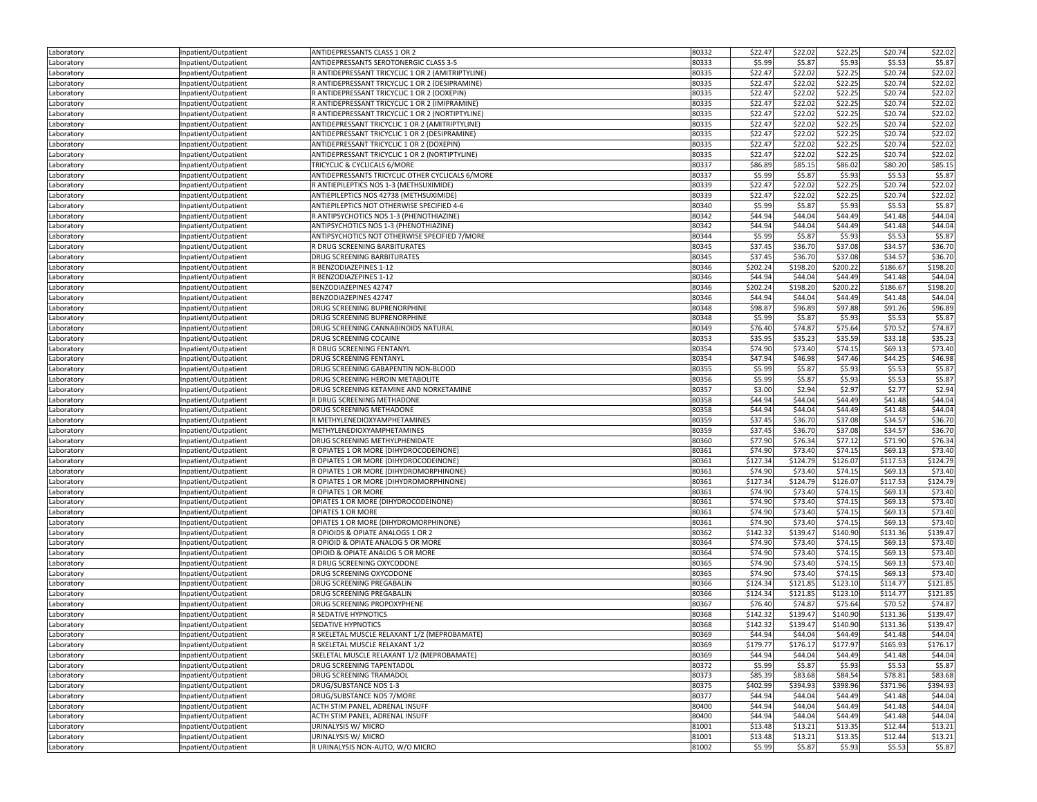| | | | | | | | | |
|---|---|---|---|---|---|---|---|---|
| Laboratory | Inpatient/Outpatient | ANTIDEPRESSANTS CLASS 1 OR 2 | 80332 | $22.47 | $22.02 | $22.25 | $20.74 | $22.02 |
| Laboratory | Inpatient/Outpatient | ANTIDEPRESSANTS SEROTONERGIC CLASS 3-5 | 80333 | $5.99 | $5.87 | $5.93 | $5.53 | $5.87 |
| Laboratory | Inpatient/Outpatient | R ANTIDEPRESSANT TRICYCLIC 1 OR 2 (AMITRIPTYLINE) | 80335 | $22.47 | $22.02 | $22.25 | $20.74 | $22.02 |
| Laboratory | Inpatient/Outpatient | R ANTIDEPRESSANT TRICYCLIC 1 OR 2 (DESIPRAMINE) | 80335 | $22.47 | $22.02 | $22.25 | $20.74 | $22.02 |
| Laboratory | Inpatient/Outpatient | R ANTIDEPRESSANT TRICYCLIC 1 OR 2 (DOXEPIN) | 80335 | $22.47 | $22.02 | $22.25 | $20.74 | $22.02 |
| Laboratory | Inpatient/Outpatient | R ANTIDEPRESSANT TRICYCLIC 1 OR 2 (IMIPRAMINE) | 80335 | $22.47 | $22.02 | $22.25 | $20.74 | $22.02 |
| Laboratory | Inpatient/Outpatient | R ANTIDEPRESSANT TRICYCLIC 1 OR 2 (NORTIPTYLINE) | 80335 | $22.47 | $22.02 | $22.25 | $20.74 | $22.02 |
| Laboratory | Inpatient/Outpatient | ANTIDEPRESSANT TRICYCLIC 1 OR 2 (AMITRIPTYLINE) | 80335 | $22.47 | $22.02 | $22.25 | $20.74 | $22.02 |
| Laboratory | Inpatient/Outpatient | ANTIDEPRESSANT TRICYCLIC 1 OR 2 (DESIPRAMINE) | 80335 | $22.47 | $22.02 | $22.25 | $20.74 | $22.02 |
| Laboratory | Inpatient/Outpatient | ANTIDEPRESSANT TRICYCLIC 1 OR 2 (DOXEPIN) | 80335 | $22.47 | $22.02 | $22.25 | $20.74 | $22.02 |
| Laboratory | Inpatient/Outpatient | ANTIDEPRESSANT TRICYCLIC 1 OR 2 (NORTIPTYLINE) | 80335 | $22.47 | $22.02 | $22.25 | $20.74 | $22.02 |
| Laboratory | Inpatient/Outpatient | TRICYCLIC & CYCLICALS 6/MORE | 80337 | $86.89 | $85.15 | $86.02 | $80.20 | $85.15 |
| Laboratory | Inpatient/Outpatient | ANTIDEPRESSANTS TRICYCLIC OTHER CYCLICALS 6/MORE | 80337 | $5.99 | $5.87 | $5.93 | $5.53 | $5.87 |
| Laboratory | Inpatient/Outpatient | R ANTIEPILEPTICS NOS 1-3 (METHSUXIMIDE) | 80339 | $22.47 | $22.02 | $22.25 | $20.74 | $22.02 |
| Laboratory | Inpatient/Outpatient | ANTIEPILEPTICS NOS 42738 (METHSUXIMIDE) | 80339 | $22.47 | $22.02 | $22.25 | $20.74 | $22.02 |
| Laboratory | Inpatient/Outpatient | ANTIEPILEPTICS NOT OTHERWISE SPECIFIED 4-6 | 80340 | $5.99 | $5.87 | $5.93 | $5.53 | $5.87 |
| Laboratory | Inpatient/Outpatient | R ANTIPSYCHOTICS NOS 1-3 (PHENOTHIAZINE) | 80342 | $44.94 | $44.04 | $44.49 | $41.48 | $44.04 |
| Laboratory | Inpatient/Outpatient | ANTIPSYCHOTICS NOS 1-3 (PHENOTHIAZINE) | 80342 | $44.94 | $44.04 | $44.49 | $41.48 | $44.04 |
| Laboratory | Inpatient/Outpatient | ANTIPSYCHOTICS NOT OTHERWISE SPECIFIED 7/MORE | 80344 | $5.99 | $5.87 | $5.93 | $5.53 | $5.87 |
| Laboratory | Inpatient/Outpatient | R DRUG SCREENING BARBITURATES | 80345 | $37.45 | $36.70 | $37.08 | $34.57 | $36.70 |
| Laboratory | Inpatient/Outpatient | DRUG SCREENING BARBITURATES | 80345 | $37.45 | $36.70 | $37.08 | $34.57 | $36.70 |
| Laboratory | Inpatient/Outpatient | R BENZODIAZEPINES 1-12 | 80346 | $202.24 | $198.20 | $200.22 | $186.67 | $198.20 |
| Laboratory | Inpatient/Outpatient | R BENZODIAZEPINES 1-12 | 80346 | $44.94 | $44.04 | $44.49 | $41.48 | $44.04 |
| Laboratory | Inpatient/Outpatient | BENZODIAZEPINES 42747 | 80346 | $202.24 | $198.20 | $200.22 | $186.67 | $198.20 |
| Laboratory | Inpatient/Outpatient | BENZODIAZEPINES 42747 | 80346 | $44.94 | $44.04 | $44.49 | $41.48 | $44.04 |
| Laboratory | Inpatient/Outpatient | DRUG SCREENING BUPRENORPHINE | 80348 | $98.87 | $96.89 | $97.88 | $91.26 | $96.89 |
| Laboratory | Inpatient/Outpatient | DRUG SCREENING BUPRENORPHINE | 80348 | $5.99 | $5.87 | $5.93 | $5.53 | $5.87 |
| Laboratory | Inpatient/Outpatient | DRUG SCREENING CANNABINOIDS NATURAL | 80349 | $76.40 | $74.87 | $75.64 | $70.52 | $74.87 |
| Laboratory | Inpatient/Outpatient | DRUG SCREENING COCAINE | 80353 | $35.95 | $35.23 | $35.59 | $33.18 | $35.23 |
| Laboratory | Inpatient/Outpatient | R DRUG SCREENING FENTANYL | 80354 | $74.90 | $73.40 | $74.15 | $69.13 | $73.40 |
| Laboratory | Inpatient/Outpatient | DRUG SCREENING FENTANYL | 80354 | $47.94 | $46.98 | $47.46 | $44.25 | $46.98 |
| Laboratory | Inpatient/Outpatient | DRUG SCREENING GABAPENTIN NON-BLOOD | 80355 | $5.99 | $5.87 | $5.93 | $5.53 | $5.87 |
| Laboratory | Inpatient/Outpatient | DRUG SCREENING HEROIN METABOLITE | 80356 | $5.99 | $5.87 | $5.93 | $5.53 | $5.87 |
| Laboratory | Inpatient/Outpatient | DRUG SCREENING KETAMINE AND NORKETAMINE | 80357 | $3.00 | $2.94 | $2.97 | $2.77 | $2.94 |
| Laboratory | Inpatient/Outpatient | R DRUG SCREENING METHADONE | 80358 | $44.94 | $44.04 | $44.49 | $41.48 | $44.04 |
| Laboratory | Inpatient/Outpatient | DRUG SCREENING METHADONE | 80358 | $44.94 | $44.04 | $44.49 | $41.48 | $44.04 |
| Laboratory | Inpatient/Outpatient | R METHYLENEDIOXYAMPHETAMINES | 80359 | $37.45 | $36.70 | $37.08 | $34.57 | $36.70 |
| Laboratory | Inpatient/Outpatient | METHYLENEDIOXYAMPHETAMINES | 80359 | $37.45 | $36.70 | $37.08 | $34.57 | $36.70 |
| Laboratory | Inpatient/Outpatient | DRUG SCREENING METHYLPHENIDATE | 80360 | $77.90 | $76.34 | $77.12 | $71.90 | $76.34 |
| Laboratory | Inpatient/Outpatient | R OPIATES 1 OR MORE (DIHYDROCODEINONE) | 80361 | $74.90 | $73.40 | $74.15 | $69.13 | $73.40 |
| Laboratory | Inpatient/Outpatient | R OPIATES 1 OR MORE (DIHYDROCODEINONE) | 80361 | $127.34 | $124.79 | $126.07 | $117.53 | $124.79 |
| Laboratory | Inpatient/Outpatient | R OPIATES 1 OR MORE (DIHYDROMORPHINONE) | 80361 | $74.90 | $73.40 | $74.15 | $69.13 | $73.40 |
| Laboratory | Inpatient/Outpatient | R OPIATES 1 OR MORE (DIHYDROMORPHINONE) | 80361 | $127.34 | $124.79 | $126.07 | $117.53 | $124.79 |
| Laboratory | Inpatient/Outpatient | R OPIATES 1 OR MORE | 80361 | $74.90 | $73.40 | $74.15 | $69.13 | $73.40 |
| Laboratory | Inpatient/Outpatient | OPIATES 1 OR MORE (DIHYDROCODEINONE) | 80361 | $74.90 | $73.40 | $74.15 | $69.13 | $73.40 |
| Laboratory | Inpatient/Outpatient | OPIATES 1 OR MORE | 80361 | $74.90 | $73.40 | $74.15 | $69.13 | $73.40 |
| Laboratory | Inpatient/Outpatient | OPIATES 1 OR MORE (DIHYDROMORPHINONE) | 80361 | $74.90 | $73.40 | $74.15 | $69.13 | $73.40 |
| Laboratory | Inpatient/Outpatient | R OPIOIDS & OPIATE ANALOGS 1 OR 2 | 80362 | $142.32 | $139.47 | $140.90 | $131.36 | $139.47 |
| Laboratory | Inpatient/Outpatient | R OPIOID & OPIATE ANALOG 5 OR MORE | 80364 | $74.90 | $73.40 | $74.15 | $69.13 | $73.40 |
| Laboratory | Inpatient/Outpatient | OPIOID & OPIATE ANALOG 5 OR MORE | 80364 | $74.90 | $73.40 | $74.15 | $69.13 | $73.40 |
| Laboratory | Inpatient/Outpatient | R DRUG SCREENING OXYCODONE | 80365 | $74.90 | $73.40 | $74.15 | $69.13 | $73.40 |
| Laboratory | Inpatient/Outpatient | DRUG SCREENING OXYCODONE | 80365 | $74.90 | $73.40 | $74.15 | $69.13 | $73.40 |
| Laboratory | Inpatient/Outpatient | DRUG SCREENING PREGABALIN | 80366 | $124.34 | $121.85 | $123.10 | $114.77 | $121.85 |
| Laboratory | Inpatient/Outpatient | DRUG SCREENING PREGABALIN | 80366 | $124.34 | $121.85 | $123.10 | $114.77 | $121.85 |
| Laboratory | Inpatient/Outpatient | DRUG SCREENING PROPOXYPHENE | 80367 | $76.40 | $74.87 | $75.64 | $70.52 | $74.87 |
| Laboratory | Inpatient/Outpatient | R SEDATIVE HYPNOTICS | 80368 | $142.32 | $139.47 | $140.90 | $131.36 | $139.47 |
| Laboratory | Inpatient/Outpatient | SEDATIVE HYPNOTICS | 80368 | $142.32 | $139.47 | $140.90 | $131.36 | $139.47 |
| Laboratory | Inpatient/Outpatient | R SKELETAL MUSCLE RELAXANT 1/2 (MEPROBAMATE) | 80369 | $44.94 | $44.04 | $44.49 | $41.48 | $44.04 |
| Laboratory | Inpatient/Outpatient | R SKELETAL MUSCLE RELAXANT 1/2 | 80369 | $179.77 | $176.17 | $177.97 | $165.93 | $176.17 |
| Laboratory | Inpatient/Outpatient | SKELETAL MUSCLE RELAXANT 1/2 (MEPROBAMATE) | 80369 | $44.94 | $44.04 | $44.49 | $41.48 | $44.04 |
| Laboratory | Inpatient/Outpatient | DRUG SCREENING TAPENTADOL | 80372 | $5.99 | $5.87 | $5.93 | $5.53 | $5.87 |
| Laboratory | Inpatient/Outpatient | DRUG SCREENING TRAMADOL | 80373 | $85.39 | $83.68 | $84.54 | $78.81 | $83.68 |
| Laboratory | Inpatient/Outpatient | DRUG/SUBSTANCE NOS 1-3 | 80375 | $402.99 | $394.93 | $398.96 | $371.96 | $394.93 |
| Laboratory | Inpatient/Outpatient | DRUG/SUBSTANCE NOS 7/MORE | 80377 | $44.94 | $44.04 | $44.49 | $41.48 | $44.04 |
| Laboratory | Inpatient/Outpatient | ACTH STIM PANEL, ADRENAL INSUFF | 80400 | $44.94 | $44.04 | $44.49 | $41.48 | $44.04 |
| Laboratory | Inpatient/Outpatient | ACTH STIM PANEL, ADRENAL INSUFF | 80400 | $44.94 | $44.04 | $44.49 | $41.48 | $44.04 |
| Laboratory | Inpatient/Outpatient | URINALYSIS W/ MICRO | 81001 | $13.48 | $13.21 | $13.35 | $12.44 | $13.21 |
| Laboratory | Inpatient/Outpatient | URINALYSIS W/ MICRO | 81001 | $13.48 | $13.21 | $13.35 | $12.44 | $13.21 |
| Laboratory | Inpatient/Outpatient | R URINALYSIS NON-AUTO, W/O MICRO | 81002 | $5.99 | $5.87 | $5.93 | $5.53 | $5.87 |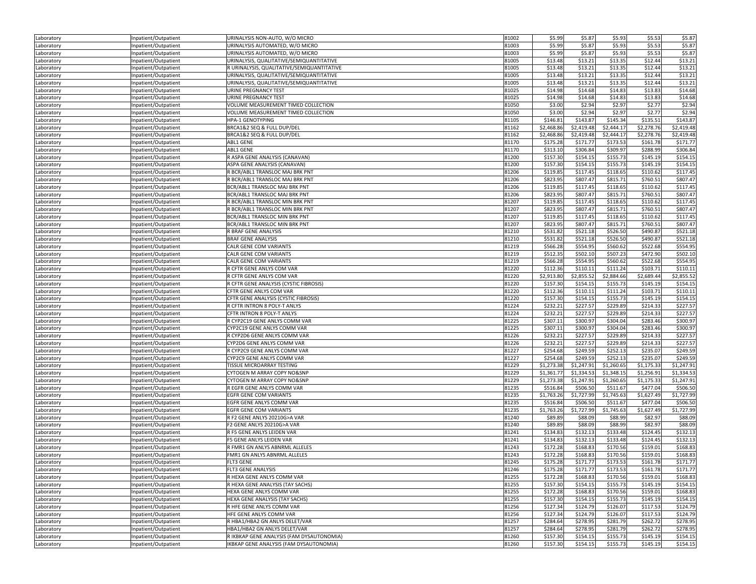| Laboratory | Inpatient/Outpatient | URINALYSIS NON-AUTO, W/O MICRO | 81002 | $5.99 | $5.87 | $5.93 | $5.53 | $5.87 |
|---|---|---|---|---|---|---|---|---|
| Laboratory | Inpatient/Outpatient | URINALYSIS AUTOMATED, W/O MICRO | 81003 | $5.99 | $5.87 | $5.93 | $5.53 | $5.87 |
| Laboratory | Inpatient/Outpatient | URINALYSIS AUTOMATED, W/O MICRO | 81003 | $5.99 | $5.87 | $5.93 | $5.53 | $5.87 |
| Laboratory | Inpatient/Outpatient | URINALYSIS, QUALITATIVE/SEMIQUANTITATIVE | 81005 | $13.48 | $13.21 | $13.35 | $12.44 | $13.21 |
| Laboratory | Inpatient/Outpatient | R URINALYSIS, QUALITATIVE/SEMIQUANTITATIVE | 81005 | $13.48 | $13.21 | $13.35 | $12.44 | $13.21 |
| Laboratory | Inpatient/Outpatient | URINALYSIS, QUALITATIVE/SEMIQUANTITATIVE | 81005 | $13.48 | $13.21 | $13.35 | $12.44 | $13.21 |
| Laboratory | Inpatient/Outpatient | URINALYSIS, QUALITATIVE/SEMIQUANTITATIVE | 81005 | $13.48 | $13.21 | $13.35 | $12.44 | $13.21 |
| Laboratory | Inpatient/Outpatient | URINE PREGNANCY TEST | 81025 | $14.98 | $14.68 | $14.83 | $13.83 | $14.68 |
| Laboratory | Inpatient/Outpatient | URINE PREGNANCY TEST | 81025 | $14.98 | $14.68 | $14.83 | $13.83 | $14.68 |
| Laboratory | Inpatient/Outpatient | VOLUME MEASUREMENT TIMED COLLECTION | 81050 | $3.00 | $2.94 | $2.97 | $2.77 | $2.94 |
| Laboratory | Inpatient/Outpatient | VOLUME MEASUREMENT TIMED COLLECTION | 81050 | $3.00 | $2.94 | $2.97 | $2.77 | $2.94 |
| Laboratory | Inpatient/Outpatient | HPA-1 GENOTYPING | 81105 | $146.81 | $143.87 | $145.34 | $135.51 | $143.87 |
| Laboratory | Inpatient/Outpatient | BRCA1&2 SEQ & FULL DUP/DEL | 81162 | $2,468.86 | $2,419.48 | $2,444.17 | $2,278.76 | $2,419.48 |
| Laboratory | Inpatient/Outpatient | BRCA1&2 SEQ & FULL DUP/DEL | 81162 | $2,468.86 | $2,419.48 | $2,444.17 | $2,278.76 | $2,419.48 |
| Laboratory | Inpatient/Outpatient | ABL1 GENE | 81170 | $175.28 | $171.77 | $173.53 | $161.78 | $171.77 |
| Laboratory | Inpatient/Outpatient | ABL1 GENE | 81170 | $313.10 | $306.84 | $309.97 | $288.99 | $306.84 |
| Laboratory | Inpatient/Outpatient | R ASPA GENE ANALYSIS (CANAVAN) | 81200 | $157.30 | $154.15 | $155.73 | $145.19 | $154.15 |
| Laboratory | Inpatient/Outpatient | ASPA GENE ANALYSIS (CANAVAN) | 81200 | $157.30 | $154.15 | $155.73 | $145.19 | $154.15 |
| Laboratory | Inpatient/Outpatient | R BCR/ABL1 TRANSLOC MAJ BRK PNT | 81206 | $119.85 | $117.45 | $118.65 | $110.62 | $117.45 |
| Laboratory | Inpatient/Outpatient | R BCR/ABL1 TRANSLOC MAJ BRK PNT | 81206 | $823.95 | $807.47 | $815.71 | $760.51 | $807.47 |
| Laboratory | Inpatient/Outpatient | BCR/ABL1 TRANSLOC MAJ BRK PNT | 81206 | $119.85 | $117.45 | $118.65 | $110.62 | $117.45 |
| Laboratory | Inpatient/Outpatient | BCR/ABL1 TRANSLOC MAJ BRK PNT | 81206 | $823.95 | $807.47 | $815.71 | $760.51 | $807.47 |
| Laboratory | Inpatient/Outpatient | R BCR/ABL1 TRANSLOC MIN BRK PNT | 81207 | $119.85 | $117.45 | $118.65 | $110.62 | $117.45 |
| Laboratory | Inpatient/Outpatient | R BCR/ABL1 TRANSLOC MIN BRK PNT | 81207 | $823.95 | $807.47 | $815.71 | $760.51 | $807.47 |
| Laboratory | Inpatient/Outpatient | BCR/ABL1 TRANSLOC MIN BRK PNT | 81207 | $119.85 | $117.45 | $118.65 | $110.62 | $117.45 |
| Laboratory | Inpatient/Outpatient | BCR/ABL1 TRANSLOC MIN BRK PNT | 81207 | $823.95 | $807.47 | $815.71 | $760.51 | $807.47 |
| Laboratory | Inpatient/Outpatient | R BRAF GENE ANALYSIS | 81210 | $531.82 | $521.18 | $526.50 | $490.87 | $521.18 |
| Laboratory | Inpatient/Outpatient | BRAF GENE ANALYSIS | 81210 | $531.82 | $521.18 | $526.50 | $490.87 | $521.18 |
| Laboratory | Inpatient/Outpatient | CALR GENE COM VARIANTS | 81219 | $566.28 | $554.95 | $560.62 | $522.68 | $554.95 |
| Laboratory | Inpatient/Outpatient | CALR GENE COM VARIANTS | 81219 | $512.35 | $502.10 | $507.23 | $472.90 | $502.10 |
| Laboratory | Inpatient/Outpatient | CALR GENE COM VARIANTS | 81219 | $566.28 | $554.95 | $560.62 | $522.68 | $554.95 |
| Laboratory | Inpatient/Outpatient | R CFTR GENE ANLYS COM VAR | 81220 | $112.36 | $110.11 | $111.24 | $103.71 | $110.11 |
| Laboratory | Inpatient/Outpatient | R CFTR GENE ANLYS COM VAR | 81220 | $2,913.80 | $2,855.52 | $2,884.66 | $2,689.44 | $2,855.52 |
| Laboratory | Inpatient/Outpatient | R CFTR GENE ANALYSIS (CYSTIC FIBROSIS) | 81220 | $157.30 | $154.15 | $155.73 | $145.19 | $154.15 |
| Laboratory | Inpatient/Outpatient | CFTR GENE ANLYS COM VAR | 81220 | $112.36 | $110.11 | $111.24 | $103.71 | $110.11 |
| Laboratory | Inpatient/Outpatient | CFTR GENE ANALYSIS (CYSTIC FIBROSIS) | 81220 | $157.30 | $154.15 | $155.73 | $145.19 | $154.15 |
| Laboratory | Inpatient/Outpatient | R CFTR INTRON 8 POLY-T ANLYS | 81224 | $232.21 | $227.57 | $229.89 | $214.33 | $227.57 |
| Laboratory | Inpatient/Outpatient | CFTR INTRON 8 POLY-T ANLYS | 81224 | $232.21 | $227.57 | $229.89 | $214.33 | $227.57 |
| Laboratory | Inpatient/Outpatient | R CYP2C19 GENE ANLYS COMM VAR | 81225 | $307.11 | $300.97 | $304.04 | $283.46 | $300.97 |
| Laboratory | Inpatient/Outpatient | CYP2C19 GENE ANLYS COMM VAR | 81225 | $307.11 | $300.97 | $304.04 | $283.46 | $300.97 |
| Laboratory | Inpatient/Outpatient | R CYP2D6 GENE ANLYS COMM VAR | 81226 | $232.21 | $227.57 | $229.89 | $214.33 | $227.57 |
| Laboratory | Inpatient/Outpatient | CYP2D6 GENE ANLYS COMM VAR | 81226 | $232.21 | $227.57 | $229.89 | $214.33 | $227.57 |
| Laboratory | Inpatient/Outpatient | R CYP2C9 GENE ANLYS COMM VAR | 81227 | $254.68 | $249.59 | $252.13 | $235.07 | $249.59 |
| Laboratory | Inpatient/Outpatient | CYP2C9 GENE ANLYS COMM VAR | 81227 | $254.68 | $249.59 | $252.13 | $235.07 | $249.59 |
| Laboratory | Inpatient/Outpatient | TISSUE MICROARRAY TESTING | 81229 | $1,273.38 | $1,247.91 | $1,260.65 | $1,175.33 | $1,247.91 |
| Laboratory | Inpatient/Outpatient | CYTOGEN M ARRAY COPY NO&SNP | 81229 | $1,361.77 | $1,334.53 | $1,348.15 | $1,256.91 | $1,334.53 |
| Laboratory | Inpatient/Outpatient | CYTOGEN M ARRAY COPY NO&SNP | 81229 | $1,273.38 | $1,247.91 | $1,260.65 | $1,175.33 | $1,247.91 |
| Laboratory | Inpatient/Outpatient | R EGFR GENE ANLYS COMM VAR | 81235 | $516.84 | $506.50 | $511.67 | $477.04 | $506.50 |
| Laboratory | Inpatient/Outpatient | EGFR GENE COM VARIANTS | 81235 | $1,763.26 | $1,727.99 | $1,745.63 | $1,627.49 | $1,727.99 |
| Laboratory | Inpatient/Outpatient | EGFR GENE ANLYS COMM VAR | 81235 | $516.84 | $506.50 | $511.67 | $477.04 | $506.50 |
| Laboratory | Inpatient/Outpatient | EGFR GENE COM VARIANTS | 81235 | $1,763.26 | $1,727.99 | $1,745.63 | $1,627.49 | $1,727.99 |
| Laboratory | Inpatient/Outpatient | R F2 GENE ANLYS 20210G>A VAR | 81240 | $89.89 | $88.09 | $88.99 | $82.97 | $88.09 |
| Laboratory | Inpatient/Outpatient | F2 GENE ANLYS 20210G>A VAR | 81240 | $89.89 | $88.09 | $88.99 | $82.97 | $88.09 |
| Laboratory | Inpatient/Outpatient | R F5 GENE ANLYS LEIDEN VAR | 81241 | $134.83 | $132.13 | $133.48 | $124.45 | $132.13 |
| Laboratory | Inpatient/Outpatient | F5 GENE ANLYS LEIDEN VAR | 81241 | $134.83 | $132.13 | $133.48 | $124.45 | $132.13 |
| Laboratory | Inpatient/Outpatient | R FMR1 GN ANLYS ABNRML ALLELES | 81243 | $172.28 | $168.83 | $170.56 | $159.01 | $168.83 |
| Laboratory | Inpatient/Outpatient | FMR1 GN ANLYS ABNRML ALLELES | 81243 | $172.28 | $168.83 | $170.56 | $159.01 | $168.83 |
| Laboratory | Inpatient/Outpatient | FLT3 GENE | 81245 | $175.28 | $171.77 | $173.53 | $161.78 | $171.77 |
| Laboratory | Inpatient/Outpatient | FLT3 GENE ANALYSIS | 81246 | $175.28 | $171.77 | $173.53 | $161.78 | $171.77 |
| Laboratory | Inpatient/Outpatient | R HEXA GENE ANLYS COMM VAR | 81255 | $172.28 | $168.83 | $170.56 | $159.01 | $168.83 |
| Laboratory | Inpatient/Outpatient | R HEXA GENE ANALYSIS (TAY SACHS) | 81255 | $157.30 | $154.15 | $155.73 | $145.19 | $154.15 |
| Laboratory | Inpatient/Outpatient | HEXA GENE ANLYS COMM VAR | 81255 | $172.28 | $168.83 | $170.56 | $159.01 | $168.83 |
| Laboratory | Inpatient/Outpatient | HEXA GENE ANALYSIS (TAY SACHS) | 81255 | $157.30 | $154.15 | $155.73 | $145.19 | $154.15 |
| Laboratory | Inpatient/Outpatient | R HFE GENE ANLYS COMM VAR | 81256 | $127.34 | $124.79 | $126.07 | $117.53 | $124.79 |
| Laboratory | Inpatient/Outpatient | HFE GENE ANLYS COMM VAR | 81256 | $127.34 | $124.79 | $126.07 | $117.53 | $124.79 |
| Laboratory | Inpatient/Outpatient | R HBA1/HBA2 GN ANLYS DELET/VAR | 81257 | $284.64 | $278.95 | $281.79 | $262.72 | $278.95 |
| Laboratory | Inpatient/Outpatient | HBA1/HBA2 GN ANLYS DELET/VAR | 81257 | $284.64 | $278.95 | $281.79 | $262.72 | $278.95 |
| Laboratory | Inpatient/Outpatient | R IKBKAP GENE ANALYSIS (FAM DYSAUTONOMIA) | 81260 | $157.30 | $154.15 | $155.73 | $145.19 | $154.15 |
| Laboratory | Inpatient/Outpatient | IKBKAP GENE ANALYSIS (FAM DYSAUTONOMIA) | 81260 | $157.30 | $154.15 | $155.73 | $145.19 | $154.15 |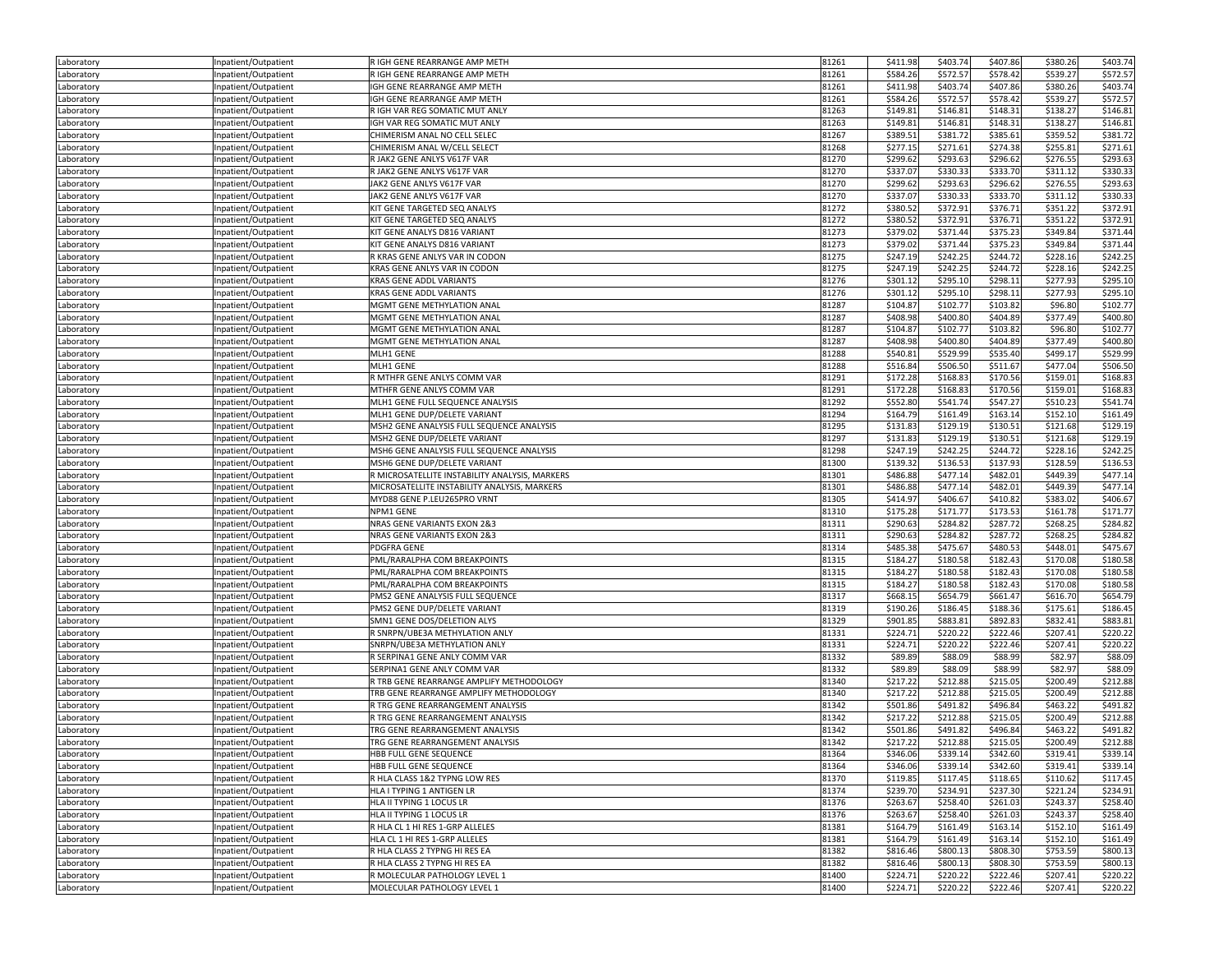| | | | | | | | | |
|---|---|---|---|---|---|---|---|---|
| Laboratory | Inpatient/Outpatient | R IGH GENE REARRANGE AMP METH | 81261 | $411.98 | $403.74 | $407.86 | $380.26 | $403.74 |
| Laboratory | Inpatient/Outpatient | R IGH GENE REARRANGE AMP METH | 81261 | $584.26 | $572.57 | $578.42 | $539.27 | $572.57 |
| Laboratory | Inpatient/Outpatient | IGH GENE REARRANGE AMP METH | 81261 | $411.98 | $403.74 | $407.86 | $380.26 | $403.74 |
| Laboratory | Inpatient/Outpatient | IGH GENE REARRANGE AMP METH | 81261 | $584.26 | $572.57 | $578.42 | $539.27 | $572.57 |
| Laboratory | Inpatient/Outpatient | R IGH VAR REG SOMATIC MUT ANLY | 81263 | $149.81 | $146.81 | $148.31 | $138.27 | $146.81 |
| Laboratory | Inpatient/Outpatient | IGH VAR REG SOMATIC MUT ANLY | 81263 | $149.81 | $146.81 | $148.31 | $138.27 | $146.81 |
| Laboratory | Inpatient/Outpatient | CHIMERISM ANAL NO CELL SELEC | 81267 | $389.51 | $381.72 | $385.61 | $359.52 | $381.72 |
| Laboratory | Inpatient/Outpatient | CHIMERISM ANAL W/CELL SELECT | 81268 | $277.15 | $271.61 | $274.38 | $255.81 | $271.61 |
| Laboratory | Inpatient/Outpatient | R JAK2 GENE ANLYS V617F VAR | 81270 | $299.62 | $293.63 | $296.62 | $276.55 | $293.63 |
| Laboratory | Inpatient/Outpatient | R JAK2 GENE ANLYS V617F VAR | 81270 | $337.07 | $330.33 | $333.70 | $311.12 | $330.33 |
| Laboratory | Inpatient/Outpatient | JAK2 GENE ANLYS V617F VAR | 81270 | $299.62 | $293.63 | $296.62 | $276.55 | $293.63 |
| Laboratory | Inpatient/Outpatient | JAK2 GENE ANLYS V617F VAR | 81270 | $337.07 | $330.33 | $333.70 | $311.12 | $330.33 |
| Laboratory | Inpatient/Outpatient | KIT GENE TARGETED SEQ ANALYS | 81272 | $380.52 | $372.91 | $376.71 | $351.22 | $372.91 |
| Laboratory | Inpatient/Outpatient | KIT GENE TARGETED SEQ ANALYS | 81272 | $380.52 | $372.91 | $376.71 | $351.22 | $372.91 |
| Laboratory | Inpatient/Outpatient | KIT GENE ANALYS D816 VARIANT | 81273 | $379.02 | $371.44 | $375.23 | $349.84 | $371.44 |
| Laboratory | Inpatient/Outpatient | KIT GENE ANALYS D816 VARIANT | 81273 | $379.02 | $371.44 | $375.23 | $349.84 | $371.44 |
| Laboratory | Inpatient/Outpatient | R KRAS GENE ANLYS VAR IN CODON | 81275 | $247.19 | $242.25 | $244.72 | $228.16 | $242.25 |
| Laboratory | Inpatient/Outpatient | KRAS GENE ANLYS VAR IN CODON | 81275 | $247.19 | $242.25 | $244.72 | $228.16 | $242.25 |
| Laboratory | Inpatient/Outpatient | KRAS GENE ADDL VARIANTS | 81276 | $301.12 | $295.10 | $298.11 | $277.93 | $295.10 |
| Laboratory | Inpatient/Outpatient | KRAS GENE ADDL VARIANTS | 81276 | $301.12 | $295.10 | $298.11 | $277.93 | $295.10 |
| Laboratory | Inpatient/Outpatient | MGMT GENE METHYLATION ANAL | 81287 | $104.87 | $102.77 | $103.82 | $96.80 | $102.77 |
| Laboratory | Inpatient/Outpatient | MGMT GENE METHYLATION ANAL | 81287 | $408.98 | $400.80 | $404.89 | $377.49 | $400.80 |
| Laboratory | Inpatient/Outpatient | MGMT GENE METHYLATION ANAL | 81287 | $104.87 | $102.77 | $103.82 | $96.80 | $102.77 |
| Laboratory | Inpatient/Outpatient | MGMT GENE METHYLATION ANAL | 81287 | $408.98 | $400.80 | $404.89 | $377.49 | $400.80 |
| Laboratory | Inpatient/Outpatient | MLH1 GENE | 81288 | $540.81 | $529.99 | $535.40 | $499.17 | $529.99 |
| Laboratory | Inpatient/Outpatient | MLH1 GENE | 81288 | $516.84 | $506.50 | $511.67 | $477.04 | $506.50 |
| Laboratory | Inpatient/Outpatient | R MTHFR GENE ANLYS COMM VAR | 81291 | $172.28 | $168.83 | $170.56 | $159.01 | $168.83 |
| Laboratory | Inpatient/Outpatient | MTHFR GENE ANLYS COMM VAR | 81291 | $172.28 | $168.83 | $170.56 | $159.01 | $168.83 |
| Laboratory | Inpatient/Outpatient | MLH1 GENE FULL SEQUENCE ANALYSIS | 81292 | $552.80 | $541.74 | $547.27 | $510.23 | $541.74 |
| Laboratory | Inpatient/Outpatient | MLH1 GENE DUP/DELETE VARIANT | 81294 | $164.79 | $161.49 | $163.14 | $152.10 | $161.49 |
| Laboratory | Inpatient/Outpatient | MSH2 GENE ANALYSIS FULL SEQUENCE ANALYSIS | 81295 | $131.83 | $129.19 | $130.51 | $121.68 | $129.19 |
| Laboratory | Inpatient/Outpatient | MSH2 GENE DUP/DELETE VARIANT | 81297 | $131.83 | $129.19 | $130.51 | $121.68 | $129.19 |
| Laboratory | Inpatient/Outpatient | MSH6 GENE ANALYSIS FULL SEQUENCE ANALYSIS | 81298 | $247.19 | $242.25 | $244.72 | $228.16 | $242.25 |
| Laboratory | Inpatient/Outpatient | MSH6 GENE DUP/DELETE VARIANT | 81300 | $139.32 | $136.53 | $137.93 | $128.59 | $136.53 |
| Laboratory | Inpatient/Outpatient | R MICROSATELLITE INSTABILITY ANALYSIS, MARKERS | 81301 | $486.88 | $477.14 | $482.01 | $449.39 | $477.14 |
| Laboratory | Inpatient/Outpatient | MICROSATELLITE INSTABILITY ANALYSIS, MARKERS | 81301 | $486.88 | $477.14 | $482.01 | $449.39 | $477.14 |
| Laboratory | Inpatient/Outpatient | MYD88 GENE P.LEU265PRO VRNT | 81305 | $414.97 | $406.67 | $410.82 | $383.02 | $406.67 |
| Laboratory | Inpatient/Outpatient | NPM1 GENE | 81310 | $175.28 | $171.77 | $173.53 | $161.78 | $171.77 |
| Laboratory | Inpatient/Outpatient | NRAS GENE VARIANTS EXON 2&3 | 81311 | $290.63 | $284.82 | $287.72 | $268.25 | $284.82 |
| Laboratory | Inpatient/Outpatient | NRAS GENE VARIANTS EXON 2&3 | 81311 | $290.63 | $284.82 | $287.72 | $268.25 | $284.82 |
| Laboratory | Inpatient/Outpatient | PDGFRA GENE | 81314 | $485.38 | $475.67 | $480.53 | $448.01 | $475.67 |
| Laboratory | Inpatient/Outpatient | PML/RARALPHA COM BREAKPOINTS | 81315 | $184.27 | $180.58 | $182.43 | $170.08 | $180.58 |
| Laboratory | Inpatient/Outpatient | PML/RARALPHA COM BREAKPOINTS | 81315 | $184.27 | $180.58 | $182.43 | $170.08 | $180.58 |
| Laboratory | Inpatient/Outpatient | PML/RARALPHA COM BREAKPOINTS | 81315 | $184.27 | $180.58 | $182.43 | $170.08 | $180.58 |
| Laboratory | Inpatient/Outpatient | PMS2 GENE ANALYSIS FULL SEQUENCE | 81317 | $668.15 | $654.79 | $661.47 | $616.70 | $654.79 |
| Laboratory | Inpatient/Outpatient | PMS2 GENE DUP/DELETE VARIANT | 81319 | $190.26 | $186.45 | $188.36 | $175.61 | $186.45 |
| Laboratory | Inpatient/Outpatient | SMN1 GENE DOS/DELETION ALYS | 81329 | $901.85 | $883.81 | $892.83 | $832.41 | $883.81 |
| Laboratory | Inpatient/Outpatient | R SNRPN/UBE3A METHYLATION ANLY | 81331 | $224.71 | $220.22 | $222.46 | $207.41 | $220.22 |
| Laboratory | Inpatient/Outpatient | SNRPN/UBE3A METHYLATION ANLY | 81331 | $224.71 | $220.22 | $222.46 | $207.41 | $220.22 |
| Laboratory | Inpatient/Outpatient | R SERPINA1 GENE ANLY COMM VAR | 81332 | $89.89 | $88.09 | $88.99 | $82.97 | $88.09 |
| Laboratory | Inpatient/Outpatient | SERPINA1 GENE ANLY COMM VAR | 81332 | $89.89 | $88.09 | $88.99 | $82.97 | $88.09 |
| Laboratory | Inpatient/Outpatient | R TRB GENE REARRANGE AMPLIFY METHODOLOGY | 81340 | $217.22 | $212.88 | $215.05 | $200.49 | $212.88 |
| Laboratory | Inpatient/Outpatient | TRB GENE REARRANGE AMPLIFY METHODOLOGY | 81340 | $217.22 | $212.88 | $215.05 | $200.49 | $212.88 |
| Laboratory | Inpatient/Outpatient | R TRG GENE REARRANGEMENT ANALYSIS | 81342 | $501.86 | $491.82 | $496.84 | $463.22 | $491.82 |
| Laboratory | Inpatient/Outpatient | R TRG GENE REARRANGEMENT ANALYSIS | 81342 | $217.22 | $212.88 | $215.05 | $200.49 | $212.88 |
| Laboratory | Inpatient/Outpatient | TRG GENE REARRANGEMENT ANALYSIS | 81342 | $501.86 | $491.82 | $496.84 | $463.22 | $491.82 |
| Laboratory | Inpatient/Outpatient | TRG GENE REARRANGEMENT ANALYSIS | 81342 | $217.22 | $212.88 | $215.05 | $200.49 | $212.88 |
| Laboratory | Inpatient/Outpatient | HBB FULL GENE SEQUENCE | 81364 | $346.06 | $339.14 | $342.60 | $319.41 | $339.14 |
| Laboratory | Inpatient/Outpatient | HBB FULL GENE SEQUENCE | 81364 | $346.06 | $339.14 | $342.60 | $319.41 | $339.14 |
| Laboratory | Inpatient/Outpatient | R HLA CLASS 1&2 TYPNG LOW RES | 81370 | $119.85 | $117.45 | $118.65 | $110.62 | $117.45 |
| Laboratory | Inpatient/Outpatient | HLA I TYPING 1 ANTIGEN LR | 81374 | $239.70 | $234.91 | $237.30 | $221.24 | $234.91 |
| Laboratory | Inpatient/Outpatient | HLA II TYPING 1 LOCUS LR | 81376 | $263.67 | $258.40 | $261.03 | $243.37 | $258.40 |
| Laboratory | Inpatient/Outpatient | HLA II TYPING 1 LOCUS LR | 81376 | $263.67 | $258.40 | $261.03 | $243.37 | $258.40 |
| Laboratory | Inpatient/Outpatient | R HLA CL 1 HI RES 1-GRP ALLELES | 81381 | $164.79 | $161.49 | $163.14 | $152.10 | $161.49 |
| Laboratory | Inpatient/Outpatient | HLA CL 1 HI RES 1-GRP ALLELES | 81381 | $164.79 | $161.49 | $163.14 | $152.10 | $161.49 |
| Laboratory | Inpatient/Outpatient | R HLA CLASS 2 TYPNG HI RES EA | 81382 | $816.46 | $800.13 | $808.30 | $753.59 | $800.13 |
| Laboratory | Inpatient/Outpatient | R HLA CLASS 2 TYPNG HI RES EA | 81382 | $816.46 | $800.13 | $808.30 | $753.59 | $800.13 |
| Laboratory | Inpatient/Outpatient | R MOLECULAR PATHOLOGY LEVEL 1 | 81400 | $224.71 | $220.22 | $222.46 | $207.41 | $220.22 |
| Laboratory | Inpatient/Outpatient | MOLECULAR PATHOLOGY LEVEL 1 | 81400 | $224.71 | $220.22 | $222.46 | $207.41 | $220.22 |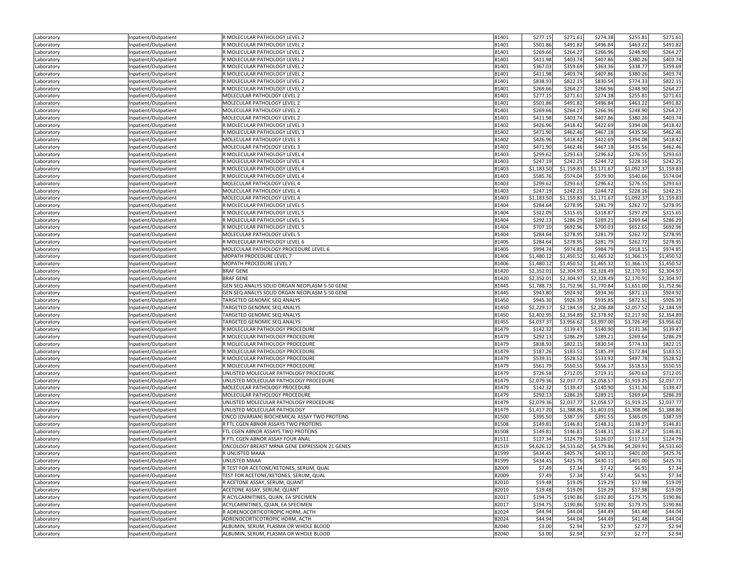| Laboratory | Inpatient/Outpatient | R MOLECULAR PATHOLOGY LEVEL 2 | 81401 | $277.15 | $271.61 | $274.38 | $255.81 | $271.61 |
|---|---|---|---|---|---|---|---|---|
| Laboratory | Inpatient/Outpatient | R MOLECULAR PATHOLOGY LEVEL 2 | 81401 | $501.86 | $491.82 | $496.84 | $463.22 | $491.82 |
| Laboratory | Inpatient/Outpatient | R MOLECULAR PATHOLOGY LEVEL 2 | 81401 | $269.66 | $264.27 | $266.96 | $248.90 | $264.27 |
| Laboratory | Inpatient/Outpatient | R MOLECULAR PATHOLOGY LEVEL 2 | 81401 | $411.98 | $403.74 | $407.86 | $380.26 | $403.74 |
| Laboratory | Inpatient/Outpatient | R MOLECULAR PATHOLOGY LEVEL 2 | 81401 | $367.03 | $359.69 | $363.36 | $338.77 | $359.69 |
| Laboratory | Inpatient/Outpatient | R MOLECULAR PATHOLOGY LEVEL 2 | 81401 | $411.98 | $403.74 | $407.86 | $380.26 | $403.74 |
| Laboratory | Inpatient/Outpatient | R MOLECULAR PATHOLOGY LEVEL 2 | 81401 | $838.93 | $822.15 | $830.54 | $774.33 | $822.15 |
| Laboratory | Inpatient/Outpatient | R MOLECULAR PATHOLOGY LEVEL 2 | 81401 | $269.66 | $264.27 | $266.96 | $248.90 | $264.27 |
| Laboratory | Inpatient/Outpatient | MOLECULAR PATHOLOGY LEVEL 2 | 81401 | $277.15 | $271.61 | $274.38 | $255.81 | $271.61 |
| Laboratory | Inpatient/Outpatient | MOLECULAR PATHOLOGY LEVEL 2 | 81401 | $501.86 | $491.82 | $496.84 | $463.22 | $491.82 |
| Laboratory | Inpatient/Outpatient | MOLECULAR PATHOLOGY LEVEL 2 | 81401 | $269.66 | $264.27 | $266.96 | $248.90 | $264.27 |
| Laboratory | Inpatient/Outpatient | MOLECULAR PATHOLOGY LEVEL 2 | 81401 | $411.98 | $403.74 | $407.86 | $380.26 | $403.74 |
| Laboratory | Inpatient/Outpatient | R MOLECULAR PATHOLOGY LEVEL 3 | 81402 | $426.96 | $418.42 | $422.69 | $394.08 | $418.42 |
| Laboratory | Inpatient/Outpatient | R MOLECULAR PATHOLOGY LEVEL 3 | 81402 | $471.90 | $462.46 | $467.18 | $435.56 | $462.46 |
| Laboratory | Inpatient/Outpatient | MOLECULAR PATHOLOGY LEVEL 3 | 81402 | $426.96 | $418.42 | $422.69 | $394.08 | $418.42 |
| Laboratory | Inpatient/Outpatient | MOLECULAR PATHOLOGY LEVEL 3 | 81402 | $471.90 | $462.46 | $467.18 | $435.56 | $462.46 |
| Laboratory | Inpatient/Outpatient | R MOLECULAR PATHOLOGY LEVEL 4 | 81403 | $299.62 | $293.63 | $296.62 | $276.55 | $293.63 |
| Laboratory | Inpatient/Outpatient | R MOLECULAR PATHOLOGY LEVEL 4 | 81403 | $247.19 | $242.25 | $244.72 | $228.16 | $242.25 |
| Laboratory | Inpatient/Outpatient | R MOLECULAR PATHOLOGY LEVEL 4 | 81403 | $1,183.50 | $1,159.83 | $1,171.67 | $1,092.37 | $1,159.83 |
| Laboratory | Inpatient/Outpatient | R MOLECULAR PATHOLOGY LEVEL 4 | 81403 | $585.76 | $574.04 | $579.90 | $540.66 | $574.04 |
| Laboratory | Inpatient/Outpatient | MOLECULAR PATHOLOGY LEVEL 4 | 81403 | $299.62 | $293.63 | $296.62 | $276.55 | $293.63 |
| Laboratory | Inpatient/Outpatient | MOLECULAR PATHOLOGY LEVEL 4 | 81403 | $247.19 | $242.25 | $244.72 | $228.16 | $242.25 |
| Laboratory | Inpatient/Outpatient | MOLECULAR PATHOLOGY LEVEL 4 | 81403 | $1,183.50 | $1,159.83 | $1,171.67 | $1,092.37 | $1,159.83 |
| Laboratory | Inpatient/Outpatient | R MOLECULAR PATHOLOGY LEVEL 5 | 81404 | $284.64 | $278.95 | $281.79 | $262.72 | $278.95 |
| Laboratory | Inpatient/Outpatient | R MOLECULAR PATHOLOGY LEVEL 5 | 81404 | $322.09 | $315.65 | $318.87 | $297.29 | $315.65 |
| Laboratory | Inpatient/Outpatient | R MOLECULAR PATHOLOGY LEVEL 5 | 81404 | $292.13 | $286.29 | $289.21 | $269.64 | $286.29 |
| Laboratory | Inpatient/Outpatient | R MOLECULAR PATHOLOGY LEVEL 5 | 81404 | $707.10 | $692.96 | $700.03 | $652.65 | $692.96 |
| Laboratory | Inpatient/Outpatient | MOLECULAR PATHOLOGY LEVEL 5 | 81404 | $284.64 | $278.95 | $281.79 | $262.72 | $278.95 |
| Laboratory | Inpatient/Outpatient | R MOLECULAR PATHOLOGY LEVEL 6 | 81405 | $284.64 | $278.95 | $281.79 | $262.72 | $278.95 |
| Laboratory | Inpatient/Outpatient | MOLECULAR PATHOLOGY PROCEDURE LEVEL 6 | 81405 | $994.74 | $974.85 | $984.79 | $918.15 | $974.85 |
| Laboratory | Inpatient/Outpatient | MOPATH PROCEDURE LEVEL 7 | 81406 | $1,480.12 | $1,450.52 | $1,465.32 | $1,366.15 | $1,450.52 |
| Laboratory | Inpatient/Outpatient | MOPATH PROCEDURE LEVEL 7 | 81406 | $1,480.12 | $1,450.52 | $1,465.32 | $1,366.15 | $1,450.52 |
| Laboratory | Inpatient/Outpatient | BRAF GENE | 81420 | $2,352.01 | $2,304.97 | $2,328.49 | $2,170.91 | $2,304.97 |
| Laboratory | Inpatient/Outpatient | BRAF GENE | 81420 | $2,352.01 | $2,304.97 | $2,328.49 | $2,170.91 | $2,304.97 |
| Laboratory | Inpatient/Outpatient | GEN SEQ ANALYS SOLID ORGAN NEOPLASM 5-50 GENE | 81445 | $1,788.73 | $1,752.96 | $1,770.84 | $1,651.00 | $1,752.96 |
| Laboratory | Inpatient/Outpatient | GEN SEQ ANALYS SOLID ORGAN NEOPLASM 5-50 GENE | 81445 | $943.80 | $924.92 | $934.36 | $871.13 | $924.92 |
| Laboratory | Inpatient/Outpatient | TARGETED GENOMIC SEQ ANALYS | 81450 | $945.30 | $926.39 | $935.85 | $872.51 | $926.39 |
| Laboratory | Inpatient/Outpatient | TARGETED GENOMIC SEQ ANALYS | 81450 | $2,229.17 | $2,184.59 | $2,206.88 | $2,057.52 | $2,184.59 |
| Laboratory | Inpatient/Outpatient | TARGETED GENOMIC SEQ ANALYS | 81450 | $2,402.95 | $2,354.89 | $2,378.92 | $2,217.92 | $2,354.89 |
| Laboratory | Inpatient/Outpatient | TARGETED GENOMIC SEQ ANALYS | 81455 | $4,037.37 | $3,956.62 | $3,997.00 | $3,726.49 | $3,956.62 |
| Laboratory | Inpatient/Outpatient | R MOLECULAR PATHOLOGY PROCEDURE | 81479 | $142.32 | $139.47 | $140.90 | $131.36 | $139.47 |
| Laboratory | Inpatient/Outpatient | R MOLECULAR PATHOLOGY PROCEDURE | 81479 | $292.13 | $286.29 | $289.21 | $269.64 | $286.29 |
| Laboratory | Inpatient/Outpatient | R MOLECULAR PATHOLOGY PROCEDURE | 81479 | $838.93 | $822.15 | $830.54 | $774.33 | $822.15 |
| Laboratory | Inpatient/Outpatient | R MOLECULAR PATHOLOGY PROCEDURE | 81479 | $187.26 | $183.51 | $185.39 | $172.84 | $183.51 |
| Laboratory | Inpatient/Outpatient | R MOLECULAR PATHOLOGY PROCEDURE | 81479 | $539.31 | $528.52 | $533.92 | $497.78 | $528.52 |
| Laboratory | Inpatient/Outpatient | R MOLECULAR PATHOLOGY PROCEDURE | 81479 | $561.79 | $550.55 | $556.17 | $518.53 | $550.55 |
| Laboratory | Inpatient/Outpatient | UNLISTED MOLECULAR PATHOLOGY PROCEDURE | 81479 | $726.58 | $712.05 | $719.31 | $670.63 | $712.05 |
| Laboratory | Inpatient/Outpatient | UNLISTED MOLECULAR PATHOLOGY PROCEDURE | 81479 | $2,079.36 | $2,037.77 | $2,058.57 | $1,919.25 | $2,037.77 |
| Laboratory | Inpatient/Outpatient | MOLECULAR PATHOLOGY PROCEDURE | 81479 | $142.32 | $139.47 | $140.90 | $131.36 | $139.47 |
| Laboratory | Inpatient/Outpatient | MOLECULAR PATHOLOGY PROCEDURE | 81479 | $292.13 | $286.29 | $289.21 | $269.64 | $286.29 |
| Laboratory | Inpatient/Outpatient | UNLISTED MOLECULAR PATHOLOGY PROCEDURE | 81479 | $2,079.36 | $2,037.77 | $2,058.57 | $1,919.25 | $2,037.77 |
| Laboratory | Inpatient/Outpatient | UNLISTED MOLECULAR PATHOLOGY | 81479 | $1,417.20 | $1,388.86 | $1,403.03 | $1,308.08 | $1,388.86 |
| Laboratory | Inpatient/Outpatient | ONCO (OVARIAN) BIOCHEMICAL ASSAY TWO PROTEINS | 81500 | $395.50 | $387.59 | $391.55 | $365.05 | $387.59 |
| Laboratory | Inpatient/Outpatient | R FTL CGEN ABNOR ASSAYS TWO PROTEINS | 81508 | $149.81 | $146.81 | $148.31 | $138.27 | $146.81 |
| Laboratory | Inpatient/Outpatient | FTL CGEN ABNOR ASSAYS TWO PROTEINS | 81508 | $149.81 | $146.81 | $148.31 | $138.27 | $146.81 |
| Laboratory | Inpatient/Outpatient | R FTL CGEN ABNOR ASSAY FOUR ANAL | 81511 | $127.34 | $124.79 | $126.07 | $117.53 | $124.79 |
| Laboratory | Inpatient/Outpatient | ONCOLOGY BREAST MRNA GENE EXPRESSION 21 GENES | 81519 | $4,626.12 | $4,533.60 | $4,579.86 | $4,269.91 | $4,533.60 |
| Laboratory | Inpatient/Outpatient | R UNLISTED MAAA | 81599 | $434.45 | $425.76 | $430.11 | $401.00 | $425.76 |
| Laboratory | Inpatient/Outpatient | UNLISTED MAAA | 81599 | $434.45 | $425.76 | $430.11 | $401.00 | $425.76 |
| Laboratory | Inpatient/Outpatient | R TEST FOR ACETONE/KETONES, SERUM, QUAL | 82009 | $7.49 | $7.34 | $7.42 | $6.91 | $7.34 |
| Laboratory | Inpatient/Outpatient | TEST FOR ACETONE/KETONES, SERUM, QUAL | 82009 | $7.49 | $7.34 | $7.42 | $6.91 | $7.34 |
| Laboratory | Inpatient/Outpatient | R ACETONE ASSAY, SERUM, QUANT | 82010 | $19.48 | $19.09 | $19.29 | $17.98 | $19.09 |
| Laboratory | Inpatient/Outpatient | ACETONE ASSAY, SERUM, QUANT | 82010 | $19.48 | $19.09 | $19.29 | $17.98 | $19.09 |
| Laboratory | Inpatient/Outpatient | R ACYLCARNITINES, QUAN, EA SPECIMEN | 82017 | $194.75 | $190.86 | $192.80 | $179.75 | $190.86 |
| Laboratory | Inpatient/Outpatient | ACYLCARNITINES, QUAN, EA SPECIMEN | 82017 | $194.75 | $190.86 | $192.80 | $179.75 | $190.86 |
| Laboratory | Inpatient/Outpatient | R ADRENOCORTICOTROPIC HORM, ACTH | 82024 | $44.94 | $44.04 | $44.49 | $41.48 | $44.04 |
| Laboratory | Inpatient/Outpatient | ADRENOCORTICOTROPIC HORM, ACTH | 82024 | $44.94 | $44.04 | $44.49 | $41.48 | $44.04 |
| Laboratory | Inpatient/Outpatient | ALBUMIN, SERUM, PLASMA OR WHOLE BLOOD | 82040 | $3.00 | $2.94 | $2.97 | $2.77 | $2.94 |
| Laboratory | Inpatient/Outpatient | ALBUMIN, SERUM, PLASMA OR WHOLE BLOOD | 82040 | $3.00 | $2.94 | $2.97 | $2.77 | $2.94 |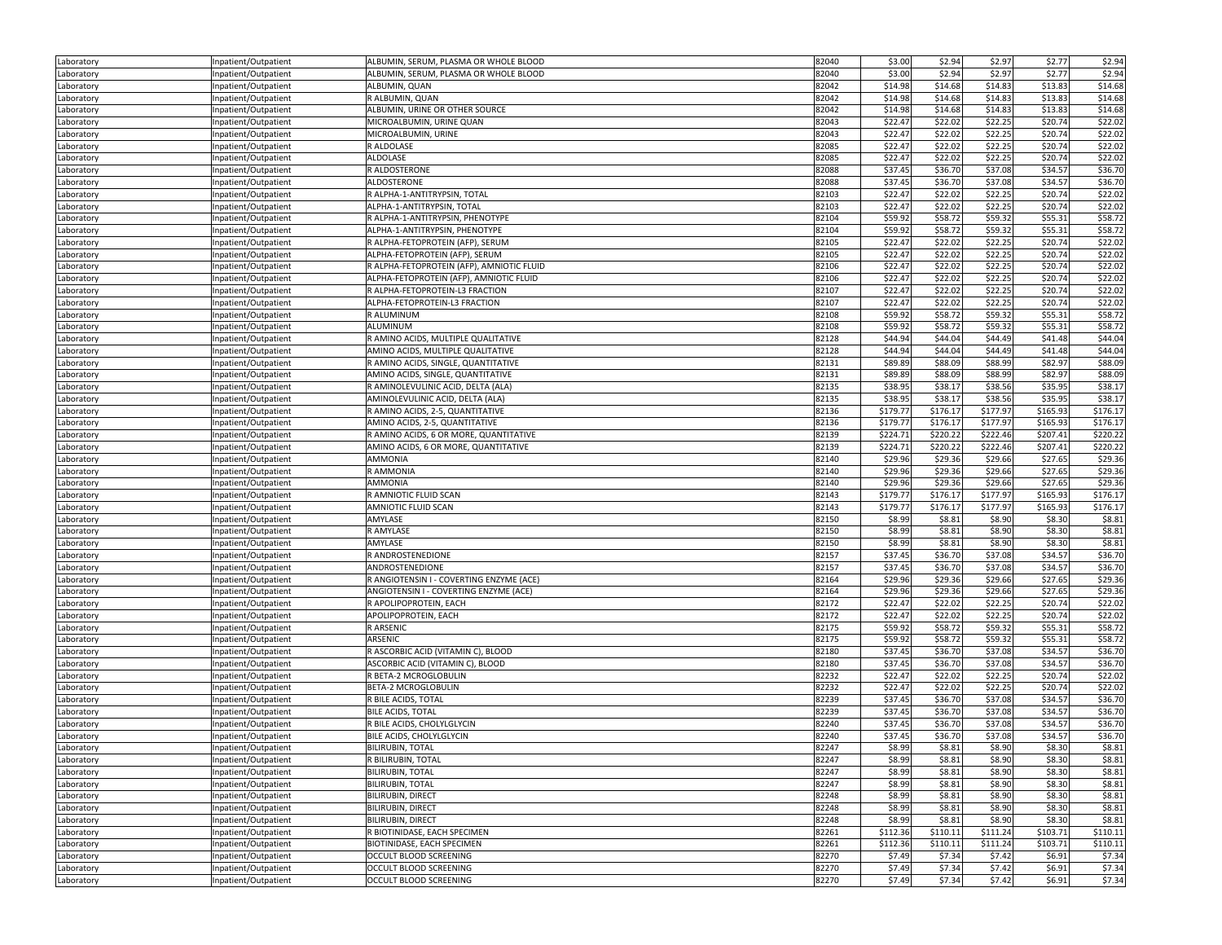| Laboratory | Inpatient/Outpatient | ALBUMIN, SERUM, PLASMA OR WHOLE BLOOD | 82040 | $3.00 | $2.94 | $2.97 | $2.77 | $2.94 |
|---|---|---|---|---|---|---|---|---|
| Laboratory | Inpatient/Outpatient | ALBUMIN, SERUM, PLASMA OR WHOLE BLOOD | 82040 | $3.00 | $2.94 | $2.97 | $2.77 | $2.94 |
| Laboratory | Inpatient/Outpatient | ALBUMIN, QUAN | 82042 | $14.98 | $14.68 | $14.83 | $13.83 | $14.68 |
| Laboratory | Inpatient/Outpatient | R ALBUMIN, QUAN | 82042 | $14.98 | $14.68 | $14.83 | $13.83 | $14.68 |
| Laboratory | Inpatient/Outpatient | ALBUMIN, URINE OR OTHER SOURCE | 82042 | $14.98 | $14.68 | $14.83 | $13.83 | $14.68 |
| Laboratory | Inpatient/Outpatient | MICROALBUMIN, URINE QUAN | 82043 | $22.47 | $22.02 | $22.25 | $20.74 | $22.02 |
| Laboratory | Inpatient/Outpatient | MICROALBUMIN, URINE | 82043 | $22.47 | $22.02 | $22.25 | $20.74 | $22.02 |
| Laboratory | Inpatient/Outpatient | R ALDOLASE | 82085 | $22.47 | $22.02 | $22.25 | $20.74 | $22.02 |
| Laboratory | Inpatient/Outpatient | ALDOLASE | 82085 | $22.47 | $22.02 | $22.25 | $20.74 | $22.02 |
| Laboratory | Inpatient/Outpatient | R ALDOSTERONE | 82088 | $37.45 | $36.70 | $37.08 | $34.57 | $36.70 |
| Laboratory | Inpatient/Outpatient | ALDOSTERONE | 82088 | $37.45 | $36.70 | $37.08 | $34.57 | $36.70 |
| Laboratory | Inpatient/Outpatient | R ALPHA-1-ANTITRYPSIN, TOTAL | 82103 | $22.47 | $22.02 | $22.25 | $20.74 | $22.02 |
| Laboratory | Inpatient/Outpatient | ALPHA-1-ANTITRYPSIN, TOTAL | 82103 | $22.47 | $22.02 | $22.25 | $20.74 | $22.02 |
| Laboratory | Inpatient/Outpatient | R ALPHA-1-ANTITRYPSIN, PHENOTYPE | 82104 | $59.92 | $58.72 | $59.32 | $55.31 | $58.72 |
| Laboratory | Inpatient/Outpatient | ALPHA-1-ANTITRYPSIN, PHENOTYPE | 82104 | $59.92 | $58.72 | $59.32 | $55.31 | $58.72 |
| Laboratory | Inpatient/Outpatient | R ALPHA-FETOPROTEIN (AFP), SERUM | 82105 | $22.47 | $22.02 | $22.25 | $20.74 | $22.02 |
| Laboratory | Inpatient/Outpatient | ALPHA-FETOPROTEIN (AFP), SERUM | 82105 | $22.47 | $22.02 | $22.25 | $20.74 | $22.02 |
| Laboratory | Inpatient/Outpatient | R ALPHA-FETOPROTEIN (AFP), AMNIOTIC FLUID | 82106 | $22.47 | $22.02 | $22.25 | $20.74 | $22.02 |
| Laboratory | Inpatient/Outpatient | ALPHA-FETOPROTEIN (AFP), AMNIOTIC FLUID | 82106 | $22.47 | $22.02 | $22.25 | $20.74 | $22.02 |
| Laboratory | Inpatient/Outpatient | R ALPHA-FETOPROTEIN-L3 FRACTION | 82107 | $22.47 | $22.02 | $22.25 | $20.74 | $22.02 |
| Laboratory | Inpatient/Outpatient | ALPHA-FETOPROTEIN-L3 FRACTION | 82107 | $22.47 | $22.02 | $22.25 | $20.74 | $22.02 |
| Laboratory | Inpatient/Outpatient | R ALUMINUM | 82108 | $59.92 | $58.72 | $59.32 | $55.31 | $58.72 |
| Laboratory | Inpatient/Outpatient | ALUMINUM | 82108 | $59.92 | $58.72 | $59.32 | $55.31 | $58.72 |
| Laboratory | Inpatient/Outpatient | R AMINO ACIDS, MULTIPLE QUALITATIVE | 82128 | $44.94 | $44.04 | $44.49 | $41.48 | $44.04 |
| Laboratory | Inpatient/Outpatient | AMINO ACIDS, MULTIPLE QUALITATIVE | 82128 | $44.94 | $44.04 | $44.49 | $41.48 | $44.04 |
| Laboratory | Inpatient/Outpatient | R AMINO ACIDS, SINGLE, QUANTITATIVE | 82131 | $89.89 | $88.09 | $88.99 | $82.97 | $88.09 |
| Laboratory | Inpatient/Outpatient | AMINO ACIDS, SINGLE, QUANTITATIVE | 82131 | $89.89 | $88.09 | $88.99 | $82.97 | $88.09 |
| Laboratory | Inpatient/Outpatient | R AMINOLEVULINIC ACID, DELTA (ALA) | 82135 | $38.95 | $38.17 | $38.56 | $35.95 | $38.17 |
| Laboratory | Inpatient/Outpatient | AMINOLEVULINIC ACID, DELTA (ALA) | 82135 | $38.95 | $38.17 | $38.56 | $35.95 | $38.17 |
| Laboratory | Inpatient/Outpatient | R AMINO ACIDS, 2-5, QUANTITATIVE | 82136 | $179.77 | $176.17 | $177.97 | $165.93 | $176.17 |
| Laboratory | Inpatient/Outpatient | AMINO ACIDS, 2-5, QUANTITATIVE | 82136 | $179.77 | $176.17 | $177.97 | $165.93 | $176.17 |
| Laboratory | Inpatient/Outpatient | R AMINO ACIDS, 6 OR MORE, QUANTITATIVE | 82139 | $224.71 | $220.22 | $222.46 | $207.41 | $220.22 |
| Laboratory | Inpatient/Outpatient | AMINO ACIDS, 6 OR MORE, QUANTITATIVE | 82139 | $224.71 | $220.22 | $222.46 | $207.41 | $220.22 |
| Laboratory | Inpatient/Outpatient | AMMONIA | 82140 | $29.96 | $29.36 | $29.66 | $27.65 | $29.36 |
| Laboratory | Inpatient/Outpatient | R AMMONIA | 82140 | $29.96 | $29.36 | $29.66 | $27.65 | $29.36 |
| Laboratory | Inpatient/Outpatient | AMMONIA | 82140 | $29.96 | $29.36 | $29.66 | $27.65 | $29.36 |
| Laboratory | Inpatient/Outpatient | R AMNIOTIC FLUID SCAN | 82143 | $179.77 | $176.17 | $177.97 | $165.93 | $176.17 |
| Laboratory | Inpatient/Outpatient | AMNIOTIC FLUID SCAN | 82143 | $179.77 | $176.17 | $177.97 | $165.93 | $176.17 |
| Laboratory | Inpatient/Outpatient | AMYLASE | 82150 | $8.99 | $8.81 | $8.90 | $8.30 | $8.81 |
| Laboratory | Inpatient/Outpatient | R AMYLASE | 82150 | $8.99 | $8.81 | $8.90 | $8.30 | $8.81 |
| Laboratory | Inpatient/Outpatient | AMYLASE | 82150 | $8.99 | $8.81 | $8.90 | $8.30 | $8.81 |
| Laboratory | Inpatient/Outpatient | R ANDROSTENEDIONE | 82157 | $37.45 | $36.70 | $37.08 | $34.57 | $36.70 |
| Laboratory | Inpatient/Outpatient | ANDROSTENEDIONE | 82157 | $37.45 | $36.70 | $37.08 | $34.57 | $36.70 |
| Laboratory | Inpatient/Outpatient | R ANGIOTENSIN I - COVERTING ENZYME (ACE) | 82164 | $29.96 | $29.36 | $29.66 | $27.65 | $29.36 |
| Laboratory | Inpatient/Outpatient | ANGIOTENSIN I - COVERTING ENZYME (ACE) | 82164 | $29.96 | $29.36 | $29.66 | $27.65 | $29.36 |
| Laboratory | Inpatient/Outpatient | R APOLIPOPROTEIN, EACH | 82172 | $22.47 | $22.02 | $22.25 | $20.74 | $22.02 |
| Laboratory | Inpatient/Outpatient | APOLIPOPROTEIN, EACH | 82172 | $22.47 | $22.02 | $22.25 | $20.74 | $22.02 |
| Laboratory | Inpatient/Outpatient | R ARSENIC | 82175 | $59.92 | $58.72 | $59.32 | $55.31 | $58.72 |
| Laboratory | Inpatient/Outpatient | ARSENIC | 82175 | $59.92 | $58.72 | $59.32 | $55.31 | $58.72 |
| Laboratory | Inpatient/Outpatient | R ASCORBIC ACID (VITAMIN C), BLOOD | 82180 | $37.45 | $36.70 | $37.08 | $34.57 | $36.70 |
| Laboratory | Inpatient/Outpatient | ASCORBIC ACID (VITAMIN C), BLOOD | 82180 | $37.45 | $36.70 | $37.08 | $34.57 | $36.70 |
| Laboratory | Inpatient/Outpatient | R BETA-2 MCROGLOBULIN | 82232 | $22.47 | $22.02 | $22.25 | $20.74 | $22.02 |
| Laboratory | Inpatient/Outpatient | BETA-2 MCROGLOBULIN | 82232 | $22.47 | $22.02 | $22.25 | $20.74 | $22.02 |
| Laboratory | Inpatient/Outpatient | R BILE ACIDS, TOTAL | 82239 | $37.45 | $36.70 | $37.08 | $34.57 | $36.70 |
| Laboratory | Inpatient/Outpatient | BILE ACIDS, TOTAL | 82239 | $37.45 | $36.70 | $37.08 | $34.57 | $36.70 |
| Laboratory | Inpatient/Outpatient | R BILE ACIDS, CHOLYLGLYCIN | 82240 | $37.45 | $36.70 | $37.08 | $34.57 | $36.70 |
| Laboratory | Inpatient/Outpatient | BILE ACIDS, CHOLYLGLYCIN | 82240 | $37.45 | $36.70 | $37.08 | $34.57 | $36.70 |
| Laboratory | Inpatient/Outpatient | BILIRUBIN, TOTAL | 82247 | $8.99 | $8.81 | $8.90 | $8.30 | $8.81 |
| Laboratory | Inpatient/Outpatient | R BILIRUBIN, TOTAL | 82247 | $8.99 | $8.81 | $8.90 | $8.30 | $8.81 |
| Laboratory | Inpatient/Outpatient | BILIRUBIN, TOTAL | 82247 | $8.99 | $8.81 | $8.90 | $8.30 | $8.81 |
| Laboratory | Inpatient/Outpatient | BILIRUBIN, TOTAL | 82247 | $8.99 | $8.81 | $8.90 | $8.30 | $8.81 |
| Laboratory | Inpatient/Outpatient | BILIRUBIN, DIRECT | 82248 | $8.99 | $8.81 | $8.90 | $8.30 | $8.81 |
| Laboratory | Inpatient/Outpatient | BILIRUBIN, DIRECT | 82248 | $8.99 | $8.81 | $8.90 | $8.30 | $8.81 |
| Laboratory | Inpatient/Outpatient | BILIRUBIN, DIRECT | 82248 | $8.99 | $8.81 | $8.90 | $8.30 | $8.81 |
| Laboratory | Inpatient/Outpatient | R BIOTINIDASE, EACH SPECIMEN | 82261 | $112.36 | $110.11 | $111.24 | $103.71 | $110.11 |
| Laboratory | Inpatient/Outpatient | BIOTINIDASE, EACH SPECIMEN | 82261 | $112.36 | $110.11 | $111.24 | $103.71 | $110.11 |
| Laboratory | Inpatient/Outpatient | OCCULT BLOOD SCREENING | 82270 | $7.49 | $7.34 | $7.42 | $6.91 | $7.34 |
| Laboratory | Inpatient/Outpatient | OCCULT BLOOD SCREENING | 82270 | $7.49 | $7.34 | $7.42 | $6.91 | $7.34 |
| Laboratory | Inpatient/Outpatient | OCCULT BLOOD SCREENING | 82270 | $7.49 | $7.34 | $7.42 | $6.91 | $7.34 |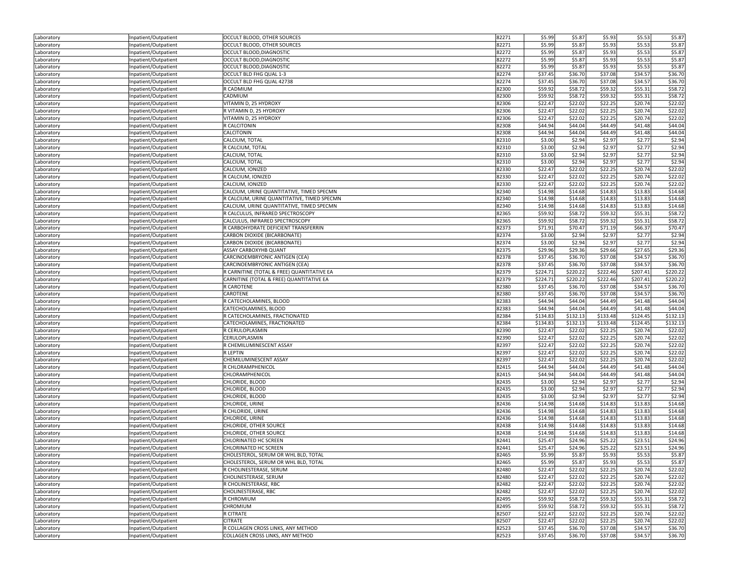| | | | | | | | | |
|---|---|---|---|---|---|---|---|---|
| Laboratory | Inpatient/Outpatient | OCCULT BLOOD, OTHER SOURCES | 82271 | $5.99 | $5.87 | $5.93 | $5.53 | $5.87 |
| Laboratory | Inpatient/Outpatient | OCCULT BLOOD, OTHER SOURCES | 82271 | $5.99 | $5.87 | $5.93 | $5.53 | $5.87 |
| Laboratory | Inpatient/Outpatient | OCCULT BLOOD,DIAGNOSTIC | 82272 | $5.99 | $5.87 | $5.93 | $5.53 | $5.87 |
| Laboratory | Inpatient/Outpatient | OCCULT BLOOD,DIAGNOSTIC | 82272 | $5.99 | $5.87 | $5.93 | $5.53 | $5.87 |
| Laboratory | Inpatient/Outpatient | OCCULT BLOOD,DIAGNOSTIC | 82272 | $5.99 | $5.87 | $5.93 | $5.53 | $5.87 |
| Laboratory | Inpatient/Outpatient | OCCULT BLD FHG QUAL 1-3 | 82274 | $37.45 | $36.70 | $37.08 | $34.57 | $36.70 |
| Laboratory | Inpatient/Outpatient | OCCULT BLD FHG QUAL 42738 | 82274 | $37.45 | $36.70 | $37.08 | $34.57 | $36.70 |
| Laboratory | Inpatient/Outpatient | R CADMIUM | 82300 | $59.92 | $58.72 | $59.32 | $55.31 | $58.72 |
| Laboratory | Inpatient/Outpatient | CADMIUM | 82300 | $59.92 | $58.72 | $59.32 | $55.31 | $58.72 |
| Laboratory | Inpatient/Outpatient | VITAMIN D, 25 HYDROXY | 82306 | $22.47 | $22.02 | $22.25 | $20.74 | $22.02 |
| Laboratory | Inpatient/Outpatient | R VITAMIN D, 25 HYDROXY | 82306 | $22.47 | $22.02 | $22.25 | $20.74 | $22.02 |
| Laboratory | Inpatient/Outpatient | VITAMIN D, 25 HYDROXY | 82306 | $22.47 | $22.02 | $22.25 | $20.74 | $22.02 |
| Laboratory | Inpatient/Outpatient | R CALCITONIN | 82308 | $44.94 | $44.04 | $44.49 | $41.48 | $44.04 |
| Laboratory | Inpatient/Outpatient | CALCITONIN | 82308 | $44.94 | $44.04 | $44.49 | $41.48 | $44.04 |
| Laboratory | Inpatient/Outpatient | CALCIUM, TOTAL | 82310 | $3.00 | $2.94 | $2.97 | $2.77 | $2.94 |
| Laboratory | Inpatient/Outpatient | R CALCIUM, TOTAL | 82310 | $3.00 | $2.94 | $2.97 | $2.77 | $2.94 |
| Laboratory | Inpatient/Outpatient | CALCIUM, TOTAL | 82310 | $3.00 | $2.94 | $2.97 | $2.77 | $2.94 |
| Laboratory | Inpatient/Outpatient | CALCIUM, TOTAL | 82310 | $3.00 | $2.94 | $2.97 | $2.77 | $2.94 |
| Laboratory | Inpatient/Outpatient | CALCIUM, IONIZED | 82330 | $22.47 | $22.02 | $22.25 | $20.74 | $22.02 |
| Laboratory | Inpatient/Outpatient | R CALCIUM, IONIZED | 82330 | $22.47 | $22.02 | $22.25 | $20.74 | $22.02 |
| Laboratory | Inpatient/Outpatient | CALCIUM, IONIZED | 82330 | $22.47 | $22.02 | $22.25 | $20.74 | $22.02 |
| Laboratory | Inpatient/Outpatient | CALCIUM, URINE QUANTITATIVE, TIMED SPECMN | 82340 | $14.98 | $14.68 | $14.83 | $13.83 | $14.68 |
| Laboratory | Inpatient/Outpatient | R CALCIUM, URINE QUANTITATIVE, TIMED SPECMN | 82340 | $14.98 | $14.68 | $14.83 | $13.83 | $14.68 |
| Laboratory | Inpatient/Outpatient | CALCIUM, URINE QUANTITATIVE, TIMED SPECMN | 82340 | $14.98 | $14.68 | $14.83 | $13.83 | $14.68 |
| Laboratory | Inpatient/Outpatient | R CALCULUS, INFRARED SPECTROSCOPY | 82365 | $59.92 | $58.72 | $59.32 | $55.31 | $58.72 |
| Laboratory | Inpatient/Outpatient | CALCULUS, INFRARED SPECTROSCOPY | 82365 | $59.92 | $58.72 | $59.32 | $55.31 | $58.72 |
| Laboratory | Inpatient/Outpatient | R CARBOHYDRATE DEFICIENT TRANSFERRIN | 82373 | $71.91 | $70.47 | $71.19 | $66.37 | $70.47 |
| Laboratory | Inpatient/Outpatient | CARBON DIOXIDE (BICARBONATE) | 82374 | $3.00 | $2.94 | $2.97 | $2.77 | $2.94 |
| Laboratory | Inpatient/Outpatient | CARBON DIOXIDE (BICARBONATE) | 82374 | $3.00 | $2.94 | $2.97 | $2.77 | $2.94 |
| Laboratory | Inpatient/Outpatient | ASSAY CARBOXYHB QUANT | 82375 | $29.96 | $29.36 | $29.66 | $27.65 | $29.36 |
| Laboratory | Inpatient/Outpatient | CARCINOEMBRYONIC ANTIGEN (CEA) | 82378 | $37.45 | $36.70 | $37.08 | $34.57 | $36.70 |
| Laboratory | Inpatient/Outpatient | CARCINOEMBRYONIC ANTIGEN (CEA) | 82378 | $37.45 | $36.70 | $37.08 | $34.57 | $36.70 |
| Laboratory | Inpatient/Outpatient | R CARNITINE (TOTAL & FREE) QUANTITATIVE EA | 82379 | $224.71 | $220.22 | $222.46 | $207.41 | $220.22 |
| Laboratory | Inpatient/Outpatient | CARNITINE (TOTAL & FREE) QUANTITATIVE EA | 82379 | $224.71 | $220.22 | $222.46 | $207.41 | $220.22 |
| Laboratory | Inpatient/Outpatient | R CAROTENE | 82380 | $37.45 | $36.70 | $37.08 | $34.57 | $36.70 |
| Laboratory | Inpatient/Outpatient | CAROTENE | 82380 | $37.45 | $36.70 | $37.08 | $34.57 | $36.70 |
| Laboratory | Inpatient/Outpatient | R CATECHOLAMINES, BLOOD | 82383 | $44.94 | $44.04 | $44.49 | $41.48 | $44.04 |
| Laboratory | Inpatient/Outpatient | CATECHOLAMINES, BLOOD | 82383 | $44.94 | $44.04 | $44.49 | $41.48 | $44.04 |
| Laboratory | Inpatient/Outpatient | R CATECHOLAMINES, FRACTIONATED | 82384 | $134.83 | $132.13 | $133.48 | $124.45 | $132.13 |
| Laboratory | Inpatient/Outpatient | CATECHOLAMINES, FRACTIONATED | 82384 | $134.83 | $132.13 | $133.48 | $124.45 | $132.13 |
| Laboratory | Inpatient/Outpatient | R CERULOPLASMIN | 82390 | $22.47 | $22.02 | $22.25 | $20.74 | $22.02 |
| Laboratory | Inpatient/Outpatient | CERULOPLASMIN | 82390 | $22.47 | $22.02 | $22.25 | $20.74 | $22.02 |
| Laboratory | Inpatient/Outpatient | R CHEMILUMINESCENT ASSAY | 82397 | $22.47 | $22.02 | $22.25 | $20.74 | $22.02 |
| Laboratory | Inpatient/Outpatient | R LEPTIN | 82397 | $22.47 | $22.02 | $22.25 | $20.74 | $22.02 |
| Laboratory | Inpatient/Outpatient | CHEMILUMINESCENT ASSAY | 82397 | $22.47 | $22.02 | $22.25 | $20.74 | $22.02 |
| Laboratory | Inpatient/Outpatient | R CHLORAMPHENICOL | 82415 | $44.94 | $44.04 | $44.49 | $41.48 | $44.04 |
| Laboratory | Inpatient/Outpatient | CHLORAMPHENICOL | 82415 | $44.94 | $44.04 | $44.49 | $41.48 | $44.04 |
| Laboratory | Inpatient/Outpatient | CHLORIDE, BLOOD | 82435 | $3.00 | $2.94 | $2.97 | $2.77 | $2.94 |
| Laboratory | Inpatient/Outpatient | CHLORIDE, BLOOD | 82435 | $3.00 | $2.94 | $2.97 | $2.77 | $2.94 |
| Laboratory | Inpatient/Outpatient | CHLORIDE, BLOOD | 82435 | $3.00 | $2.94 | $2.97 | $2.77 | $2.94 |
| Laboratory | Inpatient/Outpatient | CHLORIDE, URINE | 82436 | $14.98 | $14.68 | $14.83 | $13.83 | $14.68 |
| Laboratory | Inpatient/Outpatient | R CHLORIDE, URINE | 82436 | $14.98 | $14.68 | $14.83 | $13.83 | $14.68 |
| Laboratory | Inpatient/Outpatient | CHLORIDE, URINE | 82436 | $14.98 | $14.68 | $14.83 | $13.83 | $14.68 |
| Laboratory | Inpatient/Outpatient | CHLORIDE, OTHER SOURCE | 82438 | $14.98 | $14.68 | $14.83 | $13.83 | $14.68 |
| Laboratory | Inpatient/Outpatient | CHLORIDE, OTHER SOURCE | 82438 | $14.98 | $14.68 | $14.83 | $13.83 | $14.68 |
| Laboratory | Inpatient/Outpatient | CHLORINATED HC SCREEN | 82441 | $25.47 | $24.96 | $25.22 | $23.51 | $24.96 |
| Laboratory | Inpatient/Outpatient | CHLORINATED HC SCREEN | 82441 | $25.47 | $24.96 | $25.22 | $23.51 | $24.96 |
| Laboratory | Inpatient/Outpatient | CHOLESTEROL, SERUM OR WHL BLD, TOTAL | 82465 | $5.99 | $5.87 | $5.93 | $5.53 | $5.87 |
| Laboratory | Inpatient/Outpatient | CHOLESTEROL, SERUM OR WHL BLD, TOTAL | 82465 | $5.99 | $5.87 | $5.93 | $5.53 | $5.87 |
| Laboratory | Inpatient/Outpatient | R CHOLINESTERASE, SERUM | 82480 | $22.47 | $22.02 | $22.25 | $20.74 | $22.02 |
| Laboratory | Inpatient/Outpatient | CHOLINESTERASE, SERUM | 82480 | $22.47 | $22.02 | $22.25 | $20.74 | $22.02 |
| Laboratory | Inpatient/Outpatient | R CHOLINESTERASE, RBC | 82482 | $22.47 | $22.02 | $22.25 | $20.74 | $22.02 |
| Laboratory | Inpatient/Outpatient | CHOLINESTERASE, RBC | 82482 | $22.47 | $22.02 | $22.25 | $20.74 | $22.02 |
| Laboratory | Inpatient/Outpatient | R CHROMIUM | 82495 | $59.92 | $58.72 | $59.32 | $55.31 | $58.72 |
| Laboratory | Inpatient/Outpatient | CHROMIUM | 82495 | $59.92 | $58.72 | $59.32 | $55.31 | $58.72 |
| Laboratory | Inpatient/Outpatient | R CITRATE | 82507 | $22.47 | $22.02 | $22.25 | $20.74 | $22.02 |
| Laboratory | Inpatient/Outpatient | CITRATE | 82507 | $22.47 | $22.02 | $22.25 | $20.74 | $22.02 |
| Laboratory | Inpatient/Outpatient | R COLLAGEN CROSS LINKS, ANY METHOD | 82523 | $37.45 | $36.70 | $37.08 | $34.57 | $36.70 |
| Laboratory | Inpatient/Outpatient | COLLAGEN CROSS LINKS, ANY METHOD | 82523 | $37.45 | $36.70 | $37.08 | $34.57 | $36.70 |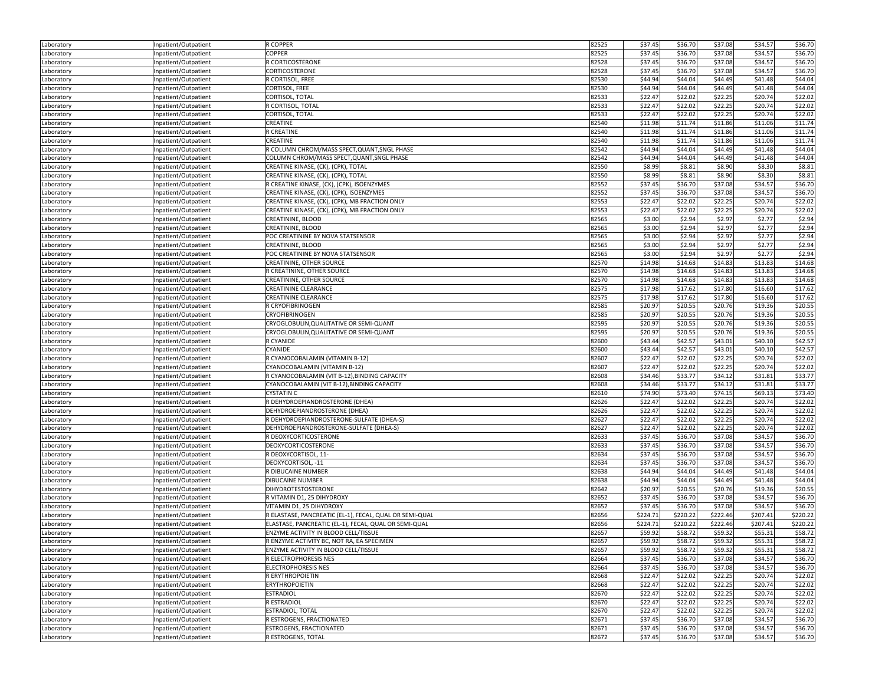| Laboratory | Inpatient/Outpatient | R COPPER | 82525 | $37.45 | $36.70 | $37.08 | $34.57 | $36.70 |
|---|---|---|---|---|---|---|---|---|
| Laboratory | Inpatient/Outpatient | COPPER | 82525 | $37.45 | $36.70 | $37.08 | $34.57 | $36.70 |
| Laboratory | Inpatient/Outpatient | R CORTICOSTERONE | 82528 | $37.45 | $36.70 | $37.08 | $34.57 | $36.70 |
| Laboratory | Inpatient/Outpatient | CORTICOSTERONE | 82528 | $37.45 | $36.70 | $37.08 | $34.57 | $36.70 |
| Laboratory | Inpatient/Outpatient | R CORTISOL, FREE | 82530 | $44.94 | $44.04 | $44.49 | $41.48 | $44.04 |
| Laboratory | Inpatient/Outpatient | CORTISOL, FREE | 82530 | $44.94 | $44.04 | $44.49 | $41.48 | $44.04 |
| Laboratory | Inpatient/Outpatient | CORTISOL, TOTAL | 82533 | $22.47 | $22.02 | $22.25 | $20.74 | $22.02 |
| Laboratory | Inpatient/Outpatient | R CORTISOL, TOTAL | 82533 | $22.47 | $22.02 | $22.25 | $20.74 | $22.02 |
| Laboratory | Inpatient/Outpatient | CORTISOL, TOTAL | 82533 | $22.47 | $22.02 | $22.25 | $20.74 | $22.02 |
| Laboratory | Inpatient/Outpatient | CREATINE | 82540 | $11.98 | $11.74 | $11.86 | $11.06 | $11.74 |
| Laboratory | Inpatient/Outpatient | R CREATINE | 82540 | $11.98 | $11.74 | $11.86 | $11.06 | $11.74 |
| Laboratory | Inpatient/Outpatient | CREATINE | 82540 | $11.98 | $11.74 | $11.86 | $11.06 | $11.74 |
| Laboratory | Inpatient/Outpatient | R COLUMN CHROM/MASS SPECT,QUANT,SNGL PHASE | 82542 | $44.94 | $44.04 | $44.49 | $41.48 | $44.04 |
| Laboratory | Inpatient/Outpatient | COLUMN CHROM/MASS SPECT,QUANT,SNGL PHASE | 82542 | $44.94 | $44.04 | $44.49 | $41.48 | $44.04 |
| Laboratory | Inpatient/Outpatient | CREATINE KINASE, (CK), (CPK), TOTAL | 82550 | $8.99 | $8.81 | $8.90 | $8.30 | $8.81 |
| Laboratory | Inpatient/Outpatient | CREATINE KINASE, (CK), (CPK), TOTAL | 82550 | $8.99 | $8.81 | $8.90 | $8.30 | $8.81 |
| Laboratory | Inpatient/Outpatient | R CREATINE KINASE, (CK), (CPK), ISOENZYMES | 82552 | $37.45 | $36.70 | $37.08 | $34.57 | $36.70 |
| Laboratory | Inpatient/Outpatient | CREATINE KINASE, (CK), (CPK), ISOENZYMES | 82552 | $37.45 | $36.70 | $37.08 | $34.57 | $36.70 |
| Laboratory | Inpatient/Outpatient | CREATINE KINASE, (CK), (CPK), MB FRACTION ONLY | 82553 | $22.47 | $22.02 | $22.25 | $20.74 | $22.02 |
| Laboratory | Inpatient/Outpatient | CREATINE KINASE, (CK), (CPK), MB FRACTION ONLY | 82553 | $22.47 | $22.02 | $22.25 | $20.74 | $22.02 |
| Laboratory | Inpatient/Outpatient | CREATININE, BLOOD | 82565 | $3.00 | $2.94 | $2.97 | $2.77 | $2.94 |
| Laboratory | Inpatient/Outpatient | CREATININE, BLOOD | 82565 | $3.00 | $2.94 | $2.97 | $2.77 | $2.94 |
| Laboratory | Inpatient/Outpatient | POC CREATININE BY NOVA STATSENSOR | 82565 | $3.00 | $2.94 | $2.97 | $2.77 | $2.94 |
| Laboratory | Inpatient/Outpatient | CREATININE, BLOOD | 82565 | $3.00 | $2.94 | $2.97 | $2.77 | $2.94 |
| Laboratory | Inpatient/Outpatient | POC CREATININE BY NOVA STATSENSOR | 82565 | $3.00 | $2.94 | $2.97 | $2.77 | $2.94 |
| Laboratory | Inpatient/Outpatient | CREATININE, OTHER SOURCE | 82570 | $14.98 | $14.68 | $14.83 | $13.83 | $14.68 |
| Laboratory | Inpatient/Outpatient | R CREATININE, OTHER SOURCE | 82570 | $14.98 | $14.68 | $14.83 | $13.83 | $14.68 |
| Laboratory | Inpatient/Outpatient | CREATININE, OTHER SOURCE | 82570 | $14.98 | $14.68 | $14.83 | $13.83 | $14.68 |
| Laboratory | Inpatient/Outpatient | CREATININE CLEARANCE | 82575 | $17.98 | $17.62 | $17.80 | $16.60 | $17.62 |
| Laboratory | Inpatient/Outpatient | CREATININE CLEARANCE | 82575 | $17.98 | $17.62 | $17.80 | $16.60 | $17.62 |
| Laboratory | Inpatient/Outpatient | R CRYOFIBRINOGEN | 82585 | $20.97 | $20.55 | $20.76 | $19.36 | $20.55 |
| Laboratory | Inpatient/Outpatient | CRYOFIBRINOGEN | 82585 | $20.97 | $20.55 | $20.76 | $19.36 | $20.55 |
| Laboratory | Inpatient/Outpatient | CRYOGLOBULIN,QUALITATIVE OR SEMI-QUANT | 82595 | $20.97 | $20.55 | $20.76 | $19.36 | $20.55 |
| Laboratory | Inpatient/Outpatient | CRYOGLOBULIN,QUALITATIVE OR SEMI-QUANT | 82595 | $20.97 | $20.55 | $20.76 | $19.36 | $20.55 |
| Laboratory | Inpatient/Outpatient | R CYANIDE | 82600 | $43.44 | $42.57 | $43.01 | $40.10 | $42.57 |
| Laboratory | Inpatient/Outpatient | CYANIDE | 82600 | $43.44 | $42.57 | $43.01 | $40.10 | $42.57 |
| Laboratory | Inpatient/Outpatient | R CYANOCOBALAMIN (VITAMIN B-12) | 82607 | $22.47 | $22.02 | $22.25 | $20.74 | $22.02 |
| Laboratory | Inpatient/Outpatient | CYANOCOBALAMIN (VITAMIN B-12) | 82607 | $22.47 | $22.02 | $22.25 | $20.74 | $22.02 |
| Laboratory | Inpatient/Outpatient | R CYANOCOBALAMIN (VIT B-12),BINDING CAPACITY | 82608 | $34.46 | $33.77 | $34.12 | $31.81 | $33.77 |
| Laboratory | Inpatient/Outpatient | CYANOCOBALAMIN (VIT B-12),BINDING CAPACITY | 82608 | $34.46 | $33.77 | $34.12 | $31.81 | $33.77 |
| Laboratory | Inpatient/Outpatient | CYSTATIN C | 82610 | $74.90 | $73.40 | $74.15 | $69.13 | $73.40 |
| Laboratory | Inpatient/Outpatient | R DEHYDROEPIANDROSTERONE (DHEA) | 82626 | $22.47 | $22.02 | $22.25 | $20.74 | $22.02 |
| Laboratory | Inpatient/Outpatient | DEHYDROEPIANDROSTERONE (DHEA) | 82626 | $22.47 | $22.02 | $22.25 | $20.74 | $22.02 |
| Laboratory | Inpatient/Outpatient | R DEHYDROEPIANDROSTERONE-SULFATE (DHEA-S) | 82627 | $22.47 | $22.02 | $22.25 | $20.74 | $22.02 |
| Laboratory | Inpatient/Outpatient | DEHYDROEPIANDROSTERONE-SULFATE (DHEA-S) | 82627 | $22.47 | $22.02 | $22.25 | $20.74 | $22.02 |
| Laboratory | Inpatient/Outpatient | R DEOXYCORTICOSTERONE | 82633 | $37.45 | $36.70 | $37.08 | $34.57 | $36.70 |
| Laboratory | Inpatient/Outpatient | DEOXYCORTICOSTERONE | 82633 | $37.45 | $36.70 | $37.08 | $34.57 | $36.70 |
| Laboratory | Inpatient/Outpatient | R DEOXYCORTISOL, 11- | 82634 | $37.45 | $36.70 | $37.08 | $34.57 | $36.70 |
| Laboratory | Inpatient/Outpatient | DEOXYCORTISOL, -11 | 82634 | $37.45 | $36.70 | $37.08 | $34.57 | $36.70 |
| Laboratory | Inpatient/Outpatient | R DIBUCAINE NUMBER | 82638 | $44.94 | $44.04 | $44.49 | $41.48 | $44.04 |
| Laboratory | Inpatient/Outpatient | DIBUCAINE NUMBER | 82638 | $44.94 | $44.04 | $44.49 | $41.48 | $44.04 |
| Laboratory | Inpatient/Outpatient | DIHYDROTESTOSTERONE | 82642 | $20.97 | $20.55 | $20.76 | $19.36 | $20.55 |
| Laboratory | Inpatient/Outpatient | R VITAMIN D1, 25 DIHYDROXY | 82652 | $37.45 | $36.70 | $37.08 | $34.57 | $36.70 |
| Laboratory | Inpatient/Outpatient | VITAMIN D1, 25 DIHYDROXY | 82652 | $37.45 | $36.70 | $37.08 | $34.57 | $36.70 |
| Laboratory | Inpatient/Outpatient | R ELASTASE, PANCREATIC (EL-1), FECAL, QUAL OR SEMI-QUAL | 82656 | $224.71 | $220.22 | $222.46 | $207.41 | $220.22 |
| Laboratory | Inpatient/Outpatient | ELASTASE, PANCREATIC (EL-1), FECAL, QUAL OR SEMI-QUAL | 82656 | $224.71 | $220.22 | $222.46 | $207.41 | $220.22 |
| Laboratory | Inpatient/Outpatient | ENZYME ACTIVITY IN BLOOD CELL/TISSUE | 82657 | $59.92 | $58.72 | $59.32 | $55.31 | $58.72 |
| Laboratory | Inpatient/Outpatient | R ENZYME ACTIVITY BC, NOT RA, EA SPECIMEN | 82657 | $59.92 | $58.72 | $59.32 | $55.31 | $58.72 |
| Laboratory | Inpatient/Outpatient | ENZYME ACTIVITY IN BLOOD CELL/TISSUE | 82657 | $59.92 | $58.72 | $59.32 | $55.31 | $58.72 |
| Laboratory | Inpatient/Outpatient | R ELECTROPHORESIS NES | 82664 | $37.45 | $36.70 | $37.08 | $34.57 | $36.70 |
| Laboratory | Inpatient/Outpatient | ELECTROPHORESIS NES | 82664 | $37.45 | $36.70 | $37.08 | $34.57 | $36.70 |
| Laboratory | Inpatient/Outpatient | R ERYTHROPOIETIN | 82668 | $22.47 | $22.02 | $22.25 | $20.74 | $22.02 |
| Laboratory | Inpatient/Outpatient | ERYTHROPOIETIN | 82668 | $22.47 | $22.02 | $22.25 | $20.74 | $22.02 |
| Laboratory | Inpatient/Outpatient | ESTRADIOL | 82670 | $22.47 | $22.02 | $22.25 | $20.74 | $22.02 |
| Laboratory | Inpatient/Outpatient | R ESTRADIOL | 82670 | $22.47 | $22.02 | $22.25 | $20.74 | $22.02 |
| Laboratory | Inpatient/Outpatient | ESTRADIOL; TOTAL | 82670 | $22.47 | $22.02 | $22.25 | $20.74 | $22.02 |
| Laboratory | Inpatient/Outpatient | R ESTROGENS, FRACTIONATED | 82671 | $37.45 | $36.70 | $37.08 | $34.57 | $36.70 |
| Laboratory | Inpatient/Outpatient | ESTROGENS, FRACTIONATED | 82671 | $37.45 | $36.70 | $37.08 | $34.57 | $36.70 |
| Laboratory | Inpatient/Outpatient | R ESTROGENS, TOTAL | 82672 | $37.45 | $36.70 | $37.08 | $34.57 | $36.70 |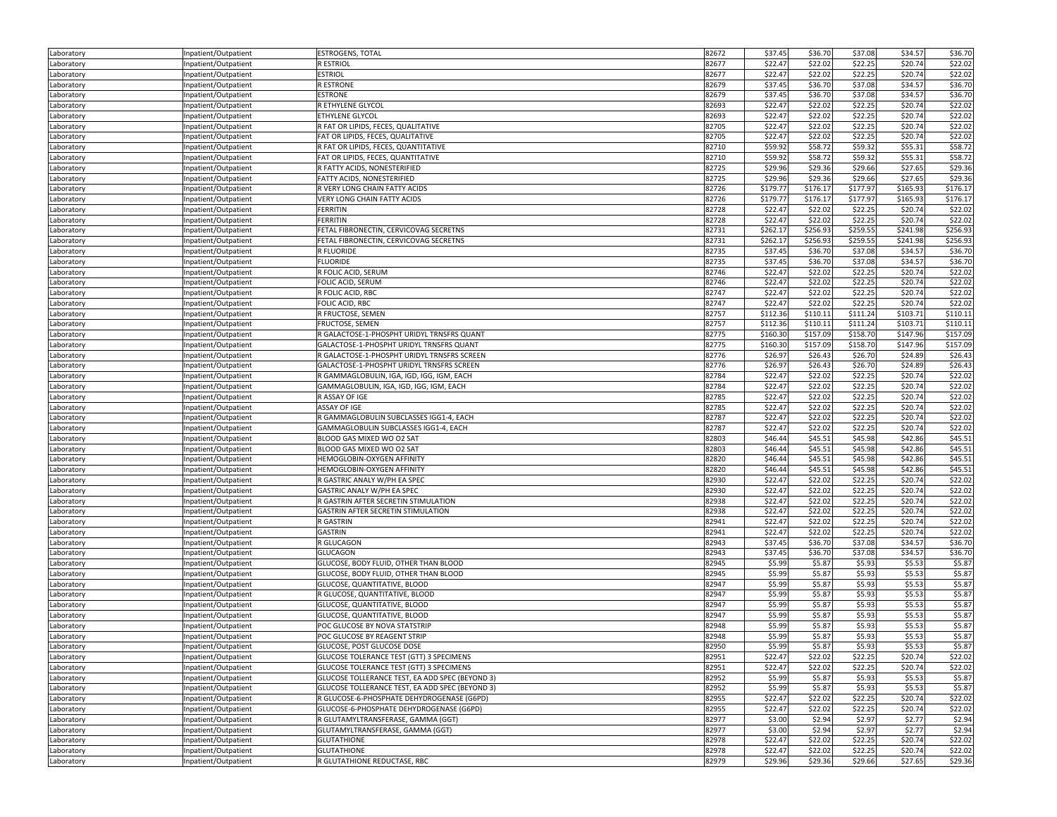| | | | | | | | | |
|---|---|---|---|---|---|---|---|---|
| Laboratory | Inpatient/Outpatient | ESTROGENS, TOTAL | 82672 | $37.45 | $36.70 | $37.08 | $34.57 | $36.70 |
| Laboratory | Inpatient/Outpatient | R ESTRIOL | 82677 | $22.47 | $22.02 | $22.25 | $20.74 | $22.02 |
| Laboratory | Inpatient/Outpatient | ESTRIOL | 82677 | $22.47 | $22.02 | $22.25 | $20.74 | $22.02 |
| Laboratory | Inpatient/Outpatient | R ESTRONE | 82679 | $37.45 | $36.70 | $37.08 | $34.57 | $36.70 |
| Laboratory | Inpatient/Outpatient | ESTRONE | 82679 | $37.45 | $36.70 | $37.08 | $34.57 | $36.70 |
| Laboratory | Inpatient/Outpatient | R ETHYLENE GLYCOL | 82693 | $22.47 | $22.02 | $22.25 | $20.74 | $22.02 |
| Laboratory | Inpatient/Outpatient | ETHYLENE GLYCOL | 82693 | $22.47 | $22.02 | $22.25 | $20.74 | $22.02 |
| Laboratory | Inpatient/Outpatient | R FAT OR LIPIDS, FECES, QUALITATIVE | 82705 | $22.47 | $22.02 | $22.25 | $20.74 | $22.02 |
| Laboratory | Inpatient/Outpatient | FAT OR LIPIDS, FECES, QUALITATIVE | 82705 | $22.47 | $22.02 | $22.25 | $20.74 | $22.02 |
| Laboratory | Inpatient/Outpatient | R FAT OR LIPIDS, FECES, QUANTITATIVE | 82710 | $59.92 | $58.72 | $59.32 | $55.31 | $58.72 |
| Laboratory | Inpatient/Outpatient | FAT OR LIPIDS, FECES, QUANTITATIVE | 82710 | $59.92 | $58.72 | $59.32 | $55.31 | $58.72 |
| Laboratory | Inpatient/Outpatient | R FATTY ACIDS, NONESTERIFIED | 82725 | $29.96 | $29.36 | $29.66 | $27.65 | $29.36 |
| Laboratory | Inpatient/Outpatient | FATTY ACIDS, NONESTERIFIED | 82725 | $29.96 | $29.36 | $29.66 | $27.65 | $29.36 |
| Laboratory | Inpatient/Outpatient | R VERY LONG CHAIN FATTY ACIDS | 82726 | $179.77 | $176.17 | $177.97 | $165.93 | $176.17 |
| Laboratory | Inpatient/Outpatient | VERY LONG CHAIN FATTY ACIDS | 82726 | $179.77 | $176.17 | $177.97 | $165.93 | $176.17 |
| Laboratory | Inpatient/Outpatient | FERRITIN | 82728 | $22.47 | $22.02 | $22.25 | $20.74 | $22.02 |
| Laboratory | Inpatient/Outpatient | FERRITIN | 82728 | $22.47 | $22.02 | $22.25 | $20.74 | $22.02 |
| Laboratory | Inpatient/Outpatient | FETAL FIBRONECTIN, CERVICOVAG SECRETNS | 82731 | $262.17 | $256.93 | $259.55 | $241.98 | $256.93 |
| Laboratory | Inpatient/Outpatient | FETAL FIBRONECTIN, CERVICOVAG SECRETNS | 82731 | $262.17 | $256.93 | $259.55 | $241.98 | $256.93 |
| Laboratory | Inpatient/Outpatient | R FLUORIDE | 82735 | $37.45 | $36.70 | $37.08 | $34.57 | $36.70 |
| Laboratory | Inpatient/Outpatient | FLUORIDE | 82735 | $37.45 | $36.70 | $37.08 | $34.57 | $36.70 |
| Laboratory | Inpatient/Outpatient | R FOLIC ACID, SERUM | 82746 | $22.47 | $22.02 | $22.25 | $20.74 | $22.02 |
| Laboratory | Inpatient/Outpatient | FOLIC ACID, SERUM | 82746 | $22.47 | $22.02 | $22.25 | $20.74 | $22.02 |
| Laboratory | Inpatient/Outpatient | R FOLIC ACID, RBC | 82747 | $22.47 | $22.02 | $22.25 | $20.74 | $22.02 |
| Laboratory | Inpatient/Outpatient | FOLIC ACID, RBC | 82747 | $22.47 | $22.02 | $22.25 | $20.74 | $22.02 |
| Laboratory | Inpatient/Outpatient | R FRUCTOSE, SEMEN | 82757 | $112.36 | $110.11 | $111.24 | $103.71 | $110.11 |
| Laboratory | Inpatient/Outpatient | FRUCTOSE, SEMEN | 82757 | $112.36 | $110.11 | $111.24 | $103.71 | $110.11 |
| Laboratory | Inpatient/Outpatient | R GALACTOSE-1-PHOSPHT URIDYL TRNSFRS QUANT | 82775 | $160.30 | $157.09 | $158.70 | $147.96 | $157.09 |
| Laboratory | Inpatient/Outpatient | GALACTOSE-1-PHOSPHT URIDYL TRNSFRS QUANT | 82775 | $160.30 | $157.09 | $158.70 | $147.96 | $157.09 |
| Laboratory | Inpatient/Outpatient | R GALACTOSE-1-PHOSPHT URIDYL TRNSFRS SCREEN | 82776 | $26.97 | $26.43 | $26.70 | $24.89 | $26.43 |
| Laboratory | Inpatient/Outpatient | GALACTOSE-1-PHOSPHT URIDYL TRNSFRS SCREEN | 82776 | $26.97 | $26.43 | $26.70 | $24.89 | $26.43 |
| Laboratory | Inpatient/Outpatient | R GAMMAGLOBULIN, IGA, IGD, IGG, IGM, EACH | 82784 | $22.47 | $22.02 | $22.25 | $20.74 | $22.02 |
| Laboratory | Inpatient/Outpatient | GAMMAGLOBULIN, IGA, IGD, IGG, IGM, EACH | 82784 | $22.47 | $22.02 | $22.25 | $20.74 | $22.02 |
| Laboratory | Inpatient/Outpatient | R ASSAY OF IGE | 82785 | $22.47 | $22.02 | $22.25 | $20.74 | $22.02 |
| Laboratory | Inpatient/Outpatient | ASSAY OF IGE | 82785 | $22.47 | $22.02 | $22.25 | $20.74 | $22.02 |
| Laboratory | Inpatient/Outpatient | R GAMMAGLOBULIN SUBCLASSES IGG1-4, EACH | 82787 | $22.47 | $22.02 | $22.25 | $20.74 | $22.02 |
| Laboratory | Inpatient/Outpatient | GAMMAGLOBULIN SUBCLASSES IGG1-4, EACH | 82787 | $22.47 | $22.02 | $22.25 | $20.74 | $22.02 |
| Laboratory | Inpatient/Outpatient | BLOOD GAS MIXED WO O2 SAT | 82803 | $46.44 | $45.51 | $45.98 | $42.86 | $45.51 |
| Laboratory | Inpatient/Outpatient | BLOOD GAS MIXED WO O2 SAT | 82803 | $46.44 | $45.51 | $45.98 | $42.86 | $45.51 |
| Laboratory | Inpatient/Outpatient | HEMOGLOBIN-OXYGEN AFFINITY | 82820 | $46.44 | $45.51 | $45.98 | $42.86 | $45.51 |
| Laboratory | Inpatient/Outpatient | HEMOGLOBIN-OXYGEN AFFINITY | 82820 | $46.44 | $45.51 | $45.98 | $42.86 | $45.51 |
| Laboratory | Inpatient/Outpatient | R GASTRIC ANALY W/PH EA SPEC | 82930 | $22.47 | $22.02 | $22.25 | $20.74 | $22.02 |
| Laboratory | Inpatient/Outpatient | GASTRIC ANALY W/PH EA SPEC | 82930 | $22.47 | $22.02 | $22.25 | $20.74 | $22.02 |
| Laboratory | Inpatient/Outpatient | R GASTRIN AFTER SECRETIN STIMULATION | 82938 | $22.47 | $22.02 | $22.25 | $20.74 | $22.02 |
| Laboratory | Inpatient/Outpatient | GASTRIN AFTER SECRETIN STIMULATION | 82938 | $22.47 | $22.02 | $22.25 | $20.74 | $22.02 |
| Laboratory | Inpatient/Outpatient | R GASTRIN | 82941 | $22.47 | $22.02 | $22.25 | $20.74 | $22.02 |
| Laboratory | Inpatient/Outpatient | GASTRIN | 82941 | $22.47 | $22.02 | $22.25 | $20.74 | $22.02 |
| Laboratory | Inpatient/Outpatient | R GLUCAGON | 82943 | $37.45 | $36.70 | $37.08 | $34.57 | $36.70 |
| Laboratory | Inpatient/Outpatient | GLUCAGON | 82943 | $37.45 | $36.70 | $37.08 | $34.57 | $36.70 |
| Laboratory | Inpatient/Outpatient | GLUCOSE, BODY FLUID, OTHER THAN BLOOD | 82945 | $5.99 | $5.87 | $5.93 | $5.53 | $5.87 |
| Laboratory | Inpatient/Outpatient | GLUCOSE, BODY FLUID, OTHER THAN BLOOD | 82945 | $5.99 | $5.87 | $5.93 | $5.53 | $5.87 |
| Laboratory | Inpatient/Outpatient | GLUCOSE, QUANTITATIVE, BLOOD | 82947 | $5.99 | $5.87 | $5.93 | $5.53 | $5.87 |
| Laboratory | Inpatient/Outpatient | R GLUCOSE, QUANTITATIVE, BLOOD | 82947 | $5.99 | $5.87 | $5.93 | $5.53 | $5.87 |
| Laboratory | Inpatient/Outpatient | GLUCOSE, QUANTITATIVE, BLOOD | 82947 | $5.99 | $5.87 | $5.93 | $5.53 | $5.87 |
| Laboratory | Inpatient/Outpatient | GLUCOSE, QUANTITATIVE, BLOOD | 82947 | $5.99 | $5.87 | $5.93 | $5.53 | $5.87 |
| Laboratory | Inpatient/Outpatient | POC GLUCOSE BY NOVA STATSTRIP | 82948 | $5.99 | $5.87 | $5.93 | $5.53 | $5.87 |
| Laboratory | Inpatient/Outpatient | POC GLUCOSE BY REAGENT STRIP | 82948 | $5.99 | $5.87 | $5.93 | $5.53 | $5.87 |
| Laboratory | Inpatient/Outpatient | GLUCOSE, POST GLUCOSE DOSE | 82950 | $5.99 | $5.87 | $5.93 | $5.53 | $5.87 |
| Laboratory | Inpatient/Outpatient | GLUCOSE TOLERANCE TEST (GTT) 3 SPECIMENS | 82951 | $22.47 | $22.02 | $22.25 | $20.74 | $22.02 |
| Laboratory | Inpatient/Outpatient | GLUCOSE TOLERANCE TEST (GTT) 3 SPECIMENS | 82951 | $22.47 | $22.02 | $22.25 | $20.74 | $22.02 |
| Laboratory | Inpatient/Outpatient | GLUCOSE TOLLERANCE TEST, EA ADD SPEC (BEYOND 3) | 82952 | $5.99 | $5.87 | $5.93 | $5.53 | $5.87 |
| Laboratory | Inpatient/Outpatient | GLUCOSE TOLLERANCE TEST, EA ADD SPEC (BEYOND 3) | 82952 | $5.99 | $5.87 | $5.93 | $5.53 | $5.87 |
| Laboratory | Inpatient/Outpatient | R GLUCOSE-6-PHOSPHATE DEHYDROGENASE (G6PD) | 82955 | $22.47 | $22.02 | $22.25 | $20.74 | $22.02 |
| Laboratory | Inpatient/Outpatient | GLUCOSE-6-PHOSPHATE DEHYDROGENASE (G6PD) | 82955 | $22.47 | $22.02 | $22.25 | $20.74 | $22.02 |
| Laboratory | Inpatient/Outpatient | R GLUTAMYLTRANSFERASE, GAMMA (GGT) | 82977 | $3.00 | $2.94 | $2.97 | $2.77 | $2.94 |
| Laboratory | Inpatient/Outpatient | GLUTAMYLTRANSFERASE, GAMMA (GGT) | 82977 | $3.00 | $2.94 | $2.97 | $2.77 | $2.94 |
| Laboratory | Inpatient/Outpatient | GLUTATHIONE | 82978 | $22.47 | $22.02 | $22.25 | $20.74 | $22.02 |
| Laboratory | Inpatient/Outpatient | GLUTATHIONE | 82978 | $22.47 | $22.02 | $22.25 | $20.74 | $22.02 |
| Laboratory | Inpatient/Outpatient | R GLUTATHIONE REDUCTASE, RBC | 82979 | $29.96 | $29.36 | $29.66 | $27.65 | $29.36 |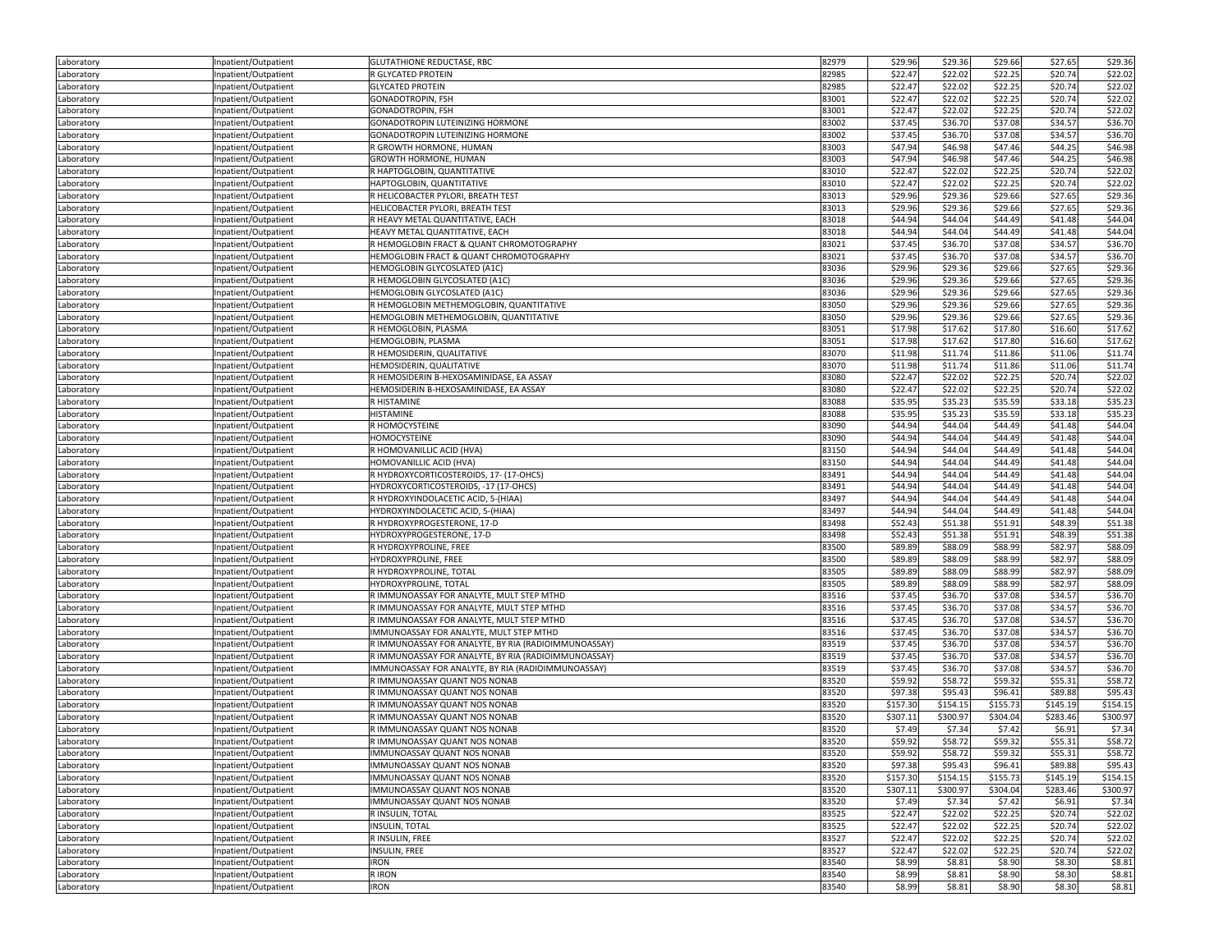| | | | | | | | | |
|---|---|---|---|---|---|---|---|---|
| Laboratory | Inpatient/Outpatient | GLUTATHIONE REDUCTASE, RBC | 82979 | $29.96 | $29.36 | $29.66 | $27.65 | $29.36 |
| Laboratory | Inpatient/Outpatient | R GLYCATED PROTEIN | 82985 | $22.47 | $22.02 | $22.25 | $20.74 | $22.02 |
| Laboratory | Inpatient/Outpatient | GLYCATED PROTEIN | 82985 | $22.47 | $22.02 | $22.25 | $20.74 | $22.02 |
| Laboratory | Inpatient/Outpatient | GONADOTROPIN, FSH | 83001 | $22.47 | $22.02 | $22.25 | $20.74 | $22.02 |
| Laboratory | Inpatient/Outpatient | GONADOTROPIN, FSH | 83001 | $22.47 | $22.02 | $22.25 | $20.74 | $22.02 |
| Laboratory | Inpatient/Outpatient | GONADOTROPIN LUTEINIZING HORMONE | 83002 | $37.45 | $36.70 | $37.08 | $34.57 | $36.70 |
| Laboratory | Inpatient/Outpatient | GONADOTROPIN LUTEINIZING HORMONE | 83002 | $37.45 | $36.70 | $37.08 | $34.57 | $36.70 |
| Laboratory | Inpatient/Outpatient | R GROWTH HORMONE, HUMAN | 83003 | $47.94 | $46.98 | $47.46 | $44.25 | $46.98 |
| Laboratory | Inpatient/Outpatient | GROWTH HORMONE, HUMAN | 83003 | $47.94 | $46.98 | $47.46 | $44.25 | $46.98 |
| Laboratory | Inpatient/Outpatient | R HAPTOGLOBIN, QUANTITATIVE | 83010 | $22.47 | $22.02 | $22.25 | $20.74 | $22.02 |
| Laboratory | Inpatient/Outpatient | HAPTOGLOBIN, QUANTITATIVE | 83010 | $22.47 | $22.02 | $22.25 | $20.74 | $22.02 |
| Laboratory | Inpatient/Outpatient | R HELICOBACTER PYLORI, BREATH TEST | 83013 | $29.96 | $29.36 | $29.66 | $27.65 | $29.36 |
| Laboratory | Inpatient/Outpatient | HELICOBACTER PYLORI, BREATH TEST | 83013 | $29.96 | $29.36 | $29.66 | $27.65 | $29.36 |
| Laboratory | Inpatient/Outpatient | R HEAVY METAL QUANTITATIVE, EACH | 83018 | $44.94 | $44.04 | $44.49 | $41.48 | $44.04 |
| Laboratory | Inpatient/Outpatient | HEAVY METAL QUANTITATIVE, EACH | 83018 | $44.94 | $44.04 | $44.49 | $41.48 | $44.04 |
| Laboratory | Inpatient/Outpatient | R HEMOGLOBIN FRACT & QUANT CHROMOTOGRAPHY | 83021 | $37.45 | $36.70 | $37.08 | $34.57 | $36.70 |
| Laboratory | Inpatient/Outpatient | HEMOGLOBIN FRACT & QUANT CHROMOTOGRAPHY | 83021 | $37.45 | $36.70 | $37.08 | $34.57 | $36.70 |
| Laboratory | Inpatient/Outpatient | HEMOGLOBIN GLYCOSLATED (A1C) | 83036 | $29.96 | $29.36 | $29.66 | $27.65 | $29.36 |
| Laboratory | Inpatient/Outpatient | R HEMOGLOBIN GLYCOSLATED (A1C) | 83036 | $29.96 | $29.36 | $29.66 | $27.65 | $29.36 |
| Laboratory | Inpatient/Outpatient | HEMOGLOBIN GLYCOSLATED (A1C) | 83036 | $29.96 | $29.36 | $29.66 | $27.65 | $29.36 |
| Laboratory | Inpatient/Outpatient | R HEMOGLOBIN METHEMOGLOBIN, QUANTITATIVE | 83050 | $29.96 | $29.36 | $29.66 | $27.65 | $29.36 |
| Laboratory | Inpatient/Outpatient | HEMOGLOBIN METHEMOGLOBIN, QUANTITATIVE | 83050 | $29.96 | $29.36 | $29.66 | $27.65 | $29.36 |
| Laboratory | Inpatient/Outpatient | R HEMOGLOBIN, PLASMA | 83051 | $17.98 | $17.62 | $17.80 | $16.60 | $17.62 |
| Laboratory | Inpatient/Outpatient | HEMOGLOBIN, PLASMA | 83051 | $17.98 | $17.62 | $17.80 | $16.60 | $17.62 |
| Laboratory | Inpatient/Outpatient | R HEMOSIDERIN, QUALITATIVE | 83070 | $11.98 | $11.74 | $11.86 | $11.06 | $11.74 |
| Laboratory | Inpatient/Outpatient | HEMOSIDERIN, QUALITATIVE | 83070 | $11.98 | $11.74 | $11.86 | $11.06 | $11.74 |
| Laboratory | Inpatient/Outpatient | R HEMOSIDERIN B-HEXOSAMINIDASE, EA ASSAY | 83080 | $22.47 | $22.02 | $22.25 | $20.74 | $22.02 |
| Laboratory | Inpatient/Outpatient | HEMOSIDERIN B-HEXOSAMINIDASE, EA ASSAY | 83080 | $22.47 | $22.02 | $22.25 | $20.74 | $22.02 |
| Laboratory | Inpatient/Outpatient | R HISTAMINE | 83088 | $35.95 | $35.23 | $35.59 | $33.18 | $35.23 |
| Laboratory | Inpatient/Outpatient | HISTAMINE | 83088 | $35.95 | $35.23 | $35.59 | $33.18 | $35.23 |
| Laboratory | Inpatient/Outpatient | R HOMOCYSTEINE | 83090 | $44.94 | $44.04 | $44.49 | $41.48 | $44.04 |
| Laboratory | Inpatient/Outpatient | HOMOCYSTEINE | 83090 | $44.94 | $44.04 | $44.49 | $41.48 | $44.04 |
| Laboratory | Inpatient/Outpatient | R HOMOVANILLIC ACID (HVA) | 83150 | $44.94 | $44.04 | $44.49 | $41.48 | $44.04 |
| Laboratory | Inpatient/Outpatient | HOMOVANILLIC ACID (HVA) | 83150 | $44.94 | $44.04 | $44.49 | $41.48 | $44.04 |
| Laboratory | Inpatient/Outpatient | R HYDROXYCORTICOSTEROIDS, 17- (17-OHCS) | 83491 | $44.94 | $44.04 | $44.49 | $41.48 | $44.04 |
| Laboratory | Inpatient/Outpatient | HYDROXYCORTICOSTEROIDS, -17 (17-OHCS) | 83491 | $44.94 | $44.04 | $44.49 | $41.48 | $44.04 |
| Laboratory | Inpatient/Outpatient | R HYDROXYINDOLACETIC ACID, 5-(HIAA) | 83497 | $44.94 | $44.04 | $44.49 | $41.48 | $44.04 |
| Laboratory | Inpatient/Outpatient | HYDROXYINDOLACETIC ACID, 5-(HIAA) | 83497 | $44.94 | $44.04 | $44.49 | $41.48 | $44.04 |
| Laboratory | Inpatient/Outpatient | R HYDROXYPROGESTERONE, 17-D | 83498 | $52.43 | $51.38 | $51.91 | $48.39 | $51.38 |
| Laboratory | Inpatient/Outpatient | HYDROXYPROGESTERONE, 17-D | 83498 | $52.43 | $51.38 | $51.91 | $48.39 | $51.38 |
| Laboratory | Inpatient/Outpatient | R HYDROXYPROLINE, FREE | 83500 | $89.89 | $88.09 | $88.99 | $82.97 | $88.09 |
| Laboratory | Inpatient/Outpatient | HYDROXYPROLINE, FREE | 83500 | $89.89 | $88.09 | $88.99 | $82.97 | $88.09 |
| Laboratory | Inpatient/Outpatient | R HYDROXYPROLINE, TOTAL | 83505 | $89.89 | $88.09 | $88.99 | $82.97 | $88.09 |
| Laboratory | Inpatient/Outpatient | HYDROXYPROLINE, TOTAL | 83505 | $89.89 | $88.09 | $88.99 | $82.97 | $88.09 |
| Laboratory | Inpatient/Outpatient | R IMMUNOASSAY FOR ANALYTE, MULT STEP MTHD | 83516 | $37.45 | $36.70 | $37.08 | $34.57 | $36.70 |
| Laboratory | Inpatient/Outpatient | R IMMUNOASSAY FOR ANALYTE, MULT STEP MTHD | 83516 | $37.45 | $36.70 | $37.08 | $34.57 | $36.70 |
| Laboratory | Inpatient/Outpatient | R IMMUNOASSAY FOR ANALYTE, MULT STEP MTHD | 83516 | $37.45 | $36.70 | $37.08 | $34.57 | $36.70 |
| Laboratory | Inpatient/Outpatient | IMMUNOASSAY FOR ANALYTE, MULT STEP MTHD | 83516 | $37.45 | $36.70 | $37.08 | $34.57 | $36.70 |
| Laboratory | Inpatient/Outpatient | R IMMUNOASSAY FOR ANALYTE, BY RIA (RADIOIMMUNOASSAY) | 83519 | $37.45 | $36.70 | $37.08 | $34.57 | $36.70 |
| Laboratory | Inpatient/Outpatient | R IMMUNOASSAY FOR ANALYTE, BY RIA (RADIOIMMUNOASSAY) | 83519 | $37.45 | $36.70 | $37.08 | $34.57 | $36.70 |
| Laboratory | Inpatient/Outpatient | IMMUNOASSAY FOR ANALYTE, BY RIA (RADIOIMMUNOASSAY) | 83519 | $37.45 | $36.70 | $37.08 | $34.57 | $36.70 |
| Laboratory | Inpatient/Outpatient | R IMMUNOASSAY QUANT NOS NONAB | 83520 | $59.92 | $58.72 | $59.32 | $55.31 | $58.72 |
| Laboratory | Inpatient/Outpatient | R IMMUNOASSAY QUANT NOS NONAB | 83520 | $97.38 | $95.43 | $96.41 | $89.88 | $95.43 |
| Laboratory | Inpatient/Outpatient | R IMMUNOASSAY QUANT NOS NONAB | 83520 | $157.30 | $154.15 | $155.73 | $145.19 | $154.15 |
| Laboratory | Inpatient/Outpatient | R IMMUNOASSAY QUANT NOS NONAB | 83520 | $307.11 | $300.97 | $304.04 | $283.46 | $300.97 |
| Laboratory | Inpatient/Outpatient | R IMMUNOASSAY QUANT NOS NONAB | 83520 | $7.49 | $7.34 | $7.42 | $6.91 | $7.34 |
| Laboratory | Inpatient/Outpatient | R IMMUNOASSAY QUANT NOS NONAB | 83520 | $59.92 | $58.72 | $59.32 | $55.31 | $58.72 |
| Laboratory | Inpatient/Outpatient | IMMUNOASSAY QUANT NOS NONAB | 83520 | $59.92 | $58.72 | $59.32 | $55.31 | $58.72 |
| Laboratory | Inpatient/Outpatient | IMMUNOASSAY QUANT NOS NONAB | 83520 | $97.38 | $95.43 | $96.41 | $89.88 | $95.43 |
| Laboratory | Inpatient/Outpatient | IMMUNOASSAY QUANT NOS NONAB | 83520 | $157.30 | $154.15 | $155.73 | $145.19 | $154.15 |
| Laboratory | Inpatient/Outpatient | IMMUNOASSAY QUANT NOS NONAB | 83520 | $307.11 | $300.97 | $304.04 | $283.46 | $300.97 |
| Laboratory | Inpatient/Outpatient | IMMUNOASSAY QUANT NOS NONAB | 83520 | $7.49 | $7.34 | $7.42 | $6.91 | $7.34 |
| Laboratory | Inpatient/Outpatient | R INSULIN, TOTAL | 83525 | $22.47 | $22.02 | $22.25 | $20.74 | $22.02 |
| Laboratory | Inpatient/Outpatient | INSULIN, TOTAL | 83525 | $22.47 | $22.02 | $22.25 | $20.74 | $22.02 |
| Laboratory | Inpatient/Outpatient | R INSULIN, FREE | 83527 | $22.47 | $22.02 | $22.25 | $20.74 | $22.02 |
| Laboratory | Inpatient/Outpatient | INSULIN, FREE | 83527 | $22.47 | $22.02 | $22.25 | $20.74 | $22.02 |
| Laboratory | Inpatient/Outpatient | IRON | 83540 | $8.99 | $8.81 | $8.90 | $8.30 | $8.81 |
| Laboratory | Inpatient/Outpatient | R IRON | 83540 | $8.99 | $8.81 | $8.90 | $8.30 | $8.81 |
| Laboratory | Inpatient/Outpatient | IRON | 83540 | $8.99 | $8.81 | $8.90 | $8.30 | $8.81 |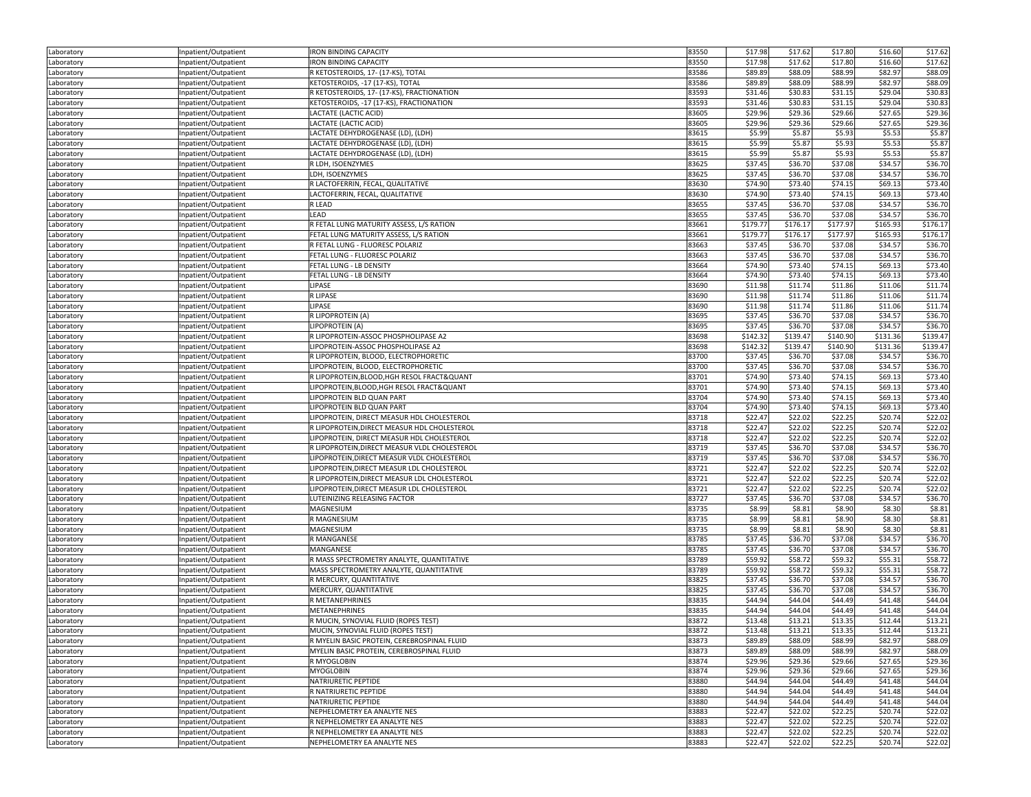| | | | | | | | | |
|---|---|---|---|---|---|---|---|---|
| Laboratory | Inpatient/Outpatient | IRON BINDING CAPACITY | 83550 | $17.98 | $17.62 | $17.80 | $16.60 | $17.62 |
| Laboratory | Inpatient/Outpatient | IRON BINDING CAPACITY | 83550 | $17.98 | $17.62 | $17.80 | $16.60 | $17.62 |
| Laboratory | Inpatient/Outpatient | R KETOSTEROIDS, 17- (17-KS), TOTAL | 83586 | $89.89 | $88.09 | $88.99 | $82.97 | $88.09 |
| Laboratory | Inpatient/Outpatient | KETOSTEROIDS, -17 (17-KS), TOTAL | 83586 | $89.89 | $88.09 | $88.99 | $82.97 | $88.09 |
| Laboratory | Inpatient/Outpatient | R KETOSTEROIDS, 17- (17-KS), FRACTIONATION | 83593 | $31.46 | $30.83 | $31.15 | $29.04 | $30.83 |
| Laboratory | Inpatient/Outpatient | KETOSTEROIDS, -17 (17-KS), FRACTIONATION | 83593 | $31.46 | $30.83 | $31.15 | $29.04 | $30.83 |
| Laboratory | Inpatient/Outpatient | LACTATE (LACTIC ACID) | 83605 | $29.96 | $29.36 | $29.66 | $27.65 | $29.36 |
| Laboratory | Inpatient/Outpatient | LACTATE (LACTIC ACID) | 83605 | $29.96 | $29.36 | $29.66 | $27.65 | $29.36 |
| Laboratory | Inpatient/Outpatient | LACTATE DEHYDROGENASE (LD), (LDH) | 83615 | $5.99 | $5.87 | $5.93 | $5.53 | $5.87 |
| Laboratory | Inpatient/Outpatient | LACTATE DEHYDROGENASE (LD), (LDH) | 83615 | $5.99 | $5.87 | $5.93 | $5.53 | $5.87 |
| Laboratory | Inpatient/Outpatient | LACTATE DEHYDROGENASE (LD), (LDH) | 83615 | $5.99 | $5.87 | $5.93 | $5.53 | $5.87 |
| Laboratory | Inpatient/Outpatient | R LDH, ISOENZYMES | 83625 | $37.45 | $36.70 | $37.08 | $34.57 | $36.70 |
| Laboratory | Inpatient/Outpatient | LDH, ISOENZYMES | 83625 | $37.45 | $36.70 | $37.08 | $34.57 | $36.70 |
| Laboratory | Inpatient/Outpatient | R LACTOFERRIN, FECAL, QUALITATIVE | 83630 | $74.90 | $73.40 | $74.15 | $69.13 | $73.40 |
| Laboratory | Inpatient/Outpatient | LACTOFERRIN, FECAL, QUALITATIVE | 83630 | $74.90 | $73.40 | $74.15 | $69.13 | $73.40 |
| Laboratory | Inpatient/Outpatient | R LEAD | 83655 | $37.45 | $36.70 | $37.08 | $34.57 | $36.70 |
| Laboratory | Inpatient/Outpatient | LEAD | 83655 | $37.45 | $36.70 | $37.08 | $34.57 | $36.70 |
| Laboratory | Inpatient/Outpatient | R FETAL LUNG MATURITY ASSESS, L/S RATION | 83661 | $179.77 | $176.17 | $177.97 | $165.93 | $176.17 |
| Laboratory | Inpatient/Outpatient | FETAL LUNG MATURITY ASSESS, L/S RATION | 83661 | $179.77 | $176.17 | $177.97 | $165.93 | $176.17 |
| Laboratory | Inpatient/Outpatient | R FETAL LUNG - FLUORESC POLARIZ | 83663 | $37.45 | $36.70 | $37.08 | $34.57 | $36.70 |
| Laboratory | Inpatient/Outpatient | FETAL LUNG - FLUORESC POLARIZ | 83663 | $37.45 | $36.70 | $37.08 | $34.57 | $36.70 |
| Laboratory | Inpatient/Outpatient | FETAL LUNG - LB DENSITY | 83664 | $74.90 | $73.40 | $74.15 | $69.13 | $73.40 |
| Laboratory | Inpatient/Outpatient | FETAL LUNG - LB DENSITY | 83664 | $74.90 | $73.40 | $74.15 | $69.13 | $73.40 |
| Laboratory | Inpatient/Outpatient | LIPASE | 83690 | $11.98 | $11.74 | $11.86 | $11.06 | $11.74 |
| Laboratory | Inpatient/Outpatient | R LIPASE | 83690 | $11.98 | $11.74 | $11.86 | $11.06 | $11.74 |
| Laboratory | Inpatient/Outpatient | LIPASE | 83690 | $11.98 | $11.74 | $11.86 | $11.06 | $11.74 |
| Laboratory | Inpatient/Outpatient | R LIPOPROTEIN (A) | 83695 | $37.45 | $36.70 | $37.08 | $34.57 | $36.70 |
| Laboratory | Inpatient/Outpatient | LIPOPROTEIN (A) | 83695 | $37.45 | $36.70 | $37.08 | $34.57 | $36.70 |
| Laboratory | Inpatient/Outpatient | R LIPOPROTEIN-ASSOC PHOSPHOLIPASE A2 | 83698 | $142.32 | $139.47 | $140.90 | $131.36 | $139.47 |
| Laboratory | Inpatient/Outpatient | LIPOPROTEIN-ASSOC PHOSPHOLIPASE A2 | 83698 | $142.32 | $139.47 | $140.90 | $131.36 | $139.47 |
| Laboratory | Inpatient/Outpatient | R LIPOPROTEIN, BLOOD, ELECTROPHORETIC | 83700 | $37.45 | $36.70 | $37.08 | $34.57 | $36.70 |
| Laboratory | Inpatient/Outpatient | LIPOPROTEIN, BLOOD, ELECTROPHORETIC | 83700 | $37.45 | $36.70 | $37.08 | $34.57 | $36.70 |
| Laboratory | Inpatient/Outpatient | R LIPOPROTEIN,BLOOD,HGH RESOL FRACT&QUANT | 83701 | $74.90 | $73.40 | $74.15 | $69.13 | $73.40 |
| Laboratory | Inpatient/Outpatient | LIPOPROTEIN,BLOOD,HGH RESOL FRACT&QUANT | 83701 | $74.90 | $73.40 | $74.15 | $69.13 | $73.40 |
| Laboratory | Inpatient/Outpatient | LIPOPROTEIN BLD QUAN PART | 83704 | $74.90 | $73.40 | $74.15 | $69.13 | $73.40 |
| Laboratory | Inpatient/Outpatient | LIPOPROTEIN BLD QUAN PART | 83704 | $74.90 | $73.40 | $74.15 | $69.13 | $73.40 |
| Laboratory | Inpatient/Outpatient | LIPOPROTEIN, DIRECT MEASUR HDL CHOLESTEROL | 83718 | $22.47 | $22.02 | $22.25 | $20.74 | $22.02 |
| Laboratory | Inpatient/Outpatient | R LIPOPROTEIN,DIRECT MEASUR HDL CHOLESTEROL | 83718 | $22.47 | $22.02 | $22.25 | $20.74 | $22.02 |
| Laboratory | Inpatient/Outpatient | LIPOPROTEIN, DIRECT MEASUR HDL CHOLESTEROL | 83718 | $22.47 | $22.02 | $22.25 | $20.74 | $22.02 |
| Laboratory | Inpatient/Outpatient | R LIPOPROTEIN,DIRECT MEASUR VLDL CHOLESTEROL | 83719 | $37.45 | $36.70 | $37.08 | $34.57 | $36.70 |
| Laboratory | Inpatient/Outpatient | LIPOPROTEIN,DIRECT MEASUR VLDL CHOLESTEROL | 83719 | $37.45 | $36.70 | $37.08 | $34.57 | $36.70 |
| Laboratory | Inpatient/Outpatient | LIPOPROTEIN,DIRECT MEASUR LDL CHOLESTEROL | 83721 | $22.47 | $22.02 | $22.25 | $20.74 | $22.02 |
| Laboratory | Inpatient/Outpatient | R LIPOPROTEIN,DIRECT MEASUR LDL CHOLESTEROL | 83721 | $22.47 | $22.02 | $22.25 | $20.74 | $22.02 |
| Laboratory | Inpatient/Outpatient | LIPOPROTEIN,DIRECT MEASUR LDL CHOLESTEROL | 83721 | $22.47 | $22.02 | $22.25 | $20.74 | $22.02 |
| Laboratory | Inpatient/Outpatient | LUTEINIZING RELEASING FACTOR | 83727 | $37.45 | $36.70 | $37.08 | $34.57 | $36.70 |
| Laboratory | Inpatient/Outpatient | MAGNESIUM | 83735 | $8.99 | $8.81 | $8.90 | $8.30 | $8.81 |
| Laboratory | Inpatient/Outpatient | R MAGNESIUM | 83735 | $8.99 | $8.81 | $8.90 | $8.30 | $8.81 |
| Laboratory | Inpatient/Outpatient | MAGNESIUM | 83735 | $8.99 | $8.81 | $8.90 | $8.30 | $8.81 |
| Laboratory | Inpatient/Outpatient | R MANGANESE | 83785 | $37.45 | $36.70 | $37.08 | $34.57 | $36.70 |
| Laboratory | Inpatient/Outpatient | MANGANESE | 83785 | $37.45 | $36.70 | $37.08 | $34.57 | $36.70 |
| Laboratory | Inpatient/Outpatient | R MASS SPECTROMETRY ANALYTE, QUANTITATIVE | 83789 | $59.92 | $58.72 | $59.32 | $55.31 | $58.72 |
| Laboratory | Inpatient/Outpatient | MASS SPECTROMETRY ANALYTE, QUANTITATIVE | 83789 | $59.92 | $58.72 | $59.32 | $55.31 | $58.72 |
| Laboratory | Inpatient/Outpatient | R MERCURY, QUANTITATIVE | 83825 | $37.45 | $36.70 | $37.08 | $34.57 | $36.70 |
| Laboratory | Inpatient/Outpatient | MERCURY, QUANTITATIVE | 83825 | $37.45 | $36.70 | $37.08 | $34.57 | $36.70 |
| Laboratory | Inpatient/Outpatient | R METANEPHRINES | 83835 | $44.94 | $44.04 | $44.49 | $41.48 | $44.04 |
| Laboratory | Inpatient/Outpatient | METANEPHRINES | 83835 | $44.94 | $44.04 | $44.49 | $41.48 | $44.04 |
| Laboratory | Inpatient/Outpatient | R MUCIN, SYNOVIAL FLUID (ROPES TEST) | 83872 | $13.48 | $13.21 | $13.35 | $12.44 | $13.21 |
| Laboratory | Inpatient/Outpatient | MUCIN, SYNOVIAL FLUID (ROPES TEST) | 83872 | $13.48 | $13.21 | $13.35 | $12.44 | $13.21 |
| Laboratory | Inpatient/Outpatient | R MYELIN BASIC PROTEIN, CEREBROSPINAL FLUID | 83873 | $89.89 | $88.09 | $88.99 | $82.97 | $88.09 |
| Laboratory | Inpatient/Outpatient | MYELIN BASIC PROTEIN, CEREBROSPINAL FLUID | 83873 | $89.89 | $88.09 | $88.99 | $82.97 | $88.09 |
| Laboratory | Inpatient/Outpatient | R MYOGLOBIN | 83874 | $29.96 | $29.36 | $29.66 | $27.65 | $29.36 |
| Laboratory | Inpatient/Outpatient | MYOGLOBIN | 83874 | $29.96 | $29.36 | $29.66 | $27.65 | $29.36 |
| Laboratory | Inpatient/Outpatient | NATRIURETIC PEPTIDE | 83880 | $44.94 | $44.04 | $44.49 | $41.48 | $44.04 |
| Laboratory | Inpatient/Outpatient | R NATRIURETIC PEPTIDE | 83880 | $44.94 | $44.04 | $44.49 | $41.48 | $44.04 |
| Laboratory | Inpatient/Outpatient | NATRIURETIC PEPTIDE | 83880 | $44.94 | $44.04 | $44.49 | $41.48 | $44.04 |
| Laboratory | Inpatient/Outpatient | NEPHELOMETRY EA ANALYTE NES | 83883 | $22.47 | $22.02 | $22.25 | $20.74 | $22.02 |
| Laboratory | Inpatient/Outpatient | R NEPHELOMETRY EA ANALYTE NES | 83883 | $22.47 | $22.02 | $22.25 | $20.74 | $22.02 |
| Laboratory | Inpatient/Outpatient | R NEPHELOMETRY EA ANALYTE NES | 83883 | $22.47 | $22.02 | $22.25 | $20.74 | $22.02 |
| Laboratory | Inpatient/Outpatient | NEPHELOMETRY EA ANALYTE NES | 83883 | $22.47 | $22.02 | $22.25 | $20.74 | $22.02 |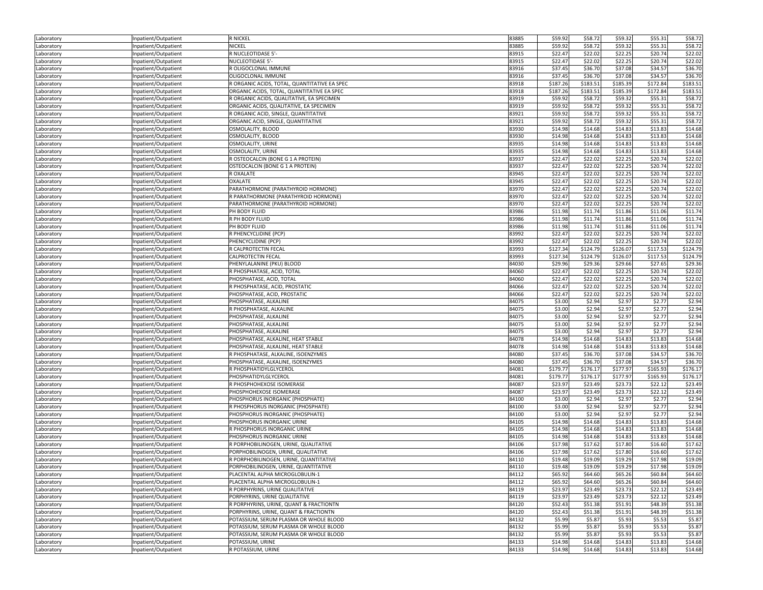| | | | | | | | | |
|---|---|---|---|---|---|---|---|---|
| Laboratory | Inpatient/Outpatient | R NICKEL | 83885 | $59.92 | $58.72 | $59.32 | $55.31 | $58.72 |
| Laboratory | Inpatient/Outpatient | NICKEL | 83885 | $59.92 | $58.72 | $59.32 | $55.31 | $58.72 |
| Laboratory | Inpatient/Outpatient | R NUCLEOTIDASE 5'- | 83915 | $22.47 | $22.02 | $22.25 | $20.74 | $22.02 |
| Laboratory | Inpatient/Outpatient | NUCLEOTIDASE 5'- | 83915 | $22.47 | $22.02 | $22.25 | $20.74 | $22.02 |
| Laboratory | Inpatient/Outpatient | R OLIGOCLONAL IMMUNE | 83916 | $37.45 | $36.70 | $37.08 | $34.57 | $36.70 |
| Laboratory | Inpatient/Outpatient | OLIGOCLONAL IMMUNE | 83916 | $37.45 | $36.70 | $37.08 | $34.57 | $36.70 |
| Laboratory | Inpatient/Outpatient | R ORGANIC ACIDS, TOTAL, QUANTITATIVE EA SPEC | 83918 | $187.26 | $183.51 | $185.39 | $172.84 | $183.51 |
| Laboratory | Inpatient/Outpatient | ORGANIC ACIDS, TOTAL, QUANTITATIVE EA SPEC | 83918 | $187.26 | $183.51 | $185.39 | $172.84 | $183.51 |
| Laboratory | Inpatient/Outpatient | R ORGANIC ACIDS, QUALITATIVE, EA SPECIMEN | 83919 | $59.92 | $58.72 | $59.32 | $55.31 | $58.72 |
| Laboratory | Inpatient/Outpatient | ORGANIC ACIDS, QUALITATIVE, EA SPECIMEN | 83919 | $59.92 | $58.72 | $59.32 | $55.31 | $58.72 |
| Laboratory | Inpatient/Outpatient | R ORGANIC ACID, SINGLE, QUANTITATIVE | 83921 | $59.92 | $58.72 | $59.32 | $55.31 | $58.72 |
| Laboratory | Inpatient/Outpatient | ORGANIC ACID, SINGLE, QUANTITATIVE | 83921 | $59.92 | $58.72 | $59.32 | $55.31 | $58.72 |
| Laboratory | Inpatient/Outpatient | OSMOLALITY, BLOOD | 83930 | $14.98 | $14.68 | $14.83 | $13.83 | $14.68 |
| Laboratory | Inpatient/Outpatient | OSMOLALITY, BLOOD | 83930 | $14.98 | $14.68 | $14.83 | $13.83 | $14.68 |
| Laboratory | Inpatient/Outpatient | OSMOLALITY, URINE | 83935 | $14.98 | $14.68 | $14.83 | $13.83 | $14.68 |
| Laboratory | Inpatient/Outpatient | OSMOLALITY, URINE | 83935 | $14.98 | $14.68 | $14.83 | $13.83 | $14.68 |
| Laboratory | Inpatient/Outpatient | R OSTEOCALCIN (BONE G 1 A PROTEIN) | 83937 | $22.47 | $22.02 | $22.25 | $20.74 | $22.02 |
| Laboratory | Inpatient/Outpatient | OSTEOCALCIN (BONE G 1 A PROTEIN) | 83937 | $22.47 | $22.02 | $22.25 | $20.74 | $22.02 |
| Laboratory | Inpatient/Outpatient | R OXALATE | 83945 | $22.47 | $22.02 | $22.25 | $20.74 | $22.02 |
| Laboratory | Inpatient/Outpatient | OXALATE | 83945 | $22.47 | $22.02 | $22.25 | $20.74 | $22.02 |
| Laboratory | Inpatient/Outpatient | PARATHORMONE (PARATHYROID HORMONE) | 83970 | $22.47 | $22.02 | $22.25 | $20.74 | $22.02 |
| Laboratory | Inpatient/Outpatient | R PARATHORMONE (PARATHYROID HORMONE) | 83970 | $22.47 | $22.02 | $22.25 | $20.74 | $22.02 |
| Laboratory | Inpatient/Outpatient | PARATHORMONE (PARATHYROID HORMONE) | 83970 | $22.47 | $22.02 | $22.25 | $20.74 | $22.02 |
| Laboratory | Inpatient/Outpatient | PH BODY FLUID | 83986 | $11.98 | $11.74 | $11.86 | $11.06 | $11.74 |
| Laboratory | Inpatient/Outpatient | R PH BODY FLUID | 83986 | $11.98 | $11.74 | $11.86 | $11.06 | $11.74 |
| Laboratory | Inpatient/Outpatient | PH BODY FLUID | 83986 | $11.98 | $11.74 | $11.86 | $11.06 | $11.74 |
| Laboratory | Inpatient/Outpatient | R PHENCYCLIDINE (PCP) | 83992 | $22.47 | $22.02 | $22.25 | $20.74 | $22.02 |
| Laboratory | Inpatient/Outpatient | PHENCYCLIDINE (PCP) | 83992 | $22.47 | $22.02 | $22.25 | $20.74 | $22.02 |
| Laboratory | Inpatient/Outpatient | R CALPROTECTIN FECAL | 83993 | $127.34 | $124.79 | $126.07 | $117.53 | $124.79 |
| Laboratory | Inpatient/Outpatient | CALPROTECTIN FECAL | 83993 | $127.34 | $124.79 | $126.07 | $117.53 | $124.79 |
| Laboratory | Inpatient/Outpatient | PHENYLALANINE (PKU) BLOOD | 84030 | $29.96 | $29.36 | $29.66 | $27.65 | $29.36 |
| Laboratory | Inpatient/Outpatient | R PHOSPHATASE, ACID, TOTAL | 84060 | $22.47 | $22.02 | $22.25 | $20.74 | $22.02 |
| Laboratory | Inpatient/Outpatient | PHOSPHATASE, ACID, TOTAL | 84060 | $22.47 | $22.02 | $22.25 | $20.74 | $22.02 |
| Laboratory | Inpatient/Outpatient | R PHOSPHATASE, ACID, PROSTATIC | 84066 | $22.47 | $22.02 | $22.25 | $20.74 | $22.02 |
| Laboratory | Inpatient/Outpatient | PHOSPHATASE, ACID, PROSTATIC | 84066 | $22.47 | $22.02 | $22.25 | $20.74 | $22.02 |
| Laboratory | Inpatient/Outpatient | PHOSPHATASE, ALKALINE | 84075 | $3.00 | $2.94 | $2.97 | $2.77 | $2.94 |
| Laboratory | Inpatient/Outpatient | R PHOSPHATASE, ALKALINE | 84075 | $3.00 | $2.94 | $2.97 | $2.77 | $2.94 |
| Laboratory | Inpatient/Outpatient | PHOSPHATASE, ALKALINE | 84075 | $3.00 | $2.94 | $2.97 | $2.77 | $2.94 |
| Laboratory | Inpatient/Outpatient | PHOSPHATASE, ALKALINE | 84075 | $3.00 | $2.94 | $2.97 | $2.77 | $2.94 |
| Laboratory | Inpatient/Outpatient | PHOSPHATASE, ALKALINE | 84075 | $3.00 | $2.94 | $2.97 | $2.77 | $2.94 |
| Laboratory | Inpatient/Outpatient | PHOSPHATASE, ALKALINE, HEAT STABLE | 84078 | $14.98 | $14.68 | $14.83 | $13.83 | $14.68 |
| Laboratory | Inpatient/Outpatient | PHOSPHATASE, ALKALINE, HEAT STABLE | 84078 | $14.98 | $14.68 | $14.83 | $13.83 | $14.68 |
| Laboratory | Inpatient/Outpatient | R PHOSPHATASE, ALKALINE, ISOENZYMES | 84080 | $37.45 | $36.70 | $37.08 | $34.57 | $36.70 |
| Laboratory | Inpatient/Outpatient | PHOSPHATASE, ALKALINE, ISOENZYMES | 84080 | $37.45 | $36.70 | $37.08 | $34.57 | $36.70 |
| Laboratory | Inpatient/Outpatient | R PHOSPHATIDYLGLYCEROL | 84081 | $179.77 | $176.17 | $177.97 | $165.93 | $176.17 |
| Laboratory | Inpatient/Outpatient | PHOSPHATIDYLGLYCEROL | 84081 | $179.77 | $176.17 | $177.97 | $165.93 | $176.17 |
| Laboratory | Inpatient/Outpatient | R PHOSPHOHEXOSE ISOMERASE | 84087 | $23.97 | $23.49 | $23.73 | $22.12 | $23.49 |
| Laboratory | Inpatient/Outpatient | PHOSPHOHEXOSE ISOMERASE | 84087 | $23.97 | $23.49 | $23.73 | $22.12 | $23.49 |
| Laboratory | Inpatient/Outpatient | PHOSPHORUS INORGANIC (PHOSPHATE) | 84100 | $3.00 | $2.94 | $2.97 | $2.77 | $2.94 |
| Laboratory | Inpatient/Outpatient | R PHOSPHORUS INORGANIC (PHOSPHATE) | 84100 | $3.00 | $2.94 | $2.97 | $2.77 | $2.94 |
| Laboratory | Inpatient/Outpatient | PHOSPHORUS INORGANIC (PHOSPHATE) | 84100 | $3.00 | $2.94 | $2.97 | $2.77 | $2.94 |
| Laboratory | Inpatient/Outpatient | PHOSPHORUS INORGANIC URINE | 84105 | $14.98 | $14.68 | $14.83 | $13.83 | $14.68 |
| Laboratory | Inpatient/Outpatient | R PHOSPHORUS INORGANIC URINE | 84105 | $14.98 | $14.68 | $14.83 | $13.83 | $14.68 |
| Laboratory | Inpatient/Outpatient | PHOSPHORUS INORGANIC URINE | 84105 | $14.98 | $14.68 | $14.83 | $13.83 | $14.68 |
| Laboratory | Inpatient/Outpatient | R PORPHOBILINOGEN, URINE, QUALITATIVE | 84106 | $17.98 | $17.62 | $17.80 | $16.60 | $17.62 |
| Laboratory | Inpatient/Outpatient | PORPHOBILINOGEN, URINE, QUALITATIVE | 84106 | $17.98 | $17.62 | $17.80 | $16.60 | $17.62 |
| Laboratory | Inpatient/Outpatient | R PORPHOBILINOGEN, URINE, QUANTITATIVE | 84110 | $19.48 | $19.09 | $19.29 | $17.98 | $19.09 |
| Laboratory | Inpatient/Outpatient | PORPHOBILINOGEN, URINE, QUANTITATIVE | 84110 | $19.48 | $19.09 | $19.29 | $17.98 | $19.09 |
| Laboratory | Inpatient/Outpatient | PLACENTAL ALPHA MICROGLOBULIN-1 | 84112 | $65.92 | $64.60 | $65.26 | $60.84 | $64.60 |
| Laboratory | Inpatient/Outpatient | PLACENTAL ALPHA MICROGLOBULIN-1 | 84112 | $65.92 | $64.60 | $65.26 | $60.84 | $64.60 |
| Laboratory | Inpatient/Outpatient | R PORPHYRINS, URINE QUALITATIVE | 84119 | $23.97 | $23.49 | $23.73 | $22.12 | $23.49 |
| Laboratory | Inpatient/Outpatient | PORPHYRINS, URINE QUALITATIVE | 84119 | $23.97 | $23.49 | $23.73 | $22.12 | $23.49 |
| Laboratory | Inpatient/Outpatient | R PORPHYRINS, URINE, QUANT & FRACTIONTN | 84120 | $52.43 | $51.38 | $51.91 | $48.39 | $51.38 |
| Laboratory | Inpatient/Outpatient | PORPHYRINS, URINE, QUANT & FRACTIONTN | 84120 | $52.43 | $51.38 | $51.91 | $48.39 | $51.38 |
| Laboratory | Inpatient/Outpatient | POTASSIUM, SERUM PLASMA OR WHOLE BLOOD | 84132 | $5.99 | $5.87 | $5.93 | $5.53 | $5.87 |
| Laboratory | Inpatient/Outpatient | POTASSIUM, SERUM PLASMA OR WHOLE BLOOD | 84132 | $5.99 | $5.87 | $5.93 | $5.53 | $5.87 |
| Laboratory | Inpatient/Outpatient | POTASSIUM, SERUM PLASMA OR WHOLE BLOOD | 84132 | $5.99 | $5.87 | $5.93 | $5.53 | $5.87 |
| Laboratory | Inpatient/Outpatient | POTASSIUM, URINE | 84133 | $14.98 | $14.68 | $14.83 | $13.83 | $14.68 |
| Laboratory | Inpatient/Outpatient | R POTASSIUM, URINE | 84133 | $14.98 | $14.68 | $14.83 | $13.83 | $14.68 |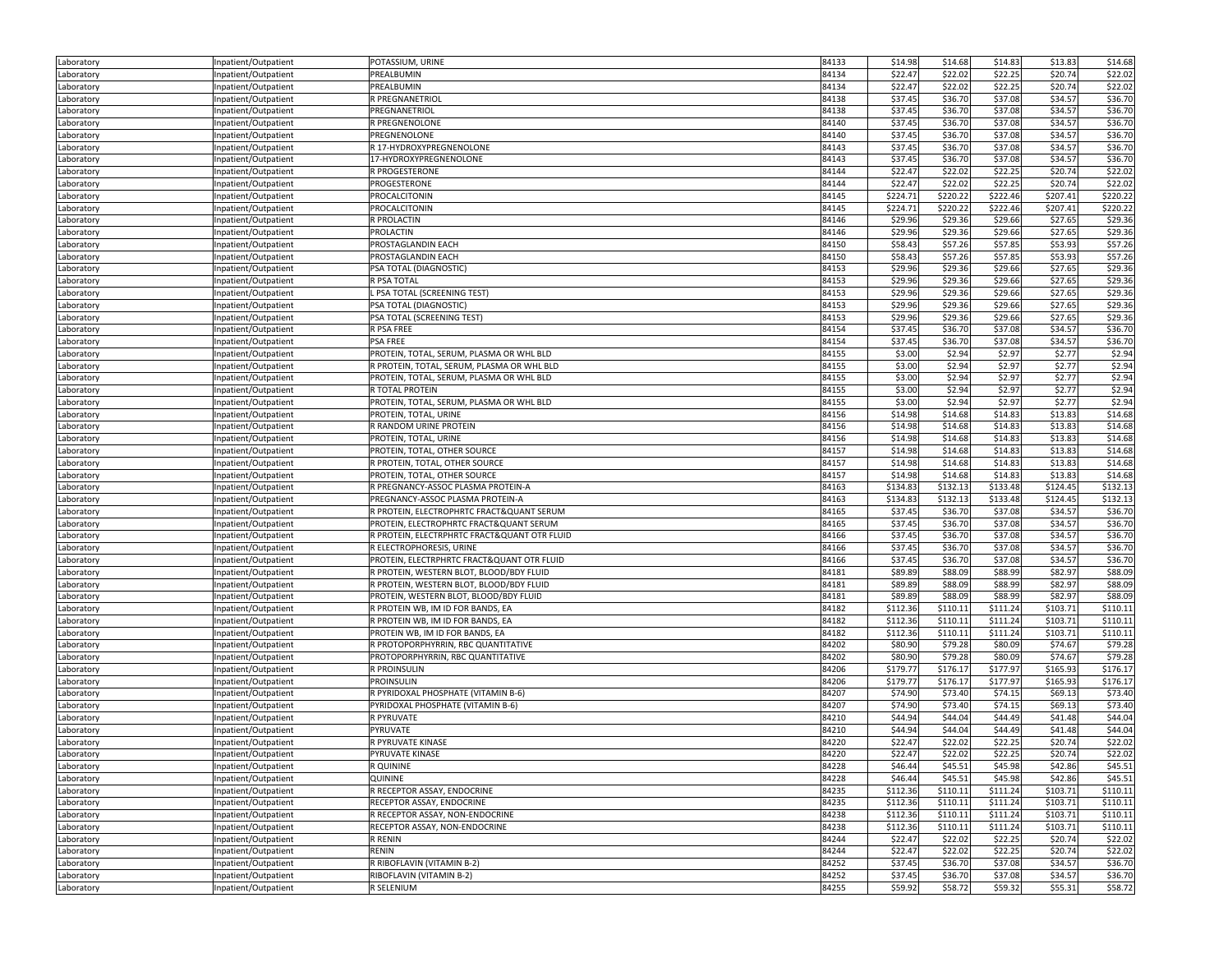| Laboratory | Inpatient/Outpatient | POTASSIUM, URINE | 84133 | $14.98 | $14.68 | $14.83 | $13.83 | $14.68 |
|---|---|---|---|---|---|---|---|---|
| Laboratory | Inpatient/Outpatient | PREALBUMIN | 84134 | $22.47 | $22.02 | $22.25 | $20.74 | $22.02 |
| Laboratory | Inpatient/Outpatient | PREALBUMIN | 84134 | $22.47 | $22.02 | $22.25 | $20.74 | $22.02 |
| Laboratory | Inpatient/Outpatient | R PREGNANETRIOL | 84138 | $37.45 | $36.70 | $37.08 | $34.57 | $36.70 |
| Laboratory | Inpatient/Outpatient | PREGNANETRIOL | 84138 | $37.45 | $36.70 | $37.08 | $34.57 | $36.70 |
| Laboratory | Inpatient/Outpatient | R PREGNENOLONE | 84140 | $37.45 | $36.70 | $37.08 | $34.57 | $36.70 |
| Laboratory | Inpatient/Outpatient | PREGNENOLONE | 84140 | $37.45 | $36.70 | $37.08 | $34.57 | $36.70 |
| Laboratory | Inpatient/Outpatient | R 17-HYDROXYPREGNENOLONE | 84143 | $37.45 | $36.70 | $37.08 | $34.57 | $36.70 |
| Laboratory | Inpatient/Outpatient | 17-HYDROXYPREGNENOLONE | 84143 | $37.45 | $36.70 | $37.08 | $34.57 | $36.70 |
| Laboratory | Inpatient/Outpatient | R PROGESTERONE | 84144 | $22.47 | $22.02 | $22.25 | $20.74 | $22.02 |
| Laboratory | Inpatient/Outpatient | PROGESTERONE | 84144 | $22.47 | $22.02 | $22.25 | $20.74 | $22.02 |
| Laboratory | Inpatient/Outpatient | PROCALCITONIN | 84145 | $224.71 | $220.22 | $222.46 | $207.41 | $220.22 |
| Laboratory | Inpatient/Outpatient | PROCALCITONIN | 84145 | $224.71 | $220.22 | $222.46 | $207.41 | $220.22 |
| Laboratory | Inpatient/Outpatient | R PROLACTIN | 84146 | $29.96 | $29.36 | $29.66 | $27.65 | $29.36 |
| Laboratory | Inpatient/Outpatient | PROLACTIN | 84146 | $29.96 | $29.36 | $29.66 | $27.65 | $29.36 |
| Laboratory | Inpatient/Outpatient | PROSTAGLANDIN EACH | 84150 | $58.43 | $57.26 | $57.85 | $53.93 | $57.26 |
| Laboratory | Inpatient/Outpatient | PROSTAGLANDIN EACH | 84150 | $58.43 | $57.26 | $57.85 | $53.93 | $57.26 |
| Laboratory | Inpatient/Outpatient | PSA TOTAL (DIAGNOSTIC) | 84153 | $29.96 | $29.36 | $29.66 | $27.65 | $29.36 |
| Laboratory | Inpatient/Outpatient | R PSA TOTAL | 84153 | $29.96 | $29.36 | $29.66 | $27.65 | $29.36 |
| Laboratory | Inpatient/Outpatient | L PSA TOTAL (SCREENING TEST) | 84153 | $29.96 | $29.36 | $29.66 | $27.65 | $29.36 |
| Laboratory | Inpatient/Outpatient | PSA TOTAL (DIAGNOSTIC) | 84153 | $29.96 | $29.36 | $29.66 | $27.65 | $29.36 |
| Laboratory | Inpatient/Outpatient | PSA TOTAL (SCREENING TEST) | 84153 | $29.96 | $29.36 | $29.66 | $27.65 | $29.36 |
| Laboratory | Inpatient/Outpatient | R PSA FREE | 84154 | $37.45 | $36.70 | $37.08 | $34.57 | $36.70 |
| Laboratory | Inpatient/Outpatient | PSA FREE | 84154 | $37.45 | $36.70 | $37.08 | $34.57 | $36.70 |
| Laboratory | Inpatient/Outpatient | PROTEIN, TOTAL, SERUM, PLASMA OR WHL BLD | 84155 | $3.00 | $2.94 | $2.97 | $2.77 | $2.94 |
| Laboratory | Inpatient/Outpatient | R PROTEIN, TOTAL, SERUM, PLASMA OR WHL BLD | 84155 | $3.00 | $2.94 | $2.97 | $2.77 | $2.94 |
| Laboratory | Inpatient/Outpatient | PROTEIN, TOTAL, SERUM, PLASMA OR WHL BLD | 84155 | $3.00 | $2.94 | $2.97 | $2.77 | $2.94 |
| Laboratory | Inpatient/Outpatient | R TOTAL PROTEIN | 84155 | $3.00 | $2.94 | $2.97 | $2.77 | $2.94 |
| Laboratory | Inpatient/Outpatient | PROTEIN, TOTAL, SERUM, PLASMA OR WHL BLD | 84155 | $3.00 | $2.94 | $2.97 | $2.77 | $2.94 |
| Laboratory | Inpatient/Outpatient | PROTEIN, TOTAL, URINE | 84156 | $14.98 | $14.68 | $14.83 | $13.83 | $14.68 |
| Laboratory | Inpatient/Outpatient | R RANDOM URINE PROTEIN | 84156 | $14.98 | $14.68 | $14.83 | $13.83 | $14.68 |
| Laboratory | Inpatient/Outpatient | PROTEIN, TOTAL, URINE | 84156 | $14.98 | $14.68 | $14.83 | $13.83 | $14.68 |
| Laboratory | Inpatient/Outpatient | PROTEIN, TOTAL, OTHER SOURCE | 84157 | $14.98 | $14.68 | $14.83 | $13.83 | $14.68 |
| Laboratory | Inpatient/Outpatient | R PROTEIN, TOTAL, OTHER SOURCE | 84157 | $14.98 | $14.68 | $14.83 | $13.83 | $14.68 |
| Laboratory | Inpatient/Outpatient | PROTEIN, TOTAL, OTHER SOURCE | 84157 | $14.98 | $14.68 | $14.83 | $13.83 | $14.68 |
| Laboratory | Inpatient/Outpatient | R PREGNANCY-ASSOC PLASMA PROTEIN-A | 84163 | $134.83 | $132.13 | $133.48 | $124.45 | $132.13 |
| Laboratory | Inpatient/Outpatient | PREGNANCY-ASSOC PLASMA PROTEIN-A | 84163 | $134.83 | $132.13 | $133.48 | $124.45 | $132.13 |
| Laboratory | Inpatient/Outpatient | R PROTEIN, ELECTROPHRTC FRACT&QUANT SERUM | 84165 | $37.45 | $36.70 | $37.08 | $34.57 | $36.70 |
| Laboratory | Inpatient/Outpatient | PROTEIN, ELECTROPHRTC FRACT&QUANT SERUM | 84165 | $37.45 | $36.70 | $37.08 | $34.57 | $36.70 |
| Laboratory | Inpatient/Outpatient | R PROTEIN, ELECTRPHRTC FRACT&QUANT OTR FLUID | 84166 | $37.45 | $36.70 | $37.08 | $34.57 | $36.70 |
| Laboratory | Inpatient/Outpatient | R ELECTROPHORESIS, URINE | 84166 | $37.45 | $36.70 | $37.08 | $34.57 | $36.70 |
| Laboratory | Inpatient/Outpatient | PROTEIN, ELECTRPHRTC FRACT&QUANT OTR FLUID | 84166 | $37.45 | $36.70 | $37.08 | $34.57 | $36.70 |
| Laboratory | Inpatient/Outpatient | R PROTEIN, WESTERN BLOT, BLOOD/BDY FLUID | 84181 | $89.89 | $88.09 | $88.99 | $82.97 | $88.09 |
| Laboratory | Inpatient/Outpatient | R PROTEIN, WESTERN BLOT, BLOOD/BDY FLUID | 84181 | $89.89 | $88.09 | $88.99 | $82.97 | $88.09 |
| Laboratory | Inpatient/Outpatient | PROTEIN, WESTERN BLOT, BLOOD/BDY FLUID | 84181 | $89.89 | $88.09 | $88.99 | $82.97 | $88.09 |
| Laboratory | Inpatient/Outpatient | R PROTEIN WB, IM ID FOR BANDS, EA | 84182 | $112.36 | $110.11 | $111.24 | $103.71 | $110.11 |
| Laboratory | Inpatient/Outpatient | R PROTEIN WB, IM ID FOR BANDS, EA | 84182 | $112.36 | $110.11 | $111.24 | $103.71 | $110.11 |
| Laboratory | Inpatient/Outpatient | PROTEIN WB, IM ID FOR BANDS, EA | 84182 | $112.36 | $110.11 | $111.24 | $103.71 | $110.11 |
| Laboratory | Inpatient/Outpatient | R PROTOPORPHYRRIN, RBC QUANTITATIVE | 84202 | $80.90 | $79.28 | $80.09 | $74.67 | $79.28 |
| Laboratory | Inpatient/Outpatient | PROTOPORPHYRRIN, RBC QUANTITATIVE | 84202 | $80.90 | $79.28 | $80.09 | $74.67 | $79.28 |
| Laboratory | Inpatient/Outpatient | R PROINSULIN | 84206 | $179.77 | $176.17 | $177.97 | $165.93 | $176.17 |
| Laboratory | Inpatient/Outpatient | PROINSULIN | 84206 | $179.77 | $176.17 | $177.97 | $165.93 | $176.17 |
| Laboratory | Inpatient/Outpatient | R PYRIDOXAL PHOSPHATE (VITAMIN B-6) | 84207 | $74.90 | $73.40 | $74.15 | $69.13 | $73.40 |
| Laboratory | Inpatient/Outpatient | PYRIDOXAL PHOSPHATE (VITAMIN B-6) | 84207 | $74.90 | $73.40 | $74.15 | $69.13 | $73.40 |
| Laboratory | Inpatient/Outpatient | R PYRUVATE | 84210 | $44.94 | $44.04 | $44.49 | $41.48 | $44.04 |
| Laboratory | Inpatient/Outpatient | PYRUVATE | 84210 | $44.94 | $44.04 | $44.49 | $41.48 | $44.04 |
| Laboratory | Inpatient/Outpatient | R PYRUVATE KINASE | 84220 | $22.47 | $22.02 | $22.25 | $20.74 | $22.02 |
| Laboratory | Inpatient/Outpatient | PYRUVATE KINASE | 84220 | $22.47 | $22.02 | $22.25 | $20.74 | $22.02 |
| Laboratory | Inpatient/Outpatient | R QUININE | 84228 | $46.44 | $45.51 | $45.98 | $42.86 | $45.51 |
| Laboratory | Inpatient/Outpatient | QUININE | 84228 | $46.44 | $45.51 | $45.98 | $42.86 | $45.51 |
| Laboratory | Inpatient/Outpatient | R RECEPTOR ASSAY, ENDOCRINE | 84235 | $112.36 | $110.11 | $111.24 | $103.71 | $110.11 |
| Laboratory | Inpatient/Outpatient | RECEPTOR ASSAY, ENDOCRINE | 84235 | $112.36 | $110.11 | $111.24 | $103.71 | $110.11 |
| Laboratory | Inpatient/Outpatient | R RECEPTOR ASSAY, NON-ENDOCRINE | 84238 | $112.36 | $110.11 | $111.24 | $103.71 | $110.11 |
| Laboratory | Inpatient/Outpatient | RECEPTOR ASSAY, NON-ENDOCRINE | 84238 | $112.36 | $110.11 | $111.24 | $103.71 | $110.11 |
| Laboratory | Inpatient/Outpatient | R RENIN | 84244 | $22.47 | $22.02 | $22.25 | $20.74 | $22.02 |
| Laboratory | Inpatient/Outpatient | RENIN | 84244 | $22.47 | $22.02 | $22.25 | $20.74 | $22.02 |
| Laboratory | Inpatient/Outpatient | R RIBOFLAVIN (VITAMIN B-2) | 84252 | $37.45 | $36.70 | $37.08 | $34.57 | $36.70 |
| Laboratory | Inpatient/Outpatient | RIBOFLAVIN (VITAMIN B-2) | 84252 | $37.45 | $36.70 | $37.08 | $34.57 | $36.70 |
| Laboratory | Inpatient/Outpatient | R SELENIUM | 84255 | $59.92 | $58.72 | $59.32 | $55.31 | $58.72 |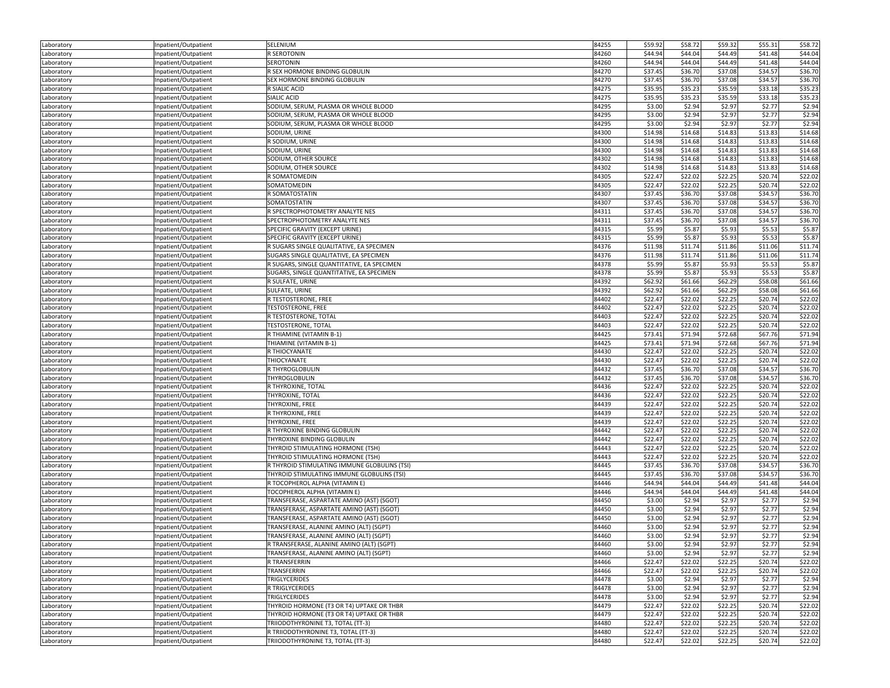| | | | | | | | | |
|---|---|---|---|---|---|---|---|---|
| Laboratory | Inpatient/Outpatient | SELENIUM | 84255 | $59.92 | $58.72 | $59.32 | $55.31 | $58.72 |
| Laboratory | Inpatient/Outpatient | R SEROTONIN | 84260 | $44.94 | $44.04 | $44.49 | $41.48 | $44.04 |
| Laboratory | Inpatient/Outpatient | SEROTONIN | 84260 | $44.94 | $44.04 | $44.49 | $41.48 | $44.04 |
| Laboratory | Inpatient/Outpatient | R SEX HORMONE BINDING GLOBULIN | 84270 | $37.45 | $36.70 | $37.08 | $34.57 | $36.70 |
| Laboratory | Inpatient/Outpatient | SEX HORMONE BINDING GLOBULIN | 84270 | $37.45 | $36.70 | $37.08 | $34.57 | $36.70 |
| Laboratory | Inpatient/Outpatient | R SIALIC ACID | 84275 | $35.95 | $35.23 | $35.59 | $33.18 | $35.23 |
| Laboratory | Inpatient/Outpatient | SIALIC ACID | 84275 | $35.95 | $35.23 | $35.59 | $33.18 | $35.23 |
| Laboratory | Inpatient/Outpatient | SODIUM, SERUM, PLASMA OR WHOLE BLOOD | 84295 | $3.00 | $2.94 | $2.97 | $2.77 | $2.94 |
| Laboratory | Inpatient/Outpatient | SODIUM, SERUM, PLASMA OR WHOLE BLOOD | 84295 | $3.00 | $2.94 | $2.97 | $2.77 | $2.94 |
| Laboratory | Inpatient/Outpatient | SODIUM, SERUM, PLASMA OR WHOLE BLOOD | 84295 | $3.00 | $2.94 | $2.97 | $2.77 | $2.94 |
| Laboratory | Inpatient/Outpatient | SODIUM, URINE | 84300 | $14.98 | $14.68 | $14.83 | $13.83 | $14.68 |
| Laboratory | Inpatient/Outpatient | R SODIUM, URINE | 84300 | $14.98 | $14.68 | $14.83 | $13.83 | $14.68 |
| Laboratory | Inpatient/Outpatient | SODIUM, URINE | 84300 | $14.98 | $14.68 | $14.83 | $13.83 | $14.68 |
| Laboratory | Inpatient/Outpatient | SODIUM, OTHER SOURCE | 84302 | $14.98 | $14.68 | $14.83 | $13.83 | $14.68 |
| Laboratory | Inpatient/Outpatient | SODIUM, OTHER SOURCE | 84302 | $14.98 | $14.68 | $14.83 | $13.83 | $14.68 |
| Laboratory | Inpatient/Outpatient | R SOMATOMEDIN | 84305 | $22.47 | $22.02 | $22.25 | $20.74 | $22.02 |
| Laboratory | Inpatient/Outpatient | SOMATOMEDIN | 84305 | $22.47 | $22.02 | $22.25 | $20.74 | $22.02 |
| Laboratory | Inpatient/Outpatient | R SOMATOSTATIN | 84307 | $37.45 | $36.70 | $37.08 | $34.57 | $36.70 |
| Laboratory | Inpatient/Outpatient | SOMATOSTATIN | 84307 | $37.45 | $36.70 | $37.08 | $34.57 | $36.70 |
| Laboratory | Inpatient/Outpatient | R SPECTROPHOTOMETRY ANALYTE NES | 84311 | $37.45 | $36.70 | $37.08 | $34.57 | $36.70 |
| Laboratory | Inpatient/Outpatient | SPECTROPHOTOMETRY ANALYTE NES | 84311 | $37.45 | $36.70 | $37.08 | $34.57 | $36.70 |
| Laboratory | Inpatient/Outpatient | SPECIFIC GRAVITY (EXCEPT URINE) | 84315 | $5.99 | $5.87 | $5.93 | $5.53 | $5.87 |
| Laboratory | Inpatient/Outpatient | SPECIFIC GRAVITY (EXCEPT URINE) | 84315 | $5.99 | $5.87 | $5.93 | $5.53 | $5.87 |
| Laboratory | Inpatient/Outpatient | R SUGARS SINGLE QUALITATIVE, EA SPECIMEN | 84376 | $11.98 | $11.74 | $11.86 | $11.06 | $11.74 |
| Laboratory | Inpatient/Outpatient | SUGARS SINGLE QUALITATIVE, EA SPECIMEN | 84376 | $11.98 | $11.74 | $11.86 | $11.06 | $11.74 |
| Laboratory | Inpatient/Outpatient | R SUGARS, SINGLE QUANTITATIVE, EA SPECIMEN | 84378 | $5.99 | $5.87 | $5.93 | $5.53 | $5.87 |
| Laboratory | Inpatient/Outpatient | SUGARS, SINGLE QUANTITATIVE, EA SPECIMEN | 84378 | $5.99 | $5.87 | $5.93 | $5.53 | $5.87 |
| Laboratory | Inpatient/Outpatient | R SULFATE, URINE | 84392 | $62.92 | $61.66 | $62.29 | $58.08 | $61.66 |
| Laboratory | Inpatient/Outpatient | SULFATE, URINE | 84392 | $62.92 | $61.66 | $62.29 | $58.08 | $61.66 |
| Laboratory | Inpatient/Outpatient | R TESTOSTERONE, FREE | 84402 | $22.47 | $22.02 | $22.25 | $20.74 | $22.02 |
| Laboratory | Inpatient/Outpatient | TESTOSTERONE, FREE | 84402 | $22.47 | $22.02 | $22.25 | $20.74 | $22.02 |
| Laboratory | Inpatient/Outpatient | R TESTOSTERONE, TOTAL | 84403 | $22.47 | $22.02 | $22.25 | $20.74 | $22.02 |
| Laboratory | Inpatient/Outpatient | TESTOSTERONE, TOTAL | 84403 | $22.47 | $22.02 | $22.25 | $20.74 | $22.02 |
| Laboratory | Inpatient/Outpatient | R THIAMINE (VITAMIN B-1) | 84425 | $73.41 | $71.94 | $72.68 | $67.76 | $71.94 |
| Laboratory | Inpatient/Outpatient | THIAMINE (VITAMIN B-1) | 84425 | $73.41 | $71.94 | $72.68 | $67.76 | $71.94 |
| Laboratory | Inpatient/Outpatient | R THIOCYANATE | 84430 | $22.47 | $22.02 | $22.25 | $20.74 | $22.02 |
| Laboratory | Inpatient/Outpatient | THIOCYANATE | 84430 | $22.47 | $22.02 | $22.25 | $20.74 | $22.02 |
| Laboratory | Inpatient/Outpatient | R THYROGLOBULIN | 84432 | $37.45 | $36.70 | $37.08 | $34.57 | $36.70 |
| Laboratory | Inpatient/Outpatient | THYROGLOBULIN | 84432 | $37.45 | $36.70 | $37.08 | $34.57 | $36.70 |
| Laboratory | Inpatient/Outpatient | R THYROXINE, TOTAL | 84436 | $22.47 | $22.02 | $22.25 | $20.74 | $22.02 |
| Laboratory | Inpatient/Outpatient | THYROXINE, TOTAL | 84436 | $22.47 | $22.02 | $22.25 | $20.74 | $22.02 |
| Laboratory | Inpatient/Outpatient | THYROXINE, FREE | 84439 | $22.47 | $22.02 | $22.25 | $20.74 | $22.02 |
| Laboratory | Inpatient/Outpatient | R THYROXINE, FREE | 84439 | $22.47 | $22.02 | $22.25 | $20.74 | $22.02 |
| Laboratory | Inpatient/Outpatient | THYROXINE, FREE | 84439 | $22.47 | $22.02 | $22.25 | $20.74 | $22.02 |
| Laboratory | Inpatient/Outpatient | R THYROXINE BINDING GLOBULIN | 84442 | $22.47 | $22.02 | $22.25 | $20.74 | $22.02 |
| Laboratory | Inpatient/Outpatient | THYROXINE BINDING GLOBULIN | 84442 | $22.47 | $22.02 | $22.25 | $20.74 | $22.02 |
| Laboratory | Inpatient/Outpatient | THYROID STIMULATING HORMONE (TSH) | 84443 | $22.47 | $22.02 | $22.25 | $20.74 | $22.02 |
| Laboratory | Inpatient/Outpatient | THYROID STIMULATING HORMONE (TSH) | 84443 | $22.47 | $22.02 | $22.25 | $20.74 | $22.02 |
| Laboratory | Inpatient/Outpatient | R THYROID STIMULATING IMMUNE GLOBULINS (TSI) | 84445 | $37.45 | $36.70 | $37.08 | $34.57 | $36.70 |
| Laboratory | Inpatient/Outpatient | THYROID STIMULATING IMMUNE GLOBULINS (TSI) | 84445 | $37.45 | $36.70 | $37.08 | $34.57 | $36.70 |
| Laboratory | Inpatient/Outpatient | R TOCOPHEROL ALPHA (VITAMIN E) | 84446 | $44.94 | $44.04 | $44.49 | $41.48 | $44.04 |
| Laboratory | Inpatient/Outpatient | TOCOPHEROL ALPHA (VITAMIN E) | 84446 | $44.94 | $44.04 | $44.49 | $41.48 | $44.04 |
| Laboratory | Inpatient/Outpatient | TRANSFERASE, ASPARTATE AMINO (AST) (SGOT) | 84450 | $3.00 | $2.94 | $2.97 | $2.77 | $2.94 |
| Laboratory | Inpatient/Outpatient | TRANSFERASE, ASPARTATE AMINO (AST) (SGOT) | 84450 | $3.00 | $2.94 | $2.97 | $2.77 | $2.94 |
| Laboratory | Inpatient/Outpatient | TRANSFERASE, ASPARTATE AMINO (AST) (SGOT) | 84450 | $3.00 | $2.94 | $2.97 | $2.77 | $2.94 |
| Laboratory | Inpatient/Outpatient | TRANSFERASE, ALANINE AMINO (ALT) (SGPT) | 84460 | $3.00 | $2.94 | $2.97 | $2.77 | $2.94 |
| Laboratory | Inpatient/Outpatient | TRANSFERASE, ALANINE AMINO (ALT) (SGPT) | 84460 | $3.00 | $2.94 | $2.97 | $2.77 | $2.94 |
| Laboratory | Inpatient/Outpatient | R TRANSFERASE, ALANINE AMINO (ALT) (SGPT) | 84460 | $3.00 | $2.94 | $2.97 | $2.77 | $2.94 |
| Laboratory | Inpatient/Outpatient | TRANSFERASE, ALANINE AMINO (ALT) (SGPT) | 84460 | $3.00 | $2.94 | $2.97 | $2.77 | $2.94 |
| Laboratory | Inpatient/Outpatient | R TRANSFERRIN | 84466 | $22.47 | $22.02 | $22.25 | $20.74 | $22.02 |
| Laboratory | Inpatient/Outpatient | TRANSFERRIN | 84466 | $22.47 | $22.02 | $22.25 | $20.74 | $22.02 |
| Laboratory | Inpatient/Outpatient | TRIGLYCERIDES | 84478 | $3.00 | $2.94 | $2.97 | $2.77 | $2.94 |
| Laboratory | Inpatient/Outpatient | R TRIGLYCERIDES | 84478 | $3.00 | $2.94 | $2.97 | $2.77 | $2.94 |
| Laboratory | Inpatient/Outpatient | TRIGLYCERIDES | 84478 | $3.00 | $2.94 | $2.97 | $2.77 | $2.94 |
| Laboratory | Inpatient/Outpatient | THYROID HORMONE (T3 OR T4) UPTAKE OR THBR | 84479 | $22.47 | $22.02 | $22.25 | $20.74 | $22.02 |
| Laboratory | Inpatient/Outpatient | THYROID HORMONE (T3 OR T4) UPTAKE OR THBR | 84479 | $22.47 | $22.02 | $22.25 | $20.74 | $22.02 |
| Laboratory | Inpatient/Outpatient | TRIIODOTHYRONINE T3, TOTAL (TT-3) | 84480 | $22.47 | $22.02 | $22.25 | $20.74 | $22.02 |
| Laboratory | Inpatient/Outpatient | R TRIIODOTHYRONINE T3, TOTAL (TT-3) | 84480 | $22.47 | $22.02 | $22.25 | $20.74 | $22.02 |
| Laboratory | Inpatient/Outpatient | TRIIODOTHYRONINE T3, TOTAL (TT-3) | 84480 | $22.47 | $22.02 | $22.25 | $20.74 | $22.02 |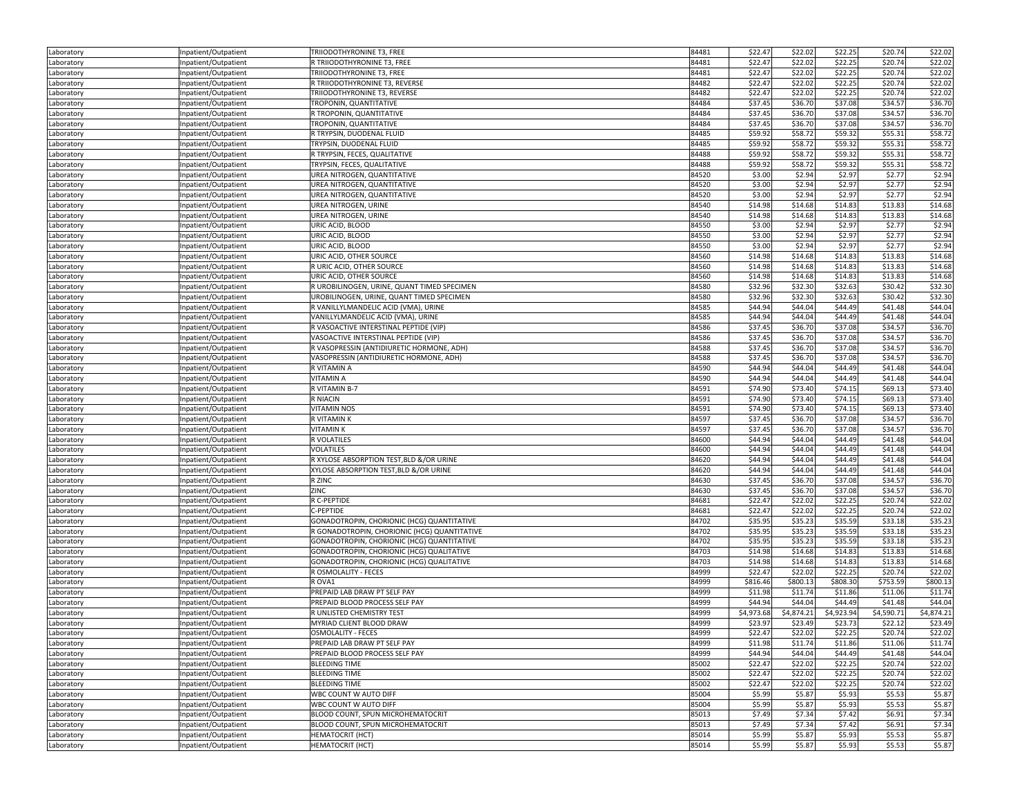| | | | | | | | | |
|---|---|---|---|---|---|---|---|---|
| Laboratory | Inpatient/Outpatient | TRIIODOTHYRONINE T3, FREE | 84481 | $22.47 | $22.02 | $22.25 | $20.74 | $22.02 |
| Laboratory | Inpatient/Outpatient | R TRIIODOTHYRONINE T3, FREE | 84481 | $22.47 | $22.02 | $22.25 | $20.74 | $22.02 |
| Laboratory | Inpatient/Outpatient | TRIIODOTHYRONINE T3, FREE | 84481 | $22.47 | $22.02 | $22.25 | $20.74 | $22.02 |
| Laboratory | Inpatient/Outpatient | R TRIIODOTHYRONINE T3, REVERSE | 84482 | $22.47 | $22.02 | $22.25 | $20.74 | $22.02 |
| Laboratory | Inpatient/Outpatient | TRIIODOTHYRONINE T3, REVERSE | 84482 | $22.47 | $22.02 | $22.25 | $20.74 | $22.02 |
| Laboratory | Inpatient/Outpatient | TROPONIN, QUANTITATIVE | 84484 | $37.45 | $36.70 | $37.08 | $34.57 | $36.70 |
| Laboratory | Inpatient/Outpatient | R TROPONIN, QUANTITATIVE | 84484 | $37.45 | $36.70 | $37.08 | $34.57 | $36.70 |
| Laboratory | Inpatient/Outpatient | TROPONIN, QUANTITATIVE | 84484 | $37.45 | $36.70 | $37.08 | $34.57 | $36.70 |
| Laboratory | Inpatient/Outpatient | R TRYPSIN, DUODENAL FLUID | 84485 | $59.92 | $58.72 | $59.32 | $55.31 | $58.72 |
| Laboratory | Inpatient/Outpatient | TRYPSIN, DUODENAL FLUID | 84485 | $59.92 | $58.72 | $59.32 | $55.31 | $58.72 |
| Laboratory | Inpatient/Outpatient | R TRYPSIN, FECES, QUALITATIVE | 84488 | $59.92 | $58.72 | $59.32 | $55.31 | $58.72 |
| Laboratory | Inpatient/Outpatient | TRYPSIN, FECES, QUALITATIVE | 84488 | $59.92 | $58.72 | $59.32 | $55.31 | $58.72 |
| Laboratory | Inpatient/Outpatient | UREA NITROGEN, QUANTITATIVE | 84520 | $3.00 | $2.94 | $2.97 | $2.77 | $2.94 |
| Laboratory | Inpatient/Outpatient | UREA NITROGEN, QUANTITATIVE | 84520 | $3.00 | $2.94 | $2.97 | $2.77 | $2.94 |
| Laboratory | Inpatient/Outpatient | UREA NITROGEN, QUANTITATIVE | 84520 | $3.00 | $2.94 | $2.97 | $2.77 | $2.94 |
| Laboratory | Inpatient/Outpatient | UREA NITROGEN, URINE | 84540 | $14.98 | $14.68 | $14.83 | $13.83 | $14.68 |
| Laboratory | Inpatient/Outpatient | UREA NITROGEN, URINE | 84540 | $14.98 | $14.68 | $14.83 | $13.83 | $14.68 |
| Laboratory | Inpatient/Outpatient | URIC ACID, BLOOD | 84550 | $3.00 | $2.94 | $2.97 | $2.77 | $2.94 |
| Laboratory | Inpatient/Outpatient | URIC ACID, BLOOD | 84550 | $3.00 | $2.94 | $2.97 | $2.77 | $2.94 |
| Laboratory | Inpatient/Outpatient | URIC ACID, BLOOD | 84550 | $3.00 | $2.94 | $2.97 | $2.77 | $2.94 |
| Laboratory | Inpatient/Outpatient | URIC ACID, OTHER SOURCE | 84560 | $14.98 | $14.68 | $14.83 | $13.83 | $14.68 |
| Laboratory | Inpatient/Outpatient | R URIC ACID, OTHER SOURCE | 84560 | $14.98 | $14.68 | $14.83 | $13.83 | $14.68 |
| Laboratory | Inpatient/Outpatient | URIC ACID, OTHER SOURCE | 84560 | $14.98 | $14.68 | $14.83 | $13.83 | $14.68 |
| Laboratory | Inpatient/Outpatient | R UROBILINOGEN, URINE, QUANT TIMED SPECIMEN | 84580 | $32.96 | $32.30 | $32.63 | $30.42 | $32.30 |
| Laboratory | Inpatient/Outpatient | UROBILINOGEN, URINE, QUANT TIMED SPECIMEN | 84580 | $32.96 | $32.30 | $32.63 | $30.42 | $32.30 |
| Laboratory | Inpatient/Outpatient | R VANILLYLMANDELIC ACID (VMA), URINE | 84585 | $44.94 | $44.04 | $44.49 | $41.48 | $44.04 |
| Laboratory | Inpatient/Outpatient | VANILLYLMANDELIC ACID (VMA), URINE | 84585 | $44.94 | $44.04 | $44.49 | $41.48 | $44.04 |
| Laboratory | Inpatient/Outpatient | R VASOACTIVE INTERSTINAL PEPTIDE (VIP) | 84586 | $37.45 | $36.70 | $37.08 | $34.57 | $36.70 |
| Laboratory | Inpatient/Outpatient | VASOACTIVE INTERSTINAL PEPTIDE (VIP) | 84586 | $37.45 | $36.70 | $37.08 | $34.57 | $36.70 |
| Laboratory | Inpatient/Outpatient | R VASOPRESSIN (ANTIDIURETIC HORMONE, ADH) | 84588 | $37.45 | $36.70 | $37.08 | $34.57 | $36.70 |
| Laboratory | Inpatient/Outpatient | VASOPRESSIN (ANTIDIURETIC HORMONE, ADH) | 84588 | $37.45 | $36.70 | $37.08 | $34.57 | $36.70 |
| Laboratory | Inpatient/Outpatient | R VITAMIN A | 84590 | $44.94 | $44.04 | $44.49 | $41.48 | $44.04 |
| Laboratory | Inpatient/Outpatient | VITAMIN A | 84590 | $44.94 | $44.04 | $44.49 | $41.48 | $44.04 |
| Laboratory | Inpatient/Outpatient | R VITAMIN B-7 | 84591 | $74.90 | $73.40 | $74.15 | $69.13 | $73.40 |
| Laboratory | Inpatient/Outpatient | R NIACIN | 84591 | $74.90 | $73.40 | $74.15 | $69.13 | $73.40 |
| Laboratory | Inpatient/Outpatient | VITAMIN NOS | 84591 | $74.90 | $73.40 | $74.15 | $69.13 | $73.40 |
| Laboratory | Inpatient/Outpatient | R VITAMIN K | 84597 | $37.45 | $36.70 | $37.08 | $34.57 | $36.70 |
| Laboratory | Inpatient/Outpatient | VITAMIN K | 84597 | $37.45 | $36.70 | $37.08 | $34.57 | $36.70 |
| Laboratory | Inpatient/Outpatient | R VOLATILES | 84600 | $44.94 | $44.04 | $44.49 | $41.48 | $44.04 |
| Laboratory | Inpatient/Outpatient | VOLATILES | 84600 | $44.94 | $44.04 | $44.49 | $41.48 | $44.04 |
| Laboratory | Inpatient/Outpatient | R XYLOSE ABSORPTION TEST,BLD &/OR URINE | 84620 | $44.94 | $44.04 | $44.49 | $41.48 | $44.04 |
| Laboratory | Inpatient/Outpatient | XYLOSE ABSORPTION TEST,BLD &/OR URINE | 84620 | $44.94 | $44.04 | $44.49 | $41.48 | $44.04 |
| Laboratory | Inpatient/Outpatient | R ZINC | 84630 | $37.45 | $36.70 | $37.08 | $34.57 | $36.70 |
| Laboratory | Inpatient/Outpatient | ZINC | 84630 | $37.45 | $36.70 | $37.08 | $34.57 | $36.70 |
| Laboratory | Inpatient/Outpatient | R C-PEPTIDE | 84681 | $22.47 | $22.02 | $22.25 | $20.74 | $22.02 |
| Laboratory | Inpatient/Outpatient | C-PEPTIDE | 84681 | $22.47 | $22.02 | $22.25 | $20.74 | $22.02 |
| Laboratory | Inpatient/Outpatient | GONADOTROPIN, CHORIONIC (HCG) QUANTITATIVE | 84702 | $35.95 | $35.23 | $35.59 | $33.18 | $35.23 |
| Laboratory | Inpatient/Outpatient | R GONADOTROPIN, CHORIONIC (HCG) QUANTITATIVE | 84702 | $35.95 | $35.23 | $35.59 | $33.18 | $35.23 |
| Laboratory | Inpatient/Outpatient | GONADOTROPIN, CHORIONIC (HCG) QUANTITATIVE | 84702 | $35.95 | $35.23 | $35.59 | $33.18 | $35.23 |
| Laboratory | Inpatient/Outpatient | GONADOTROPIN, CHORIONIC (HCG) QUALITATIVE | 84703 | $14.98 | $14.68 | $14.83 | $13.83 | $14.68 |
| Laboratory | Inpatient/Outpatient | GONADOTROPIN, CHORIONIC (HCG) QUALITATIVE | 84703 | $14.98 | $14.68 | $14.83 | $13.83 | $14.68 |
| Laboratory | Inpatient/Outpatient | R OSMOLALITY - FECES | 84999 | $22.47 | $22.02 | $22.25 | $20.74 | $22.02 |
| Laboratory | Inpatient/Outpatient | R OVA1 | 84999 | $816.46 | $800.13 | $808.30 | $753.59 | $800.13 |
| Laboratory | Inpatient/Outpatient | PREPAID LAB DRAW PT SELF PAY | 84999 | $11.98 | $11.74 | $11.86 | $11.06 | $11.74 |
| Laboratory | Inpatient/Outpatient | PREPAID BLOOD PROCESS SELF PAY | 84999 | $44.94 | $44.04 | $44.49 | $41.48 | $44.04 |
| Laboratory | Inpatient/Outpatient | R UNLISTED CHEMISTRY TEST | 84999 | $4,973.68 | $4,874.21 | $4,923.94 | $4,590.71 | $4,874.21 |
| Laboratory | Inpatient/Outpatient | MYRIAD CLIENT BLOOD DRAW | 84999 | $23.97 | $23.49 | $23.73 | $22.12 | $23.49 |
| Laboratory | Inpatient/Outpatient | OSMOLALITY - FECES | 84999 | $22.47 | $22.02 | $22.25 | $20.74 | $22.02 |
| Laboratory | Inpatient/Outpatient | PREPAID LAB DRAW PT SELF PAY | 84999 | $11.98 | $11.74 | $11.86 | $11.06 | $11.74 |
| Laboratory | Inpatient/Outpatient | PREPAID BLOOD PROCESS SELF PAY | 84999 | $44.94 | $44.04 | $44.49 | $41.48 | $44.04 |
| Laboratory | Inpatient/Outpatient | BLEEDING TIME | 85002 | $22.47 | $22.02 | $22.25 | $20.74 | $22.02 |
| Laboratory | Inpatient/Outpatient | BLEEDING TIME | 85002 | $22.47 | $22.02 | $22.25 | $20.74 | $22.02 |
| Laboratory | Inpatient/Outpatient | BLEEDING TIME | 85002 | $22.47 | $22.02 | $22.25 | $20.74 | $22.02 |
| Laboratory | Inpatient/Outpatient | WBC COUNT W AUTO DIFF | 85004 | $5.99 | $5.87 | $5.93 | $5.53 | $5.87 |
| Laboratory | Inpatient/Outpatient | WBC COUNT W AUTO DIFF | 85004 | $5.99 | $5.87 | $5.93 | $5.53 | $5.87 |
| Laboratory | Inpatient/Outpatient | BLOOD COUNT, SPUN MICROHEMATOCRIT | 85013 | $7.49 | $7.34 | $7.42 | $6.91 | $7.34 |
| Laboratory | Inpatient/Outpatient | BLOOD COUNT, SPUN MICROHEMATOCRIT | 85013 | $7.49 | $7.34 | $7.42 | $6.91 | $7.34 |
| Laboratory | Inpatient/Outpatient | HEMATOCRIT (HCT) | 85014 | $5.99 | $5.87 | $5.93 | $5.53 | $5.87 |
| Laboratory | Inpatient/Outpatient | HEMATOCRIT (HCT) | 85014 | $5.99 | $5.87 | $5.93 | $5.53 | $5.87 |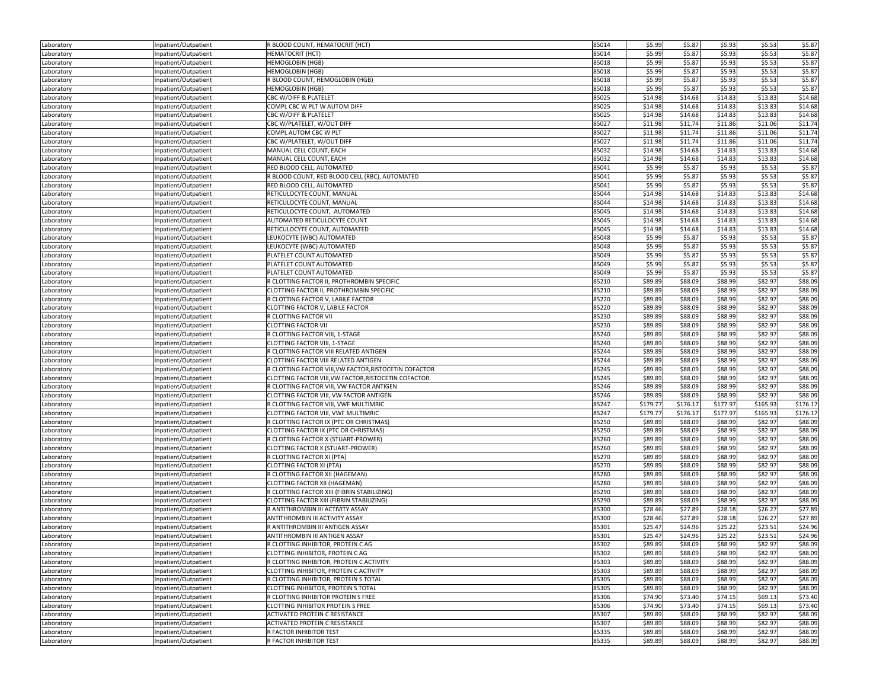| | | | | | | | | |
|---|---|---|---|---|---|---|---|---|
| Laboratory | Inpatient/Outpatient | R BLOOD COUNT, HEMATOCRIT (HCT) | 85014 | $5.99 | $5.87 | $5.93 | $5.53 | $5.87 |
| Laboratory | Inpatient/Outpatient | HEMATOCRIT (HCT) | 85014 | $5.99 | $5.87 | $5.93 | $5.53 | $5.87 |
| Laboratory | Inpatient/Outpatient | HEMOGLOBIN (HGB) | 85018 | $5.99 | $5.87 | $5.93 | $5.53 | $5.87 |
| Laboratory | Inpatient/Outpatient | HEMOGLOBIN (HGB) | 85018 | $5.99 | $5.87 | $5.93 | $5.53 | $5.87 |
| Laboratory | Inpatient/Outpatient | R BLOOD COUNT, HEMOGLOBIN (HGB) | 85018 | $5.99 | $5.87 | $5.93 | $5.53 | $5.87 |
| Laboratory | Inpatient/Outpatient | HEMOGLOBIN (HGB) | 85018 | $5.99 | $5.87 | $5.93 | $5.53 | $5.87 |
| Laboratory | Inpatient/Outpatient | CBC W/DIFF & PLATELET | 85025 | $14.98 | $14.68 | $14.83 | $13.83 | $14.68 |
| Laboratory | Inpatient/Outpatient | COMPL CBC W PLT W AUTOM DIFF | 85025 | $14.98 | $14.68 | $14.83 | $13.83 | $14.68 |
| Laboratory | Inpatient/Outpatient | CBC W/DIFF & PLATELET | 85025 | $14.98 | $14.68 | $14.83 | $13.83 | $14.68 |
| Laboratory | Inpatient/Outpatient | CBC W/PLATELET, W/OUT DIFF | 85027 | $11.98 | $11.74 | $11.86 | $11.06 | $11.74 |
| Laboratory | Inpatient/Outpatient | COMPL AUTOM CBC W PLT | 85027 | $11.98 | $11.74 | $11.86 | $11.06 | $11.74 |
| Laboratory | Inpatient/Outpatient | CBC W/PLATELET, W/OUT DIFF | 85027 | $11.98 | $11.74 | $11.86 | $11.06 | $11.74 |
| Laboratory | Inpatient/Outpatient | MANUAL CELL COUNT, EACH | 85032 | $14.98 | $14.68 | $14.83 | $13.83 | $14.68 |
| Laboratory | Inpatient/Outpatient | MANUAL CELL COUNT, EACH | 85032 | $14.98 | $14.68 | $14.83 | $13.83 | $14.68 |
| Laboratory | Inpatient/Outpatient | RED BLOOD CELL, AUTOMATED | 85041 | $5.99 | $5.87 | $5.93 | $5.53 | $5.87 |
| Laboratory | Inpatient/Outpatient | R BLOOD COUNT, RED BLOOD CELL (RBC), AUTOMATED | 85041 | $5.99 | $5.87 | $5.93 | $5.53 | $5.87 |
| Laboratory | Inpatient/Outpatient | RED BLOOD CELL, AUTOMATED | 85041 | $5.99 | $5.87 | $5.93 | $5.53 | $5.87 |
| Laboratory | Inpatient/Outpatient | RETICULOCYTE COUNT, MANUAL | 85044 | $14.98 | $14.68 | $14.83 | $13.83 | $14.68 |
| Laboratory | Inpatient/Outpatient | RETICULOCYTE COUNT, MANUAL | 85044 | $14.98 | $14.68 | $14.83 | $13.83 | $14.68 |
| Laboratory | Inpatient/Outpatient | RETICULOCYTE COUNT, AUTOMATED | 85045 | $14.98 | $14.68 | $14.83 | $13.83 | $14.68 |
| Laboratory | Inpatient/Outpatient | AUTOMATED RETICULOCYTE COUNT | 85045 | $14.98 | $14.68 | $14.83 | $13.83 | $14.68 |
| Laboratory | Inpatient/Outpatient | RETICULOCYTE COUNT, AUTOMATED | 85045 | $14.98 | $14.68 | $14.83 | $13.83 | $14.68 |
| Laboratory | Inpatient/Outpatient | LEUKOCYTE (WBC) AUTOMATED | 85048 | $5.99 | $5.87 | $5.93 | $5.53 | $5.87 |
| Laboratory | Inpatient/Outpatient | LEUKOCYTE (WBC) AUTOMATED | 85048 | $5.99 | $5.87 | $5.93 | $5.53 | $5.87 |
| Laboratory | Inpatient/Outpatient | PLATELET COUNT AUTOMATED | 85049 | $5.99 | $5.87 | $5.93 | $5.53 | $5.87 |
| Laboratory | Inpatient/Outpatient | PLATELET COUNT AUTOMATED | 85049 | $5.99 | $5.87 | $5.93 | $5.53 | $5.87 |
| Laboratory | Inpatient/Outpatient | PLATELET COUNT AUTOMATED | 85049 | $5.99 | $5.87 | $5.93 | $5.53 | $5.87 |
| Laboratory | Inpatient/Outpatient | R CLOTTING FACTOR II, PROTHROMBIN SPECIFIC | 85210 | $89.89 | $88.09 | $88.99 | $82.97 | $88.09 |
| Laboratory | Inpatient/Outpatient | CLOTTING FACTOR II, PROTHROMBIN SPECIFIC | 85210 | $89.89 | $88.09 | $88.99 | $82.97 | $88.09 |
| Laboratory | Inpatient/Outpatient | R CLOTTING FACTOR V, LABILE FACTOR | 85220 | $89.89 | $88.09 | $88.99 | $82.97 | $88.09 |
| Laboratory | Inpatient/Outpatient | CLOTTING FACTOR V, LABILE FACTOR | 85220 | $89.89 | $88.09 | $88.99 | $82.97 | $88.09 |
| Laboratory | Inpatient/Outpatient | R CLOTTING FACTOR VII | 85230 | $89.89 | $88.09 | $88.99 | $82.97 | $88.09 |
| Laboratory | Inpatient/Outpatient | CLOTTING FACTOR VII | 85230 | $89.89 | $88.09 | $88.99 | $82.97 | $88.09 |
| Laboratory | Inpatient/Outpatient | R CLOTTING FACTOR VIII, 1-STAGE | 85240 | $89.89 | $88.09 | $88.99 | $82.97 | $88.09 |
| Laboratory | Inpatient/Outpatient | CLOTTING FACTOR VIII, 1-STAGE | 85240 | $89.89 | $88.09 | $88.99 | $82.97 | $88.09 |
| Laboratory | Inpatient/Outpatient | R CLOTTING FACTOR VIII RELATED ANTIGEN | 85244 | $89.89 | $88.09 | $88.99 | $82.97 | $88.09 |
| Laboratory | Inpatient/Outpatient | CLOTTING FACTOR VIII RELATED ANTIGEN | 85244 | $89.89 | $88.09 | $88.99 | $82.97 | $88.09 |
| Laboratory | Inpatient/Outpatient | R CLOTTING FACTOR VIII, VW FACTOR,RISTOCETIN COFACTOR | 85245 | $89.89 | $88.09 | $88.99 | $82.97 | $88.09 |
| Laboratory | Inpatient/Outpatient | CLOTTING FACTOR VIII, VW FACTOR,RISTOCETIN COFACTOR | 85245 | $89.89 | $88.09 | $88.99 | $82.97 | $88.09 |
| Laboratory | Inpatient/Outpatient | R CLOTTING FACTOR VIII, VW FACTOR ANTIGEN | 85246 | $89.89 | $88.09 | $88.99 | $82.97 | $88.09 |
| Laboratory | Inpatient/Outpatient | CLOTTING FACTOR VIII, VW FACTOR ANTIGEN | 85246 | $89.89 | $88.09 | $88.99 | $82.97 | $88.09 |
| Laboratory | Inpatient/Outpatient | R CLOTTING FACTOR VIII, VWF MULTIMRIC | 85247 | $179.77 | $176.17 | $177.97 | $165.93 | $176.17 |
| Laboratory | Inpatient/Outpatient | CLOTTING FACTOR VIII, VWF MULTIMRIC | 85247 | $179.77 | $176.17 | $177.97 | $165.93 | $176.17 |
| Laboratory | Inpatient/Outpatient | R CLOTTING FACTOR IX (PTC OR CHRISTMAS) | 85250 | $89.89 | $88.09 | $88.99 | $82.97 | $88.09 |
| Laboratory | Inpatient/Outpatient | CLOTTING FACTOR IX (PTC OR CHRISTMAS) | 85250 | $89.89 | $88.09 | $88.99 | $82.97 | $88.09 |
| Laboratory | Inpatient/Outpatient | R CLOTTING FACTOR X (STUART-PROWER) | 85260 | $89.89 | $88.09 | $88.99 | $82.97 | $88.09 |
| Laboratory | Inpatient/Outpatient | CLOTTING FACTOR X (STUART-PROWER) | 85260 | $89.89 | $88.09 | $88.99 | $82.97 | $88.09 |
| Laboratory | Inpatient/Outpatient | R CLOTTING FACTOR XI (PTA) | 85270 | $89.89 | $88.09 | $88.99 | $82.97 | $88.09 |
| Laboratory | Inpatient/Outpatient | CLOTTING FACTOR XI (PTA) | 85270 | $89.89 | $88.09 | $88.99 | $82.97 | $88.09 |
| Laboratory | Inpatient/Outpatient | R CLOTTING FACTOR XII (HAGEMAN) | 85280 | $89.89 | $88.09 | $88.99 | $82.97 | $88.09 |
| Laboratory | Inpatient/Outpatient | CLOTTING FACTOR XII (HAGEMAN) | 85280 | $89.89 | $88.09 | $88.99 | $82.97 | $88.09 |
| Laboratory | Inpatient/Outpatient | R CLOTTING FACTOR XIII (FIBRIN STABILIZING) | 85290 | $89.89 | $88.09 | $88.99 | $82.97 | $88.09 |
| Laboratory | Inpatient/Outpatient | CLOTTING FACTOR XIII (FIBRIN STABILIZING) | 85290 | $89.89 | $88.09 | $88.99 | $82.97 | $88.09 |
| Laboratory | Inpatient/Outpatient | R ANTITHROMBIN III ACTIVITY ASSAY | 85300 | $28.46 | $27.89 | $28.18 | $26.27 | $27.89 |
| Laboratory | Inpatient/Outpatient | ANTITHROMBIN III ACTIVITY ASSAY | 85300 | $28.46 | $27.89 | $28.18 | $26.27 | $27.89 |
| Laboratory | Inpatient/Outpatient | R ANTITHROMBIN III ANTIGEN ASSAY | 85301 | $25.47 | $24.96 | $25.22 | $23.51 | $24.96 |
| Laboratory | Inpatient/Outpatient | ANTITHROMBIN III ANTIGEN ASSAY | 85301 | $25.47 | $24.96 | $25.22 | $23.51 | $24.96 |
| Laboratory | Inpatient/Outpatient | R CLOTTING INHIBITOR, PROTEIN C AG | 85302 | $89.89 | $88.09 | $88.99 | $82.97 | $88.09 |
| Laboratory | Inpatient/Outpatient | CLOTTING INHIBITOR, PROTEIN C AG | 85302 | $89.89 | $88.09 | $88.99 | $82.97 | $88.09 |
| Laboratory | Inpatient/Outpatient | R CLOTTING INHIBITOR, PROTEIN C ACTIVITY | 85303 | $89.89 | $88.09 | $88.99 | $82.97 | $88.09 |
| Laboratory | Inpatient/Outpatient | CLOTTING INHIBITOR, PROTEIN C ACTIVITY | 85303 | $89.89 | $88.09 | $88.99 | $82.97 | $88.09 |
| Laboratory | Inpatient/Outpatient | R CLOTTING INHIBITOR, PROTEIN S TOTAL | 85305 | $89.89 | $88.09 | $88.99 | $82.97 | $88.09 |
| Laboratory | Inpatient/Outpatient | CLOTTING INHIBITOR, PROTEIN S TOTAL | 85305 | $89.89 | $88.09 | $88.99 | $82.97 | $88.09 |
| Laboratory | Inpatient/Outpatient | R CLOTTING INHIBITOR PROTEIN S FREE | 85306 | $74.90 | $73.40 | $74.15 | $69.13 | $73.40 |
| Laboratory | Inpatient/Outpatient | CLOTTING INHIBITOR PROTEIN S FREE | 85306 | $74.90 | $73.40 | $74.15 | $69.13 | $73.40 |
| Laboratory | Inpatient/Outpatient | ACTIVATED PROTEIN C RESISTANCE | 85307 | $89.89 | $88.09 | $88.99 | $82.97 | $88.09 |
| Laboratory | Inpatient/Outpatient | ACTIVATED PROTEIN C RESISTANCE | 85307 | $89.89 | $88.09 | $88.99 | $82.97 | $88.09 |
| Laboratory | Inpatient/Outpatient | R FACTOR INHIBITOR TEST | 85335 | $89.89 | $88.09 | $88.99 | $82.97 | $88.09 |
| Laboratory | Inpatient/Outpatient | R FACTOR INHIBITOR TEST | 85335 | $89.89 | $88.09 | $88.99 | $82.97 | $88.09 |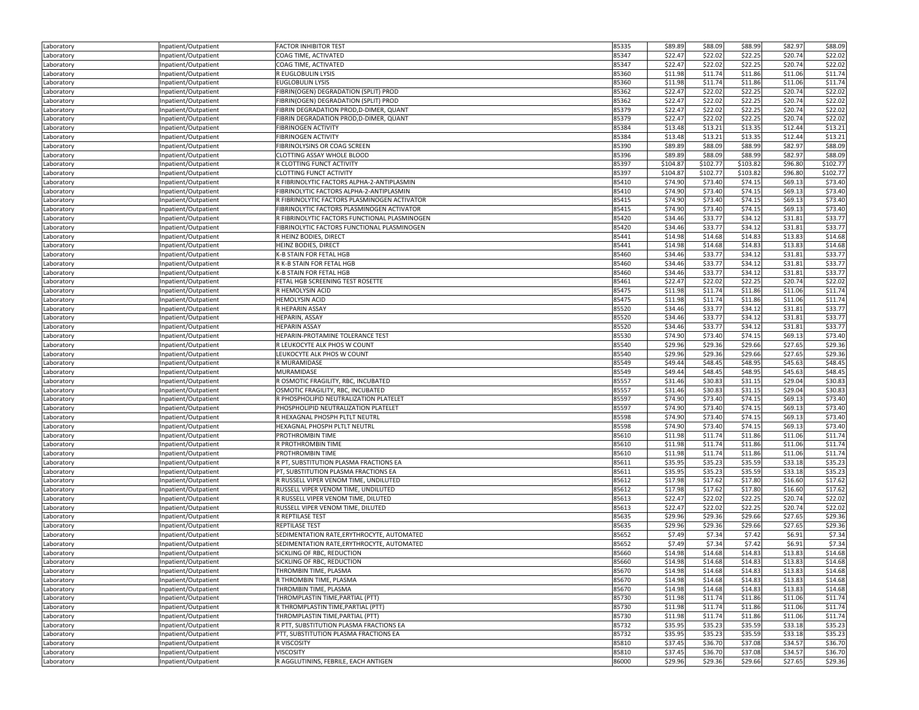| Laboratory | Inpatient/Outpatient | FACTOR INHIBITOR TEST | 85335 | $89.89 | $88.09 | $88.99 | $82.97 | $88.09 |
|---|---|---|---|---|---|---|---|---|
| Laboratory | Inpatient/Outpatient | COAG TIME, ACTIVATED | 85347 | $22.47 | $22.02 | $22.25 | $20.74 | $22.02 |
| Laboratory | Inpatient/Outpatient | COAG TIME, ACTIVATED | 85347 | $22.47 | $22.02 | $22.25 | $20.74 | $22.02 |
| Laboratory | Inpatient/Outpatient | R EUGLOBULIN LYSIS | 85360 | $11.98 | $11.74 | $11.86 | $11.06 | $11.74 |
| Laboratory | Inpatient/Outpatient | EUGLOBULIN LYSIS | 85360 | $11.98 | $11.74 | $11.86 | $11.06 | $11.74 |
| Laboratory | Inpatient/Outpatient | FIBRIN(OGEN) DEGRADATION (SPLIT) PROD | 85362 | $22.47 | $22.02 | $22.25 | $20.74 | $22.02 |
| Laboratory | Inpatient/Outpatient | FIBRIN(OGEN) DEGRADATION (SPLIT) PROD | 85362 | $22.47 | $22.02 | $22.25 | $20.74 | $22.02 |
| Laboratory | Inpatient/Outpatient | FIBRIN DEGRADATION PROD,D-DIMER, QUANT | 85379 | $22.47 | $22.02 | $22.25 | $20.74 | $22.02 |
| Laboratory | Inpatient/Outpatient | FIBRIN DEGRADATION PROD,D-DIMER, QUANT | 85379 | $22.47 | $22.02 | $22.25 | $20.74 | $22.02 |
| Laboratory | Inpatient/Outpatient | FIBRINOGEN ACTIVITY | 85384 | $13.48 | $13.21 | $13.35 | $12.44 | $13.21 |
| Laboratory | Inpatient/Outpatient | FIBRINOGEN ACTIVITY | 85384 | $13.48 | $13.21 | $13.35 | $12.44 | $13.21 |
| Laboratory | Inpatient/Outpatient | FIBRINOLYSINS OR COAG SCREEN | 85390 | $89.89 | $88.09 | $88.99 | $82.97 | $88.09 |
| Laboratory | Inpatient/Outpatient | CLOTTING ASSAY WHOLE BLOOD | 85396 | $89.89 | $88.09 | $88.99 | $82.97 | $88.09 |
| Laboratory | Inpatient/Outpatient | R CLOTTING FUNCT ACTIVITY | 85397 | $104.87 | $102.77 | $103.82 | $96.80 | $102.77 |
| Laboratory | Inpatient/Outpatient | CLOTTING FUNCT ACTIVITY | 85397 | $104.87 | $102.77 | $103.82 | $96.80 | $102.77 |
| Laboratory | Inpatient/Outpatient | R FIBRINOLYTIC FACTORS ALPHA-2-ANTIPLASMIN | 85410 | $74.90 | $73.40 | $74.15 | $69.13 | $73.40 |
| Laboratory | Inpatient/Outpatient | FIBRINOLYTIC FACTORS ALPHA-2-ANTIPLASMIN | 85410 | $74.90 | $73.40 | $74.15 | $69.13 | $73.40 |
| Laboratory | Inpatient/Outpatient | R FIBRINOLYTIC FACTORS PLASMINOGEN ACTIVATOR | 85415 | $74.90 | $73.40 | $74.15 | $69.13 | $73.40 |
| Laboratory | Inpatient/Outpatient | FIBRINOLYTIC FACTORS PLASMINOGEN ACTIVATOR | 85415 | $74.90 | $73.40 | $74.15 | $69.13 | $73.40 |
| Laboratory | Inpatient/Outpatient | R FIBRINOLYTIC FACTORS FUNCTIONAL PLASMINOGEN | 85420 | $34.46 | $33.77 | $34.12 | $31.81 | $33.77 |
| Laboratory | Inpatient/Outpatient | FIBRINOLYTIC FACTORS FUNCTIONAL PLASMINOGEN | 85420 | $34.46 | $33.77 | $34.12 | $31.81 | $33.77 |
| Laboratory | Inpatient/Outpatient | R HEINZ BODIES, DIRECT | 85441 | $14.98 | $14.68 | $14.83 | $13.83 | $14.68 |
| Laboratory | Inpatient/Outpatient | HEINZ BODIES, DIRECT | 85441 | $14.98 | $14.68 | $14.83 | $13.83 | $14.68 |
| Laboratory | Inpatient/Outpatient | K-B STAIN FOR FETAL HGB | 85460 | $34.46 | $33.77 | $34.12 | $31.81 | $33.77 |
| Laboratory | Inpatient/Outpatient | R K-B STAIN FOR FETAL HGB | 85460 | $34.46 | $33.77 | $34.12 | $31.81 | $33.77 |
| Laboratory | Inpatient/Outpatient | K-B STAIN FOR FETAL HGB | 85460 | $34.46 | $33.77 | $34.12 | $31.81 | $33.77 |
| Laboratory | Inpatient/Outpatient | FETAL HGB SCREENING TEST ROSETTE | 85461 | $22.47 | $22.02 | $22.25 | $20.74 | $22.02 |
| Laboratory | Inpatient/Outpatient | R HEMOLYSIN ACID | 85475 | $11.98 | $11.74 | $11.86 | $11.06 | $11.74 |
| Laboratory | Inpatient/Outpatient | HEMOLYSIN ACID | 85475 | $11.98 | $11.74 | $11.86 | $11.06 | $11.74 |
| Laboratory | Inpatient/Outpatient | R HEPARIN ASSAY | 85520 | $34.46 | $33.77 | $34.12 | $31.81 | $33.77 |
| Laboratory | Inpatient/Outpatient | HEPARIN, ASSAY | 85520 | $34.46 | $33.77 | $34.12 | $31.81 | $33.77 |
| Laboratory | Inpatient/Outpatient | HEPARIN ASSAY | 85520 | $34.46 | $33.77 | $34.12 | $31.81 | $33.77 |
| Laboratory | Inpatient/Outpatient | HEPARIN-PROTAMINE TOLERANCE TEST | 85530 | $74.90 | $73.40 | $74.15 | $69.13 | $73.40 |
| Laboratory | Inpatient/Outpatient | R LEUKOCYTE ALK PHOS W COUNT | 85540 | $29.96 | $29.36 | $29.66 | $27.65 | $29.36 |
| Laboratory | Inpatient/Outpatient | LEUKOCYTE ALK PHOS W COUNT | 85540 | $29.96 | $29.36 | $29.66 | $27.65 | $29.36 |
| Laboratory | Inpatient/Outpatient | R MURAMIDASE | 85549 | $49.44 | $48.45 | $48.95 | $45.63 | $48.45 |
| Laboratory | Inpatient/Outpatient | MURAMIDASE | 85549 | $49.44 | $48.45 | $48.95 | $45.63 | $48.45 |
| Laboratory | Inpatient/Outpatient | R OSMOTIC FRAGILITY, RBC, INCUBATED | 85557 | $31.46 | $30.83 | $31.15 | $29.04 | $30.83 |
| Laboratory | Inpatient/Outpatient | OSMOTIC FRAGILITY, RBC, INCUBATED | 85557 | $31.46 | $30.83 | $31.15 | $29.04 | $30.83 |
| Laboratory | Inpatient/Outpatient | R PHOSPHOLIPID NEUTRALIZATION PLATELET | 85597 | $74.90 | $73.40 | $74.15 | $69.13 | $73.40 |
| Laboratory | Inpatient/Outpatient | PHOSPHOLIPID NEUTRALIZATION PLATELET | 85597 | $74.90 | $73.40 | $74.15 | $69.13 | $73.40 |
| Laboratory | Inpatient/Outpatient | R HEXAGNAL PHOSPH PLTLT NEUTRL | 85598 | $74.90 | $73.40 | $74.15 | $69.13 | $73.40 |
| Laboratory | Inpatient/Outpatient | HEXAGNAL PHOSPH PLTLT NEUTRL | 85598 | $74.90 | $73.40 | $74.15 | $69.13 | $73.40 |
| Laboratory | Inpatient/Outpatient | PROTHROMBIN TIME | 85610 | $11.98 | $11.74 | $11.86 | $11.06 | $11.74 |
| Laboratory | Inpatient/Outpatient | R PROTHROMBIN TIME | 85610 | $11.98 | $11.74 | $11.86 | $11.06 | $11.74 |
| Laboratory | Inpatient/Outpatient | PROTHROMBIN TIME | 85610 | $11.98 | $11.74 | $11.86 | $11.06 | $11.74 |
| Laboratory | Inpatient/Outpatient | R PT, SUBSTITUTION PLASMA FRACTIONS EA | 85611 | $35.95 | $35.23 | $35.59 | $33.18 | $35.23 |
| Laboratory | Inpatient/Outpatient | PT, SUBSTITUTION PLASMA FRACTIONS EA | 85611 | $35.95 | $35.23 | $35.59 | $33.18 | $35.23 |
| Laboratory | Inpatient/Outpatient | R RUSSELL VIPER VENOM TIME, UNDILUTED | 85612 | $17.98 | $17.62 | $17.80 | $16.60 | $17.62 |
| Laboratory | Inpatient/Outpatient | RUSSELL VIPER VENOM TIME, UNDILUTED | 85612 | $17.98 | $17.62 | $17.80 | $16.60 | $17.62 |
| Laboratory | Inpatient/Outpatient | R RUSSELL VIPER VENOM TIME, DILUTED | 85613 | $22.47 | $22.02 | $22.25 | $20.74 | $22.02 |
| Laboratory | Inpatient/Outpatient | RUSSELL VIPER VENOM TIME, DILUTED | 85613 | $22.47 | $22.02 | $22.25 | $20.74 | $22.02 |
| Laboratory | Inpatient/Outpatient | R REPTILASE TEST | 85635 | $29.96 | $29.36 | $29.66 | $27.65 | $29.36 |
| Laboratory | Inpatient/Outpatient | REPTILASE TEST | 85635 | $29.96 | $29.36 | $29.66 | $27.65 | $29.36 |
| Laboratory | Inpatient/Outpatient | SEDIMENTATION RATE,ERYTHROCYTE, AUTOMATED | 85652 | $7.49 | $7.34 | $7.42 | $6.91 | $7.34 |
| Laboratory | Inpatient/Outpatient | SEDIMENTATION RATE,ERYTHROCYTE, AUTOMATED | 85652 | $7.49 | $7.34 | $7.42 | $6.91 | $7.34 |
| Laboratory | Inpatient/Outpatient | SICKLING OF RBC, REDUCTION | 85660 | $14.98 | $14.68 | $14.83 | $13.83 | $14.68 |
| Laboratory | Inpatient/Outpatient | SICKLING OF RBC, REDUCTION | 85660 | $14.98 | $14.68 | $14.83 | $13.83 | $14.68 |
| Laboratory | Inpatient/Outpatient | THROMBIN TIME, PLASMA | 85670 | $14.98 | $14.68 | $14.83 | $13.83 | $14.68 |
| Laboratory | Inpatient/Outpatient | R THROMBIN TIME, PLASMA | 85670 | $14.98 | $14.68 | $14.83 | $13.83 | $14.68 |
| Laboratory | Inpatient/Outpatient | THROMBIN TIME, PLASMA | 85670 | $14.98 | $14.68 | $14.83 | $13.83 | $14.68 |
| Laboratory | Inpatient/Outpatient | THROMPLASTIN TIME,PARTIAL (PTT) | 85730 | $11.98 | $11.74 | $11.86 | $11.06 | $11.74 |
| Laboratory | Inpatient/Outpatient | R THROMPLASTIN TIME,PARTIAL (PTT) | 85730 | $11.98 | $11.74 | $11.86 | $11.06 | $11.74 |
| Laboratory | Inpatient/Outpatient | THROMPLASTIN TIME,PARTIAL (PTT) | 85730 | $11.98 | $11.74 | $11.86 | $11.06 | $11.74 |
| Laboratory | Inpatient/Outpatient | R PTT, SUBSTITUTION PLASMA FRACTIONS EA | 85732 | $35.95 | $35.23 | $35.59 | $33.18 | $35.23 |
| Laboratory | Inpatient/Outpatient | PTT, SUBSTITUTION PLASMA FRACTIONS EA | 85732 | $35.95 | $35.23 | $35.59 | $33.18 | $35.23 |
| Laboratory | Inpatient/Outpatient | R VISCOSITY | 85810 | $37.45 | $36.70 | $37.08 | $34.57 | $36.70 |
| Laboratory | Inpatient/Outpatient | VISCOSITY | 85810 | $37.45 | $36.70 | $37.08 | $34.57 | $36.70 |
| Laboratory | Inpatient/Outpatient | R AGGLUTININS, FEBRILE, EACH ANTIGEN | 86000 | $29.96 | $29.36 | $29.66 | $27.65 | $29.36 |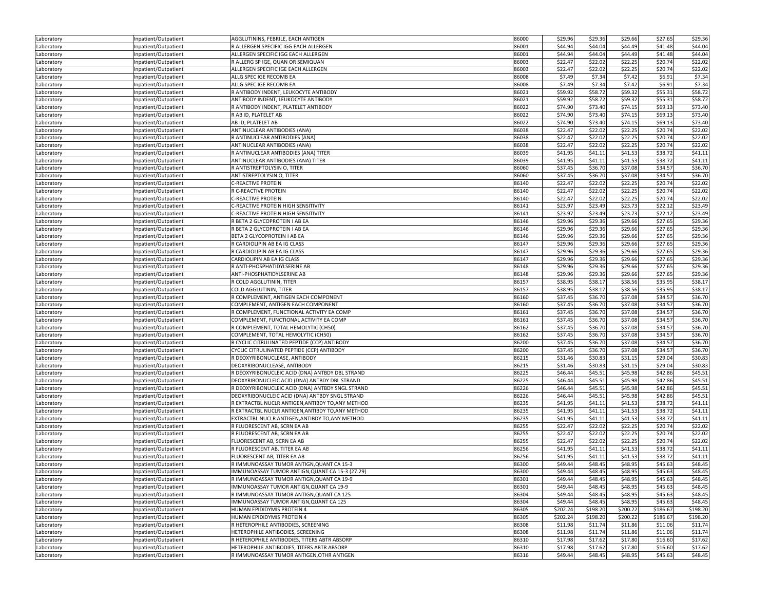| | | | | | | | | |
|---|---|---|---|---|---|---|---|---|
| Laboratory | Inpatient/Outpatient | AGGLUTININS, FEBRILE, EACH ANTIGEN | 86000 | $29.96 | $29.36 | $29.66 | $27.65 | $29.36 |
| Laboratory | Inpatient/Outpatient | R ALLERGEN SPECIFIC IGG EACH ALLERGEN | 86001 | $44.94 | $44.04 | $44.49 | $41.48 | $44.04 |
| Laboratory | Inpatient/Outpatient | ALLERGEN SPECIFIC IGG EACH ALLERGEN | 86001 | $44.94 | $44.04 | $44.49 | $41.48 | $44.04 |
| Laboratory | Inpatient/Outpatient | R ALLERG SP IGE, QUAN OR SEMIQUAN | 86003 | $22.47 | $22.02 | $22.25 | $20.74 | $22.02 |
| Laboratory | Inpatient/Outpatient | ALLERGEN SPECIFIC IGE EACH ALLERGEN | 86003 | $22.47 | $22.02 | $22.25 | $20.74 | $22.02 |
| Laboratory | Inpatient/Outpatient | ALLG SPEC IGE RECOMB EA | 86008 | $7.49 | $7.34 | $7.42 | $6.91 | $7.34 |
| Laboratory | Inpatient/Outpatient | ALLG SPEC IGE RECOMB EA | 86008 | $7.49 | $7.34 | $7.42 | $6.91 | $7.34 |
| Laboratory | Inpatient/Outpatient | R ANTIBODY INDENT, LEUKOCYTE ANTIBODY | 86021 | $59.92 | $58.72 | $59.32 | $55.31 | $58.72 |
| Laboratory | Inpatient/Outpatient | ANTIBODY INDENT, LEUKOCYTE ANTIBODY | 86021 | $59.92 | $58.72 | $59.32 | $55.31 | $58.72 |
| Laboratory | Inpatient/Outpatient | R ANTIBODY INDENT, PLATELET ANTIBODY | 86022 | $74.90 | $73.40 | $74.15 | $69.13 | $73.40 |
| Laboratory | Inpatient/Outpatient | R AB ID, PLATELET AB | 86022 | $74.90 | $73.40 | $74.15 | $69.13 | $73.40 |
| Laboratory | Inpatient/Outpatient | AB ID; PLATELET AB | 86022 | $74.90 | $73.40 | $74.15 | $69.13 | $73.40 |
| Laboratory | Inpatient/Outpatient | ANTINUCLEAR ANTIBODIES (ANA) | 86038 | $22.47 | $22.02 | $22.25 | $20.74 | $22.02 |
| Laboratory | Inpatient/Outpatient | R ANTINUCLEAR ANTIBODIES (ANA) | 86038 | $22.47 | $22.02 | $22.25 | $20.74 | $22.02 |
| Laboratory | Inpatient/Outpatient | ANTINUCLEAR ANTIBODIES (ANA) | 86038 | $22.47 | $22.02 | $22.25 | $20.74 | $22.02 |
| Laboratory | Inpatient/Outpatient | R ANTINUCLEAR ANTIBODIES (ANA) TITER | 86039 | $41.95 | $41.11 | $41.53 | $38.72 | $41.11 |
| Laboratory | Inpatient/Outpatient | ANTINUCLEAR ANTIBODIES (ANA) TITER | 86039 | $41.95 | $41.11 | $41.53 | $38.72 | $41.11 |
| Laboratory | Inpatient/Outpatient | R ANTISTREPTOLYSIN O, TITER | 86060 | $37.45 | $36.70 | $37.08 | $34.57 | $36.70 |
| Laboratory | Inpatient/Outpatient | ANTISTREPTOLYSIN O, TITER | 86060 | $37.45 | $36.70 | $37.08 | $34.57 | $36.70 |
| Laboratory | Inpatient/Outpatient | C-REACTIVE PROTEIN | 86140 | $22.47 | $22.02 | $22.25 | $20.74 | $22.02 |
| Laboratory | Inpatient/Outpatient | R C-REACTIVE PROTEIN | 86140 | $22.47 | $22.02 | $22.25 | $20.74 | $22.02 |
| Laboratory | Inpatient/Outpatient | C-REACTIVE PROTEIN | 86140 | $22.47 | $22.02 | $22.25 | $20.74 | $22.02 |
| Laboratory | Inpatient/Outpatient | C-REACTIVE PROTEIN HIGH SENSITIVITY | 86141 | $23.97 | $23.49 | $23.73 | $22.12 | $23.49 |
| Laboratory | Inpatient/Outpatient | C-REACTIVE PROTEIN HIGH SENSITIVITY | 86141 | $23.97 | $23.49 | $23.73 | $22.12 | $23.49 |
| Laboratory | Inpatient/Outpatient | R BETA 2 GLYCOPROTEIN I AB EA | 86146 | $29.96 | $29.36 | $29.66 | $27.65 | $29.36 |
| Laboratory | Inpatient/Outpatient | R BETA 2 GLYCOPROTEIN I AB EA | 86146 | $29.96 | $29.36 | $29.66 | $27.65 | $29.36 |
| Laboratory | Inpatient/Outpatient | BETA 2 GLYCOPROTEIN I AB EA | 86146 | $29.96 | $29.36 | $29.66 | $27.65 | $29.36 |
| Laboratory | Inpatient/Outpatient | R CARDIOLIPIN AB EA IG CLASS | 86147 | $29.96 | $29.36 | $29.66 | $27.65 | $29.36 |
| Laboratory | Inpatient/Outpatient | R CARDIOLIPIN AB EA IG CLASS | 86147 | $29.96 | $29.36 | $29.66 | $27.65 | $29.36 |
| Laboratory | Inpatient/Outpatient | CARDIOLIPIN AB EA IG CLASS | 86147 | $29.96 | $29.36 | $29.66 | $27.65 | $29.36 |
| Laboratory | Inpatient/Outpatient | R ANTI-PHOSPHATIDYLSERINE AB | 86148 | $29.96 | $29.36 | $29.66 | $27.65 | $29.36 |
| Laboratory | Inpatient/Outpatient | ANTI-PHOSPHATIDYLSERINE AB | 86148 | $29.96 | $29.36 | $29.66 | $27.65 | $29.36 |
| Laboratory | Inpatient/Outpatient | R COLD AGGLUTININ, TITER | 86157 | $38.95 | $38.17 | $38.56 | $35.95 | $38.17 |
| Laboratory | Inpatient/Outpatient | COLD AGGLUTININ, TITER | 86157 | $38.95 | $38.17 | $38.56 | $35.95 | $38.17 |
| Laboratory | Inpatient/Outpatient | R COMPLEMENT, ANTIGEN EACH COMPONENT | 86160 | $37.45 | $36.70 | $37.08 | $34.57 | $36.70 |
| Laboratory | Inpatient/Outpatient | COMPLEMENT, ANTIGEN EACH COMPONENT | 86160 | $37.45 | $36.70 | $37.08 | $34.57 | $36.70 |
| Laboratory | Inpatient/Outpatient | R COMPLEMENT, FUNCTIONAL ACTIVITY EA COMP | 86161 | $37.45 | $36.70 | $37.08 | $34.57 | $36.70 |
| Laboratory | Inpatient/Outpatient | COMPLEMENT, FUNCTIONAL ACTIVITY EA COMP | 86161 | $37.45 | $36.70 | $37.08 | $34.57 | $36.70 |
| Laboratory | Inpatient/Outpatient | R COMPLEMENT, TOTAL HEMOLYTIC (CH50) | 86162 | $37.45 | $36.70 | $37.08 | $34.57 | $36.70 |
| Laboratory | Inpatient/Outpatient | COMPLEMENT, TOTAL HEMOLYTIC (CH50) | 86162 | $37.45 | $36.70 | $37.08 | $34.57 | $36.70 |
| Laboratory | Inpatient/Outpatient | R CYCLIC CITRULINATED PEPTIDE (CCP) ANTIBODY | 86200 | $37.45 | $36.70 | $37.08 | $34.57 | $36.70 |
| Laboratory | Inpatient/Outpatient | CYCLIC CITRULINATED PEPTIDE (CCP) ANTIBODY | 86200 | $37.45 | $36.70 | $37.08 | $34.57 | $36.70 |
| Laboratory | Inpatient/Outpatient | R DEOXYRIBONUCLEASE, ANTIBODY | 86215 | $31.46 | $30.83 | $31.15 | $29.04 | $30.83 |
| Laboratory | Inpatient/Outpatient | DEOXYRIBONUCLEASE, ANTIBODY | 86215 | $31.46 | $30.83 | $31.15 | $29.04 | $30.83 |
| Laboratory | Inpatient/Outpatient | R DEOXYRIBONUCLEIC ACID (DNA) ANTBDY DBL STRAND | 86225 | $46.44 | $45.51 | $45.98 | $42.86 | $45.51 |
| Laboratory | Inpatient/Outpatient | DEOXYRIBONUCLEIC ACID (DNA) ANTBDY DBL STRAND | 86225 | $46.44 | $45.51 | $45.98 | $42.86 | $45.51 |
| Laboratory | Inpatient/Outpatient | R DEOXYRIBONUCLEIC ACID (DNA) ANTBDY SNGL STRAND | 86226 | $46.44 | $45.51 | $45.98 | $42.86 | $45.51 |
| Laboratory | Inpatient/Outpatient | DEOXYRIBONUCLEIC ACID (DNA) ANTBDY SNGL STRAND | 86226 | $46.44 | $45.51 | $45.98 | $42.86 | $45.51 |
| Laboratory | Inpatient/Outpatient | R EXTRACTBL NUCLR ANTIGEN,ANTIBDY TO,ANY METHOD | 86235 | $41.95 | $41.11 | $41.53 | $38.72 | $41.11 |
| Laboratory | Inpatient/Outpatient | R EXTRACTBL NUCLR ANTIGEN,ANTIBDY TO,ANY METHOD | 86235 | $41.95 | $41.11 | $41.53 | $38.72 | $41.11 |
| Laboratory | Inpatient/Outpatient | EXTRACTBL NUCLR ANTIGEN,ANTIBDY TO,ANY METHOD | 86235 | $41.95 | $41.11 | $41.53 | $38.72 | $41.11 |
| Laboratory | Inpatient/Outpatient | R FLUORESCENT AB, SCRN EA AB | 86255 | $22.47 | $22.02 | $22.25 | $20.74 | $22.02 |
| Laboratory | Inpatient/Outpatient | R FLUORESCENT AB, SCRN EA AB | 86255 | $22.47 | $22.02 | $22.25 | $20.74 | $22.02 |
| Laboratory | Inpatient/Outpatient | FLUORESCENT AB, SCRN EA AB | 86255 | $22.47 | $22.02 | $22.25 | $20.74 | $22.02 |
| Laboratory | Inpatient/Outpatient | R FLUORESCENT AB, TITER EA AB | 86256 | $41.95 | $41.11 | $41.53 | $38.72 | $41.11 |
| Laboratory | Inpatient/Outpatient | FLUORESCENT AB, TITER EA AB | 86256 | $41.95 | $41.11 | $41.53 | $38.72 | $41.11 |
| Laboratory | Inpatient/Outpatient | R IMMUNOASSAY TUMOR ANTIGN,QUANT CA 15-3 | 86300 | $49.44 | $48.45 | $48.95 | $45.63 | $48.45 |
| Laboratory | Inpatient/Outpatient | IMMUNOASSAY TUMOR ANTIGN,QUANT CA 15-3 (27.29) | 86300 | $49.44 | $48.45 | $48.95 | $45.63 | $48.45 |
| Laboratory | Inpatient/Outpatient | R IMMUNOASSAY TUMOR ANTIGN,QUANT CA 19-9 | 86301 | $49.44 | $48.45 | $48.95 | $45.63 | $48.45 |
| Laboratory | Inpatient/Outpatient | IMMUNOASSAY TUMOR ANTIGN,QUANT CA 19-9 | 86301 | $49.44 | $48.45 | $48.95 | $45.63 | $48.45 |
| Laboratory | Inpatient/Outpatient | R IMMUNOASSAY TUMOR ANTIGN,QUANT CA 125 | 86304 | $49.44 | $48.45 | $48.95 | $45.63 | $48.45 |
| Laboratory | Inpatient/Outpatient | IMMUNOASSAY TUMOR ANTIGN,QUANT CA 125 | 86304 | $49.44 | $48.45 | $48.95 | $45.63 | $48.45 |
| Laboratory | Inpatient/Outpatient | HUMAN EPIDIDYMIS PROTEIN 4 | 86305 | $202.24 | $198.20 | $200.22 | $186.67 | $198.20 |
| Laboratory | Inpatient/Outpatient | HUMAN EPIDIDYMIS PROTEIN 4 | 86305 | $202.24 | $198.20 | $200.22 | $186.67 | $198.20 |
| Laboratory | Inpatient/Outpatient | R HETEROPHILE ANTIBODIES, SCREENING | 86308 | $11.98 | $11.74 | $11.86 | $11.06 | $11.74 |
| Laboratory | Inpatient/Outpatient | HETEROPHILE ANTIBODIES, SCREENING | 86308 | $11.98 | $11.74 | $11.86 | $11.06 | $11.74 |
| Laboratory | Inpatient/Outpatient | R HETEROPHILE ANTIBODIES, TITERS ABTR ABSORP | 86310 | $17.98 | $17.62 | $17.80 | $16.60 | $17.62 |
| Laboratory | Inpatient/Outpatient | HETEROPHILE ANTIBODIES, TITERS ABTR ABSORP | 86310 | $17.98 | $17.62 | $17.80 | $16.60 | $17.62 |
| Laboratory | Inpatient/Outpatient | R IMMUNOASSAY TUMOR ANTIGEN,OTHR ANTIGEN | 86316 | $49.44 | $48.45 | $48.95 | $45.63 | $48.45 |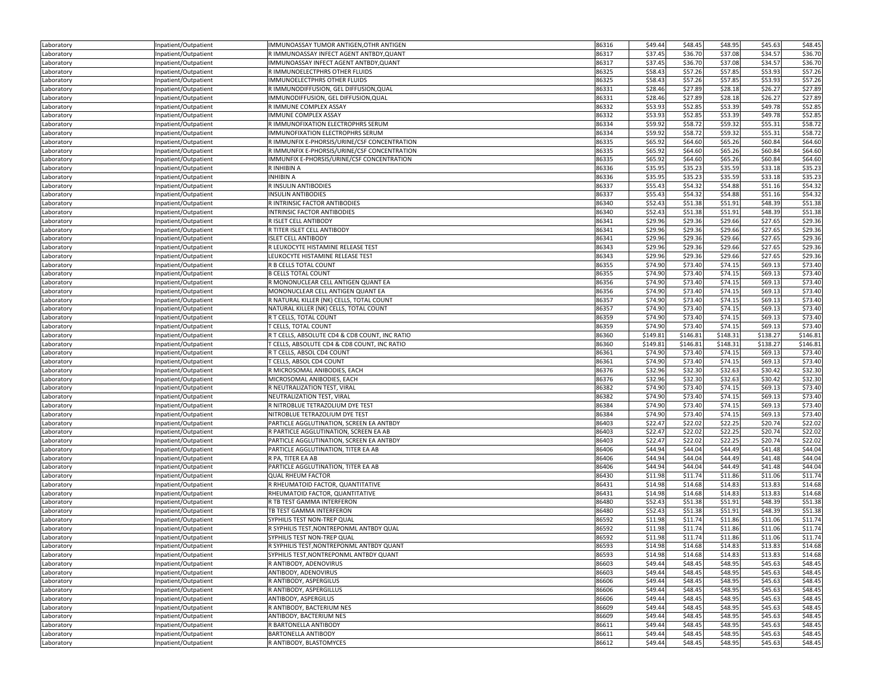| | | | | | | | | |
|---|---|---|---|---|---|---|---|---|
| Laboratory | Inpatient/Outpatient | IMMUNOASSAY TUMOR ANTIGEN,OTHR ANTIGEN | 86316 | $49.44 | $48.45 | $48.95 | $45.63 | $48.45 |
| Laboratory | Inpatient/Outpatient | R IMMUNOASSAY INFECT AGENT ANTBDY,QUANT | 86317 | $37.45 | $36.70 | $37.08 | $34.57 | $36.70 |
| Laboratory | Inpatient/Outpatient | IMMUNOASSAY INFECT AGENT ANTBDY,QUANT | 86317 | $37.45 | $36.70 | $37.08 | $34.57 | $36.70 |
| Laboratory | Inpatient/Outpatient | R IMMUNOELECTPHRS OTHER FLUIDS | 86325 | $58.43 | $57.26 | $57.85 | $53.93 | $57.26 |
| Laboratory | Inpatient/Outpatient | IMMUNOELECTPHRS OTHER FLUIDS | 86325 | $58.43 | $57.26 | $57.85 | $53.93 | $57.26 |
| Laboratory | Inpatient/Outpatient | R IMMUNODIFFUSION, GEL DIFFUSION,QUAL | 86331 | $28.46 | $27.89 | $28.18 | $26.27 | $27.89 |
| Laboratory | Inpatient/Outpatient | IMMUNODIFFUSION, GEL DIFFUSION,QUAL | 86331 | $28.46 | $27.89 | $28.18 | $26.27 | $27.89 |
| Laboratory | Inpatient/Outpatient | R IMMUNE COMPLEX ASSAY | 86332 | $53.93 | $52.85 | $53.39 | $49.78 | $52.85 |
| Laboratory | Inpatient/Outpatient | IMMUNE COMPLEX ASSAY | 86332 | $53.93 | $52.85 | $53.39 | $49.78 | $52.85 |
| Laboratory | Inpatient/Outpatient | R IMMUNOFIXATION ELECTROPHRS SERUM | 86334 | $59.92 | $58.72 | $59.32 | $55.31 | $58.72 |
| Laboratory | Inpatient/Outpatient | IMMUNOFIXATION ELECTROPHRS SERUM | 86334 | $59.92 | $58.72 | $59.32 | $55.31 | $58.72 |
| Laboratory | Inpatient/Outpatient | R IMMUNFIX E-PHORSIS/URINE/CSF CONCENTRATION | 86335 | $65.92 | $64.60 | $65.26 | $60.84 | $64.60 |
| Laboratory | Inpatient/Outpatient | R IMMUNFIX E-PHORSIS/URINE/CSF CONCENTRATION | 86335 | $65.92 | $64.60 | $65.26 | $60.84 | $64.60 |
| Laboratory | Inpatient/Outpatient | IMMUNFIX E-PHORSIS/URINE/CSF CONCENTRATION | 86335 | $65.92 | $64.60 | $65.26 | $60.84 | $64.60 |
| Laboratory | Inpatient/Outpatient | R INHIBIN A | 86336 | $35.95 | $35.23 | $35.59 | $33.18 | $35.23 |
| Laboratory | Inpatient/Outpatient | INHIBIN A | 86336 | $35.95 | $35.23 | $35.59 | $33.18 | $35.23 |
| Laboratory | Inpatient/Outpatient | R INSULIN ANTIBODIES | 86337 | $55.43 | $54.32 | $54.88 | $51.16 | $54.32 |
| Laboratory | Inpatient/Outpatient | INSULIN ANTIBODIES | 86337 | $55.43 | $54.32 | $54.88 | $51.16 | $54.32 |
| Laboratory | Inpatient/Outpatient | R INTRINSIC FACTOR ANTIBODIES | 86340 | $52.43 | $51.38 | $51.91 | $48.39 | $51.38 |
| Laboratory | Inpatient/Outpatient | INTRINSIC FACTOR ANTIBODIES | 86340 | $52.43 | $51.38 | $51.91 | $48.39 | $51.38 |
| Laboratory | Inpatient/Outpatient | R ISLET CELL ANTIBODY | 86341 | $29.96 | $29.36 | $29.66 | $27.65 | $29.36 |
| Laboratory | Inpatient/Outpatient | R TITER ISLET CELL ANTIBODY | 86341 | $29.96 | $29.36 | $29.66 | $27.65 | $29.36 |
| Laboratory | Inpatient/Outpatient | ISLET CELL ANTIBODY | 86341 | $29.96 | $29.36 | $29.66 | $27.65 | $29.36 |
| Laboratory | Inpatient/Outpatient | R LEUKOCYTE HISTAMINE RELEASE TEST | 86343 | $29.96 | $29.36 | $29.66 | $27.65 | $29.36 |
| Laboratory | Inpatient/Outpatient | LEUKOCYTE HISTAMINE RELEASE TEST | 86343 | $29.96 | $29.36 | $29.66 | $27.65 | $29.36 |
| Laboratory | Inpatient/Outpatient | R B CELLS TOTAL COUNT | 86355 | $74.90 | $73.40 | $74.15 | $69.13 | $73.40 |
| Laboratory | Inpatient/Outpatient | B CELLS TOTAL COUNT | 86355 | $74.90 | $73.40 | $74.15 | $69.13 | $73.40 |
| Laboratory | Inpatient/Outpatient | R MONONUCLEAR CELL ANTIGEN QUANT EA | 86356 | $74.90 | $73.40 | $74.15 | $69.13 | $73.40 |
| Laboratory | Inpatient/Outpatient | MONONUCLEAR CELL ANTIGEN QUANT EA | 86356 | $74.90 | $73.40 | $74.15 | $69.13 | $73.40 |
| Laboratory | Inpatient/Outpatient | R NATURAL KILLER (NK) CELLS, TOTAL COUNT | 86357 | $74.90 | $73.40 | $74.15 | $69.13 | $73.40 |
| Laboratory | Inpatient/Outpatient | NATURAL KILLER (NK) CELLS, TOTAL COUNT | 86357 | $74.90 | $73.40 | $74.15 | $69.13 | $73.40 |
| Laboratory | Inpatient/Outpatient | R T CELLS, TOTAL COUNT | 86359 | $74.90 | $73.40 | $74.15 | $69.13 | $73.40 |
| Laboratory | Inpatient/Outpatient | T CELLS, TOTAL COUNT | 86359 | $74.90 | $73.40 | $74.15 | $69.13 | $73.40 |
| Laboratory | Inpatient/Outpatient | R T CELLS, ABSOLUTE CD4 & CD8 COUNT, INC RATIO | 86360 | $149.81 | $146.81 | $148.31 | $138.27 | $146.81 |
| Laboratory | Inpatient/Outpatient | T CELLS, ABSOLUTE CD4 & CD8 COUNT, INC RATIO | 86360 | $149.81 | $146.81 | $148.31 | $138.27 | $146.81 |
| Laboratory | Inpatient/Outpatient | R T CELLS, ABSOL CD4 COUNT | 86361 | $74.90 | $73.40 | $74.15 | $69.13 | $73.40 |
| Laboratory | Inpatient/Outpatient | T CELLS, ABSOL CD4 COUNT | 86361 | $74.90 | $73.40 | $74.15 | $69.13 | $73.40 |
| Laboratory | Inpatient/Outpatient | R MICROSOMAL ANIBODIES, EACH | 86376 | $32.96 | $32.30 | $32.63 | $30.42 | $32.30 |
| Laboratory | Inpatient/Outpatient | MICROSOMAL ANIBODIES, EACH | 86376 | $32.96 | $32.30 | $32.63 | $30.42 | $32.30 |
| Laboratory | Inpatient/Outpatient | R NEUTRALIZATION TEST, VIRAL | 86382 | $74.90 | $73.40 | $74.15 | $69.13 | $73.40 |
| Laboratory | Inpatient/Outpatient | NEUTRALIZATION TEST, VIRAL | 86382 | $74.90 | $73.40 | $74.15 | $69.13 | $73.40 |
| Laboratory | Inpatient/Outpatient | R NITROBLUE TETRAZOLIUM DYE TEST | 86384 | $74.90 | $73.40 | $74.15 | $69.13 | $73.40 |
| Laboratory | Inpatient/Outpatient | NITROBLUE TETRAZOLIUM DYE TEST | 86384 | $74.90 | $73.40 | $74.15 | $69.13 | $73.40 |
| Laboratory | Inpatient/Outpatient | PARTICLE AGGLUTINATION, SCREEN EA ANTBDY | 86403 | $22.47 | $22.02 | $22.25 | $20.74 | $22.02 |
| Laboratory | Inpatient/Outpatient | R PARTICLE AGGLUTINATION, SCREEN EA AB | 86403 | $22.47 | $22.02 | $22.25 | $20.74 | $22.02 |
| Laboratory | Inpatient/Outpatient | PARTICLE AGGLUTINATION, SCREEN EA ANTBDY | 86403 | $22.47 | $22.02 | $22.25 | $20.74 | $22.02 |
| Laboratory | Inpatient/Outpatient | PARTICLE AGGLUTINATION, TITER EA AB | 86406 | $44.94 | $44.04 | $44.49 | $41.48 | $44.04 |
| Laboratory | Inpatient/Outpatient | R PA, TITER EA AB | 86406 | $44.94 | $44.04 | $44.49 | $41.48 | $44.04 |
| Laboratory | Inpatient/Outpatient | PARTICLE AGGLUTINATION, TITER EA AB | 86406 | $44.94 | $44.04 | $44.49 | $41.48 | $44.04 |
| Laboratory | Inpatient/Outpatient | QUAL RHEUM FACTOR | 86430 | $11.98 | $11.74 | $11.86 | $11.06 | $11.74 |
| Laboratory | Inpatient/Outpatient | R RHEUMATOID FACTOR, QUANTITATIVE | 86431 | $14.98 | $14.68 | $14.83 | $13.83 | $14.68 |
| Laboratory | Inpatient/Outpatient | RHEUMATOID FACTOR, QUANTITATIVE | 86431 | $14.98 | $14.68 | $14.83 | $13.83 | $14.68 |
| Laboratory | Inpatient/Outpatient | R TB TEST GAMMA INTERFERON | 86480 | $52.43 | $51.38 | $51.91 | $48.39 | $51.38 |
| Laboratory | Inpatient/Outpatient | TB TEST GAMMA INTERFERON | 86480 | $52.43 | $51.38 | $51.91 | $48.39 | $51.38 |
| Laboratory | Inpatient/Outpatient | SYPHILIS TEST NON-TREP QUAL | 86592 | $11.98 | $11.74 | $11.86 | $11.06 | $11.74 |
| Laboratory | Inpatient/Outpatient | R SYPHILIS TEST,NONTREPONML ANTBDY QUAL | 86592 | $11.98 | $11.74 | $11.86 | $11.06 | $11.74 |
| Laboratory | Inpatient/Outpatient | SYPHILIS TEST NON-TREP QUAL | 86592 | $11.98 | $11.74 | $11.86 | $11.06 | $11.74 |
| Laboratory | Inpatient/Outpatient | R SYPHILIS TEST,NONTREPONML ANTBDY QUANT | 86593 | $14.98 | $14.68 | $14.83 | $13.83 | $14.68 |
| Laboratory | Inpatient/Outpatient | SYPHILIS TEST,NONTREPONML ANTBDY QUANT | 86593 | $14.98 | $14.68 | $14.83 | $13.83 | $14.68 |
| Laboratory | Inpatient/Outpatient | R ANTIBODY, ADENOVIRUS | 86603 | $49.44 | $48.45 | $48.95 | $45.63 | $48.45 |
| Laboratory | Inpatient/Outpatient | ANTIBODY, ADENOVIRUS | 86603 | $49.44 | $48.45 | $48.95 | $45.63 | $48.45 |
| Laboratory | Inpatient/Outpatient | R ANTIBODY, ASPERGILUS | 86606 | $49.44 | $48.45 | $48.95 | $45.63 | $48.45 |
| Laboratory | Inpatient/Outpatient | R ANTIBODY, ASPERGILLUS | 86606 | $49.44 | $48.45 | $48.95 | $45.63 | $48.45 |
| Laboratory | Inpatient/Outpatient | ANTIBODY, ASPERGILUS | 86606 | $49.44 | $48.45 | $48.95 | $45.63 | $48.45 |
| Laboratory | Inpatient/Outpatient | R ANTIBODY, BACTERIUM NES | 86609 | $49.44 | $48.45 | $48.95 | $45.63 | $48.45 |
| Laboratory | Inpatient/Outpatient | ANTIBODY, BACTERIUM NES | 86609 | $49.44 | $48.45 | $48.95 | $45.63 | $48.45 |
| Laboratory | Inpatient/Outpatient | R BARTONELLA ANTIBODY | 86611 | $49.44 | $48.45 | $48.95 | $45.63 | $48.45 |
| Laboratory | Inpatient/Outpatient | BARTONELLA ANTIBODY | 86611 | $49.44 | $48.45 | $48.95 | $45.63 | $48.45 |
| Laboratory | Inpatient/Outpatient | R ANTIBODY, BLASTOMYCES | 86612 | $49.44 | $48.45 | $48.95 | $45.63 | $48.45 |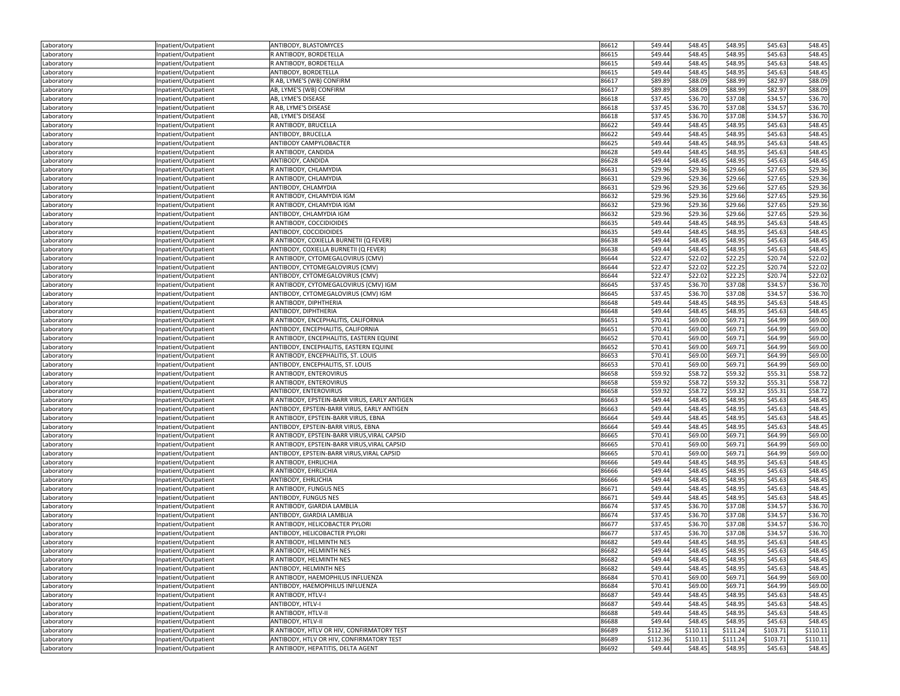| | | | | | | | | |
|---|---|---|---|---|---|---|---|---|
| Laboratory | Inpatient/Outpatient | ANTIBODY, BLASTOMYCES | 86612 | $49.44 | $48.45 | $48.95 | $45.63 | $48.45 |
| Laboratory | Inpatient/Outpatient | R ANTIBODY, BORDETELLA | 86615 | $49.44 | $48.45 | $48.95 | $45.63 | $48.45 |
| Laboratory | Inpatient/Outpatient | R ANTIBODY, BORDETELLA | 86615 | $49.44 | $48.45 | $48.95 | $45.63 | $48.45 |
| Laboratory | Inpatient/Outpatient | ANTIBODY, BORDETELLA | 86615 | $49.44 | $48.45 | $48.95 | $45.63 | $48.45 |
| Laboratory | Inpatient/Outpatient | R AB, LYME'S (WB) CONFIRM | 86617 | $89.89 | $88.09 | $88.99 | $82.97 | $88.09 |
| Laboratory | Inpatient/Outpatient | AB, LYME'S (WB) CONFIRM | 86617 | $89.89 | $88.09 | $88.99 | $82.97 | $88.09 |
| Laboratory | Inpatient/Outpatient | AB, LYME'S DISEASE | 86618 | $37.45 | $36.70 | $37.08 | $34.57 | $36.70 |
| Laboratory | Inpatient/Outpatient | R AB, LYME'S DISEASE | 86618 | $37.45 | $36.70 | $37.08 | $34.57 | $36.70 |
| Laboratory | Inpatient/Outpatient | AB, LYME'S DISEASE | 86618 | $37.45 | $36.70 | $37.08 | $34.57 | $36.70 |
| Laboratory | Inpatient/Outpatient | R ANTIBODY, BRUCELLA | 86622 | $49.44 | $48.45 | $48.95 | $45.63 | $48.45 |
| Laboratory | Inpatient/Outpatient | ANTIBODY, BRUCELLA | 86622 | $49.44 | $48.45 | $48.95 | $45.63 | $48.45 |
| Laboratory | Inpatient/Outpatient | ANTIBODY CAMPYLOBACTER | 86625 | $49.44 | $48.45 | $48.95 | $45.63 | $48.45 |
| Laboratory | Inpatient/Outpatient | R ANTIBODY, CANDIDA | 86628 | $49.44 | $48.45 | $48.95 | $45.63 | $48.45 |
| Laboratory | Inpatient/Outpatient | ANTIBODY, CANDIDA | 86628 | $49.44 | $48.45 | $48.95 | $45.63 | $48.45 |
| Laboratory | Inpatient/Outpatient | R ANTIBODY, CHLAMYDIA | 86631 | $29.96 | $29.36 | $29.66 | $27.65 | $29.36 |
| Laboratory | Inpatient/Outpatient | R ANTIBODY, CHLAMYDIA | 86631 | $29.96 | $29.36 | $29.66 | $27.65 | $29.36 |
| Laboratory | Inpatient/Outpatient | ANTIBODY, CHLAMYDIA | 86631 | $29.96 | $29.36 | $29.66 | $27.65 | $29.36 |
| Laboratory | Inpatient/Outpatient | R ANTIBODY, CHLAMYDIA IGM | 86632 | $29.96 | $29.36 | $29.66 | $27.65 | $29.36 |
| Laboratory | Inpatient/Outpatient | R ANTIBODY, CHLAMYDIA IGM | 86632 | $29.96 | $29.36 | $29.66 | $27.65 | $29.36 |
| Laboratory | Inpatient/Outpatient | ANTIBODY, CHLAMYDIA IGM | 86632 | $29.96 | $29.36 | $29.66 | $27.65 | $29.36 |
| Laboratory | Inpatient/Outpatient | R ANTIBODY, COCCIDIOIDES | 86635 | $49.44 | $48.45 | $48.95 | $45.63 | $48.45 |
| Laboratory | Inpatient/Outpatient | ANTIBODY, COCCIDIOIDES | 86635 | $49.44 | $48.45 | $48.95 | $45.63 | $48.45 |
| Laboratory | Inpatient/Outpatient | R ANTIBODY, COXIELLA BURNETII (Q FEVER) | 86638 | $49.44 | $48.45 | $48.95 | $45.63 | $48.45 |
| Laboratory | Inpatient/Outpatient | ANTIBODY, COXIELLA BURNETII (Q FEVER) | 86638 | $49.44 | $48.45 | $48.95 | $45.63 | $48.45 |
| Laboratory | Inpatient/Outpatient | R ANTIBODY, CYTOMEGALOVIRUS (CMV) | 86644 | $22.47 | $22.02 | $22.25 | $20.74 | $22.02 |
| Laboratory | Inpatient/Outpatient | ANTIBODY, CYTOMEGALOVIRUS (CMV) | 86644 | $22.47 | $22.02 | $22.25 | $20.74 | $22.02 |
| Laboratory | Inpatient/Outpatient | ANTIBODY, CYTOMEGALOVIRUS (CMV) | 86644 | $22.47 | $22.02 | $22.25 | $20.74 | $22.02 |
| Laboratory | Inpatient/Outpatient | R ANTIBODY, CYTOMEGALOVIRUS (CMV) IGM | 86645 | $37.45 | $36.70 | $37.08 | $34.57 | $36.70 |
| Laboratory | Inpatient/Outpatient | ANTIBODY, CYTOMEGALOVIRUS (CMV) IGM | 86645 | $37.45 | $36.70 | $37.08 | $34.57 | $36.70 |
| Laboratory | Inpatient/Outpatient | R ANTIBODY, DIPHTHERIA | 86648 | $49.44 | $48.45 | $48.95 | $45.63 | $48.45 |
| Laboratory | Inpatient/Outpatient | ANTIBODY, DIPHTHERIA | 86648 | $49.44 | $48.45 | $48.95 | $45.63 | $48.45 |
| Laboratory | Inpatient/Outpatient | R ANTIBODY, ENCEPHALITIS, CALIFORNIA | 86651 | $70.41 | $69.00 | $69.71 | $64.99 | $69.00 |
| Laboratory | Inpatient/Outpatient | ANTIBODY, ENCEPHALITIS, CALIFORNIA | 86651 | $70.41 | $69.00 | $69.71 | $64.99 | $69.00 |
| Laboratory | Inpatient/Outpatient | R ANTIBODY, ENCEPHALITIS, EASTERN EQUINE | 86652 | $70.41 | $69.00 | $69.71 | $64.99 | $69.00 |
| Laboratory | Inpatient/Outpatient | ANTIBODY, ENCEPHALITIS, EASTERN EQUINE | 86652 | $70.41 | $69.00 | $69.71 | $64.99 | $69.00 |
| Laboratory | Inpatient/Outpatient | R ANTIBODY, ENCEPHALITIS, ST. LOUIS | 86653 | $70.41 | $69.00 | $69.71 | $64.99 | $69.00 |
| Laboratory | Inpatient/Outpatient | ANTIBODY, ENCEPHALITIS, ST. LOUIS | 86653 | $70.41 | $69.00 | $69.71 | $64.99 | $69.00 |
| Laboratory | Inpatient/Outpatient | R ANTIBODY, ENTEROVIRUS | 86658 | $59.92 | $58.72 | $59.32 | $55.31 | $58.72 |
| Laboratory | Inpatient/Outpatient | R ANTIBODY, ENTEROVIRUS | 86658 | $59.92 | $58.72 | $59.32 | $55.31 | $58.72 |
| Laboratory | Inpatient/Outpatient | ANTIBODY, ENTEROVIRUS | 86658 | $59.92 | $58.72 | $59.32 | $55.31 | $58.72 |
| Laboratory | Inpatient/Outpatient | R ANTIBODY, EPSTEIN-BARR VIRUS, EARLY ANTIGEN | 86663 | $49.44 | $48.45 | $48.95 | $45.63 | $48.45 |
| Laboratory | Inpatient/Outpatient | ANTIBODY, EPSTEIN-BARR VIRUS, EARLY ANTIGEN | 86663 | $49.44 | $48.45 | $48.95 | $45.63 | $48.45 |
| Laboratory | Inpatient/Outpatient | R ANTIBODY, EPSTEIN-BARR VIRUS, EBNA | 86664 | $49.44 | $48.45 | $48.95 | $45.63 | $48.45 |
| Laboratory | Inpatient/Outpatient | ANTIBODY, EPSTEIN-BARR VIRUS, EBNA | 86664 | $49.44 | $48.45 | $48.95 | $45.63 | $48.45 |
| Laboratory | Inpatient/Outpatient | R ANTIBODY, EPSTEIN-BARR VIRUS,VIRAL CAPSID | 86665 | $70.41 | $69.00 | $69.71 | $64.99 | $69.00 |
| Laboratory | Inpatient/Outpatient | R ANTIBODY, EPSTEIN-BARR VIRUS,VIRAL CAPSID | 86665 | $70.41 | $69.00 | $69.71 | $64.99 | $69.00 |
| Laboratory | Inpatient/Outpatient | ANTIBODY, EPSTEIN-BARR VIRUS,VIRAL CAPSID | 86665 | $70.41 | $69.00 | $69.71 | $64.99 | $69.00 |
| Laboratory | Inpatient/Outpatient | R ANTIBODY, EHRLICHIA | 86666 | $49.44 | $48.45 | $48.95 | $45.63 | $48.45 |
| Laboratory | Inpatient/Outpatient | R ANTIBODY, EHRLICHIA | 86666 | $49.44 | $48.45 | $48.95 | $45.63 | $48.45 |
| Laboratory | Inpatient/Outpatient | ANTIBODY, EHRLICHIA | 86666 | $49.44 | $48.45 | $48.95 | $45.63 | $48.45 |
| Laboratory | Inpatient/Outpatient | R ANTIBODY, FUNGUS NES | 86671 | $49.44 | $48.45 | $48.95 | $45.63 | $48.45 |
| Laboratory | Inpatient/Outpatient | ANTIBODY, FUNGUS NES | 86671 | $49.44 | $48.45 | $48.95 | $45.63 | $48.45 |
| Laboratory | Inpatient/Outpatient | R ANTIBODY, GIARDIA LAMBLIA | 86674 | $37.45 | $36.70 | $37.08 | $34.57 | $36.70 |
| Laboratory | Inpatient/Outpatient | ANTIBODY, GIARDIA LAMBLIA | 86674 | $37.45 | $36.70 | $37.08 | $34.57 | $36.70 |
| Laboratory | Inpatient/Outpatient | R ANTIBODY, HELICOBACTER PYLORI | 86677 | $37.45 | $36.70 | $37.08 | $34.57 | $36.70 |
| Laboratory | Inpatient/Outpatient | ANTIBODY, HELICOBACTER PYLORI | 86677 | $37.45 | $36.70 | $37.08 | $34.57 | $36.70 |
| Laboratory | Inpatient/Outpatient | R ANTIBODY, HELMINTH NES | 86682 | $49.44 | $48.45 | $48.95 | $45.63 | $48.45 |
| Laboratory | Inpatient/Outpatient | R ANTIBODY, HELMINTH NES | 86682 | $49.44 | $48.45 | $48.95 | $45.63 | $48.45 |
| Laboratory | Inpatient/Outpatient | R ANTIBODY, HELMINTH NES | 86682 | $49.44 | $48.45 | $48.95 | $45.63 | $48.45 |
| Laboratory | Inpatient/Outpatient | ANTIBODY, HELMINTH NES | 86682 | $49.44 | $48.45 | $48.95 | $45.63 | $48.45 |
| Laboratory | Inpatient/Outpatient | R ANTIBODY, HAEMOPHILUS INFLUENZA | 86684 | $70.41 | $69.00 | $69.71 | $64.99 | $69.00 |
| Laboratory | Inpatient/Outpatient | ANTIBODY, HAEMOPHILUS INFLUENZA | 86684 | $70.41 | $69.00 | $69.71 | $64.99 | $69.00 |
| Laboratory | Inpatient/Outpatient | R ANTIBODY, HTLV-I | 86687 | $49.44 | $48.45 | $48.95 | $45.63 | $48.45 |
| Laboratory | Inpatient/Outpatient | ANTIBODY, HTLV-I | 86687 | $49.44 | $48.45 | $48.95 | $45.63 | $48.45 |
| Laboratory | Inpatient/Outpatient | R ANTIBODY, HTLV-II | 86688 | $49.44 | $48.45 | $48.95 | $45.63 | $48.45 |
| Laboratory | Inpatient/Outpatient | ANTIBODY, HTLV-II | 86688 | $49.44 | $48.45 | $48.95 | $45.63 | $48.45 |
| Laboratory | Inpatient/Outpatient | R ANTIBODY, HTLV OR HIV, CONFIRMATORY TEST | 86689 | $112.36 | $110.11 | $111.24 | $103.71 | $110.11 |
| Laboratory | Inpatient/Outpatient | ANTIBODY, HTLV OR HIV, CONFIRMATORY TEST | 86689 | $112.36 | $110.11 | $111.24 | $103.71 | $110.11 |
| Laboratory | Inpatient/Outpatient | R ANTIBODY, HEPATITIS, DELTA AGENT | 86692 | $49.44 | $48.45 | $48.95 | $45.63 | $48.45 |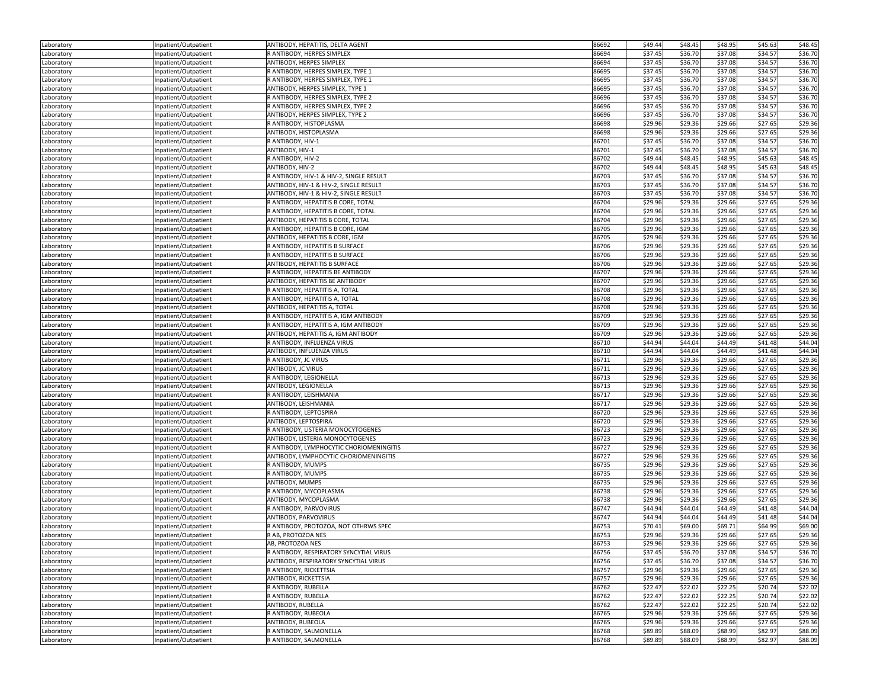| | | | | | | | | |
|---|---|---|---|---|---|---|---|---|
| Laboratory | Inpatient/Outpatient | ANTIBODY, HEPATITIS, DELTA AGENT | 86692 | $49.44 | $48.45 | $48.95 | $45.63 | $48.45 |
| Laboratory | Inpatient/Outpatient | R ANTIBODY, HERPES SIMPLEX | 86694 | $37.45 | $36.70 | $37.08 | $34.57 | $36.70 |
| Laboratory | Inpatient/Outpatient | ANTIBODY, HERPES SIMPLEX | 86694 | $37.45 | $36.70 | $37.08 | $34.57 | $36.70 |
| Laboratory | Inpatient/Outpatient | R ANTIBODY, HERPES SIMPLEX, TYPE 1 | 86695 | $37.45 | $36.70 | $37.08 | $34.57 | $36.70 |
| Laboratory | Inpatient/Outpatient | R ANTIBODY, HERPES SIMPLEX, TYPE 1 | 86695 | $37.45 | $36.70 | $37.08 | $34.57 | $36.70 |
| Laboratory | Inpatient/Outpatient | ANTIBODY, HERPES SIMPLEX, TYPE 1 | 86695 | $37.45 | $36.70 | $37.08 | $34.57 | $36.70 |
| Laboratory | Inpatient/Outpatient | R ANTIBODY, HERPES SIMPLEX, TYPE 2 | 86696 | $37.45 | $36.70 | $37.08 | $34.57 | $36.70 |
| Laboratory | Inpatient/Outpatient | R ANTIBODY, HERPES SIMPLEX, TYPE 2 | 86696 | $37.45 | $36.70 | $37.08 | $34.57 | $36.70 |
| Laboratory | Inpatient/Outpatient | ANTIBODY, HERPES SIMPLEX, TYPE 2 | 86696 | $37.45 | $36.70 | $37.08 | $34.57 | $36.70 |
| Laboratory | Inpatient/Outpatient | R ANTIBODY, HISTOPLASMA | 86698 | $29.96 | $29.36 | $29.66 | $27.65 | $29.36 |
| Laboratory | Inpatient/Outpatient | ANTIBODY, HISTOPLASMA | 86698 | $29.96 | $29.36 | $29.66 | $27.65 | $29.36 |
| Laboratory | Inpatient/Outpatient | R ANTIBODY, HIV-1 | 86701 | $37.45 | $36.70 | $37.08 | $34.57 | $36.70 |
| Laboratory | Inpatient/Outpatient | ANTIBODY, HIV-1 | 86701 | $37.45 | $36.70 | $37.08 | $34.57 | $36.70 |
| Laboratory | Inpatient/Outpatient | R ANTIBODY, HIV-2 | 86702 | $49.44 | $48.45 | $48.95 | $45.63 | $48.45 |
| Laboratory | Inpatient/Outpatient | ANTIBODY, HIV-2 | 86702 | $49.44 | $48.45 | $48.95 | $45.63 | $48.45 |
| Laboratory | Inpatient/Outpatient | R ANTIBODY, HIV-1 & HIV-2, SINGLE RESULT | 86703 | $37.45 | $36.70 | $37.08 | $34.57 | $36.70 |
| Laboratory | Inpatient/Outpatient | ANTIBODY, HIV-1 & HIV-2, SINGLE RESULT | 86703 | $37.45 | $36.70 | $37.08 | $34.57 | $36.70 |
| Laboratory | Inpatient/Outpatient | ANTIBODY, HIV-1 & HIV-2, SINGLE RESULT | 86703 | $37.45 | $36.70 | $37.08 | $34.57 | $36.70 |
| Laboratory | Inpatient/Outpatient | R ANTIBODY, HEPATITIS B CORE, TOTAL | 86704 | $29.96 | $29.36 | $29.66 | $27.65 | $29.36 |
| Laboratory | Inpatient/Outpatient | R ANTIBODY, HEPATITIS B CORE, TOTAL | 86704 | $29.96 | $29.36 | $29.66 | $27.65 | $29.36 |
| Laboratory | Inpatient/Outpatient | ANTIBODY, HEPATITIS B CORE, TOTAL | 86704 | $29.96 | $29.36 | $29.66 | $27.65 | $29.36 |
| Laboratory | Inpatient/Outpatient | R ANTIBODY, HEPATITIS B CORE, IGM | 86705 | $29.96 | $29.36 | $29.66 | $27.65 | $29.36 |
| Laboratory | Inpatient/Outpatient | ANTIBODY, HEPATITIS B CORE, IGM | 86705 | $29.96 | $29.36 | $29.66 | $27.65 | $29.36 |
| Laboratory | Inpatient/Outpatient | R ANTIBODY, HEPATITIS B SURFACE | 86706 | $29.96 | $29.36 | $29.66 | $27.65 | $29.36 |
| Laboratory | Inpatient/Outpatient | R ANTIBODY, HEPATITIS B SURFACE | 86706 | $29.96 | $29.36 | $29.66 | $27.65 | $29.36 |
| Laboratory | Inpatient/Outpatient | ANTIBODY, HEPATITIS B SURFACE | 86706 | $29.96 | $29.36 | $29.66 | $27.65 | $29.36 |
| Laboratory | Inpatient/Outpatient | R ANTIBODY, HEPATITIS BE ANTIBODY | 86707 | $29.96 | $29.36 | $29.66 | $27.65 | $29.36 |
| Laboratory | Inpatient/Outpatient | ANTIBODY, HEPATITIS BE ANTIBODY | 86707 | $29.96 | $29.36 | $29.66 | $27.65 | $29.36 |
| Laboratory | Inpatient/Outpatient | R ANTIBODY, HEPATITIS A, TOTAL | 86708 | $29.96 | $29.36 | $29.66 | $27.65 | $29.36 |
| Laboratory | Inpatient/Outpatient | R ANTIBODY, HEPATITIS A, TOTAL | 86708 | $29.96 | $29.36 | $29.66 | $27.65 | $29.36 |
| Laboratory | Inpatient/Outpatient | ANTIBODY, HEPATITIS A, TOTAL | 86708 | $29.96 | $29.36 | $29.66 | $27.65 | $29.36 |
| Laboratory | Inpatient/Outpatient | R ANTIBODY, HEPATITIS A, IGM ANTIBODY | 86709 | $29.96 | $29.36 | $29.66 | $27.65 | $29.36 |
| Laboratory | Inpatient/Outpatient | R ANTIBODY, HEPATITIS A, IGM ANTIBODY | 86709 | $29.96 | $29.36 | $29.66 | $27.65 | $29.36 |
| Laboratory | Inpatient/Outpatient | ANTIBODY, HEPATITIS A, IGM ANTIBODY | 86709 | $29.96 | $29.36 | $29.66 | $27.65 | $29.36 |
| Laboratory | Inpatient/Outpatient | R ANTIBODY, INFLUENZA VIRUS | 86710 | $44.94 | $44.04 | $44.49 | $41.48 | $44.04 |
| Laboratory | Inpatient/Outpatient | ANTIBODY, INFLUENZA VIRUS | 86710 | $44.94 | $44.04 | $44.49 | $41.48 | $44.04 |
| Laboratory | Inpatient/Outpatient | R ANTIBODY, JC VIRUS | 86711 | $29.96 | $29.36 | $29.66 | $27.65 | $29.36 |
| Laboratory | Inpatient/Outpatient | ANTIBODY, JC VIRUS | 86711 | $29.96 | $29.36 | $29.66 | $27.65 | $29.36 |
| Laboratory | Inpatient/Outpatient | R ANTIBODY, LEGIONELLA | 86713 | $29.96 | $29.36 | $29.66 | $27.65 | $29.36 |
| Laboratory | Inpatient/Outpatient | ANTIBODY, LEGIONELLA | 86713 | $29.96 | $29.36 | $29.66 | $27.65 | $29.36 |
| Laboratory | Inpatient/Outpatient | R ANTIBODY, LEISHMANIA | 86717 | $29.96 | $29.36 | $29.66 | $27.65 | $29.36 |
| Laboratory | Inpatient/Outpatient | ANTIBODY, LEISHMANIA | 86717 | $29.96 | $29.36 | $29.66 | $27.65 | $29.36 |
| Laboratory | Inpatient/Outpatient | R ANTIBODY, LEPTOSPIRA | 86720 | $29.96 | $29.36 | $29.66 | $27.65 | $29.36 |
| Laboratory | Inpatient/Outpatient | ANTIBODY, LEPTOSPIRA | 86720 | $29.96 | $29.36 | $29.66 | $27.65 | $29.36 |
| Laboratory | Inpatient/Outpatient | R ANTIBODY, LISTERIA MONOCYTOGENES | 86723 | $29.96 | $29.36 | $29.66 | $27.65 | $29.36 |
| Laboratory | Inpatient/Outpatient | ANTIBODY, LISTERIA MONOCYTOGENES | 86723 | $29.96 | $29.36 | $29.66 | $27.65 | $29.36 |
| Laboratory | Inpatient/Outpatient | R ANTIBODY, LYMPHOCYTIC CHORIOMENINGITIS | 86727 | $29.96 | $29.36 | $29.66 | $27.65 | $29.36 |
| Laboratory | Inpatient/Outpatient | ANTIBODY, LYMPHOCYTIC CHORIOMENINGITIS | 86727 | $29.96 | $29.36 | $29.66 | $27.65 | $29.36 |
| Laboratory | Inpatient/Outpatient | R ANTIBODY, MUMPS | 86735 | $29.96 | $29.36 | $29.66 | $27.65 | $29.36 |
| Laboratory | Inpatient/Outpatient | R ANTIBODY, MUMPS | 86735 | $29.96 | $29.36 | $29.66 | $27.65 | $29.36 |
| Laboratory | Inpatient/Outpatient | ANTIBODY, MUMPS | 86735 | $29.96 | $29.36 | $29.66 | $27.65 | $29.36 |
| Laboratory | Inpatient/Outpatient | R ANTIBODY, MYCOPLASMA | 86738 | $29.96 | $29.36 | $29.66 | $27.65 | $29.36 |
| Laboratory | Inpatient/Outpatient | ANTIBODY, MYCOPLASMA | 86738 | $29.96 | $29.36 | $29.66 | $27.65 | $29.36 |
| Laboratory | Inpatient/Outpatient | R ANTIBODY, PARVOVIRUS | 86747 | $44.94 | $44.04 | $44.49 | $41.48 | $44.04 |
| Laboratory | Inpatient/Outpatient | ANTIBODY, PARVOVIRUS | 86747 | $44.94 | $44.04 | $44.49 | $41.48 | $44.04 |
| Laboratory | Inpatient/Outpatient | R ANTIBODY, PROTOZOA, NOT OTHRWS SPEC | 86753 | $70.41 | $69.00 | $69.71 | $64.99 | $69.00 |
| Laboratory | Inpatient/Outpatient | R AB, PROTOZOA NES | 86753 | $29.96 | $29.36 | $29.66 | $27.65 | $29.36 |
| Laboratory | Inpatient/Outpatient | AB, PROTOZOA NES | 86753 | $29.96 | $29.36 | $29.66 | $27.65 | $29.36 |
| Laboratory | Inpatient/Outpatient | R ANTIBODY, RESPIRATORY SYNCYTIAL VIRUS | 86756 | $37.45 | $36.70 | $37.08 | $34.57 | $36.70 |
| Laboratory | Inpatient/Outpatient | ANTIBODY, RESPIRATORY SYNCYTIAL VIRUS | 86756 | $37.45 | $36.70 | $37.08 | $34.57 | $36.70 |
| Laboratory | Inpatient/Outpatient | R ANTIBODY, RICKETTSIA | 86757 | $29.96 | $29.36 | $29.66 | $27.65 | $29.36 |
| Laboratory | Inpatient/Outpatient | ANTIBODY, RICKETTSIA | 86757 | $29.96 | $29.36 | $29.66 | $27.65 | $29.36 |
| Laboratory | Inpatient/Outpatient | R ANTIBODY, RUBELLA | 86762 | $22.47 | $22.02 | $22.25 | $20.74 | $22.02 |
| Laboratory | Inpatient/Outpatient | R ANTIBODY, RUBELLA | 86762 | $22.47 | $22.02 | $22.25 | $20.74 | $22.02 |
| Laboratory | Inpatient/Outpatient | ANTIBODY, RUBELLA | 86762 | $22.47 | $22.02 | $22.25 | $20.74 | $22.02 |
| Laboratory | Inpatient/Outpatient | R ANTIBODY, RUBEOLA | 86765 | $29.96 | $29.36 | $29.66 | $27.65 | $29.36 |
| Laboratory | Inpatient/Outpatient | ANTIBODY, RUBEOLA | 86765 | $29.96 | $29.36 | $29.66 | $27.65 | $29.36 |
| Laboratory | Inpatient/Outpatient | R ANTIBODY, SALMONELLA | 86768 | $89.89 | $88.09 | $88.99 | $82.97 | $88.09 |
| Laboratory | Inpatient/Outpatient | R ANTIBODY, SALMONELLA | 86768 | $89.89 | $88.09 | $88.99 | $82.97 | $88.09 |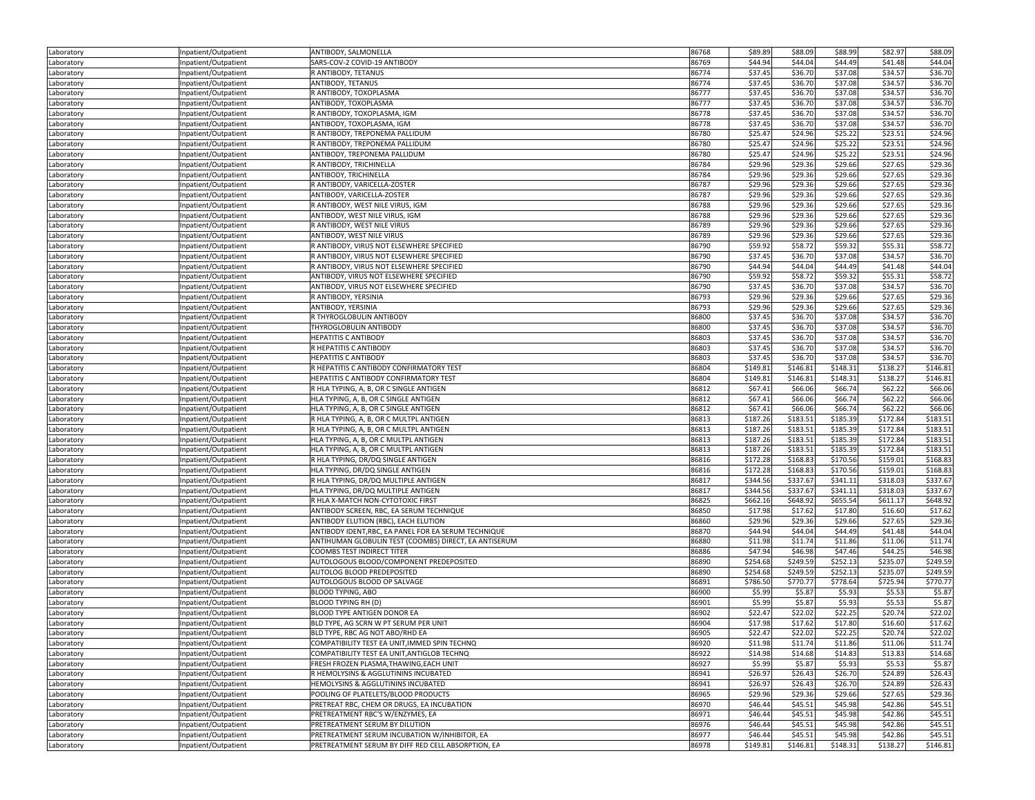| | | | | | | | | |
|---|---|---|---|---|---|---|---|---|
| Laboratory | Inpatient/Outpatient | ANTIBODY, SALMONELLA | 86768 | $89.89 | $88.09 | $88.99 | $82.97 | $88.09 |
| Laboratory | Inpatient/Outpatient | SARS-COV-2 COVID-19 ANTIBODY | 86769 | $44.94 | $44.04 | $44.49 | $41.48 | $44.04 |
| Laboratory | Inpatient/Outpatient | R ANTIBODY, TETANUS | 86774 | $37.45 | $36.70 | $37.08 | $34.57 | $36.70 |
| Laboratory | Inpatient/Outpatient | ANTIBODY, TETANUS | 86774 | $37.45 | $36.70 | $37.08 | $34.57 | $36.70 |
| Laboratory | Inpatient/Outpatient | R ANTIBODY, TOXOPLASMA | 86777 | $37.45 | $36.70 | $37.08 | $34.57 | $36.70 |
| Laboratory | Inpatient/Outpatient | ANTIBODY, TOXOPLASMA | 86777 | $37.45 | $36.70 | $37.08 | $34.57 | $36.70 |
| Laboratory | Inpatient/Outpatient | R ANTIBODY, TOXOPLASMA, IGM | 86778 | $37.45 | $36.70 | $37.08 | $34.57 | $36.70 |
| Laboratory | Inpatient/Outpatient | ANTIBODY, TOXOPLASMA, IGM | 86778 | $37.45 | $36.70 | $37.08 | $34.57 | $36.70 |
| Laboratory | Inpatient/Outpatient | R ANTIBODY, TREPONEMA PALLIDUM | 86780 | $25.47 | $24.96 | $25.22 | $23.51 | $24.96 |
| Laboratory | Inpatient/Outpatient | R ANTIBODY, TREPONEMA PALLIDUM | 86780 | $25.47 | $24.96 | $25.22 | $23.51 | $24.96 |
| Laboratory | Inpatient/Outpatient | ANTIBODY, TREPONEMA PALLIDUM | 86780 | $25.47 | $24.96 | $25.22 | $23.51 | $24.96 |
| Laboratory | Inpatient/Outpatient | R ANTIBODY, TRICHINELLA | 86784 | $29.96 | $29.36 | $29.66 | $27.65 | $29.36 |
| Laboratory | Inpatient/Outpatient | ANTIBODY, TRICHINELLA | 86784 | $29.96 | $29.36 | $29.66 | $27.65 | $29.36 |
| Laboratory | Inpatient/Outpatient | R ANTIBODY, VARICELLA-ZOSTER | 86787 | $29.96 | $29.36 | $29.66 | $27.65 | $29.36 |
| Laboratory | Inpatient/Outpatient | ANTIBODY, VARICELLA-ZOSTER | 86787 | $29.96 | $29.36 | $29.66 | $27.65 | $29.36 |
| Laboratory | Inpatient/Outpatient | R ANTIBODY, WEST NILE VIRUS, IGM | 86788 | $29.96 | $29.36 | $29.66 | $27.65 | $29.36 |
| Laboratory | Inpatient/Outpatient | ANTIBODY, WEST NILE VIRUS, IGM | 86788 | $29.96 | $29.36 | $29.66 | $27.65 | $29.36 |
| Laboratory | Inpatient/Outpatient | R ANTIBODY, WEST NILE VIRUS | 86789 | $29.96 | $29.36 | $29.66 | $27.65 | $29.36 |
| Laboratory | Inpatient/Outpatient | ANTIBODY, WEST NILE VIRUS | 86789 | $29.96 | $29.36 | $29.66 | $27.65 | $29.36 |
| Laboratory | Inpatient/Outpatient | R ANTIBODY, VIRUS NOT ELSEWHERE SPECIFIED | 86790 | $59.92 | $58.72 | $59.32 | $55.31 | $58.72 |
| Laboratory | Inpatient/Outpatient | R ANTIBODY, VIRUS NOT ELSEWHERE SPECIFIED | 86790 | $37.45 | $36.70 | $37.08 | $34.57 | $36.70 |
| Laboratory | Inpatient/Outpatient | R ANTIBODY, VIRUS NOT ELSEWHERE SPECIFIED | 86790 | $44.94 | $44.04 | $44.49 | $41.48 | $44.04 |
| Laboratory | Inpatient/Outpatient | ANTIBODY, VIRUS NOT ELSEWHERE SPECIFIED | 86790 | $59.92 | $58.72 | $59.32 | $55.31 | $58.72 |
| Laboratory | Inpatient/Outpatient | ANTIBODY, VIRUS NOT ELSEWHERE SPECIFIED | 86790 | $37.45 | $36.70 | $37.08 | $34.57 | $36.70 |
| Laboratory | Inpatient/Outpatient | R ANTIBODY, YERSINIA | 86793 | $29.96 | $29.36 | $29.66 | $27.65 | $29.36 |
| Laboratory | Inpatient/Outpatient | ANTIBODY, YERSINIA | 86793 | $29.96 | $29.36 | $29.66 | $27.65 | $29.36 |
| Laboratory | Inpatient/Outpatient | R THYROGLOBULIN ANTIBODY | 86800 | $37.45 | $36.70 | $37.08 | $34.57 | $36.70 |
| Laboratory | Inpatient/Outpatient | THYROGLOBULIN ANTIBODY | 86800 | $37.45 | $36.70 | $37.08 | $34.57 | $36.70 |
| Laboratory | Inpatient/Outpatient | HEPATITIS C ANTIBODY | 86803 | $37.45 | $36.70 | $37.08 | $34.57 | $36.70 |
| Laboratory | Inpatient/Outpatient | R HEPATITIS C ANTIBODY | 86803 | $37.45 | $36.70 | $37.08 | $34.57 | $36.70 |
| Laboratory | Inpatient/Outpatient | HEPATITIS C ANTIBODY | 86803 | $37.45 | $36.70 | $37.08 | $34.57 | $36.70 |
| Laboratory | Inpatient/Outpatient | R HEPATITIS C ANTIBODY CONFIRMATORY TEST | 86804 | $149.81 | $146.81 | $148.31 | $138.27 | $146.81 |
| Laboratory | Inpatient/Outpatient | HEPATITIS C ANTIBODY CONFIRMATORY TEST | 86804 | $149.81 | $146.81 | $148.31 | $138.27 | $146.81 |
| Laboratory | Inpatient/Outpatient | R HLA TYPING, A, B, OR C SINGLE ANTIGEN | 86812 | $67.41 | $66.06 | $66.74 | $62.22 | $66.06 |
| Laboratory | Inpatient/Outpatient | HLA TYPING, A, B, OR C SINGLE ANTIGEN | 86812 | $67.41 | $66.06 | $66.74 | $62.22 | $66.06 |
| Laboratory | Inpatient/Outpatient | HLA TYPING, A, B, OR C SINGLE ANTIGEN | 86812 | $67.41 | $66.06 | $66.74 | $62.22 | $66.06 |
| Laboratory | Inpatient/Outpatient | R HLA TYPING, A, B, OR C MULTPL ANTIGEN | 86813 | $187.26 | $183.51 | $185.39 | $172.84 | $183.51 |
| Laboratory | Inpatient/Outpatient | R HLA TYPING, A, B, OR C MULTPL ANTIGEN | 86813 | $187.26 | $183.51 | $185.39 | $172.84 | $183.51 |
| Laboratory | Inpatient/Outpatient | HLA TYPING, A, B, OR C MULTPL ANTIGEN | 86813 | $187.26 | $183.51 | $185.39 | $172.84 | $183.51 |
| Laboratory | Inpatient/Outpatient | HLA TYPING, A, B, OR C MULTPL ANTIGEN | 86813 | $187.26 | $183.51 | $185.39 | $172.84 | $183.51 |
| Laboratory | Inpatient/Outpatient | R HLA TYPING, DR/DQ SINGLE ANTIGEN | 86816 | $172.28 | $168.83 | $170.56 | $159.01 | $168.83 |
| Laboratory | Inpatient/Outpatient | HLA TYPING, DR/DQ SINGLE ANTIGEN | 86816 | $172.28 | $168.83 | $170.56 | $159.01 | $168.83 |
| Laboratory | Inpatient/Outpatient | R HLA TYPING, DR/DQ MULTIPLE ANTIGEN | 86817 | $344.56 | $337.67 | $341.11 | $318.03 | $337.67 |
| Laboratory | Inpatient/Outpatient | HLA TYPING, DR/DQ MULTIPLE ANTIGEN | 86817 | $344.56 | $337.67 | $341.11 | $318.03 | $337.67 |
| Laboratory | Inpatient/Outpatient | R HLA X-MATCH NON-CYTOTOXIC FIRST | 86825 | $662.16 | $648.92 | $655.54 | $611.17 | $648.92 |
| Laboratory | Inpatient/Outpatient | ANTIBODY SCREEN, RBC, EA SERUM TECHNIQUE | 86850 | $17.98 | $17.62 | $17.80 | $16.60 | $17.62 |
| Laboratory | Inpatient/Outpatient | ANTIBODY ELUTION (RBC), EACH ELUTION | 86860 | $29.96 | $29.36 | $29.66 | $27.65 | $29.36 |
| Laboratory | Inpatient/Outpatient | ANTIBODY IDENT,RBC, EA PANEL FOR EA SERUM TECHNIQUE | 86870 | $44.94 | $44.04 | $44.49 | $41.48 | $44.04 |
| Laboratory | Inpatient/Outpatient | ANTIHUMAN GLOBULIN TEST (COOMBS) DIRECT, EA ANTISERUM | 86880 | $11.98 | $11.74 | $11.86 | $11.06 | $11.74 |
| Laboratory | Inpatient/Outpatient | COOMBS TEST INDIRECT TITER | 86886 | $47.94 | $46.98 | $47.46 | $44.25 | $46.98 |
| Laboratory | Inpatient/Outpatient | AUTOLOGOUS BLOOD/COMPONENT PREDEPOSITED | 86890 | $254.68 | $249.59 | $252.13 | $235.07 | $249.59 |
| Laboratory | Inpatient/Outpatient | AUTOLOG BLOOD PREDEPOSITED | 86890 | $254.68 | $249.59 | $252.13 | $235.07 | $249.59 |
| Laboratory | Inpatient/Outpatient | AUTOLOGOUS BLOOD OP SALVAGE | 86891 | $786.50 | $770.77 | $778.64 | $725.94 | $770.77 |
| Laboratory | Inpatient/Outpatient | BLOOD TYPING, ABO | 86900 | $5.99 | $5.87 | $5.93 | $5.53 | $5.87 |
| Laboratory | Inpatient/Outpatient | BLOOD TYPING RH (D) | 86901 | $5.99 | $5.87 | $5.93 | $5.53 | $5.87 |
| Laboratory | Inpatient/Outpatient | BLOOD TYPE ANTIGEN DONOR EA | 86902 | $22.47 | $22.02 | $22.25 | $20.74 | $22.02 |
| Laboratory | Inpatient/Outpatient | BLD TYPE, AG SCRN W PT SERUM PER UNIT | 86904 | $17.98 | $17.62 | $17.80 | $16.60 | $17.62 |
| Laboratory | Inpatient/Outpatient | BLD TYPE, RBC AG NOT ABO/RHD EA | 86905 | $22.47 | $22.02 | $22.25 | $20.74 | $22.02 |
| Laboratory | Inpatient/Outpatient | COMPATIBILITY TEST EA UNIT,IMMED SPIN TECHNQ | 86920 | $11.98 | $11.74 | $11.86 | $11.06 | $11.74 |
| Laboratory | Inpatient/Outpatient | COMPATIBILITY TEST EA UNIT,ANTIGLOB TECHNQ | 86922 | $14.98 | $14.68 | $14.83 | $13.83 | $14.68 |
| Laboratory | Inpatient/Outpatient | FRESH FROZEN PLASMA,THAWING,EACH UNIT | 86927 | $5.99 | $5.87 | $5.93 | $5.53 | $5.87 |
| Laboratory | Inpatient/Outpatient | R HEMOLYSINS & AGGLUTININS INCUBATED | 86941 | $26.97 | $26.43 | $26.70 | $24.89 | $26.43 |
| Laboratory | Inpatient/Outpatient | HEMOLYSINS & AGGLUTININS INCUBATED | 86941 | $26.97 | $26.43 | $26.70 | $24.89 | $26.43 |
| Laboratory | Inpatient/Outpatient | POOLING OF PLATELETS/BLOOD PRODUCTS | 86965 | $29.96 | $29.36 | $29.66 | $27.65 | $29.36 |
| Laboratory | Inpatient/Outpatient | PRETREAT RBC, CHEM OR DRUGS, EA INCUBATION | 86970 | $46.44 | $45.51 | $45.98 | $42.86 | $45.51 |
| Laboratory | Inpatient/Outpatient | PRETREATMENT RBC'S W/ENZYMES, EA | 86971 | $46.44 | $45.51 | $45.98 | $42.86 | $45.51 |
| Laboratory | Inpatient/Outpatient | PRETREATMENT SERUM BY DILUTION | 86976 | $46.44 | $45.51 | $45.98 | $42.86 | $45.51 |
| Laboratory | Inpatient/Outpatient | PRETREATMENT SERUM INCUBATION W/INHIBITOR, EA | 86977 | $46.44 | $45.51 | $45.98 | $42.86 | $45.51 |
| Laboratory | Inpatient/Outpatient | PRETREATMENT SERUM BY DIFF RED CELL ABSORPTION, EA | 86978 | $149.81 | $146.81 | $148.31 | $138.27 | $146.81 |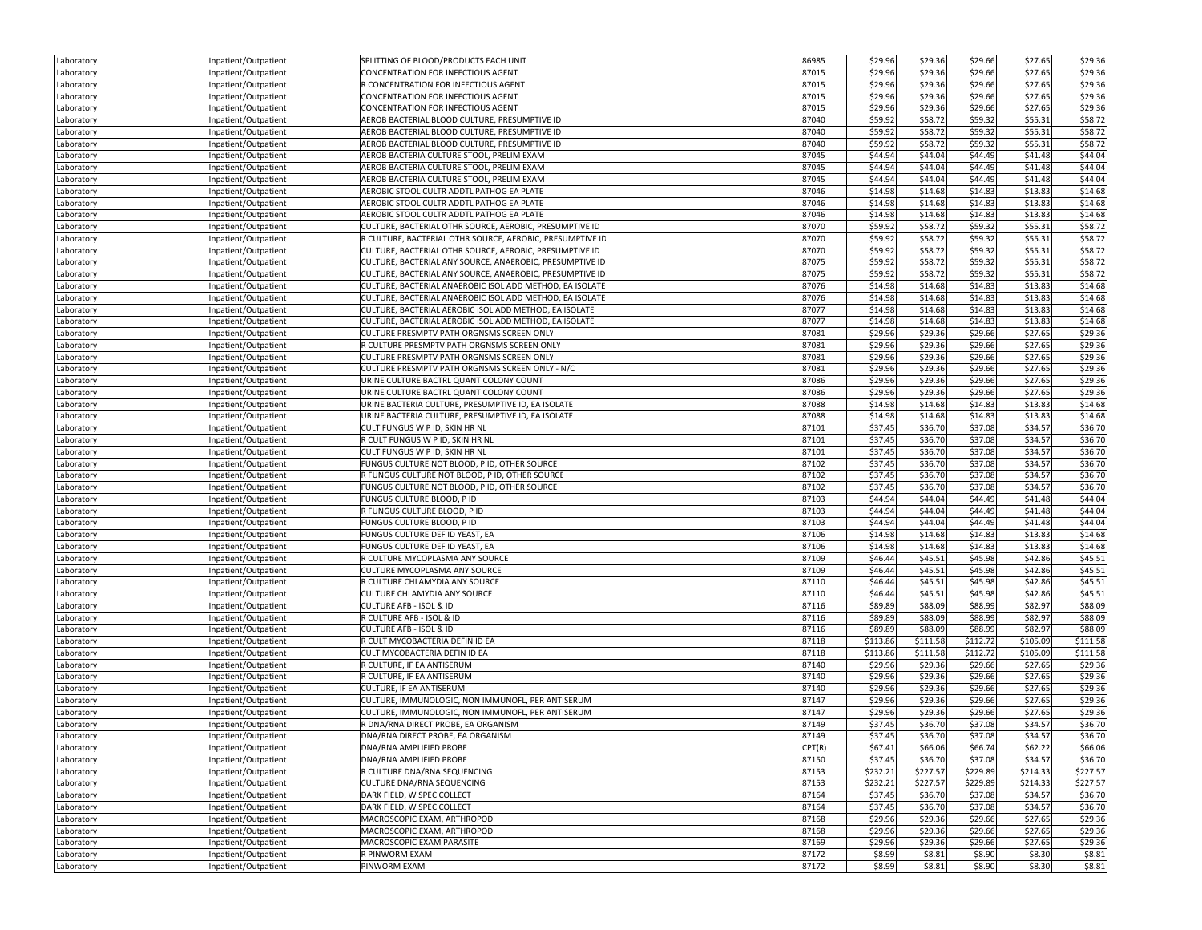| Laboratory | Inpatient/Outpatient | SPLITTING OF BLOOD/PRODUCTS EACH UNIT | 86985 | $29.96 | $29.36 | $29.66 | $27.65 | $29.36 |
|---|---|---|---|---|---|---|---|---|
| Laboratory | Inpatient/Outpatient | CONCENTRATION FOR INFECTIOUS AGENT | 87015 | $29.96 | $29.36 | $29.66 | $27.65 | $29.36 |
| Laboratory | Inpatient/Outpatient | R CONCENTRATION FOR INFECTIOUS AGENT | 87015 | $29.96 | $29.36 | $29.66 | $27.65 | $29.36 |
| Laboratory | Inpatient/Outpatient | CONCENTRATION FOR INFECTIOUS AGENT | 87015 | $29.96 | $29.36 | $29.66 | $27.65 | $29.36 |
| Laboratory | Inpatient/Outpatient | CONCENTRATION FOR INFECTIOUS AGENT | 87015 | $29.96 | $29.36 | $29.66 | $27.65 | $29.36 |
| Laboratory | Inpatient/Outpatient | AEROB BACTERIAL BLOOD CULTURE, PRESUMPTIVE ID | 87040 | $59.92 | $58.72 | $59.32 | $55.31 | $58.72 |
| Laboratory | Inpatient/Outpatient | AEROB BACTERIAL BLOOD CULTURE, PRESUMPTIVE ID | 87040 | $59.92 | $58.72 | $59.32 | $55.31 | $58.72 |
| Laboratory | Inpatient/Outpatient | AEROB BACTERIAL BLOOD CULTURE, PRESUMPTIVE ID | 87040 | $59.92 | $58.72 | $59.32 | $55.31 | $58.72 |
| Laboratory | Inpatient/Outpatient | AEROB BACTERIA CULTURE STOOL, PRELIM EXAM | 87045 | $44.94 | $44.04 | $44.49 | $41.48 | $44.04 |
| Laboratory | Inpatient/Outpatient | AEROB BACTERIA CULTURE STOOL, PRELIM EXAM | 87045 | $44.94 | $44.04 | $44.49 | $41.48 | $44.04 |
| Laboratory | Inpatient/Outpatient | AEROB BACTERIA CULTURE STOOL, PRELIM EXAM | 87045 | $44.94 | $44.04 | $44.49 | $41.48 | $44.04 |
| Laboratory | Inpatient/Outpatient | AEROBIC STOOL CULTR ADDTL PATHOG EA PLATE | 87046 | $14.98 | $14.68 | $14.83 | $13.83 | $14.68 |
| Laboratory | Inpatient/Outpatient | AEROBIC STOOL CULTR ADDTL PATHOG EA PLATE | 87046 | $14.98 | $14.68 | $14.83 | $13.83 | $14.68 |
| Laboratory | Inpatient/Outpatient | AEROBIC STOOL CULTR ADDTL PATHOG EA PLATE | 87046 | $14.98 | $14.68 | $14.83 | $13.83 | $14.68 |
| Laboratory | Inpatient/Outpatient | CULTURE, BACTERIAL OTHR SOURCE, AEROBIC, PRESUMPTIVE ID | 87070 | $59.92 | $58.72 | $59.32 | $55.31 | $58.72 |
| Laboratory | Inpatient/Outpatient | R CULTURE, BACTERIAL OTHR SOURCE, AEROBIC, PRESUMPTIVE ID | 87070 | $59.92 | $58.72 | $59.32 | $55.31 | $58.72 |
| Laboratory | Inpatient/Outpatient | CULTURE, BACTERIAL OTHR SOURCE, AEROBIC, PRESUMPTIVE ID | 87070 | $59.92 | $58.72 | $59.32 | $55.31 | $58.72 |
| Laboratory | Inpatient/Outpatient | CULTURE, BACTERIAL ANY SOURCE, ANAEROBIC, PRESUMPTIVE ID | 87075 | $59.92 | $58.72 | $59.32 | $55.31 | $58.72 |
| Laboratory | Inpatient/Outpatient | CULTURE, BACTERIAL ANY SOURCE, ANAEROBIC, PRESUMPTIVE ID | 87075 | $59.92 | $58.72 | $59.32 | $55.31 | $58.72 |
| Laboratory | Inpatient/Outpatient | CULTURE, BACTERIAL ANAEROBIC ISOL ADD METHOD, EA ISOLATE | 87076 | $14.98 | $14.68 | $14.83 | $13.83 | $14.68 |
| Laboratory | Inpatient/Outpatient | CULTURE, BACTERIAL ANAEROBIC ISOL ADD METHOD, EA ISOLATE | 87076 | $14.98 | $14.68 | $14.83 | $13.83 | $14.68 |
| Laboratory | Inpatient/Outpatient | CULTURE, BACTERIAL AEROBIC ISOL ADD METHOD, EA ISOLATE | 87077 | $14.98 | $14.68 | $14.83 | $13.83 | $14.68 |
| Laboratory | Inpatient/Outpatient | CULTURE, BACTERIAL AEROBIC ISOL ADD METHOD, EA ISOLATE | 87077 | $14.98 | $14.68 | $14.83 | $13.83 | $14.68 |
| Laboratory | Inpatient/Outpatient | CULTURE PRESMPTV PATH ORGNSMS SCREEN ONLY | 87081 | $29.96 | $29.36 | $29.66 | $27.65 | $29.36 |
| Laboratory | Inpatient/Outpatient | R CULTURE PRESMPTV PATH ORGNSMS SCREEN ONLY | 87081 | $29.96 | $29.36 | $29.66 | $27.65 | $29.36 |
| Laboratory | Inpatient/Outpatient | CULTURE PRESMPTV PATH ORGNSMS SCREEN ONLY | 87081 | $29.96 | $29.36 | $29.66 | $27.65 | $29.36 |
| Laboratory | Inpatient/Outpatient | CULTURE PRESMPTV PATH ORGNSMS SCREEN ONLY - N/C | 87081 | $29.96 | $29.36 | $29.66 | $27.65 | $29.36 |
| Laboratory | Inpatient/Outpatient | URINE CULTURE BACTRL QUANT COLONY COUNT | 87086 | $29.96 | $29.36 | $29.66 | $27.65 | $29.36 |
| Laboratory | Inpatient/Outpatient | URINE CULTURE BACTRL QUANT COLONY COUNT | 87086 | $29.96 | $29.36 | $29.66 | $27.65 | $29.36 |
| Laboratory | Inpatient/Outpatient | URINE BACTERIA CULTURE, PRESUMPTIVE ID, EA ISOLATE | 87088 | $14.98 | $14.68 | $14.83 | $13.83 | $14.68 |
| Laboratory | Inpatient/Outpatient | URINE BACTERIA CULTURE, PRESUMPTIVE ID, EA ISOLATE | 87088 | $14.98 | $14.68 | $14.83 | $13.83 | $14.68 |
| Laboratory | Inpatient/Outpatient | CULT FUNGUS W P ID, SKIN HR NL | 87101 | $37.45 | $36.70 | $37.08 | $34.57 | $36.70 |
| Laboratory | Inpatient/Outpatient | R CULT FUNGUS W P ID, SKIN HR NL | 87101 | $37.45 | $36.70 | $37.08 | $34.57 | $36.70 |
| Laboratory | Inpatient/Outpatient | CULT FUNGUS W P ID, SKIN HR NL | 87101 | $37.45 | $36.70 | $37.08 | $34.57 | $36.70 |
| Laboratory | Inpatient/Outpatient | FUNGUS CULTURE NOT BLOOD, P ID, OTHER SOURCE | 87102 | $37.45 | $36.70 | $37.08 | $34.57 | $36.70 |
| Laboratory | Inpatient/Outpatient | R FUNGUS CULTURE NOT BLOOD, P ID, OTHER SOURCE | 87102 | $37.45 | $36.70 | $37.08 | $34.57 | $36.70 |
| Laboratory | Inpatient/Outpatient | FUNGUS CULTURE NOT BLOOD, P ID, OTHER SOURCE | 87102 | $37.45 | $36.70 | $37.08 | $34.57 | $36.70 |
| Laboratory | Inpatient/Outpatient | FUNGUS CULTURE BLOOD, P ID | 87103 | $44.94 | $44.04 | $44.49 | $41.48 | $44.04 |
| Laboratory | Inpatient/Outpatient | R FUNGUS CULTURE BLOOD, P ID | 87103 | $44.94 | $44.04 | $44.49 | $41.48 | $44.04 |
| Laboratory | Inpatient/Outpatient | FUNGUS CULTURE BLOOD, P ID | 87103 | $44.94 | $44.04 | $44.49 | $41.48 | $44.04 |
| Laboratory | Inpatient/Outpatient | FUNGUS CULTURE DEF ID YEAST, EA | 87106 | $14.98 | $14.68 | $14.83 | $13.83 | $14.68 |
| Laboratory | Inpatient/Outpatient | FUNGUS CULTURE DEF ID YEAST, EA | 87106 | $14.98 | $14.68 | $14.83 | $13.83 | $14.68 |
| Laboratory | Inpatient/Outpatient | R CULTURE MYCOPLASMA ANY SOURCE | 87109 | $46.44 | $45.51 | $45.98 | $42.86 | $45.51 |
| Laboratory | Inpatient/Outpatient | CULTURE MYCOPLASMA ANY SOURCE | 87109 | $46.44 | $45.51 | $45.98 | $42.86 | $45.51 |
| Laboratory | Inpatient/Outpatient | R CULTURE CHLAMYDIA ANY SOURCE | 87110 | $46.44 | $45.51 | $45.98 | $42.86 | $45.51 |
| Laboratory | Inpatient/Outpatient | CULTURE CHLAMYDIA ANY SOURCE | 87110 | $46.44 | $45.51 | $45.98 | $42.86 | $45.51 |
| Laboratory | Inpatient/Outpatient | CULTURE AFB - ISOL & ID | 87116 | $89.89 | $88.09 | $88.99 | $82.97 | $88.09 |
| Laboratory | Inpatient/Outpatient | R CULTURE AFB - ISOL & ID | 87116 | $89.89 | $88.09 | $88.99 | $82.97 | $88.09 |
| Laboratory | Inpatient/Outpatient | CULTURE AFB - ISOL & ID | 87116 | $89.89 | $88.09 | $88.99 | $82.97 | $88.09 |
| Laboratory | Inpatient/Outpatient | R CULT MYCOBACTERIA DEFIN ID EA | 87118 | $113.86 | $111.58 | $112.72 | $105.09 | $111.58 |
| Laboratory | Inpatient/Outpatient | CULT MYCOBACTERIA DEFIN ID EA | 87118 | $113.86 | $111.58 | $112.72 | $105.09 | $111.58 |
| Laboratory | Inpatient/Outpatient | R CULTURE, IF EA ANTISERUM | 87140 | $29.96 | $29.36 | $29.66 | $27.65 | $29.36 |
| Laboratory | Inpatient/Outpatient | R CULTURE, IF EA ANTISERUM | 87140 | $29.96 | $29.36 | $29.66 | $27.65 | $29.36 |
| Laboratory | Inpatient/Outpatient | CULTURE, IF EA ANTISERUM | 87140 | $29.96 | $29.36 | $29.66 | $27.65 | $29.36 |
| Laboratory | Inpatient/Outpatient | CULTURE, IMMUNOLOGIC, NON IMMUNOFL, PER ANTISERUM | 87147 | $29.96 | $29.36 | $29.66 | $27.65 | $29.36 |
| Laboratory | Inpatient/Outpatient | CULTURE, IMMUNOLOGIC, NON IMMUNOFL, PER ANTISERUM | 87147 | $29.96 | $29.36 | $29.66 | $27.65 | $29.36 |
| Laboratory | Inpatient/Outpatient | R DNA/RNA DIRECT PROBE, EA ORGANISM | 87149 | $37.45 | $36.70 | $37.08 | $34.57 | $36.70 |
| Laboratory | Inpatient/Outpatient | DNA/RNA DIRECT PROBE, EA ORGANISM | 87149 | $37.45 | $36.70 | $37.08 | $34.57 | $36.70 |
| Laboratory | Inpatient/Outpatient | DNA/RNA AMPLIFIED PROBE | CPT(R) | $67.41 | $66.06 | $66.74 | $62.22 | $66.06 |
| Laboratory | Inpatient/Outpatient | DNA/RNA AMPLIFIED PROBE | 87150 | $37.45 | $36.70 | $37.08 | $34.57 | $36.70 |
| Laboratory | Inpatient/Outpatient | R CULTURE DNA/RNA SEQUENCING | 87153 | $232.21 | $227.57 | $229.89 | $214.33 | $227.57 |
| Laboratory | Inpatient/Outpatient | CULTURE DNA/RNA SEQUENCING | 87153 | $232.21 | $227.57 | $229.89 | $214.33 | $227.57 |
| Laboratory | Inpatient/Outpatient | DARK FIELD, W SPEC COLLECT | 87164 | $37.45 | $36.70 | $37.08 | $34.57 | $36.70 |
| Laboratory | Inpatient/Outpatient | DARK FIELD, W SPEC COLLECT | 87164 | $37.45 | $36.70 | $37.08 | $34.57 | $36.70 |
| Laboratory | Inpatient/Outpatient | MACROSCOPIC EXAM, ARTHROPOD | 87168 | $29.96 | $29.36 | $29.66 | $27.65 | $29.36 |
| Laboratory | Inpatient/Outpatient | MACROSCOPIC EXAM, ARTHROPOD | 87168 | $29.96 | $29.36 | $29.66 | $27.65 | $29.36 |
| Laboratory | Inpatient/Outpatient | MACROSCOPIC EXAM PARASITE | 87169 | $29.96 | $29.36 | $29.66 | $27.65 | $29.36 |
| Laboratory | Inpatient/Outpatient | R PINWORM EXAM | 87172 | $8.99 | $8.81 | $8.90 | $8.30 | $8.81 |
| Laboratory | Inpatient/Outpatient | PINWORM EXAM | 87172 | $8.99 | $8.81 | $8.90 | $8.30 | $8.81 |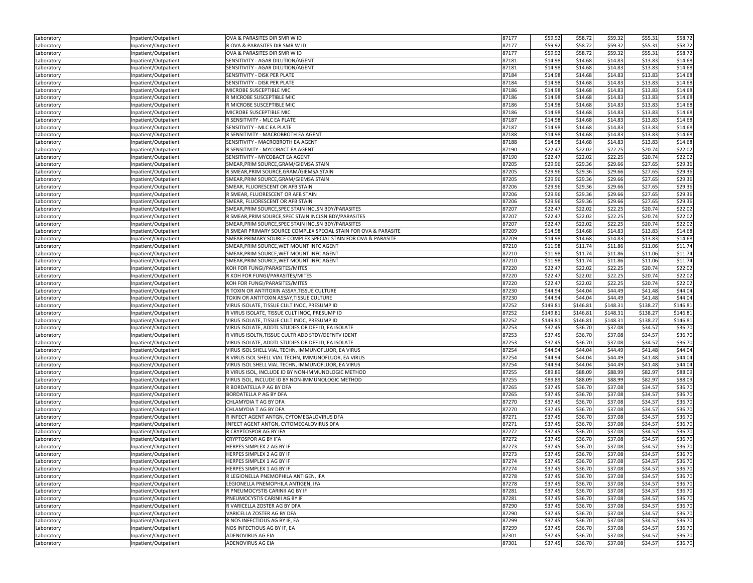| | | | | | | | | |
|---|---|---|---|---|---|---|---|---|
| Laboratory | Inpatient/Outpatient | OVA & PARASITES DIR SMR W ID | 87177 | $59.92 | $58.72 | $59.32 | $55.31 | $58.72 |
| Laboratory | Inpatient/Outpatient | R OVA & PARASITES DIR SMR W ID | 87177 | $59.92 | $58.72 | $59.32 | $55.31 | $58.72 |
| Laboratory | Inpatient/Outpatient | OVA & PARASITES DIR SMR W ID | 87177 | $59.92 | $58.72 | $59.32 | $55.31 | $58.72 |
| Laboratory | Inpatient/Outpatient | SENSITIVITY - AGAR DILUTION/AGENT | 87181 | $14.98 | $14.68 | $14.83 | $13.83 | $14.68 |
| Laboratory | Inpatient/Outpatient | SENSITIVITY - AGAR DILUTION/AGENT | 87181 | $14.98 | $14.68 | $14.83 | $13.83 | $14.68 |
| Laboratory | Inpatient/Outpatient | SENSITIVITY - DISK PER PLATE | 87184 | $14.98 | $14.68 | $14.83 | $13.83 | $14.68 |
| Laboratory | Inpatient/Outpatient | SENSITIVITY - DISK PER PLATE | 87184 | $14.98 | $14.68 | $14.83 | $13.83 | $14.68 |
| Laboratory | Inpatient/Outpatient | MICROBE SUSCEPTIBLE MIC | 87186 | $14.98 | $14.68 | $14.83 | $13.83 | $14.68 |
| Laboratory | Inpatient/Outpatient | R MICROBE SUSCEPTIBLE MIC | 87186 | $14.98 | $14.68 | $14.83 | $13.83 | $14.68 |
| Laboratory | Inpatient/Outpatient | R MICROBE SUSCEPTIBLE MIC | 87186 | $14.98 | $14.68 | $14.83 | $13.83 | $14.68 |
| Laboratory | Inpatient/Outpatient | MICROBE SUSCEPTIBLE MIC | 87186 | $14.98 | $14.68 | $14.83 | $13.83 | $14.68 |
| Laboratory | Inpatient/Outpatient | R SENSITIVITY - MLC EA PLATE | 87187 | $14.98 | $14.68 | $14.83 | $13.83 | $14.68 |
| Laboratory | Inpatient/Outpatient | SENSITIVITY - MLC EA PLATE | 87187 | $14.98 | $14.68 | $14.83 | $13.83 | $14.68 |
| Laboratory | Inpatient/Outpatient | R SENSITIVITY - MACROBROTH EA AGENT | 87188 | $14.98 | $14.68 | $14.83 | $13.83 | $14.68 |
| Laboratory | Inpatient/Outpatient | SENSITIVITY - MACROBROTH EA AGENT | 87188 | $14.98 | $14.68 | $14.83 | $13.83 | $14.68 |
| Laboratory | Inpatient/Outpatient | R SENSITIVITY - MYCOBACT EA AGENT | 87190 | $22.47 | $22.02 | $22.25 | $20.74 | $22.02 |
| Laboratory | Inpatient/Outpatient | SENSITIVITY - MYCOBACT EA AGENT | 87190 | $22.47 | $22.02 | $22.25 | $20.74 | $22.02 |
| Laboratory | Inpatient/Outpatient | SMEAR,PRIM SOURCE,GRAM/GIEMSA STAIN | 87205 | $29.96 | $29.36 | $29.66 | $27.65 | $29.36 |
| Laboratory | Inpatient/Outpatient | R SMEAR,PRIM SOURCE,GRAM/GIEMSA STAIN | 87205 | $29.96 | $29.36 | $29.66 | $27.65 | $29.36 |
| Laboratory | Inpatient/Outpatient | SMEAR,PRIM SOURCE,GRAM/GIEMSA STAIN | 87205 | $29.96 | $29.36 | $29.66 | $27.65 | $29.36 |
| Laboratory | Inpatient/Outpatient | SMEAR, FLUORESCENT OR AFB STAIN | 87206 | $29.96 | $29.36 | $29.66 | $27.65 | $29.36 |
| Laboratory | Inpatient/Outpatient | R SMEAR, FLUORESCENT OR AFB STAIN | 87206 | $29.96 | $29.36 | $29.66 | $27.65 | $29.36 |
| Laboratory | Inpatient/Outpatient | SMEAR, FLUORESCENT OR AFB STAIN | 87206 | $29.96 | $29.36 | $29.66 | $27.65 | $29.36 |
| Laboratory | Inpatient/Outpatient | SMEAR,PRIM SOURCE,SPEC STAIN INCLSN BDY/PARASITES | 87207 | $22.47 | $22.02 | $22.25 | $20.74 | $22.02 |
| Laboratory | Inpatient/Outpatient | R SMEAR,PRIM SOURCE,SPEC STAIN INCLSN BDY/PARASITES | 87207 | $22.47 | $22.02 | $22.25 | $20.74 | $22.02 |
| Laboratory | Inpatient/Outpatient | SMEAR,PRIM SOURCE,SPEC STAIN INCLSN BDY/PARASITES | 87207 | $22.47 | $22.02 | $22.25 | $20.74 | $22.02 |
| Laboratory | Inpatient/Outpatient | R SMEAR PRIMARY SOURCE COMPLEX SPECIAL STAIN FOR OVA & PARASITE | 87209 | $14.98 | $14.68 | $14.83 | $13.83 | $14.68 |
| Laboratory | Inpatient/Outpatient | SMEAR PRIMARY SOURCE COMPLEX SPECIAL STAIN FOR OVA & PARASITE | 87209 | $14.98 | $14.68 | $14.83 | $13.83 | $14.68 |
| Laboratory | Inpatient/Outpatient | SMEAR,PRIM SOURCE,WET MOUNT INFC AGENT | 87210 | $11.98 | $11.74 | $11.86 | $11.06 | $11.74 |
| Laboratory | Inpatient/Outpatient | SMEAR,PRIM SOURCE,WET MOUNT INFC AGENT | 87210 | $11.98 | $11.74 | $11.86 | $11.06 | $11.74 |
| Laboratory | Inpatient/Outpatient | SMEAR,PRIM SOURCE,WET MOUNT INFC AGENT | 87210 | $11.98 | $11.74 | $11.86 | $11.06 | $11.74 |
| Laboratory | Inpatient/Outpatient | KOH FOR FUNGI/PARASITES/MITES | 87220 | $22.47 | $22.02 | $22.25 | $20.74 | $22.02 |
| Laboratory | Inpatient/Outpatient | R KOH FOR FUNGI/PARASITES/MITES | 87220 | $22.47 | $22.02 | $22.25 | $20.74 | $22.02 |
| Laboratory | Inpatient/Outpatient | KOH FOR FUNGI/PARASITES/MITES | 87220 | $22.47 | $22.02 | $22.25 | $20.74 | $22.02 |
| Laboratory | Inpatient/Outpatient | R TOXIN OR ANTITOXIN ASSAY,TISSUE CULTURE | 87230 | $44.94 | $44.04 | $44.49 | $41.48 | $44.04 |
| Laboratory | Inpatient/Outpatient | TOXIN OR ANTITOXIN ASSAY,TISSUE CULTURE | 87230 | $44.94 | $44.04 | $44.49 | $41.48 | $44.04 |
| Laboratory | Inpatient/Outpatient | VIRUS ISOLATE, TISSUE CULT INOC, PRESUMP ID | 87252 | $149.81 | $146.81 | $148.31 | $138.27 | $146.81 |
| Laboratory | Inpatient/Outpatient | R VIRUS ISOLATE, TISSUE CULT INOC, PRESUMP ID | 87252 | $149.81 | $146.81 | $148.31 | $138.27 | $146.81 |
| Laboratory | Inpatient/Outpatient | VIRUS ISOLATE, TISSUE CULT INOC, PRESUMP ID | 87252 | $149.81 | $146.81 | $148.31 | $138.27 | $146.81 |
| Laboratory | Inpatient/Outpatient | VIRUS ISOLATE, ADDTL STUDIES OR DEF ID, EA ISOLATE | 87253 | $37.45 | $36.70 | $37.08 | $34.57 | $36.70 |
| Laboratory | Inpatient/Outpatient | R VIRUS ISOLTN,TISSUE CULTR ADD STDY/DEFNTV IDENT | 87253 | $37.45 | $36.70 | $37.08 | $34.57 | $36.70 |
| Laboratory | Inpatient/Outpatient | VIRUS ISOLATE, ADDTL STUDIES OR DEF ID, EA ISOLATE | 87253 | $37.45 | $36.70 | $37.08 | $34.57 | $36.70 |
| Laboratory | Inpatient/Outpatient | VIRUS ISOL SHELL VIAL TECHN, IMMUNOFLUOR, EA VIRUS | 87254 | $44.94 | $44.04 | $44.49 | $41.48 | $44.04 |
| Laboratory | Inpatient/Outpatient | R VIRUS ISOL SHELL VIAL TECHN, IMMUNOFLUOR, EA VIRUS | 87254 | $44.94 | $44.04 | $44.49 | $41.48 | $44.04 |
| Laboratory | Inpatient/Outpatient | VIRUS ISOL SHELL VIAL TECHN, IMMUNOFLUOR, EA VIRUS | 87254 | $44.94 | $44.04 | $44.49 | $41.48 | $44.04 |
| Laboratory | Inpatient/Outpatient | R VIRUS ISOL, INCLUDE ID BY NON-IMMUNOLOGIC METHOD | 87255 | $89.89 | $88.09 | $88.99 | $82.97 | $88.09 |
| Laboratory | Inpatient/Outpatient | VIRUS ISOL, INCLUDE ID BY NON-IMMUNOLOGIC METHOD | 87255 | $89.89 | $88.09 | $88.99 | $82.97 | $88.09 |
| Laboratory | Inpatient/Outpatient | R BORDATELLA P AG BY DFA | 87265 | $37.45 | $36.70 | $37.08 | $34.57 | $36.70 |
| Laboratory | Inpatient/Outpatient | BORDATELLA P AG BY DFA | 87265 | $37.45 | $36.70 | $37.08 | $34.57 | $36.70 |
| Laboratory | Inpatient/Outpatient | CHLAMYDIA T AG BY DFA | 87270 | $37.45 | $36.70 | $37.08 | $34.57 | $36.70 |
| Laboratory | Inpatient/Outpatient | CHLAMYDIA T AG BY DFA | 87270 | $37.45 | $36.70 | $37.08 | $34.57 | $36.70 |
| Laboratory | Inpatient/Outpatient | R INFECT AGENT ANTGN, CYTOMEGALOVIRUS DFA | 87271 | $37.45 | $36.70 | $37.08 | $34.57 | $36.70 |
| Laboratory | Inpatient/Outpatient | INFECT AGENT ANTGN, CYTOMEGALOVIRUS DFA | 87271 | $37.45 | $36.70 | $37.08 | $34.57 | $36.70 |
| Laboratory | Inpatient/Outpatient | R CRYPTOSPOR AG BY IFA | 87272 | $37.45 | $36.70 | $37.08 | $34.57 | $36.70 |
| Laboratory | Inpatient/Outpatient | CRYPTOSPOR AG BY IFA | 87272 | $37.45 | $36.70 | $37.08 | $34.57 | $36.70 |
| Laboratory | Inpatient/Outpatient | HERPES SIMPLEX 2 AG BY IF | 87273 | $37.45 | $36.70 | $37.08 | $34.57 | $36.70 |
| Laboratory | Inpatient/Outpatient | HERPES SIMPLEX 2 AG BY IF | 87273 | $37.45 | $36.70 | $37.08 | $34.57 | $36.70 |
| Laboratory | Inpatient/Outpatient | HERPES SIMPLEX 1 AG BY IF | 87274 | $37.45 | $36.70 | $37.08 | $34.57 | $36.70 |
| Laboratory | Inpatient/Outpatient | HERPES SIMPLEX 1 AG BY IF | 87274 | $37.45 | $36.70 | $37.08 | $34.57 | $36.70 |
| Laboratory | Inpatient/Outpatient | R LEGIONELLA PNEMOPHILA ANTIGEN, IFA | 87278 | $37.45 | $36.70 | $37.08 | $34.57 | $36.70 |
| Laboratory | Inpatient/Outpatient | LEGIONELLA PNEMOPHILA ANTIGEN, IFA | 87278 | $37.45 | $36.70 | $37.08 | $34.57 | $36.70 |
| Laboratory | Inpatient/Outpatient | R PNEUMOCYSTIS CARINII AG BY IF | 87281 | $37.45 | $36.70 | $37.08 | $34.57 | $36.70 |
| Laboratory | Inpatient/Outpatient | PNEUMOCYSTIS CARINII AG BY IF | 87281 | $37.45 | $36.70 | $37.08 | $34.57 | $36.70 |
| Laboratory | Inpatient/Outpatient | R VARICELLA ZOSTER AG BY DFA | 87290 | $37.45 | $36.70 | $37.08 | $34.57 | $36.70 |
| Laboratory | Inpatient/Outpatient | VARICELLA ZOSTER AG BY DFA | 87290 | $37.45 | $36.70 | $37.08 | $34.57 | $36.70 |
| Laboratory | Inpatient/Outpatient | R NOS INFECTIOUS AG BY IF, EA | 87299 | $37.45 | $36.70 | $37.08 | $34.57 | $36.70 |
| Laboratory | Inpatient/Outpatient | NOS INFECTIOUS AG BY IF, EA | 87299 | $37.45 | $36.70 | $37.08 | $34.57 | $36.70 |
| Laboratory | Inpatient/Outpatient | ADENOVIRUS AG EIA | 87301 | $37.45 | $36.70 | $37.08 | $34.57 | $36.70 |
| Laboratory | Inpatient/Outpatient | ADENOVIRUS AG EIA | 87301 | $37.45 | $36.70 | $37.08 | $34.57 | $36.70 |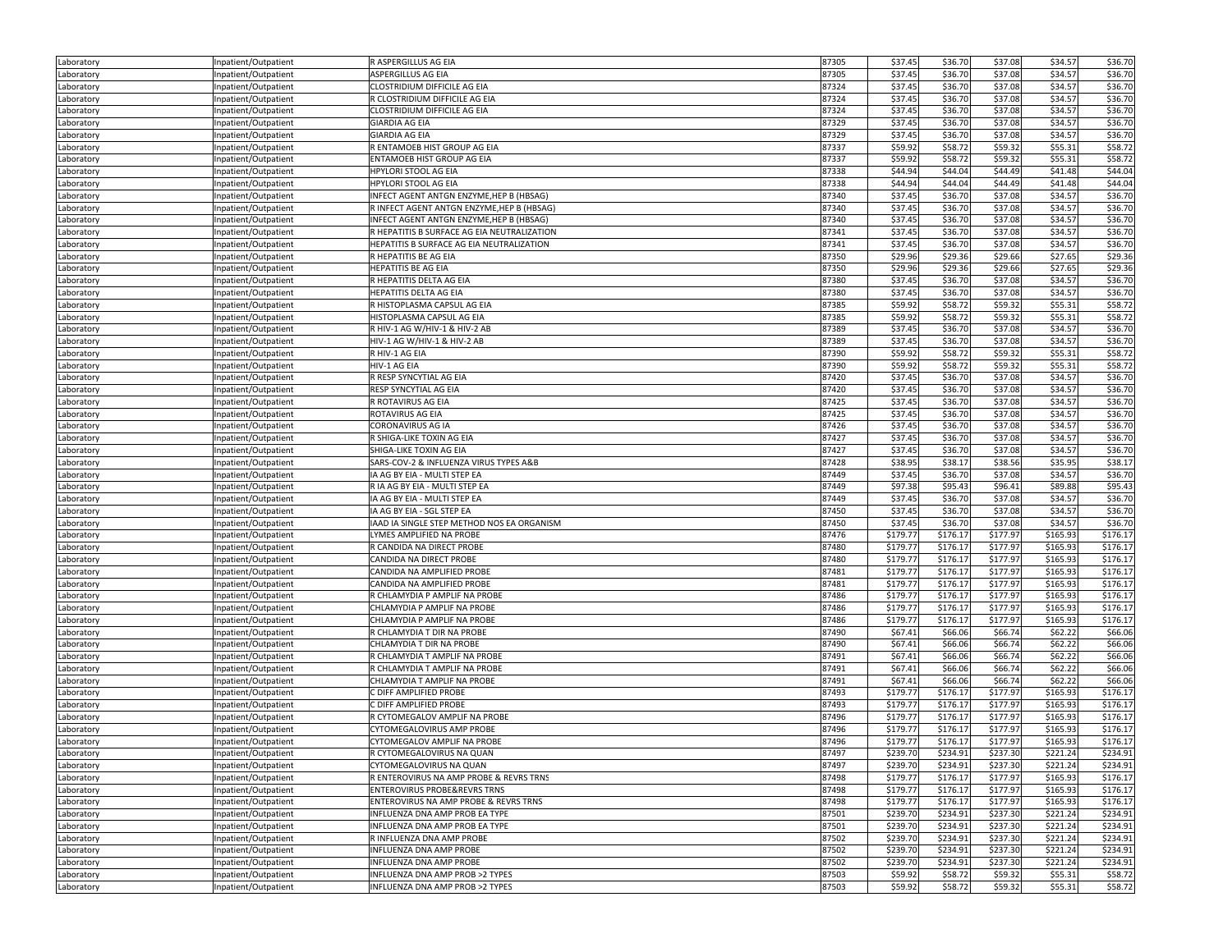| Laboratory | Inpatient/Outpatient | R ASPERGILLUS AG EIA | 87305 | $37.45 | $36.70 | $37.08 | $34.57 | $36.70 |
|---|---|---|---|---|---|---|---|---|
| Laboratory | Inpatient/Outpatient | ASPERGILLUS AG EIA | 87305 | $37.45 | $36.70 | $37.08 | $34.57 | $36.70 |
| Laboratory | Inpatient/Outpatient | CLOSTRIDIUM DIFFICILE AG EIA | 87324 | $37.45 | $36.70 | $37.08 | $34.57 | $36.70 |
| Laboratory | Inpatient/Outpatient | R CLOSTRIDIUM DIFFICILE AG EIA | 87324 | $37.45 | $36.70 | $37.08 | $34.57 | $36.70 |
| Laboratory | Inpatient/Outpatient | CLOSTRIDIUM DIFFICILE AG EIA | 87324 | $37.45 | $36.70 | $37.08 | $34.57 | $36.70 |
| Laboratory | Inpatient/Outpatient | GIARDIA AG EIA | 87329 | $37.45 | $36.70 | $37.08 | $34.57 | $36.70 |
| Laboratory | Inpatient/Outpatient | GIARDIA AG EIA | 87329 | $37.45 | $36.70 | $37.08 | $34.57 | $36.70 |
| Laboratory | Inpatient/Outpatient | R ENTAMOEB HIST GROUP AG EIA | 87337 | $59.92 | $58.72 | $59.32 | $55.31 | $58.72 |
| Laboratory | Inpatient/Outpatient | ENTAMOEB HIST GROUP AG EIA | 87337 | $59.92 | $58.72 | $59.32 | $55.31 | $58.72 |
| Laboratory | Inpatient/Outpatient | HPYLORI STOOL AG EIA | 87338 | $44.94 | $44.04 | $44.49 | $41.48 | $44.04 |
| Laboratory | Inpatient/Outpatient | HPYLORI STOOL AG EIA | 87338 | $44.94 | $44.04 | $44.49 | $41.48 | $44.04 |
| Laboratory | Inpatient/Outpatient | INFECT AGENT ANTGN ENZYME,HEP B (HBSAG) | 87340 | $37.45 | $36.70 | $37.08 | $34.57 | $36.70 |
| Laboratory | Inpatient/Outpatient | R INFECT AGENT ANTGN ENZYME,HEP B (HBSAG) | 87340 | $37.45 | $36.70 | $37.08 | $34.57 | $36.70 |
| Laboratory | Inpatient/Outpatient | INFECT AGENT ANTGN ENZYME,HEP B (HBSAG) | 87340 | $37.45 | $36.70 | $37.08 | $34.57 | $36.70 |
| Laboratory | Inpatient/Outpatient | R HEPATITIS B SURFACE AG EIA NEUTRALIZATION | 87341 | $37.45 | $36.70 | $37.08 | $34.57 | $36.70 |
| Laboratory | Inpatient/Outpatient | HEPATITIS B SURFACE AG EIA NEUTRALIZATION | 87341 | $37.45 | $36.70 | $37.08 | $34.57 | $36.70 |
| Laboratory | Inpatient/Outpatient | R HEPATITIS BE AG EIA | 87350 | $29.96 | $29.36 | $29.66 | $27.65 | $29.36 |
| Laboratory | Inpatient/Outpatient | HEPATITIS BE AG EIA | 87350 | $29.96 | $29.36 | $29.66 | $27.65 | $29.36 |
| Laboratory | Inpatient/Outpatient | R HEPATITIS DELTA AG EIA | 87380 | $37.45 | $36.70 | $37.08 | $34.57 | $36.70 |
| Laboratory | Inpatient/Outpatient | HEPATITIS DELTA AG EIA | 87380 | $37.45 | $36.70 | $37.08 | $34.57 | $36.70 |
| Laboratory | Inpatient/Outpatient | R HISTOPLASMA CAPSUL AG EIA | 87385 | $59.92 | $58.72 | $59.32 | $55.31 | $58.72 |
| Laboratory | Inpatient/Outpatient | HISTOPLASMA CAPSUL AG EIA | 87385 | $59.92 | $58.72 | $59.32 | $55.31 | $58.72 |
| Laboratory | Inpatient/Outpatient | R HIV-1 AG W/HIV-1 & HIV-2 AB | 87389 | $37.45 | $36.70 | $37.08 | $34.57 | $36.70 |
| Laboratory | Inpatient/Outpatient | HIV-1 AG W/HIV-1 & HIV-2 AB | 87389 | $37.45 | $36.70 | $37.08 | $34.57 | $36.70 |
| Laboratory | Inpatient/Outpatient | R HIV-1 AG EIA | 87390 | $59.92 | $58.72 | $59.32 | $55.31 | $58.72 |
| Laboratory | Inpatient/Outpatient | HIV-1 AG EIA | 87390 | $59.92 | $58.72 | $59.32 | $55.31 | $58.72 |
| Laboratory | Inpatient/Outpatient | R RESP SYNCYTIAL AG EIA | 87420 | $37.45 | $36.70 | $37.08 | $34.57 | $36.70 |
| Laboratory | Inpatient/Outpatient | RESP SYNCYTIAL AG EIA | 87420 | $37.45 | $36.70 | $37.08 | $34.57 | $36.70 |
| Laboratory | Inpatient/Outpatient | R ROTAVIRUS AG EIA | 87425 | $37.45 | $36.70 | $37.08 | $34.57 | $36.70 |
| Laboratory | Inpatient/Outpatient | ROTAVIRUS AG EIA | 87425 | $37.45 | $36.70 | $37.08 | $34.57 | $36.70 |
| Laboratory | Inpatient/Outpatient | CORONAVIRUS AG IA | 87426 | $37.45 | $36.70 | $37.08 | $34.57 | $36.70 |
| Laboratory | Inpatient/Outpatient | R SHIGA-LIKE TOXIN AG EIA | 87427 | $37.45 | $36.70 | $37.08 | $34.57 | $36.70 |
| Laboratory | Inpatient/Outpatient | SHIGA-LIKE TOXIN AG EIA | 87427 | $37.45 | $36.70 | $37.08 | $34.57 | $36.70 |
| Laboratory | Inpatient/Outpatient | SARS-COV-2 & INFLUENZA VIRUS TYPES A&B | 87428 | $38.95 | $38.17 | $38.56 | $35.95 | $38.17 |
| Laboratory | Inpatient/Outpatient | IA AG BY EIA - MULTI STEP EA | 87449 | $37.45 | $36.70 | $37.08 | $34.57 | $36.70 |
| Laboratory | Inpatient/Outpatient | R IA AG BY EIA - MULTI STEP EA | 87449 | $97.38 | $95.43 | $96.41 | $89.88 | $95.43 |
| Laboratory | Inpatient/Outpatient | IA AG BY EIA - MULTI STEP EA | 87449 | $37.45 | $36.70 | $37.08 | $34.57 | $36.70 |
| Laboratory | Inpatient/Outpatient | IA AG BY EIA - SGL STEP EA | 87450 | $37.45 | $36.70 | $37.08 | $34.57 | $36.70 |
| Laboratory | Inpatient/Outpatient | IAAD IA SINGLE STEP METHOD NOS EA ORGANISM | 87450 | $37.45 | $36.70 | $37.08 | $34.57 | $36.70 |
| Laboratory | Inpatient/Outpatient | LYMES AMPLIFIED NA PROBE | 87476 | $179.77 | $176.17 | $177.97 | $165.93 | $176.17 |
| Laboratory | Inpatient/Outpatient | R CANDIDA NA DIRECT PROBE | 87480 | $179.77 | $176.17 | $177.97 | $165.93 | $176.17 |
| Laboratory | Inpatient/Outpatient | CANDIDA NA DIRECT PROBE | 87480 | $179.77 | $176.17 | $177.97 | $165.93 | $176.17 |
| Laboratory | Inpatient/Outpatient | CANDIDA NA AMPLIFIED PROBE | 87481 | $179.77 | $176.17 | $177.97 | $165.93 | $176.17 |
| Laboratory | Inpatient/Outpatient | CANDIDA NA AMPLIFIED PROBE | 87481 | $179.77 | $176.17 | $177.97 | $165.93 | $176.17 |
| Laboratory | Inpatient/Outpatient | R CHLAMYDIA P AMPLIF NA PROBE | 87486 | $179.77 | $176.17 | $177.97 | $165.93 | $176.17 |
| Laboratory | Inpatient/Outpatient | CHLAMYDIA P AMPLIF NA PROBE | 87486 | $179.77 | $176.17 | $177.97 | $165.93 | $176.17 |
| Laboratory | Inpatient/Outpatient | CHLAMYDIA P AMPLIF NA PROBE | 87486 | $179.77 | $176.17 | $177.97 | $165.93 | $176.17 |
| Laboratory | Inpatient/Outpatient | R CHLAMYDIA T DIR NA PROBE | 87490 | $67.41 | $66.06 | $66.74 | $62.22 | $66.06 |
| Laboratory | Inpatient/Outpatient | CHLAMYDIA T DIR NA PROBE | 87490 | $67.41 | $66.06 | $66.74 | $62.22 | $66.06 |
| Laboratory | Inpatient/Outpatient | R CHLAMYDIA T AMPLIF NA PROBE | 87491 | $67.41 | $66.06 | $66.74 | $62.22 | $66.06 |
| Laboratory | Inpatient/Outpatient | R CHLAMYDIA T AMPLIF NA PROBE | 87491 | $67.41 | $66.06 | $66.74 | $62.22 | $66.06 |
| Laboratory | Inpatient/Outpatient | CHLAMYDIA T AMPLIF NA PROBE | 87491 | $67.41 | $66.06 | $66.74 | $62.22 | $66.06 |
| Laboratory | Inpatient/Outpatient | C DIFF AMPLIFIED PROBE | 87493 | $179.77 | $176.17 | $177.97 | $165.93 | $176.17 |
| Laboratory | Inpatient/Outpatient | C DIFF AMPLIFIED PROBE | 87493 | $179.77 | $176.17 | $177.97 | $165.93 | $176.17 |
| Laboratory | Inpatient/Outpatient | R CYTOMEGALOV AMPLIF NA PROBE | 87496 | $179.77 | $176.17 | $177.97 | $165.93 | $176.17 |
| Laboratory | Inpatient/Outpatient | CYTOMEGALOVIRUS AMP PROBE | 87496 | $179.77 | $176.17 | $177.97 | $165.93 | $176.17 |
| Laboratory | Inpatient/Outpatient | CYTOMEGALOV AMPLIF NA PROBE | 87496 | $179.77 | $176.17 | $177.97 | $165.93 | $176.17 |
| Laboratory | Inpatient/Outpatient | R CYTOMEGALOVIRUS NA QUAN | 87497 | $239.70 | $234.91 | $237.30 | $221.24 | $234.91 |
| Laboratory | Inpatient/Outpatient | CYTOMEGALOVIRUS NA QUAN | 87497 | $239.70 | $234.91 | $237.30 | $221.24 | $234.91 |
| Laboratory | Inpatient/Outpatient | R ENTEROVIRUS NA AMP PROBE & REVRS TRNS | 87498 | $179.77 | $176.17 | $177.97 | $165.93 | $176.17 |
| Laboratory | Inpatient/Outpatient | ENTEROVIRUS PROBE&REVRS TRNS | 87498 | $179.77 | $176.17 | $177.97 | $165.93 | $176.17 |
| Laboratory | Inpatient/Outpatient | ENTEROVIRUS NA AMP PROBE & REVRS TRNS | 87498 | $179.77 | $176.17 | $177.97 | $165.93 | $176.17 |
| Laboratory | Inpatient/Outpatient | INFLUENZA DNA AMP PROB EA TYPE | 87501 | $239.70 | $234.91 | $237.30 | $221.24 | $234.91 |
| Laboratory | Inpatient/Outpatient | INFLUENZA DNA AMP PROB EA TYPE | 87501 | $239.70 | $234.91 | $237.30 | $221.24 | $234.91 |
| Laboratory | Inpatient/Outpatient | R INFLUENZA DNA AMP PROBE | 87502 | $239.70 | $234.91 | $237.30 | $221.24 | $234.91 |
| Laboratory | Inpatient/Outpatient | INFLUENZA DNA AMP PROBE | 87502 | $239.70 | $234.91 | $237.30 | $221.24 | $234.91 |
| Laboratory | Inpatient/Outpatient | INFLUENZA DNA AMP PROBE | 87502 | $239.70 | $234.91 | $237.30 | $221.24 | $234.91 |
| Laboratory | Inpatient/Outpatient | INFLUENZA DNA AMP PROB >2 TYPES | 87503 | $59.92 | $58.72 | $59.32 | $55.31 | $58.72 |
| Laboratory | Inpatient/Outpatient | INFLUENZA DNA AMP PROB >2 TYPES | 87503 | $59.92 | $58.72 | $59.32 | $55.31 | $58.72 |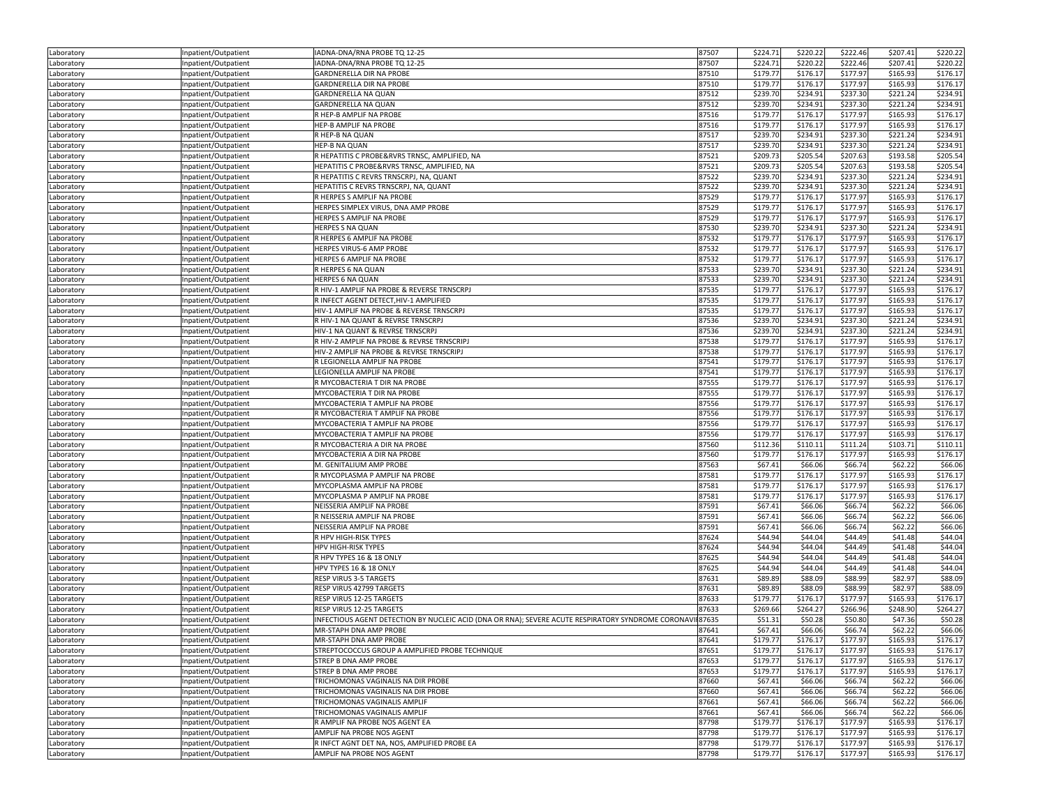| | | | | | | | | |
|---|---|---|---|---|---|---|---|---|
| Laboratory | Inpatient/Outpatient | IADNA-DNA/RNA PROBE TQ 12-25 | 87507 | $224.71 | $220.22 | $222.46 | $207.41 | $220.22 |
| Laboratory | Inpatient/Outpatient | IADNA-DNA/RNA PROBE TQ 12-25 | 87507 | $224.71 | $220.22 | $222.46 | $207.41 | $220.22 |
| Laboratory | Inpatient/Outpatient | GARDNERELLA DIR NA PROBE | 87510 | $179.77 | $176.17 | $177.97 | $165.93 | $176.17 |
| Laboratory | Inpatient/Outpatient | GARDNERELLA DIR NA PROBE | 87510 | $179.77 | $176.17 | $177.97 | $165.93 | $176.17 |
| Laboratory | Inpatient/Outpatient | GARDNERELLA NA QUAN | 87512 | $239.70 | $234.91 | $237.30 | $221.24 | $234.91 |
| Laboratory | Inpatient/Outpatient | GARDNERELLA NA QUAN | 87512 | $239.70 | $234.91 | $237.30 | $221.24 | $234.91 |
| Laboratory | Inpatient/Outpatient | R HEP-B AMPLIF NA PROBE | 87516 | $179.77 | $176.17 | $177.97 | $165.93 | $176.17 |
| Laboratory | Inpatient/Outpatient | HEP-B AMPLIF NA PROBE | 87516 | $179.77 | $176.17 | $177.97 | $165.93 | $176.17 |
| Laboratory | Inpatient/Outpatient | R HEP-B NA QUAN | 87517 | $239.70 | $234.91 | $237.30 | $221.24 | $234.91 |
| Laboratory | Inpatient/Outpatient | HEP-B NA QUAN | 87517 | $239.70 | $234.91 | $237.30 | $221.24 | $234.91 |
| Laboratory | Inpatient/Outpatient | R HEPATITIS C PROBE&RVRS TRNSC, AMPLIFIED, NA | 87521 | $209.73 | $205.54 | $207.63 | $193.58 | $205.54 |
| Laboratory | Inpatient/Outpatient | HEPATITIS C PROBE&RVRS TRNSC, AMPLIFIED, NA | 87521 | $209.73 | $205.54 | $207.63 | $193.58 | $205.54 |
| Laboratory | Inpatient/Outpatient | R HEPATITIS C REVRS TRNSCRPJ, NA, QUANT | 87522 | $239.70 | $234.91 | $237.30 | $221.24 | $234.91 |
| Laboratory | Inpatient/Outpatient | HEPATITIS C REVRS TRNSCRPJ, NA, QUANT | 87522 | $239.70 | $234.91 | $237.30 | $221.24 | $234.91 |
| Laboratory | Inpatient/Outpatient | R HERPES S AMPLIF NA PROBE | 87529 | $179.77 | $176.17 | $177.97 | $165.93 | $176.17 |
| Laboratory | Inpatient/Outpatient | HERPES SIMPLEX VIRUS, DNA AMP PROBE | 87529 | $179.77 | $176.17 | $177.97 | $165.93 | $176.17 |
| Laboratory | Inpatient/Outpatient | HERPES S AMPLIF NA PROBE | 87529 | $179.77 | $176.17 | $177.97 | $165.93 | $176.17 |
| Laboratory | Inpatient/Outpatient | HERPES S NA QUAN | 87530 | $239.70 | $234.91 | $237.30 | $221.24 | $234.91 |
| Laboratory | Inpatient/Outpatient | R HERPES 6 AMPLIF NA PROBE | 87532 | $179.77 | $176.17 | $177.97 | $165.93 | $176.17 |
| Laboratory | Inpatient/Outpatient | HERPES VIRUS-6 AMP PROBE | 87532 | $179.77 | $176.17 | $177.97 | $165.93 | $176.17 |
| Laboratory | Inpatient/Outpatient | HERPES 6 AMPLIF NA PROBE | 87532 | $179.77 | $176.17 | $177.97 | $165.93 | $176.17 |
| Laboratory | Inpatient/Outpatient | R HERPES 6 NA QUAN | 87533 | $239.70 | $234.91 | $237.30 | $221.24 | $234.91 |
| Laboratory | Inpatient/Outpatient | HERPES 6 NA QUAN | 87533 | $239.70 | $234.91 | $237.30 | $221.24 | $234.91 |
| Laboratory | Inpatient/Outpatient | R HIV-1 AMPLIF NA PROBE & REVERSE TRNSCRPJ | 87535 | $179.77 | $176.17 | $177.97 | $165.93 | $176.17 |
| Laboratory | Inpatient/Outpatient | R INFECT AGENT DETECT,HIV-1 AMPLIFIED | 87535 | $179.77 | $176.17 | $177.97 | $165.93 | $176.17 |
| Laboratory | Inpatient/Outpatient | HIV-1 AMPLIF NA PROBE & REVERSE TRNSCRPJ | 87535 | $179.77 | $176.17 | $177.97 | $165.93 | $176.17 |
| Laboratory | Inpatient/Outpatient | R HIV-1 NA QUANT & REVRSE TRNSCRPJ | 87536 | $239.70 | $234.91 | $237.30 | $221.24 | $234.91 |
| Laboratory | Inpatient/Outpatient | HIV-1 NA QUANT & REVRSE TRNSCRPJ | 87536 | $239.70 | $234.91 | $237.30 | $221.24 | $234.91 |
| Laboratory | Inpatient/Outpatient | R HIV-2 AMPLIF NA PROBE & REVRSE TRNSCRIPJ | 87538 | $179.77 | $176.17 | $177.97 | $165.93 | $176.17 |
| Laboratory | Inpatient/Outpatient | HIV-2 AMPLIF NA PROBE & REVRSE TRNSCRIPJ | 87538 | $179.77 | $176.17 | $177.97 | $165.93 | $176.17 |
| Laboratory | Inpatient/Outpatient | R LEGIONELLA AMPLIF NA PROBE | 87541 | $179.77 | $176.17 | $177.97 | $165.93 | $176.17 |
| Laboratory | Inpatient/Outpatient | LEGIONELLA AMPLIF NA PROBE | 87541 | $179.77 | $176.17 | $177.97 | $165.93 | $176.17 |
| Laboratory | Inpatient/Outpatient | R MYCOBACTERIA T DIR NA PROBE | 87555 | $179.77 | $176.17 | $177.97 | $165.93 | $176.17 |
| Laboratory | Inpatient/Outpatient | MYCOBACTERIA T DIR NA PROBE | 87555 | $179.77 | $176.17 | $177.97 | $165.93 | $176.17 |
| Laboratory | Inpatient/Outpatient | MYCOBACTERIA T AMPLIF NA PROBE | 87556 | $179.77 | $176.17 | $177.97 | $165.93 | $176.17 |
| Laboratory | Inpatient/Outpatient | R MYCOBACTERIA T AMPLIF NA PROBE | 87556 | $179.77 | $176.17 | $177.97 | $165.93 | $176.17 |
| Laboratory | Inpatient/Outpatient | MYCOBACTERIA T AMPLIF NA PROBE | 87556 | $179.77 | $176.17 | $177.97 | $165.93 | $176.17 |
| Laboratory | Inpatient/Outpatient | MYCOBACTERIA T AMPLIF NA PROBE | 87556 | $179.77 | $176.17 | $177.97 | $165.93 | $176.17 |
| Laboratory | Inpatient/Outpatient | R MYCOBACTERIA A DIR NA PROBE | 87560 | $112.36 | $110.11 | $111.24 | $103.71 | $110.11 |
| Laboratory | Inpatient/Outpatient | MYCOBACTERIA A DIR NA PROBE | 87560 | $179.77 | $176.17 | $177.97 | $165.93 | $176.17 |
| Laboratory | Inpatient/Outpatient | M. GENITALIUM AMP PROBE | 87563 | $67.41 | $66.06 | $66.74 | $62.22 | $66.06 |
| Laboratory | Inpatient/Outpatient | R MYCOPLASMA P AMPLIF NA PROBE | 87581 | $179.77 | $176.17 | $177.97 | $165.93 | $176.17 |
| Laboratory | Inpatient/Outpatient | MYCOPLASMA AMPLIF NA PROBE | 87581 | $179.77 | $176.17 | $177.97 | $165.93 | $176.17 |
| Laboratory | Inpatient/Outpatient | MYCOPLASMA P AMPLIF NA PROBE | 87581 | $179.77 | $176.17 | $177.97 | $165.93 | $176.17 |
| Laboratory | Inpatient/Outpatient | NEISSERIA AMPLIF NA PROBE | 87591 | $67.41 | $66.06 | $66.74 | $62.22 | $66.06 |
| Laboratory | Inpatient/Outpatient | R NEISSERIA AMPLIF NA PROBE | 87591 | $67.41 | $66.06 | $66.74 | $62.22 | $66.06 |
| Laboratory | Inpatient/Outpatient | NEISSERIA AMPLIF NA PROBE | 87591 | $67.41 | $66.06 | $66.74 | $62.22 | $66.06 |
| Laboratory | Inpatient/Outpatient | R HPV HIGH-RISK TYPES | 87624 | $44.94 | $44.04 | $44.49 | $41.48 | $44.04 |
| Laboratory | Inpatient/Outpatient | HPV HIGH-RISK TYPES | 87624 | $44.94 | $44.04 | $44.49 | $41.48 | $44.04 |
| Laboratory | Inpatient/Outpatient | R HPV TYPES 16 & 18 ONLY | 87625 | $44.94 | $44.04 | $44.49 | $41.48 | $44.04 |
| Laboratory | Inpatient/Outpatient | HPV TYPES 16 & 18 ONLY | 87625 | $44.94 | $44.04 | $44.49 | $41.48 | $44.04 |
| Laboratory | Inpatient/Outpatient | RESP VIRUS 3-5 TARGETS | 87631 | $89.89 | $88.09 | $88.99 | $82.97 | $88.09 |
| Laboratory | Inpatient/Outpatient | RESP VIRUS 42799 TARGETS | 87631 | $89.89 | $88.09 | $88.99 | $82.97 | $88.09 |
| Laboratory | Inpatient/Outpatient | RESP VIRUS 12-25 TARGETS | 87633 | $179.77 | $176.17 | $177.97 | $165.93 | $176.17 |
| Laboratory | Inpatient/Outpatient | RESP VIRUS 12-25 TARGETS | 87633 | $269.66 | $264.27 | $266.96 | $248.90 | $264.27 |
| Laboratory | Inpatient/Outpatient | INFECTIOUS AGENT DETECTION BY NUCLEIC ACID (DNA OR RNA); SEVERE ACUTE RESPIRATORY SYNDROME CORONAVI | 87635 | $51.31 | $50.28 | $50.80 | $47.36 | $50.28 |
| Laboratory | Inpatient/Outpatient | MR-STAPH DNA AMP PROBE | 87641 | $67.41 | $66.06 | $66.74 | $62.22 | $66.06 |
| Laboratory | Inpatient/Outpatient | MR-STAPH DNA AMP PROBE | 87641 | $179.77 | $176.17 | $177.97 | $165.93 | $176.17 |
| Laboratory | Inpatient/Outpatient | STREPTOCOCCUS GROUP A AMPLIFIED PROBE TECHNIQUE | 87651 | $179.77 | $176.17 | $177.97 | $165.93 | $176.17 |
| Laboratory | Inpatient/Outpatient | STREP B DNA AMP PROBE | 87653 | $179.77 | $176.17 | $177.97 | $165.93 | $176.17 |
| Laboratory | Inpatient/Outpatient | STREP B DNA AMP PROBE | 87653 | $179.77 | $176.17 | $177.97 | $165.93 | $176.17 |
| Laboratory | Inpatient/Outpatient | TRICHOMONAS VAGINALIS NA DIR PROBE | 87660 | $67.41 | $66.06 | $66.74 | $62.22 | $66.06 |
| Laboratory | Inpatient/Outpatient | TRICHOMONAS VAGINALIS NA DIR PROBE | 87660 | $67.41 | $66.06 | $66.74 | $62.22 | $66.06 |
| Laboratory | Inpatient/Outpatient | TRICHOMONAS VAGINALIS AMPLIF | 87661 | $67.41 | $66.06 | $66.74 | $62.22 | $66.06 |
| Laboratory | Inpatient/Outpatient | TRICHOMONAS VAGINALIS AMPLIF | 87661 | $67.41 | $66.06 | $66.74 | $62.22 | $66.06 |
| Laboratory | Inpatient/Outpatient | R AMPLIF NA PROBE NOS AGENT EA | 87798 | $179.77 | $176.17 | $177.97 | $165.93 | $176.17 |
| Laboratory | Inpatient/Outpatient | AMPLIF NA PROBE NOS AGENT | 87798 | $179.77 | $176.17 | $177.97 | $165.93 | $176.17 |
| Laboratory | Inpatient/Outpatient | R INFCT AGNT DET NA, NOS, AMPLIFIED PROBE EA | 87798 | $179.77 | $176.17 | $177.97 | $165.93 | $176.17 |
| Laboratory | Inpatient/Outpatient | AMPLIF NA PROBE NOS AGENT | 87798 | $179.77 | $176.17 | $177.97 | $165.93 | $176.17 |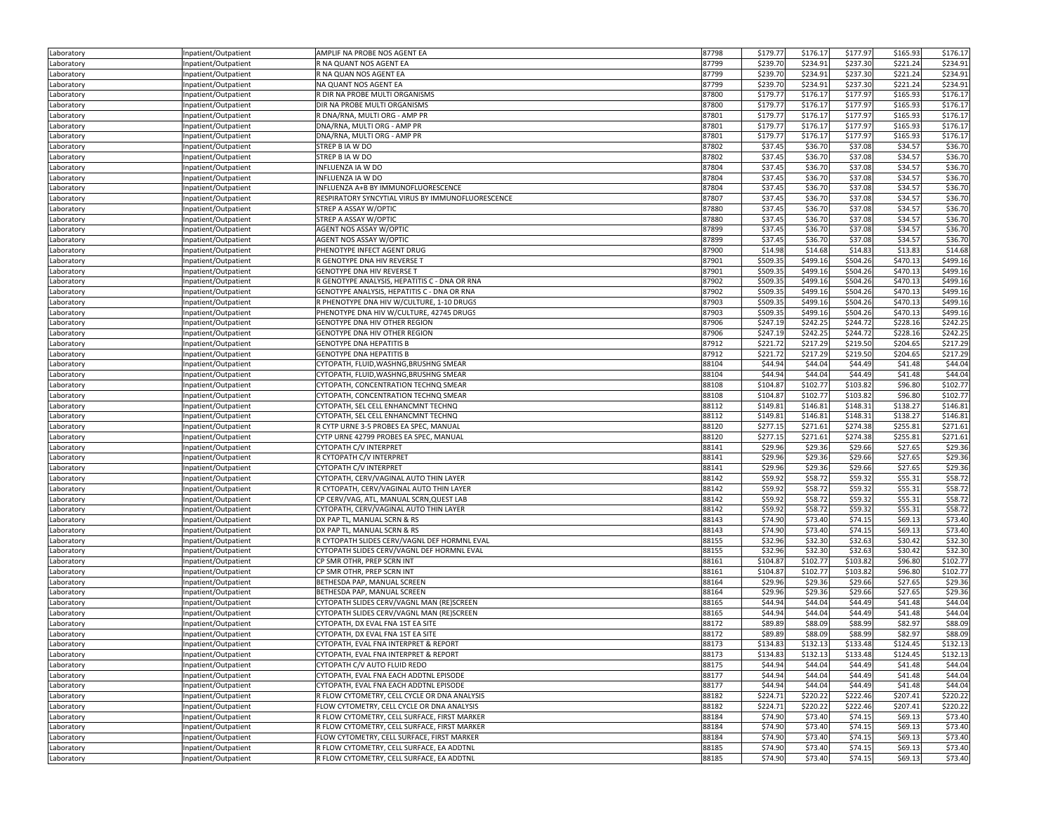| | | | | | | | | |
|---|---|---|---|---|---|---|---|---|
| Laboratory | Inpatient/Outpatient | AMPLIF NA PROBE NOS AGENT EA | 87798 | $179.77 | $176.17 | $177.97 | $165.93 | $176.17 |
| Laboratory | Inpatient/Outpatient | R NA QUANT NOS AGENT EA | 87799 | $239.70 | $234.91 | $237.30 | $221.24 | $234.91 |
| Laboratory | Inpatient/Outpatient | R NA QUAN NOS AGENT EA | 87799 | $239.70 | $234.91 | $237.30 | $221.24 | $234.91 |
| Laboratory | Inpatient/Outpatient | NA QUANT NOS AGENT EA | 87799 | $239.70 | $234.91 | $237.30 | $221.24 | $234.91 |
| Laboratory | Inpatient/Outpatient | R DIR NA PROBE MULTI ORGANISMS | 87800 | $179.77 | $176.17 | $177.97 | $165.93 | $176.17 |
| Laboratory | Inpatient/Outpatient | DIR NA PROBE MULTI ORGANISMS | 87800 | $179.77 | $176.17 | $177.97 | $165.93 | $176.17 |
| Laboratory | Inpatient/Outpatient | R DNA/RNA, MULTI ORG - AMP PR | 87801 | $179.77 | $176.17 | $177.97 | $165.93 | $176.17 |
| Laboratory | Inpatient/Outpatient | DNA/RNA, MULTI ORG - AMP PR | 87801 | $179.77 | $176.17 | $177.97 | $165.93 | $176.17 |
| Laboratory | Inpatient/Outpatient | DNA/RNA, MULTI ORG - AMP PR | 87801 | $179.77 | $176.17 | $177.97 | $165.93 | $176.17 |
| Laboratory | Inpatient/Outpatient | STREP B IA W DO | 87802 | $37.45 | $36.70 | $37.08 | $34.57 | $36.70 |
| Laboratory | Inpatient/Outpatient | STREP B IA W DO | 87802 | $37.45 | $36.70 | $37.08 | $34.57 | $36.70 |
| Laboratory | Inpatient/Outpatient | INFLUENZA IA W DO | 87804 | $37.45 | $36.70 | $37.08 | $34.57 | $36.70 |
| Laboratory | Inpatient/Outpatient | INFLUENZA IA W DO | 87804 | $37.45 | $36.70 | $37.08 | $34.57 | $36.70 |
| Laboratory | Inpatient/Outpatient | INFLUENZA A+B BY IMMUNOFLUORESCENCE | 87804 | $37.45 | $36.70 | $37.08 | $34.57 | $36.70 |
| Laboratory | Inpatient/Outpatient | RESPIRATORY SYNCYTIAL VIRUS BY IMMUNOFLUORESCENCE | 87807 | $37.45 | $36.70 | $37.08 | $34.57 | $36.70 |
| Laboratory | Inpatient/Outpatient | STREP A ASSAY W/OPTIC | 87880 | $37.45 | $36.70 | $37.08 | $34.57 | $36.70 |
| Laboratory | Inpatient/Outpatient | STREP A ASSAY W/OPTIC | 87880 | $37.45 | $36.70 | $37.08 | $34.57 | $36.70 |
| Laboratory | Inpatient/Outpatient | AGENT NOS ASSAY W/OPTIC | 87899 | $37.45 | $36.70 | $37.08 | $34.57 | $36.70 |
| Laboratory | Inpatient/Outpatient | AGENT NOS ASSAY W/OPTIC | 87899 | $37.45 | $36.70 | $37.08 | $34.57 | $36.70 |
| Laboratory | Inpatient/Outpatient | PHENOTYPE INFECT AGENT DRUG | 87900 | $14.98 | $14.68 | $14.83 | $13.83 | $14.68 |
| Laboratory | Inpatient/Outpatient | R GENOTYPE DNA HIV REVERSE T | 87901 | $509.35 | $499.16 | $504.26 | $470.13 | $499.16 |
| Laboratory | Inpatient/Outpatient | GENOTYPE DNA HIV REVERSE T | 87901 | $509.35 | $499.16 | $504.26 | $470.13 | $499.16 |
| Laboratory | Inpatient/Outpatient | R GENOTYPE ANALYSIS, HEPATITIS C - DNA OR RNA | 87902 | $509.35 | $499.16 | $504.26 | $470.13 | $499.16 |
| Laboratory | Inpatient/Outpatient | GENOTYPE ANALYSIS, HEPATITIS C - DNA OR RNA | 87902 | $509.35 | $499.16 | $504.26 | $470.13 | $499.16 |
| Laboratory | Inpatient/Outpatient | R PHENOTYPE DNA HIV W/CULTURE, 1-10 DRUGS | 87903 | $509.35 | $499.16 | $504.26 | $470.13 | $499.16 |
| Laboratory | Inpatient/Outpatient | PHENOTYPE DNA HIV W/CULTURE, 42745 DRUGS | 87903 | $509.35 | $499.16 | $504.26 | $470.13 | $499.16 |
| Laboratory | Inpatient/Outpatient | GENOTYPE DNA HIV OTHER REGION | 87906 | $247.19 | $242.25 | $244.72 | $228.16 | $242.25 |
| Laboratory | Inpatient/Outpatient | GENOTYPE DNA HIV OTHER REGION | 87906 | $247.19 | $242.25 | $244.72 | $228.16 | $242.25 |
| Laboratory | Inpatient/Outpatient | GENOTYPE DNA HEPATITIS B | 87912 | $221.72 | $217.29 | $219.50 | $204.65 | $217.29 |
| Laboratory | Inpatient/Outpatient | GENOTYPE DNA HEPATITIS B | 87912 | $221.72 | $217.29 | $219.50 | $204.65 | $217.29 |
| Laboratory | Inpatient/Outpatient | CYTOPATH, FLUID,WASHNG,BRUSHNG SMEAR | 88104 | $44.94 | $44.04 | $44.49 | $41.48 | $44.04 |
| Laboratory | Inpatient/Outpatient | CYTOPATH, FLUID,WASHNG,BRUSHNG SMEAR | 88104 | $44.94 | $44.04 | $44.49 | $41.48 | $44.04 |
| Laboratory | Inpatient/Outpatient | CYTOPATH, CONCENTRATION TECHNQ SMEAR | 88108 | $104.87 | $102.77 | $103.82 | $96.80 | $102.77 |
| Laboratory | Inpatient/Outpatient | CYTOPATH, CONCENTRATION TECHNQ SMEAR | 88108 | $104.87 | $102.77 | $103.82 | $96.80 | $102.77 |
| Laboratory | Inpatient/Outpatient | CYTOPATH, SEL CELL ENHANCMNT TECHNQ | 88112 | $149.81 | $146.81 | $148.31 | $138.27 | $146.81 |
| Laboratory | Inpatient/Outpatient | CYTOPATH, SEL CELL ENHANCMNT TECHNQ | 88112 | $149.81 | $146.81 | $148.31 | $138.27 | $146.81 |
| Laboratory | Inpatient/Outpatient | R CYTP URNE 3-5 PROBES EA SPEC, MANUAL | 88120 | $277.15 | $271.61 | $274.38 | $255.81 | $271.61 |
| Laboratory | Inpatient/Outpatient | CYTP URNE 42799 PROBES EA SPEC, MANUAL | 88120 | $277.15 | $271.61 | $274.38 | $255.81 | $271.61 |
| Laboratory | Inpatient/Outpatient | CYTOPATH C/V INTERPRET | 88141 | $29.96 | $29.36 | $29.66 | $27.65 | $29.36 |
| Laboratory | Inpatient/Outpatient | R CYTOPATH C/V INTERPRET | 88141 | $29.96 | $29.36 | $29.66 | $27.65 | $29.36 |
| Laboratory | Inpatient/Outpatient | CYTOPATH C/V INTERPRET | 88141 | $29.96 | $29.36 | $29.66 | $27.65 | $29.36 |
| Laboratory | Inpatient/Outpatient | CYTOPATH, CERV/VAGINAL AUTO THIN LAYER | 88142 | $59.92 | $58.72 | $59.32 | $55.31 | $58.72 |
| Laboratory | Inpatient/Outpatient | R CYTOPATH, CERV/VAGINAL AUTO THIN LAYER | 88142 | $59.92 | $58.72 | $59.32 | $55.31 | $58.72 |
| Laboratory | Inpatient/Outpatient | CP CERV/VAG, ATL, MANUAL SCRN,QUEST LAB | 88142 | $59.92 | $58.72 | $59.32 | $55.31 | $58.72 |
| Laboratory | Inpatient/Outpatient | CYTOPATH, CERV/VAGINAL AUTO THIN LAYER | 88142 | $59.92 | $58.72 | $59.32 | $55.31 | $58.72 |
| Laboratory | Inpatient/Outpatient | DX PAP TL, MANUAL SCRN & RS | 88143 | $74.90 | $73.40 | $74.15 | $69.13 | $73.40 |
| Laboratory | Inpatient/Outpatient | DX PAP TL, MANUAL SCRN & RS | 88143 | $74.90 | $73.40 | $74.15 | $69.13 | $73.40 |
| Laboratory | Inpatient/Outpatient | R CYTOPATH SLIDES CERV/VAGNL DEF HORMNL EVAL | 88155 | $32.96 | $32.30 | $32.63 | $30.42 | $32.30 |
| Laboratory | Inpatient/Outpatient | CYTOPATH SLIDES CERV/VAGNL DEF HORMNL EVAL | 88155 | $32.96 | $32.30 | $32.63 | $30.42 | $32.30 |
| Laboratory | Inpatient/Outpatient | CP SMR OTHR, PREP SCRN INT | 88161 | $104.87 | $102.77 | $103.82 | $96.80 | $102.77 |
| Laboratory | Inpatient/Outpatient | CP SMR OTHR, PREP SCRN INT | 88161 | $104.87 | $102.77 | $103.82 | $96.80 | $102.77 |
| Laboratory | Inpatient/Outpatient | BETHESDA PAP, MANUAL SCREEN | 88164 | $29.96 | $29.36 | $29.66 | $27.65 | $29.36 |
| Laboratory | Inpatient/Outpatient | BETHESDA PAP, MANUAL SCREEN | 88164 | $29.96 | $29.36 | $29.66 | $27.65 | $29.36 |
| Laboratory | Inpatient/Outpatient | CYTOPATH SLIDES CERV/VAGNL MAN (RE)SCREEN | 88165 | $44.94 | $44.04 | $44.49 | $41.48 | $44.04 |
| Laboratory | Inpatient/Outpatient | CYTOPATH SLIDES CERV/VAGNL MAN (RE)SCREEN | 88165 | $44.94 | $44.04 | $44.49 | $41.48 | $44.04 |
| Laboratory | Inpatient/Outpatient | CYTOPATH, DX EVAL FNA 1ST EA SITE | 88172 | $89.89 | $88.09 | $88.99 | $82.97 | $88.09 |
| Laboratory | Inpatient/Outpatient | CYTOPATH, DX EVAL FNA 1ST EA SITE | 88172 | $89.89 | $88.09 | $88.99 | $82.97 | $88.09 |
| Laboratory | Inpatient/Outpatient | CYTOPATH, EVAL FNA INTERPRET & REPORT | 88173 | $134.83 | $132.13 | $133.48 | $124.45 | $132.13 |
| Laboratory | Inpatient/Outpatient | CYTOPATH, EVAL FNA INTERPRET & REPORT | 88173 | $134.83 | $132.13 | $133.48 | $124.45 | $132.13 |
| Laboratory | Inpatient/Outpatient | CYTOPATH C/V AUTO FLUID REDO | 88175 | $44.94 | $44.04 | $44.49 | $41.48 | $44.04 |
| Laboratory | Inpatient/Outpatient | CYTOPATH, EVAL FNA EACH ADDTNL EPISODE | 88177 | $44.94 | $44.04 | $44.49 | $41.48 | $44.04 |
| Laboratory | Inpatient/Outpatient | CYTOPATH, EVAL FNA EACH ADDTNL EPISODE | 88177 | $44.94 | $44.04 | $44.49 | $41.48 | $44.04 |
| Laboratory | Inpatient/Outpatient | R FLOW CYTOMETRY, CELL CYCLE OR DNA ANALYSIS | 88182 | $224.71 | $220.22 | $222.46 | $207.41 | $220.22 |
| Laboratory | Inpatient/Outpatient | FLOW CYTOMETRY, CELL CYCLE OR DNA ANALYSIS | 88182 | $224.71 | $220.22 | $222.46 | $207.41 | $220.22 |
| Laboratory | Inpatient/Outpatient | R FLOW CYTOMETRY, CELL SURFACE, FIRST MARKER | 88184 | $74.90 | $73.40 | $74.15 | $69.13 | $73.40 |
| Laboratory | Inpatient/Outpatient | R FLOW CYTOMETRY, CELL SURFACE, FIRST MARKER | 88184 | $74.90 | $73.40 | $74.15 | $69.13 | $73.40 |
| Laboratory | Inpatient/Outpatient | FLOW CYTOMETRY, CELL SURFACE, FIRST MARKER | 88184 | $74.90 | $73.40 | $74.15 | $69.13 | $73.40 |
| Laboratory | Inpatient/Outpatient | R FLOW CYTOMETRY, CELL SURFACE, EA ADDTNL | 88185 | $74.90 | $73.40 | $74.15 | $69.13 | $73.40 |
| Laboratory | Inpatient/Outpatient | R FLOW CYTOMETRY, CELL SURFACE, EA ADDTNL | 88185 | $74.90 | $73.40 | $74.15 | $69.13 | $73.40 |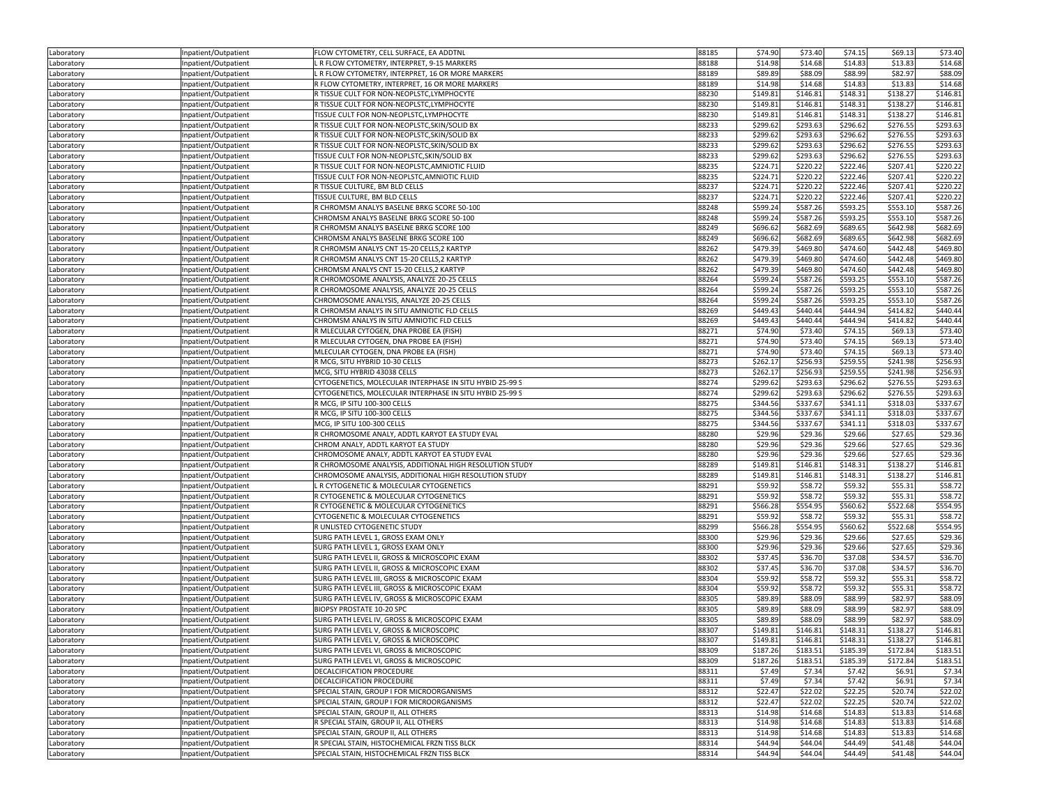| | | | | | | | | |
|---|---|---|---|---|---|---|---|---|
| Laboratory | Inpatient/Outpatient | FLOW CYTOMETRY, CELL SURFACE, EA ADDTNL | 88185 | $74.90 | $73.40 | $74.15 | $69.13 | $73.40 |
| Laboratory | Inpatient/Outpatient | L R FLOW CYTOMETRY, INTERPRET, 9-15 MARKERS | 88188 | $14.98 | $14.68 | $14.83 | $13.83 | $14.68 |
| Laboratory | Inpatient/Outpatient | L R FLOW CYTOMETRY, INTERPRET, 16 OR MORE MARKERS | 88189 | $89.89 | $88.09 | $88.99 | $82.97 | $88.09 |
| Laboratory | Inpatient/Outpatient | R FLOW CYTOMETRY, INTERPRET, 16 OR MORE MARKERS | 88189 | $14.98 | $14.68 | $14.83 | $13.83 | $14.68 |
| Laboratory | Inpatient/Outpatient | R TISSUE CULT FOR NON-NEOPLSTC,LYMPHOCYTE | 88230 | $149.81 | $146.81 | $148.31 | $138.27 | $146.81 |
| Laboratory | Inpatient/Outpatient | R TISSUE CULT FOR NON-NEOPLSTC,LYMPHOCYTE | 88230 | $149.81 | $146.81 | $148.31 | $138.27 | $146.81 |
| Laboratory | Inpatient/Outpatient | TISSUE CULT FOR NON-NEOPLSTC,LYMPHOCYTE | 88230 | $149.81 | $146.81 | $148.31 | $138.27 | $146.81 |
| Laboratory | Inpatient/Outpatient | R TISSUE CULT FOR NON-NEOPLSTC,SKIN/SOLID BX | 88233 | $299.62 | $293.63 | $296.62 | $276.55 | $293.63 |
| Laboratory | Inpatient/Outpatient | R TISSUE CULT FOR NON-NEOPLSTC,SKIN/SOLID BX | 88233 | $299.62 | $293.63 | $296.62 | $276.55 | $293.63 |
| Laboratory | Inpatient/Outpatient | R TISSUE CULT FOR NON-NEOPLSTC,SKIN/SOLID BX | 88233 | $299.62 | $293.63 | $296.62 | $276.55 | $293.63 |
| Laboratory | Inpatient/Outpatient | TISSUE CULT FOR NON-NEOPLSTC,SKIN/SOLID BX | 88233 | $299.62 | $293.63 | $296.62 | $276.55 | $293.63 |
| Laboratory | Inpatient/Outpatient | R TISSUE CULT FOR NON-NEOPLSTC,AMNIOTIC FLUID | 88235 | $224.71 | $220.22 | $222.46 | $207.41 | $220.22 |
| Laboratory | Inpatient/Outpatient | TISSUE CULT FOR NON-NEOPLSTC,AMNIOTIC FLUID | 88235 | $224.71 | $220.22 | $222.46 | $207.41 | $220.22 |
| Laboratory | Inpatient/Outpatient | R TISSUE CULTURE, BM BLD CELLS | 88237 | $224.71 | $220.22 | $222.46 | $207.41 | $220.22 |
| Laboratory | Inpatient/Outpatient | TISSUE CULTURE, BM BLD CELLS | 88237 | $224.71 | $220.22 | $222.46 | $207.41 | $220.22 |
| Laboratory | Inpatient/Outpatient | R CHROMSM ANALYS BASELNE BRKG SCORE 50-100 | 88248 | $599.24 | $587.26 | $593.25 | $553.10 | $587.26 |
| Laboratory | Inpatient/Outpatient | CHROMSM ANALYS BASELNE BRKG SCORE 50-100 | 88248 | $599.24 | $587.26 | $593.25 | $553.10 | $587.26 |
| Laboratory | Inpatient/Outpatient | R CHROMSM ANALYS BASELNE BRKG SCORE 100 | 88249 | $696.62 | $682.69 | $689.65 | $642.98 | $682.69 |
| Laboratory | Inpatient/Outpatient | CHROMSM ANALYS BASELNE BRKG SCORE 100 | 88249 | $696.62 | $682.69 | $689.65 | $642.98 | $682.69 |
| Laboratory | Inpatient/Outpatient | R CHROMSM ANALYS CNT 15-20 CELLS,2 KARTYP | 88262 | $479.39 | $469.80 | $474.60 | $442.48 | $469.80 |
| Laboratory | Inpatient/Outpatient | R CHROMSM ANALYS CNT 15-20 CELLS,2 KARTYP | 88262 | $479.39 | $469.80 | $474.60 | $442.48 | $469.80 |
| Laboratory | Inpatient/Outpatient | CHROMSM ANALYS CNT 15-20 CELLS,2 KARTYP | 88262 | $479.39 | $469.80 | $474.60 | $442.48 | $469.80 |
| Laboratory | Inpatient/Outpatient | R CHROMOSOME ANALYSIS, ANALYZE 20-25 CELLS | 88264 | $599.24 | $587.26 | $593.25 | $553.10 | $587.26 |
| Laboratory | Inpatient/Outpatient | R CHROMOSOME ANALYSIS, ANALYZE 20-25 CELLS | 88264 | $599.24 | $587.26 | $593.25 | $553.10 | $587.26 |
| Laboratory | Inpatient/Outpatient | CHROMOSOME ANALYSIS, ANALYZE 20-25 CELLS | 88264 | $599.24 | $587.26 | $593.25 | $553.10 | $587.26 |
| Laboratory | Inpatient/Outpatient | R CHROMSM ANALYS IN SITU AMNIOTIC FLD CELLS | 88269 | $449.43 | $440.44 | $444.94 | $414.82 | $440.44 |
| Laboratory | Inpatient/Outpatient | CHROMSM ANALYS IN SITU AMNIOTIC FLD CELLS | 88269 | $449.43 | $440.44 | $444.94 | $414.82 | $440.44 |
| Laboratory | Inpatient/Outpatient | R MLECULAR CYTOGEN, DNA PROBE EA (FISH) | 88271 | $74.90 | $73.40 | $74.15 | $69.13 | $73.40 |
| Laboratory | Inpatient/Outpatient | R MLECULAR CYTOGEN, DNA PROBE EA (FISH) | 88271 | $74.90 | $73.40 | $74.15 | $69.13 | $73.40 |
| Laboratory | Inpatient/Outpatient | MLECULAR CYTOGEN, DNA PROBE EA (FISH) | 88271 | $74.90 | $73.40 | $74.15 | $69.13 | $73.40 |
| Laboratory | Inpatient/Outpatient | R MCG, SITU HYBRID 10-30 CELLS | 88273 | $262.17 | $256.93 | $259.55 | $241.98 | $256.93 |
| Laboratory | Inpatient/Outpatient | MCG, SITU HYBRID 43038 CELLS | 88273 | $262.17 | $256.93 | $259.55 | $241.98 | $256.93 |
| Laboratory | Inpatient/Outpatient | CYTOGENETICS, MOLECULAR INTERPHASE IN SITU HYBID 25-99 S | 88274 | $299.62 | $293.63 | $296.62 | $276.55 | $293.63 |
| Laboratory | Inpatient/Outpatient | CYTOGENETICS, MOLECULAR INTERPHASE IN SITU HYBID 25-99 S | 88274 | $299.62 | $293.63 | $296.62 | $276.55 | $293.63 |
| Laboratory | Inpatient/Outpatient | R MCG, IP SITU 100-300 CELLS | 88275 | $344.56 | $337.67 | $341.11 | $318.03 | $337.67 |
| Laboratory | Inpatient/Outpatient | R MCG, IP SITU 100-300 CELLS | 88275 | $344.56 | $337.67 | $341.11 | $318.03 | $337.67 |
| Laboratory | Inpatient/Outpatient | MCG, IP SITU 100-300 CELLS | 88275 | $344.56 | $337.67 | $341.11 | $318.03 | $337.67 |
| Laboratory | Inpatient/Outpatient | R CHROMOSOME ANALY, ADDTL KARYOT EA STUDY EVAL | 88280 | $29.96 | $29.36 | $29.66 | $27.65 | $29.36 |
| Laboratory | Inpatient/Outpatient | CHROM ANALY, ADDTL KARYOT EA STUDY | 88280 | $29.96 | $29.36 | $29.66 | $27.65 | $29.36 |
| Laboratory | Inpatient/Outpatient | CHROMOSOME ANALY, ADDTL KARYOT EA STUDY EVAL | 88280 | $29.96 | $29.36 | $29.66 | $27.65 | $29.36 |
| Laboratory | Inpatient/Outpatient | R CHROMOSOME ANALYSIS, ADDITIONAL HIGH RESOLUTION STUDY | 88289 | $149.81 | $146.81 | $148.31 | $138.27 | $146.81 |
| Laboratory | Inpatient/Outpatient | CHROMOSOME ANALYSIS, ADDITIONAL HIGH RESOLUTION STUDY | 88289 | $149.81 | $146.81 | $148.31 | $138.27 | $146.81 |
| Laboratory | Inpatient/Outpatient | L R CYTOGENETIC & MOLECULAR CYTOGENETICS | 88291 | $59.92 | $58.72 | $59.32 | $55.31 | $58.72 |
| Laboratory | Inpatient/Outpatient | R CYTOGENETIC & MOLECULAR CYTOGENETICS | 88291 | $59.92 | $58.72 | $59.32 | $55.31 | $58.72 |
| Laboratory | Inpatient/Outpatient | R CYTOGENETIC & MOLECULAR CYTOGENETICS | 88291 | $566.28 | $554.95 | $560.62 | $522.68 | $554.95 |
| Laboratory | Inpatient/Outpatient | CYTOGENETIC & MOLECULAR CYTOGENETICS | 88291 | $59.92 | $58.72 | $59.32 | $55.31 | $58.72 |
| Laboratory | Inpatient/Outpatient | R UNLISTED CYTOGENETIC STUDY | 88299 | $566.28 | $554.95 | $560.62 | $522.68 | $554.95 |
| Laboratory | Inpatient/Outpatient | SURG PATH LEVEL 1, GROSS EXAM ONLY | 88300 | $29.96 | $29.36 | $29.66 | $27.65 | $29.36 |
| Laboratory | Inpatient/Outpatient | SURG PATH LEVEL 1, GROSS EXAM ONLY | 88300 | $29.96 | $29.36 | $29.66 | $27.65 | $29.36 |
| Laboratory | Inpatient/Outpatient | SURG PATH LEVEL II, GROSS & MICROSCOPIC EXAM | 88302 | $37.45 | $36.70 | $37.08 | $34.57 | $36.70 |
| Laboratory | Inpatient/Outpatient | SURG PATH LEVEL II, GROSS & MICROSCOPIC EXAM | 88302 | $37.45 | $36.70 | $37.08 | $34.57 | $36.70 |
| Laboratory | Inpatient/Outpatient | SURG PATH LEVEL III, GROSS & MICROSCOPIC EXAM | 88304 | $59.92 | $58.72 | $59.32 | $55.31 | $58.72 |
| Laboratory | Inpatient/Outpatient | SURG PATH LEVEL III, GROSS & MICROSCOPIC EXAM | 88304 | $59.92 | $58.72 | $59.32 | $55.31 | $58.72 |
| Laboratory | Inpatient/Outpatient | SURG PATH LEVEL IV, GROSS & MICROSCOPIC EXAM | 88305 | $89.89 | $88.09 | $88.99 | $82.97 | $88.09 |
| Laboratory | Inpatient/Outpatient | BIOPSY PROSTATE 10-20 SPC | 88305 | $89.89 | $88.09 | $88.99 | $82.97 | $88.09 |
| Laboratory | Inpatient/Outpatient | SURG PATH LEVEL IV, GROSS & MICROSCOPIC EXAM | 88305 | $89.89 | $88.09 | $88.99 | $82.97 | $88.09 |
| Laboratory | Inpatient/Outpatient | SURG PATH LEVEL V, GROSS & MICROSCOPIC | 88307 | $149.81 | $146.81 | $148.31 | $138.27 | $146.81 |
| Laboratory | Inpatient/Outpatient | SURG PATH LEVEL V, GROSS & MICROSCOPIC | 88307 | $149.81 | $146.81 | $148.31 | $138.27 | $146.81 |
| Laboratory | Inpatient/Outpatient | SURG PATH LEVEL VI, GROSS & MICROSCOPIC | 88309 | $187.26 | $183.51 | $185.39 | $172.84 | $183.51 |
| Laboratory | Inpatient/Outpatient | SURG PATH LEVEL VI, GROSS & MICROSCOPIC | 88309 | $187.26 | $183.51 | $185.39 | $172.84 | $183.51 |
| Laboratory | Inpatient/Outpatient | DECALCIFICATION PROCEDURE | 88311 | $7.49 | $7.34 | $7.42 | $6.91 | $7.34 |
| Laboratory | Inpatient/Outpatient | DECALCIFICATION PROCEDURE | 88311 | $7.49 | $7.34 | $7.42 | $6.91 | $7.34 |
| Laboratory | Inpatient/Outpatient | SPECIAL STAIN, GROUP I FOR MICROORGANISMS | 88312 | $22.47 | $22.02 | $22.25 | $20.74 | $22.02 |
| Laboratory | Inpatient/Outpatient | SPECIAL STAIN, GROUP I FOR MICROORGANISMS | 88312 | $22.47 | $22.02 | $22.25 | $20.74 | $22.02 |
| Laboratory | Inpatient/Outpatient | SPECIAL STAIN, GROUP II, ALL OTHERS | 88313 | $14.98 | $14.68 | $14.83 | $13.83 | $14.68 |
| Laboratory | Inpatient/Outpatient | R SPECIAL STAIN, GROUP II, ALL OTHERS | 88313 | $14.98 | $14.68 | $14.83 | $13.83 | $14.68 |
| Laboratory | Inpatient/Outpatient | SPECIAL STAIN, GROUP II, ALL OTHERS | 88313 | $14.98 | $14.68 | $14.83 | $13.83 | $14.68 |
| Laboratory | Inpatient/Outpatient | R SPECIAL STAIN, HISTOCHEMICAL FRZN TISS BLCK | 88314 | $44.94 | $44.04 | $44.49 | $41.48 | $44.04 |
| Laboratory | Inpatient/Outpatient | SPECIAL STAIN, HISTOCHEMICAL FRZN TISS BLCK | 88314 | $44.94 | $44.04 | $44.49 | $41.48 | $44.04 |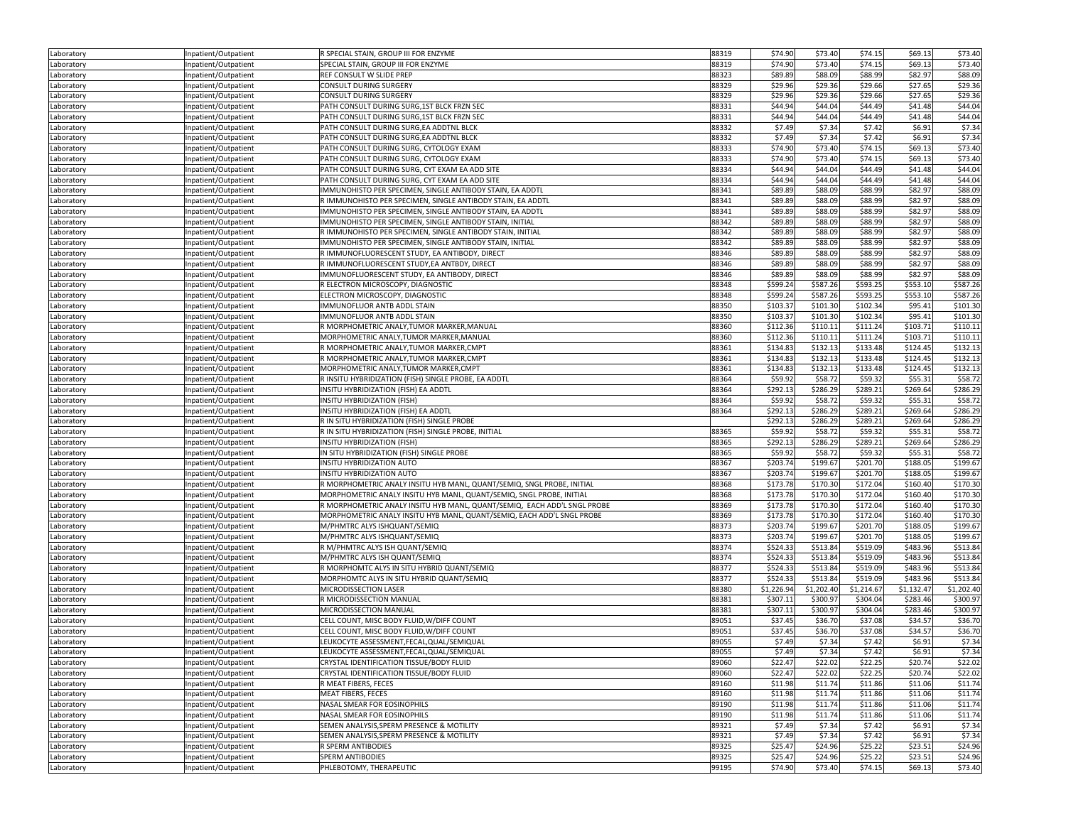| | | | | | | | | |
|---|---|---|---|---|---|---|---|---|
| Laboratory | Inpatient/Outpatient | R SPECIAL STAIN, GROUP III FOR ENZYME | 88319 | $74.90 | $73.40 | $74.15 | $69.13 | $73.40 |
| Laboratory | Inpatient/Outpatient | SPECIAL STAIN, GROUP III FOR ENZYME | 88319 | $74.90 | $73.40 | $74.15 | $69.13 | $73.40 |
| Laboratory | Inpatient/Outpatient | REF CONSULT W SLIDE PREP | 88323 | $89.89 | $88.09 | $88.99 | $82.97 | $88.09 |
| Laboratory | Inpatient/Outpatient | CONSULT DURING SURGERY | 88329 | $29.96 | $29.36 | $29.66 | $27.65 | $29.36 |
| Laboratory | Inpatient/Outpatient | CONSULT DURING SURGERY | 88329 | $29.96 | $29.36 | $29.66 | $27.65 | $29.36 |
| Laboratory | Inpatient/Outpatient | PATH CONSULT DURING SURG,1ST BLCK FRZN SEC | 88331 | $44.94 | $44.04 | $44.49 | $41.48 | $44.04 |
| Laboratory | Inpatient/Outpatient | PATH CONSULT DURING SURG,1ST BLCK FRZN SEC | 88331 | $44.94 | $44.04 | $44.49 | $41.48 | $44.04 |
| Laboratory | Inpatient/Outpatient | PATH CONSULT DURING SURG,EA ADDTNL BLCK | 88332 | $7.49 | $7.34 | $7.42 | $6.91 | $7.34 |
| Laboratory | Inpatient/Outpatient | PATH CONSULT DURING SURG,EA ADDTNL BLCK | 88332 | $7.49 | $7.34 | $7.42 | $6.91 | $7.34 |
| Laboratory | Inpatient/Outpatient | PATH CONSULT DURING SURG, CYTOLOGY EXAM | 88333 | $74.90 | $73.40 | $74.15 | $69.13 | $73.40 |
| Laboratory | Inpatient/Outpatient | PATH CONSULT DURING SURG, CYTOLOGY EXAM | 88333 | $74.90 | $73.40 | $74.15 | $69.13 | $73.40 |
| Laboratory | Inpatient/Outpatient | PATH CONSULT DURING SURG, CYT EXAM EA ADD SITE | 88334 | $44.94 | $44.04 | $44.49 | $41.48 | $44.04 |
| Laboratory | Inpatient/Outpatient | PATH CONSULT DURING SURG, CYT EXAM EA ADD SITE | 88334 | $44.94 | $44.04 | $44.49 | $41.48 | $44.04 |
| Laboratory | Inpatient/Outpatient | IMMUNOHISTO PER SPECIMEN, SINGLE ANTIBODY STAIN, EA ADDTL | 88341 | $89.89 | $88.09 | $88.99 | $82.97 | $88.09 |
| Laboratory | Inpatient/Outpatient | R IMMUNOHISTO PER SPECIMEN, SINGLE ANTIBODY STAIN, EA ADDTL | 88341 | $89.89 | $88.09 | $88.99 | $82.97 | $88.09 |
| Laboratory | Inpatient/Outpatient | IMMUNOHISTO PER SPECIMEN, SINGLE ANTIBODY STAIN, EA ADDTL | 88341 | $89.89 | $88.09 | $88.99 | $82.97 | $88.09 |
| Laboratory | Inpatient/Outpatient | IMMUNOHISTO PER SPECIMEN, SINGLE ANTIBODY STAIN, INITIAL | 88342 | $89.89 | $88.09 | $88.99 | $82.97 | $88.09 |
| Laboratory | Inpatient/Outpatient | R IMMUNOHISTO PER SPECIMEN, SINGLE ANTIBODY STAIN, INITIAL | 88342 | $89.89 | $88.09 | $88.99 | $82.97 | $88.09 |
| Laboratory | Inpatient/Outpatient | IMMUNOHISTO PER SPECIMEN, SINGLE ANTIBODY STAIN, INITIAL | 88342 | $89.89 | $88.09 | $88.99 | $82.97 | $88.09 |
| Laboratory | Inpatient/Outpatient | R IMMUNOFLUORESCENT STUDY, EA ANTIBODY, DIRECT | 88346 | $89.89 | $88.09 | $88.99 | $82.97 | $88.09 |
| Laboratory | Inpatient/Outpatient | R IMMUNOFLUORESCENT STUDY,EA ANTBDY, DIRECT | 88346 | $89.89 | $88.09 | $88.99 | $82.97 | $88.09 |
| Laboratory | Inpatient/Outpatient | IMMUNOFLUORESCENT STUDY, EA ANTIBODY, DIRECT | 88346 | $89.89 | $88.09 | $88.99 | $82.97 | $88.09 |
| Laboratory | Inpatient/Outpatient | R ELECTRON MICROSCOPY, DIAGNOSTIC | 88348 | $599.24 | $587.26 | $593.25 | $553.10 | $587.26 |
| Laboratory | Inpatient/Outpatient | ELECTRON MICROSCOPY, DIAGNOSTIC | 88348 | $599.24 | $587.26 | $593.25 | $553.10 | $587.26 |
| Laboratory | Inpatient/Outpatient | IMMUNOFLUOR ANTB ADDL STAIN | 88350 | $103.37 | $101.30 | $102.34 | $95.41 | $101.30 |
| Laboratory | Inpatient/Outpatient | IMMUNOFLUOR ANTB ADDL STAIN | 88350 | $103.37 | $101.30 | $102.34 | $95.41 | $101.30 |
| Laboratory | Inpatient/Outpatient | R MORPHOMETRIC ANALY,TUMOR MARKER,MANUAL | 88360 | $112.36 | $110.11 | $111.24 | $103.71 | $110.11 |
| Laboratory | Inpatient/Outpatient | MORPHOMETRIC ANALY,TUMOR MARKER,MANUAL | 88360 | $112.36 | $110.11 | $111.24 | $103.71 | $110.11 |
| Laboratory | Inpatient/Outpatient | R MORPHOMETRIC ANALY,TUMOR MARKER,CMPT | 88361 | $134.83 | $132.13 | $133.48 | $124.45 | $132.13 |
| Laboratory | Inpatient/Outpatient | R MORPHOMETRIC ANALY,TUMOR MARKER,CMPT | 88361 | $134.83 | $132.13 | $133.48 | $124.45 | $132.13 |
| Laboratory | Inpatient/Outpatient | MORPHOMETRIC ANALY,TUMOR MARKER,CMPT | 88361 | $134.83 | $132.13 | $133.48 | $124.45 | $132.13 |
| Laboratory | Inpatient/Outpatient | R INSITU HYBRIDIZATION (FISH) SINGLE PROBE, EA ADDTL | 88364 | $59.92 | $58.72 | $59.32 | $55.31 | $58.72 |
| Laboratory | Inpatient/Outpatient | INSITU HYBRIDIZATION (FISH) EA ADDTL | 88364 | $292.13 | $286.29 | $289.21 | $269.64 | $286.29 |
| Laboratory | Inpatient/Outpatient | INSITU HYBRIDIZATION (FISH) | 88364 | $59.92 | $58.72 | $59.32 | $55.31 | $58.72 |
| Laboratory | Inpatient/Outpatient | INSITU HYBRIDIZATION (FISH) EA ADDTL | 88364 | $292.13 | $286.29 | $289.21 | $269.64 | $286.29 |
| Laboratory | Inpatient/Outpatient | R IN SITU HYBRIDIZATION (FISH) SINGLE PROBE | | $292.13 | $286.29 | $289.21 | $269.64 | $286.29 |
| Laboratory | Inpatient/Outpatient | R IN SITU HYBRIDIZATION (FISH) SINGLE PROBE, INITIAL | 88365 | $59.92 | $58.72 | $59.32 | $55.31 | $58.72 |
| Laboratory | Inpatient/Outpatient | INSITU HYBRIDIZATION (FISH) | 88365 | $292.13 | $286.29 | $289.21 | $269.64 | $286.29 |
| Laboratory | Inpatient/Outpatient | IN SITU HYBRIDIZATION (FISH) SINGLE PROBE | 88365 | $59.92 | $58.72 | $59.32 | $55.31 | $58.72 |
| Laboratory | Inpatient/Outpatient | INSITU HYBRIDIZATION AUTO | 88367 | $203.74 | $199.67 | $201.70 | $188.05 | $199.67 |
| Laboratory | Inpatient/Outpatient | INSITU HYBRIDIZATION AUTO | 88367 | $203.74 | $199.67 | $201.70 | $188.05 | $199.67 |
| Laboratory | Inpatient/Outpatient | R MORPHOMETRIC ANALY INSITU HYB MANL, QUANT/SEMIQ, SNGL PROBE, INITIAL | 88368 | $173.78 | $170.30 | $172.04 | $160.40 | $170.30 |
| Laboratory | Inpatient/Outpatient | MORPHOMETRIC ANALY INSITU HYB MANL, QUANT/SEMIQ, SNGL PROBE, INITIAL | 88368 | $173.78 | $170.30 | $172.04 | $160.40 | $170.30 |
| Laboratory | Inpatient/Outpatient | R MORPHOMETRIC ANALY INSITU HYB MANL, QUANT/SEMIQ, EACH ADD'L SNGL PROBE | 88369 | $173.78 | $170.30 | $172.04 | $160.40 | $170.30 |
| Laboratory | Inpatient/Outpatient | MORPHOMETRIC ANALY INSITU HYB MANL, QUANT/SEMIQ, EACH ADD'L SNGL PROBE | 88369 | $173.78 | $170.30 | $172.04 | $160.40 | $170.30 |
| Laboratory | Inpatient/Outpatient | M/PHMTRC ALYS ISHQUANT/SEMIQ | 88373 | $203.74 | $199.67 | $201.70 | $188.05 | $199.67 |
| Laboratory | Inpatient/Outpatient | M/PHMTRC ALYS ISHQUANT/SEMIQ | 88373 | $203.74 | $199.67 | $201.70 | $188.05 | $199.67 |
| Laboratory | Inpatient/Outpatient | R M/PHMTRC ALYS ISH QUANT/SEMIQ | 88374 | $524.33 | $513.84 | $519.09 | $483.96 | $513.84 |
| Laboratory | Inpatient/Outpatient | M/PHMTRC ALYS ISH QUANT/SEMIQ | 88374 | $524.33 | $513.84 | $519.09 | $483.96 | $513.84 |
| Laboratory | Inpatient/Outpatient | R MORPHOMTC ALYS IN SITU HYBRID QUANT/SEMIQ | 88377 | $524.33 | $513.84 | $519.09 | $483.96 | $513.84 |
| Laboratory | Inpatient/Outpatient | MORPHOMTC ALYS IN SITU HYBRID QUANT/SEMIQ | 88377 | $524.33 | $513.84 | $519.09 | $483.96 | $513.84 |
| Laboratory | Inpatient/Outpatient | MICRODISSECTION LASER | 88380 | $1,226.94 | $1,202.40 | $1,214.67 | $1,132.47 | $1,202.40 |
| Laboratory | Inpatient/Outpatient | R MICRODISSECTION MANUAL | 88381 | $307.11 | $300.97 | $304.04 | $283.46 | $300.97 |
| Laboratory | Inpatient/Outpatient | MICRODISSECTION MANUAL | 88381 | $307.11 | $300.97 | $304.04 | $283.46 | $300.97 |
| Laboratory | Inpatient/Outpatient | CELL COUNT, MISC BODY FLUID,W/DIFF COUNT | 89051 | $37.45 | $36.70 | $37.08 | $34.57 | $36.70 |
| Laboratory | Inpatient/Outpatient | CELL COUNT, MISC BODY FLUID,W/DIFF COUNT | 89051 | $37.45 | $36.70 | $37.08 | $34.57 | $36.70 |
| Laboratory | Inpatient/Outpatient | LEUKOCYTE ASSESSMENT,FECAL,QUAL/SEMIQUAL | 89055 | $7.49 | $7.34 | $7.42 | $6.91 | $7.34 |
| Laboratory | Inpatient/Outpatient | LEUKOCYTE ASSESSMENT,FECAL,QUAL/SEMIQUAL | 89055 | $7.49 | $7.34 | $7.42 | $6.91 | $7.34 |
| Laboratory | Inpatient/Outpatient | CRYSTAL IDENTIFICATION TISSUE/BODY FLUID | 89060 | $22.47 | $22.02 | $22.25 | $20.74 | $22.02 |
| Laboratory | Inpatient/Outpatient | CRYSTAL IDENTIFICATION TISSUE/BODY FLUID | 89060 | $22.47 | $22.02 | $22.25 | $20.74 | $22.02 |
| Laboratory | Inpatient/Outpatient | R MEAT FIBERS, FECES | 89160 | $11.98 | $11.74 | $11.86 | $11.06 | $11.74 |
| Laboratory | Inpatient/Outpatient | MEAT FIBERS, FECES | 89160 | $11.98 | $11.74 | $11.86 | $11.06 | $11.74 |
| Laboratory | Inpatient/Outpatient | NASAL SMEAR FOR EOSINOPHILS | 89190 | $11.98 | $11.74 | $11.86 | $11.06 | $11.74 |
| Laboratory | Inpatient/Outpatient | NASAL SMEAR FOR EOSINOPHILS | 89190 | $11.98 | $11.74 | $11.86 | $11.06 | $11.74 |
| Laboratory | Inpatient/Outpatient | SEMEN ANALYSIS,SPERM PRESENCE & MOTILITY | 89321 | $7.49 | $7.34 | $7.42 | $6.91 | $7.34 |
| Laboratory | Inpatient/Outpatient | SEMEN ANALYSIS,SPERM PRESENCE & MOTILITY | 89321 | $7.49 | $7.34 | $7.42 | $6.91 | $7.34 |
| Laboratory | Inpatient/Outpatient | R SPERM ANTIBODIES | 89325 | $25.47 | $24.96 | $25.22 | $23.51 | $24.96 |
| Laboratory | Inpatient/Outpatient | SPERM ANTIBODIES | 89325 | $25.47 | $24.96 | $25.22 | $23.51 | $24.96 |
| Laboratory | Inpatient/Outpatient | PHLEBOTOMY, THERAPEUTIC | 99195 | $74.90 | $73.40 | $74.15 | $69.13 | $73.40 |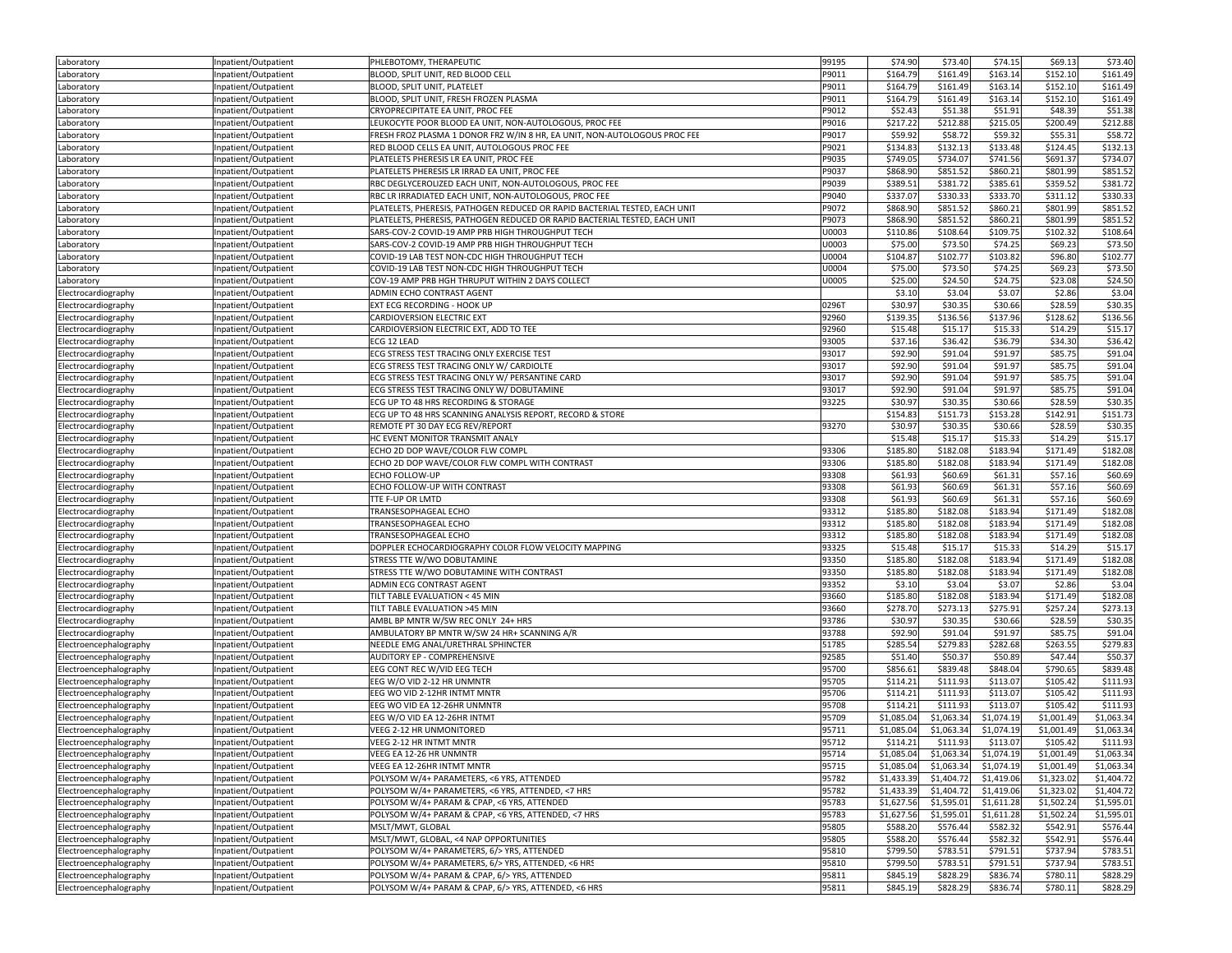| Laboratory | Inpatient/Outpatient | PHLEBOTOMY, THERAPEUTIC | 99195 | $74.90 | $73.40 | $74.15 | $69.13 | $73.40 |
|---|---|---|---|---|---|---|---|---|
| Laboratory | Inpatient/Outpatient | BLOOD, SPLIT UNIT, RED BLOOD CELL | P9011 | $164.79 | $161.49 | $163.14 | $152.10 | $161.49 |
| Laboratory | Inpatient/Outpatient | BLOOD, SPLIT UNIT, PLATELET | P9011 | $164.79 | $161.49 | $163.14 | $152.10 | $161.49 |
| Laboratory | Inpatient/Outpatient | BLOOD, SPLIT UNIT, FRESH FROZEN PLASMA | P9011 | $164.79 | $161.49 | $163.14 | $152.10 | $161.49 |
| Laboratory | Inpatient/Outpatient | CRYOPRECIPITATE EA UNIT, PROC FEE | P9012 | $52.43 | $51.38 | $51.91 | $48.39 | $51.38 |
| Laboratory | Inpatient/Outpatient | LEUKOCYTE POOR BLOOD EA UNIT, NON-AUTOLOGOUS, PROC FEE | P9016 | $217.22 | $212.88 | $215.05 | $200.49 | $212.88 |
| Laboratory | Inpatient/Outpatient | FRESH FROZ PLASMA 1 DONOR FRZ W/IN 8 HR, EA UNIT, NON-AUTOLOGOUS PROC FEE | P9017 | $59.92 | $58.72 | $59.32 | $55.31 | $58.72 |
| Laboratory | Inpatient/Outpatient | RED BLOOD CELLS EA UNIT, AUTOLOGOUS PROC FEE | P9021 | $134.83 | $132.13 | $133.48 | $124.45 | $132.13 |
| Laboratory | Inpatient/Outpatient | PLATELETS PHERESIS LR EA UNIT, PROC FEE | P9035 | $749.05 | $734.07 | $741.56 | $691.37 | $734.07 |
| Laboratory | Inpatient/Outpatient | PLATELETS PHERESIS LR IRRAD EA UNIT, PROC FEE | P9037 | $868.90 | $851.52 | $860.21 | $801.99 | $851.52 |
| Laboratory | Inpatient/Outpatient | RBC DEGLYCEROLIZED EACH UNIT, NON-AUTOLOGOUS, PROC FEE | P9039 | $389.51 | $381.72 | $385.61 | $359.52 | $381.72 |
| Laboratory | Inpatient/Outpatient | RBC LR IRRADIATED EACH UNIT, NON-AUTOLOGOUS, PROC FEE | P9040 | $337.07 | $330.33 | $333.70 | $311.12 | $330.33 |
| Laboratory | Inpatient/Outpatient | PLATELETS, PHERESIS, PATHOGEN REDUCED OR RAPID BACTERIAL TESTED, EACH UNIT | P9072 | $868.90 | $851.52 | $860.21 | $801.99 | $851.52 |
| Laboratory | Inpatient/Outpatient | PLATELETS, PHERESIS, PATHOGEN REDUCED OR RAPID BACTERIAL TESTED, EACH UNIT | P9073 | $868.90 | $851.52 | $860.21 | $801.99 | $851.52 |
| Laboratory | Inpatient/Outpatient | SARS-COV-2 COVID-19 AMP PRB HIGH THROUGHPUT TECH | U0003 | $110.86 | $108.64 | $109.75 | $102.32 | $108.64 |
| Laboratory | Inpatient/Outpatient | SARS-COV-2 COVID-19 AMP PRB HIGH THROUGHPUT TECH | U0003 | $75.00 | $73.50 | $74.25 | $69.23 | $73.50 |
| Laboratory | Inpatient/Outpatient | COVID-19 LAB TEST NON-CDC HIGH THROUGHPUT TECH | U0004 | $104.87 | $102.77 | $103.82 | $96.80 | $102.77 |
| Laboratory | Inpatient/Outpatient | COVID-19 LAB TEST NON-CDC HIGH THROUGHPUT TECH | U0004 | $75.00 | $73.50 | $74.25 | $69.23 | $73.50 |
| Laboratory | Inpatient/Outpatient | COV-19 AMP PRB HGH THRUPUT WITHIN 2 DAYS COLLECT | U0005 | $25.00 | $24.50 | $24.75 | $23.08 | $24.50 |
| Electrocardiography | Inpatient/Outpatient | ADMIN ECHO CONTRAST AGENT | | $3.10 | $3.04 | $3.07 | $2.86 | $3.04 |
| Electrocardiography | Inpatient/Outpatient | EXT ECG RECORDING - HOOK UP | 0296T | $30.97 | $30.35 | $30.66 | $28.59 | $30.35 |
| Electrocardiography | Inpatient/Outpatient | CARDIOVERSION ELECTRIC EXT | 92960 | $139.35 | $136.56 | $137.96 | $128.62 | $136.56 |
| Electrocardiography | Inpatient/Outpatient | CARDIOVERSION ELECTRIC EXT, ADD TO TEE | 92960 | $15.48 | $15.17 | $15.33 | $14.29 | $15.17 |
| Electrocardiography | Inpatient/Outpatient | ECG 12 LEAD | 93005 | $37.16 | $36.42 | $36.79 | $34.30 | $36.42 |
| Electrocardiography | Inpatient/Outpatient | ECG STRESS TEST TRACING ONLY EXERCISE TEST | 93017 | $92.90 | $91.04 | $91.97 | $85.75 | $91.04 |
| Electrocardiography | Inpatient/Outpatient | ECG STRESS TEST TRACING ONLY W/ CARDIOLTE | 93017 | $92.90 | $91.04 | $91.97 | $85.75 | $91.04 |
| Electrocardiography | Inpatient/Outpatient | ECG STRESS TEST TRACING ONLY W/ PERSANTINE CARD | 93017 | $92.90 | $91.04 | $91.97 | $85.75 | $91.04 |
| Electrocardiography | Inpatient/Outpatient | ECG STRESS TEST TRACING ONLY W/ DOBUTAMINE | 93017 | $92.90 | $91.04 | $91.97 | $85.75 | $91.04 |
| Electrocardiography | Inpatient/Outpatient | ECG UP TO 48 HRS RECORDING & STORAGE | 93225 | $30.97 | $30.35 | $30.66 | $28.59 | $30.35 |
| Electrocardiography | Inpatient/Outpatient | ECG UP TO 48 HRS SCANNING ANALYSIS REPORT, RECORD & STORE | | $154.83 | $151.73 | $153.28 | $142.91 | $151.73 |
| Electrocardiography | Inpatient/Outpatient | REMOTE PT 30 DAY ECG REV/REPORT | 93270 | $30.97 | $30.35 | $30.66 | $28.59 | $30.35 |
| Electrocardiography | Inpatient/Outpatient | HC EVENT MONITOR TRANSMIT ANALY | | $15.48 | $15.17 | $15.33 | $14.29 | $15.17 |
| Electrocardiography | Inpatient/Outpatient | ECHO 2D DOP WAVE/COLOR FLW COMPL | 93306 | $185.80 | $182.08 | $183.94 | $171.49 | $182.08 |
| Electrocardiography | Inpatient/Outpatient | ECHO 2D DOP WAVE/COLOR FLW COMPL WITH CONTRAST | 93306 | $185.80 | $182.08 | $183.94 | $171.49 | $182.08 |
| Electrocardiography | Inpatient/Outpatient | ECHO FOLLOW-UP | 93308 | $61.93 | $60.69 | $61.31 | $57.16 | $60.69 |
| Electrocardiography | Inpatient/Outpatient | ECHO FOLLOW-UP WITH CONTRAST | 93308 | $61.93 | $60.69 | $61.31 | $57.16 | $60.69 |
| Electrocardiography | Inpatient/Outpatient | TTE F-UP OR LMTD | 93308 | $61.93 | $60.69 | $61.31 | $57.16 | $60.69 |
| Electrocardiography | Inpatient/Outpatient | TRANSESOPHAGEAL ECHO | 93312 | $185.80 | $182.08 | $183.94 | $171.49 | $182.08 |
| Electrocardiography | Inpatient/Outpatient | TRANSESOPHAGEAL ECHO | 93312 | $185.80 | $182.08 | $183.94 | $171.49 | $182.08 |
| Electrocardiography | Inpatient/Outpatient | TRANSESOPHAGEAL ECHO | 93312 | $185.80 | $182.08 | $183.94 | $171.49 | $182.08 |
| Electrocardiography | Inpatient/Outpatient | DOPPLER ECHOCARDIOGRAPHY COLOR FLOW VELOCITY MAPPING | 93325 | $15.48 | $15.17 | $15.33 | $14.29 | $15.17 |
| Electrocardiography | Inpatient/Outpatient | STRESS TTE W/WO DOBUTAMINE | 93350 | $185.80 | $182.08 | $183.94 | $171.49 | $182.08 |
| Electrocardiography | Inpatient/Outpatient | STRESS TTE W/WO DOBUTAMINE WITH CONTRAST | 93350 | $185.80 | $182.08 | $183.94 | $171.49 | $182.08 |
| Electrocardiography | Inpatient/Outpatient | ADMIN ECG CONTRAST AGENT | 93352 | $3.10 | $3.04 | $3.07 | $2.86 | $3.04 |
| Electrocardiography | Inpatient/Outpatient | TILT TABLE EVALUATION < 45 MIN | 93660 | $185.80 | $182.08 | $183.94 | $171.49 | $182.08 |
| Electrocardiography | Inpatient/Outpatient | TILT TABLE EVALUATION >45 MIN | 93660 | $278.70 | $273.13 | $275.91 | $257.24 | $273.13 |
| Electrocardiography | Inpatient/Outpatient | AMBL BP MNTR W/SW REC ONLY 24+ HRS | 93786 | $30.97 | $30.35 | $30.66 | $28.59 | $30.35 |
| Electrocardiography | Inpatient/Outpatient | AMBULATORY BP MNTR W/SW 24 HR+ SCANNING A/R | 93788 | $92.90 | $91.04 | $91.97 | $85.75 | $91.04 |
| Electroencephalography | Inpatient/Outpatient | NEEDLE EMG ANAL/URETHRAL SPHINCTER | 51785 | $285.54 | $279.83 | $282.68 | $263.55 | $279.83 |
| Electroencephalography | Inpatient/Outpatient | AUDITORY EP - COMPREHENSIVE | 92585 | $51.40 | $50.37 | $50.89 | $47.44 | $50.37 |
| Electroencephalography | Inpatient/Outpatient | EEG CONT REC W/VID EEG TECH | 95700 | $856.61 | $839.48 | $848.04 | $790.65 | $839.48 |
| Electroencephalography | Inpatient/Outpatient | EEG W/O VID 2-12 HR UNMNTR | 95705 | $114.21 | $111.93 | $113.07 | $105.42 | $111.93 |
| Electroencephalography | Inpatient/Outpatient | EEG WO VID 2-12HR INTMT MNTR | 95706 | $114.21 | $111.93 | $113.07 | $105.42 | $111.93 |
| Electroencephalography | Inpatient/Outpatient | EEG WO VID EA 12-26HR UNMNTR | 95708 | $114.21 | $111.93 | $113.07 | $105.42 | $111.93 |
| Electroencephalography | Inpatient/Outpatient | EEG W/O VID EA 12-26HR INTMT | 95709 | $1,085.04 | $1,063.34 | $1,074.19 | $1,001.49 | $1,063.34 |
| Electroencephalography | Inpatient/Outpatient | VEEG 2-12 HR UNMONITORED | 95711 | $1,085.04 | $1,063.34 | $1,074.19 | $1,001.49 | $1,063.34 |
| Electroencephalography | Inpatient/Outpatient | VEEG 2-12 HR INTMT MNTR | 95712 | $114.21 | $111.93 | $113.07 | $105.42 | $111.93 |
| Electroencephalography | Inpatient/Outpatient | VEEG EA 12-26 HR UNMNTR | 95714 | $1,085.04 | $1,063.34 | $1,074.19 | $1,001.49 | $1,063.34 |
| Electroencephalography | Inpatient/Outpatient | VEEG EA 12-26HR INTMT MNTR | 95715 | $1,085.04 | $1,063.34 | $1,074.19 | $1,001.49 | $1,063.34 |
| Electroencephalography | Inpatient/Outpatient | POLYSOM W/4+ PARAMETERS, <6 YRS, ATTENDED | 95782 | $1,433.39 | $1,404.72 | $1,419.06 | $1,323.02 | $1,404.72 |
| Electroencephalography | Inpatient/Outpatient | POLYSOM W/4+ PARAMETERS, <6 YRS, ATTENDED, <7 HRS | 95782 | $1,433.39 | $1,404.72 | $1,419.06 | $1,323.02 | $1,404.72 |
| Electroencephalography | Inpatient/Outpatient | POLYSOM W/4+ PARAM & CPAP, <6 YRS, ATTENDED | 95783 | $1,627.56 | $1,595.01 | $1,611.28 | $1,502.24 | $1,595.01 |
| Electroencephalography | Inpatient/Outpatient | POLYSOM W/4+ PARAM & CPAP, <6 YRS, ATTENDED, <7 HRS | 95783 | $1,627.56 | $1,595.01 | $1,611.28 | $1,502.24 | $1,595.01 |
| Electroencephalography | Inpatient/Outpatient | MSLT/MWT, GLOBAL | 95805 | $588.20 | $576.44 | $582.32 | $542.91 | $576.44 |
| Electroencephalography | Inpatient/Outpatient | MSLT/MWT, GLOBAL, <4 NAP OPPORTUNITIES | 95805 | $588.20 | $576.44 | $582.32 | $542.91 | $576.44 |
| Electroencephalography | Inpatient/Outpatient | POLYSOM W/4+ PARAMETERS, 6/> YRS, ATTENDED | 95810 | $799.50 | $783.51 | $791.51 | $737.94 | $783.51 |
| Electroencephalography | Inpatient/Outpatient | POLYSOM W/4+ PARAMETERS, 6/> YRS, ATTENDED, <6 HRS | 95810 | $799.50 | $783.51 | $791.51 | $737.94 | $783.51 |
| Electroencephalography | Inpatient/Outpatient | POLYSOM W/4+ PARAM & CPAP, 6/> YRS, ATTENDED | 95811 | $845.19 | $828.29 | $836.74 | $780.11 | $828.29 |
| Electroencephalography | Inpatient/Outpatient | POLYSOM W/4+ PARAM & CPAP, 6/> YRS, ATTENDED, <6 HRS | 95811 | $845.19 | $828.29 | $836.74 | $780.11 | $828.29 |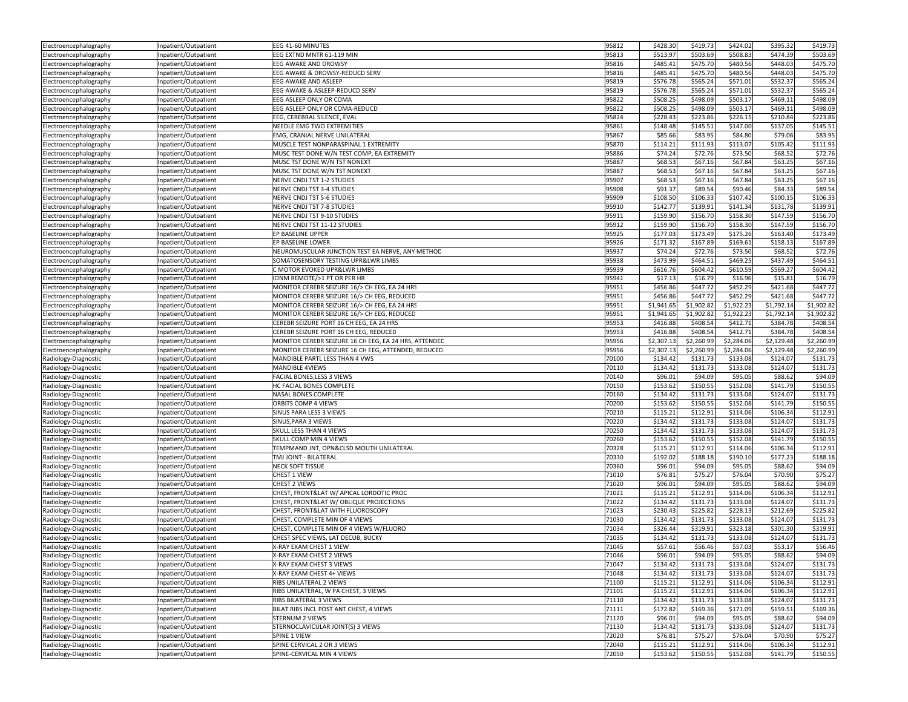| | | | | | | | | |
|---|---|---|---|---|---|---|---|---|
| Electroencephalography | Inpatient/Outpatient | EEG 41-60 MINUTES | 95812 | $428.30 | $419.73 | $424.02 | $395.32 | $419.73 |
| Electroencephalography | Inpatient/Outpatient | EEG EXTND MNTR 61-119 MIN | 95813 | $513.97 | $503.69 | $508.83 | $474.39 | $503.69 |
| Electroencephalography | Inpatient/Outpatient | EEG AWAKE AND DROWSY | 95816 | $485.41 | $475.70 | $480.56 | $448.03 | $475.70 |
| Electroencephalography | Inpatient/Outpatient | EEG AWAKE & DROWSY-REDUCD SERV | 95816 | $485.41 | $475.70 | $480.56 | $448.03 | $475.70 |
| Electroencephalography | Inpatient/Outpatient | EEG AWAKE AND ASLEEP | 95819 | $576.78 | $565.24 | $571.01 | $532.37 | $565.24 |
| Electroencephalography | Inpatient/Outpatient | EEG AWAKE & ASLEEP-REDUCD SERV | 95819 | $576.78 | $565.24 | $571.01 | $532.37 | $565.24 |
| Electroencephalography | Inpatient/Outpatient | EEG ASLEEP ONLY OR COMA | 95822 | $508.25 | $498.09 | $503.17 | $469.11 | $498.09 |
| Electroencephalography | Inpatient/Outpatient | EEG ASLEEP ONLY OR COMA-REDUCD | 95822 | $508.25 | $498.09 | $503.17 | $469.11 | $498.09 |
| Electroencephalography | Inpatient/Outpatient | EEG, CEREBRAL SILENCE, EVAL | 95824 | $228.43 | $223.86 | $226.15 | $210.84 | $223.86 |
| Electroencephalography | Inpatient/Outpatient | NEEDLE EMG TWO EXTREMITIES | 95861 | $148.48 | $145.51 | $147.00 | $137.05 | $145.51 |
| Electroencephalography | Inpatient/Outpatient | EMG, CRANIAL NERVE UNILATERAL | 95867 | $85.66 | $83.95 | $84.80 | $79.06 | $83.95 |
| Electroencephalography | Inpatient/Outpatient | MUSCLE TEST NONPARASPINAL 1 EXTREMITY | 95870 | $114.21 | $111.93 | $113.07 | $105.42 | $111.93 |
| Electroencephalography | Inpatient/Outpatient | MUSC TEST DONE W/N TEST COMP, EA EXTREMITY | 95886 | $74.24 | $72.76 | $73.50 | $68.52 | $72.76 |
| Electroencephalography | Inpatient/Outpatient | MUSC TST DONE W/N TST NONEXT | 95887 | $68.53 | $67.16 | $67.84 | $63.25 | $67.16 |
| Electroencephalography | Inpatient/Outpatient | MUSC TST DONE W/N TST NONEXT | 95887 | $68.53 | $67.16 | $67.84 | $63.25 | $67.16 |
| Electroencephalography | Inpatient/Outpatient | NERVE CNDJ TST 1-2 STUDIES | 95907 | $68.53 | $67.16 | $67.84 | $63.25 | $67.16 |
| Electroencephalography | Inpatient/Outpatient | NERVE CNDJ TST 3-4 STUDIES | 95908 | $91.37 | $89.54 | $90.46 | $84.33 | $89.54 |
| Electroencephalography | Inpatient/Outpatient | NERVE CNDJ TST 5-6 STUDIES | 95909 | $108.50 | $106.33 | $107.42 | $100.15 | $106.33 |
| Electroencephalography | Inpatient/Outpatient | NERVE CNDJ TST 7-8 STUDIES | 95910 | $142.77 | $139.91 | $141.34 | $131.78 | $139.91 |
| Electroencephalography | Inpatient/Outpatient | NERVE CNDJ TST 9-10 STUDIES | 95911 | $159.90 | $156.70 | $158.30 | $147.59 | $156.70 |
| Electroencephalography | Inpatient/Outpatient | NERVE CNDJ TST 11-12 STUDIES | 95912 | $159.90 | $156.70 | $158.30 | $147.59 | $156.70 |
| Electroencephalography | Inpatient/Outpatient | EP BASELINE UPPER | 95925 | $177.03 | $173.49 | $175.26 | $163.40 | $173.49 |
| Electroencephalography | Inpatient/Outpatient | EP BASELINE LOWER | 95926 | $171.32 | $167.89 | $169.61 | $158.13 | $167.89 |
| Electroencephalography | Inpatient/Outpatient | NEUROMUSCULAR JUNCTION TEST EA NERVE, ANY METHOD | 95937 | $74.24 | $72.76 | $73.50 | $68.52 | $72.76 |
| Electroencephalography | Inpatient/Outpatient | SOMATOSENSORY TESTING UPR&LWR LIMBS | 95938 | $473.99 | $464.51 | $469.25 | $437.49 | $464.51 |
| Electroencephalography | Inpatient/Outpatient | C MOTOR EVOKED UPR&LWR LIMBS | 95939 | $616.76 | $604.42 | $610.59 | $569.27 | $604.42 |
| Electroencephalography | Inpatient/Outpatient | IONM REMOTE/>1 PT OR PER HR | 95941 | $17.13 | $16.79 | $16.96 | $15.81 | $16.79 |
| Electroencephalography | Inpatient/Outpatient | MONITOR CEREBR SEIZURE 16/> CH EEG, EA 24 HRS | 95951 | $456.86 | $447.72 | $452.29 | $421.68 | $447.72 |
| Electroencephalography | Inpatient/Outpatient | MONITOR CEREBR SEIZURE 16/> CH EEG, REDUCED | 95951 | $456.86 | $447.72 | $452.29 | $421.68 | $447.72 |
| Electroencephalography | Inpatient/Outpatient | MONITOR CEREBR SEIZURE 16/> CH EEG, EA 24 HRS | 95951 | $1,941.65 | $1,902.82 | $1,922.23 | $1,792.14 | $1,902.82 |
| Electroencephalography | Inpatient/Outpatient | MONITOR CEREBR SEIZURE 16/> CH EEG, REDUCED | 95951 | $1,941.65 | $1,902.82 | $1,922.23 | $1,792.14 | $1,902.82 |
| Electroencephalography | Inpatient/Outpatient | CEREBR SEIZURE PORT 16 CH EEG, EA 24 HRS | 95953 | $416.88 | $408.54 | $412.71 | $384.78 | $408.54 |
| Electroencephalography | Inpatient/Outpatient | CEREBR SEIZURE PORT 16 CH EEG, REDUCED | 95953 | $416.88 | $408.54 | $412.71 | $384.78 | $408.54 |
| Electroencephalography | Inpatient/Outpatient | MONITOR CEREBR SEIZURE 16 CH EEG, EA 24 HRS, ATTENDED | 95956 | $2,307.13 | $2,260.99 | $2,284.06 | $2,129.48 | $2,260.99 |
| Electroencephalography | Inpatient/Outpatient | MONITOR CEREBR SEIZURE 16 CH EEG, ATTENDED, REDUCED | 95956 | $2,307.13 | $2,260.99 | $2,284.06 | $2,129.48 | $2,260.99 |
| Radiology-Diagnostic | Inpatient/Outpatient | MANDIBLE PARTL LESS THAN 4 VWS | 70100 | $134.42 | $131.73 | $133.08 | $124.07 | $131.73 |
| Radiology-Diagnostic | Inpatient/Outpatient | MANDIBLE 4VIEWS | 70110 | $134.42 | $131.73 | $133.08 | $124.07 | $131.73 |
| Radiology-Diagnostic | Inpatient/Outpatient | FACIAL BONES,LESS 3 VIEWS | 70140 | $96.01 | $94.09 | $95.05 | $88.62 | $94.09 |
| Radiology-Diagnostic | Inpatient/Outpatient | HC FACIAL BONES COMPLETE | 70150 | $153.62 | $150.55 | $152.08 | $141.79 | $150.55 |
| Radiology-Diagnostic | Inpatient/Outpatient | NASAL BONES COMPLETE | 70160 | $134.42 | $131.73 | $133.08 | $124.07 | $131.73 |
| Radiology-Diagnostic | Inpatient/Outpatient | ORBITS COMP 4 VIEWS | 70200 | $153.62 | $150.55 | $152.08 | $141.79 | $150.55 |
| Radiology-Diagnostic | Inpatient/Outpatient | SINUS PARA LESS 3 VIEWS | 70210 | $115.21 | $112.91 | $114.06 | $106.34 | $112.91 |
| Radiology-Diagnostic | Inpatient/Outpatient | SINUS,PARA 3 VIEWS | 70220 | $134.42 | $131.73 | $133.08 | $124.07 | $131.73 |
| Radiology-Diagnostic | Inpatient/Outpatient | SKULL LESS THAN 4 VIEWS | 70250 | $134.42 | $131.73 | $133.08 | $124.07 | $131.73 |
| Radiology-Diagnostic | Inpatient/Outpatient | SKULL COMP MIN 4 VIEWS | 70260 | $153.62 | $150.55 | $152.08 | $141.79 | $150.55 |
| Radiology-Diagnostic | Inpatient/Outpatient | TEMPMAND JNT, OPN&CLSD MOUTH UNILATERAL | 70328 | $115.21 | $112.91 | $114.06 | $106.34 | $112.91 |
| Radiology-Diagnostic | Inpatient/Outpatient | TMJ JOINT - BILATERAL | 70330 | $192.02 | $188.18 | $190.10 | $177.23 | $188.18 |
| Radiology-Diagnostic | Inpatient/Outpatient | NECK SOFT TISSUE | 70360 | $96.01 | $94.09 | $95.05 | $88.62 | $94.09 |
| Radiology-Diagnostic | Inpatient/Outpatient | CHEST 1 VIEW | 71010 | $76.81 | $75.27 | $76.04 | $70.90 | $75.27 |
| Radiology-Diagnostic | Inpatient/Outpatient | CHEST 2 VIEWS | 71020 | $96.01 | $94.09 | $95.05 | $88.62 | $94.09 |
| Radiology-Diagnostic | Inpatient/Outpatient | CHEST, FRONT&LAT W/ APICAL LORDOTIC PROC | 71021 | $115.21 | $112.91 | $114.06 | $106.34 | $112.91 |
| Radiology-Diagnostic | Inpatient/Outpatient | CHEST, FRONT&LAT W/ OBLIQUE PROJECTIONS | 71022 | $134.42 | $131.73 | $133.08 | $124.07 | $131.73 |
| Radiology-Diagnostic | Inpatient/Outpatient | CHEST, FRONT&LAT WITH FLUOROSCOPY | 71023 | $230.43 | $225.82 | $228.13 | $212.69 | $225.82 |
| Radiology-Diagnostic | Inpatient/Outpatient | CHEST, COMPLETE MIN OF 4 VIEWS | 71030 | $134.42 | $131.73 | $133.08 | $124.07 | $131.73 |
| Radiology-Diagnostic | Inpatient/Outpatient | CHEST, COMPLETE MIN OF 4 VIEWS W/FLUORO | 71034 | $326.44 | $319.91 | $323.18 | $301.30 | $319.91 |
| Radiology-Diagnostic | Inpatient/Outpatient | CHEST SPEC VIEWS, LAT DECUB, BUCKY | 71035 | $134.42 | $131.73 | $133.08 | $124.07 | $131.73 |
| Radiology-Diagnostic | Inpatient/Outpatient | X-RAY EXAM CHEST 1 VIEW | 71045 | $57.61 | $56.46 | $57.03 | $53.17 | $56.46 |
| Radiology-Diagnostic | Inpatient/Outpatient | X-RAY EXAM CHEST 2 VIEWS | 71046 | $96.01 | $94.09 | $95.05 | $88.62 | $94.09 |
| Radiology-Diagnostic | Inpatient/Outpatient | X-RAY EXAM CHEST 3 VIEWS | 71047 | $134.42 | $131.73 | $133.08 | $124.07 | $131.73 |
| Radiology-Diagnostic | Inpatient/Outpatient | X-RAY EXAM CHEST 4+ VIEWS | 71048 | $134.42 | $131.73 | $133.08 | $124.07 | $131.73 |
| Radiology-Diagnostic | Inpatient/Outpatient | RIBS UNILATERAL 2 VIEWS | 71100 | $115.21 | $112.91 | $114.06 | $106.34 | $112.91 |
| Radiology-Diagnostic | Inpatient/Outpatient | RIBS UNILATERAL, W PA CHEST, 3 VIEWS | 71101 | $115.21 | $112.91 | $114.06 | $106.34 | $112.91 |
| Radiology-Diagnostic | Inpatient/Outpatient | RIBS BILATERAL 3 VIEWS | 71110 | $134.42 | $131.73 | $133.08 | $124.07 | $131.73 |
| Radiology-Diagnostic | Inpatient/Outpatient | BILAT RIBS INCL POST ANT CHEST, 4 VIEWS | 71111 | $172.82 | $169.36 | $171.09 | $159.51 | $169.36 |
| Radiology-Diagnostic | Inpatient/Outpatient | STERNUM 2 VIEWS | 71120 | $96.01 | $94.09 | $95.05 | $88.62 | $94.09 |
| Radiology-Diagnostic | Inpatient/Outpatient | STERNOCLAVICULAR JOINT(S) 3 VIEWS | 71130 | $134.42 | $131.73 | $133.08 | $124.07 | $131.73 |
| Radiology-Diagnostic | Inpatient/Outpatient | SPINE 1 VIEW | 72020 | $76.81 | $75.27 | $76.04 | $70.90 | $75.27 |
| Radiology-Diagnostic | Inpatient/Outpatient | SPINE CERVICAL 2 OR 3 VIEWS | 72040 | $115.21 | $112.91 | $114.06 | $106.34 | $112.91 |
| Radiology-Diagnostic | Inpatient/Outpatient | SPINE-CERVICAL MIN 4 VIEWS | 72050 | $153.62 | $150.55 | $152.08 | $141.79 | $150.55 |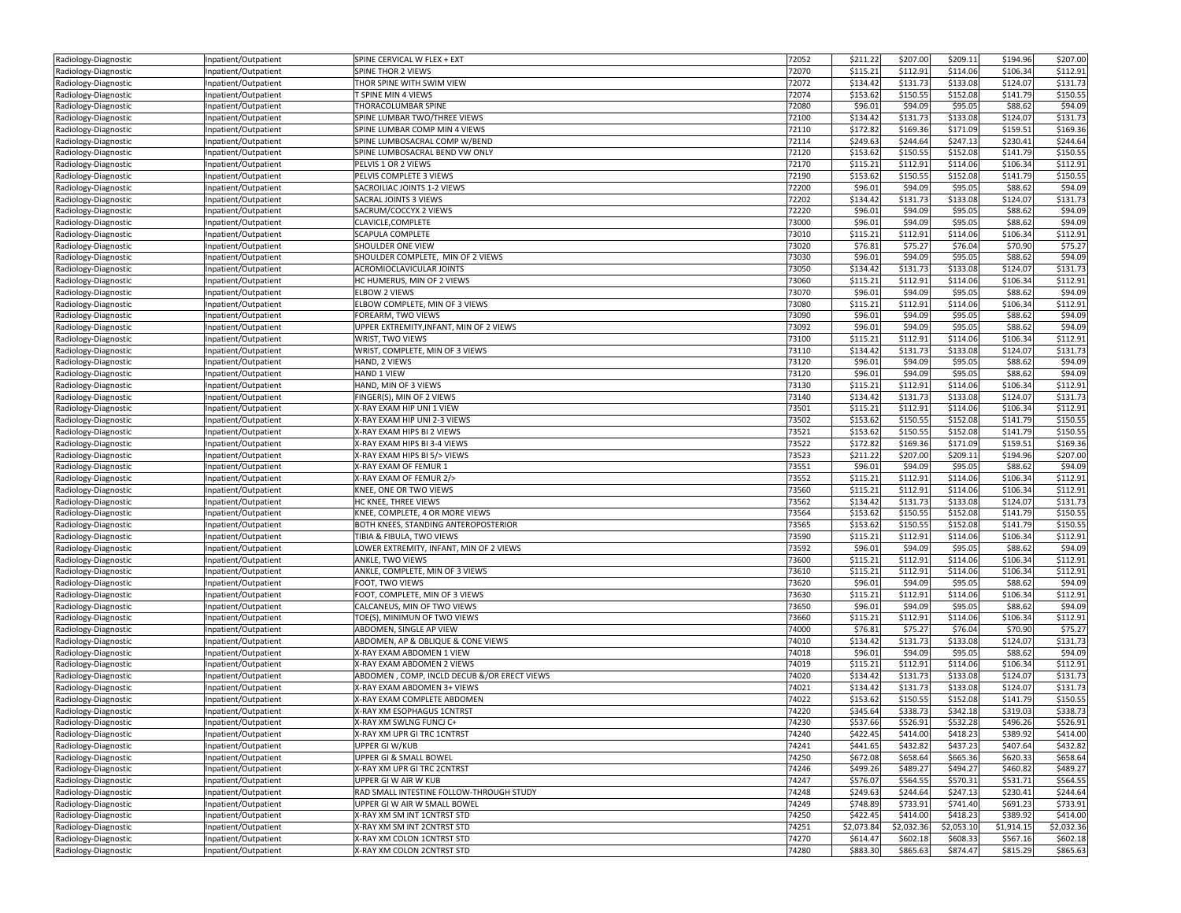| Radiology-Diagnostic | Inpatient/Outpatient | SPINE CERVICAL W FLEX + EXT | 72052 | $211.22 | $207.00 | $209.11 | $194.96 | $207.00 |
|---|---|---|---|---|---|---|---|---|
| Radiology-Diagnostic | Inpatient/Outpatient | SPINE THOR 2 VIEWS | 72070 | $115.21 | $112.91 | $114.06 | $106.34 | $112.91 |
| Radiology-Diagnostic | Inpatient/Outpatient | THOR SPINE WITH SWIM VIEW | 72072 | $134.42 | $131.73 | $133.08 | $124.07 | $131.73 |
| Radiology-Diagnostic | Inpatient/Outpatient | T SPINE MIN 4 VIEWS | 72074 | $153.62 | $150.55 | $152.08 | $141.79 | $150.55 |
| Radiology-Diagnostic | Inpatient/Outpatient | THORACOLUMBAR SPINE | 72080 | $96.01 | $94.09 | $95.05 | $88.62 | $94.09 |
| Radiology-Diagnostic | Inpatient/Outpatient | SPINE LUMBAR TWO/THREE VIEWS | 72100 | $134.42 | $131.73 | $133.08 | $124.07 | $131.73 |
| Radiology-Diagnostic | Inpatient/Outpatient | SPINE LUMBAR COMP MIN 4 VIEWS | 72110 | $172.82 | $169.36 | $171.09 | $159.51 | $169.36 |
| Radiology-Diagnostic | Inpatient/Outpatient | SPINE LUMBOSACRAL COMP W/BEND | 72114 | $249.63 | $244.64 | $247.13 | $230.41 | $244.64 |
| Radiology-Diagnostic | Inpatient/Outpatient | SPINE LUMBOSACRAL BEND VW ONLY | 72120 | $153.62 | $150.55 | $152.08 | $141.79 | $150.55 |
| Radiology-Diagnostic | Inpatient/Outpatient | PELVIS 1 OR 2 VIEWS | 72170 | $115.21 | $112.91 | $114.06 | $106.34 | $112.91 |
| Radiology-Diagnostic | Inpatient/Outpatient | PELVIS COMPLETE 3 VIEWS | 72190 | $153.62 | $150.55 | $152.08 | $141.79 | $150.55 |
| Radiology-Diagnostic | Inpatient/Outpatient | SACROILIAC JOINTS 1-2 VIEWS | 72200 | $96.01 | $94.09 | $95.05 | $88.62 | $94.09 |
| Radiology-Diagnostic | Inpatient/Outpatient | SACRAL JOINTS 3 VIEWS | 72202 | $134.42 | $131.73 | $133.08 | $124.07 | $131.73 |
| Radiology-Diagnostic | Inpatient/Outpatient | SACRUM/COCCYX 2 VIEWS | 72220 | $96.01 | $94.09 | $95.05 | $88.62 | $94.09 |
| Radiology-Diagnostic | Inpatient/Outpatient | CLAVICLE,COMPLETE | 73000 | $96.01 | $94.09 | $95.05 | $88.62 | $94.09 |
| Radiology-Diagnostic | Inpatient/Outpatient | SCAPULA COMPLETE | 73010 | $115.21 | $112.91 | $114.06 | $106.34 | $112.91 |
| Radiology-Diagnostic | Inpatient/Outpatient | SHOULDER ONE VIEW | 73020 | $76.81 | $75.27 | $76.04 | $70.90 | $75.27 |
| Radiology-Diagnostic | Inpatient/Outpatient | SHOULDER COMPLETE, MIN OF 2 VIEWS | 73030 | $96.01 | $94.09 | $95.05 | $88.62 | $94.09 |
| Radiology-Diagnostic | Inpatient/Outpatient | ACROMIOCLAVICULAR JOINTS | 73050 | $134.42 | $131.73 | $133.08 | $124.07 | $131.73 |
| Radiology-Diagnostic | Inpatient/Outpatient | HC HUMERUS, MIN OF 2 VIEWS | 73060 | $115.21 | $112.91 | $114.06 | $106.34 | $112.91 |
| Radiology-Diagnostic | Inpatient/Outpatient | ELBOW 2 VIEWS | 73070 | $96.01 | $94.09 | $95.05 | $88.62 | $94.09 |
| Radiology-Diagnostic | Inpatient/Outpatient | ELBOW COMPLETE, MIN OF 3 VIEWS | 73080 | $115.21 | $112.91 | $114.06 | $106.34 | $112.91 |
| Radiology-Diagnostic | Inpatient/Outpatient | FOREARM, TWO VIEWS | 73090 | $96.01 | $94.09 | $95.05 | $88.62 | $94.09 |
| Radiology-Diagnostic | Inpatient/Outpatient | UPPER EXTREMITY,INFANT, MIN OF 2 VIEWS | 73092 | $96.01 | $94.09 | $95.05 | $88.62 | $94.09 |
| Radiology-Diagnostic | Inpatient/Outpatient | WRIST, TWO VIEWS | 73100 | $115.21 | $112.91 | $114.06 | $106.34 | $112.91 |
| Radiology-Diagnostic | Inpatient/Outpatient | WRIST, COMPLETE, MIN OF 3 VIEWS | 73110 | $134.42 | $131.73 | $133.08 | $124.07 | $131.73 |
| Radiology-Diagnostic | Inpatient/Outpatient | HAND, 2 VIEWS | 73120 | $96.01 | $94.09 | $95.05 | $88.62 | $94.09 |
| Radiology-Diagnostic | Inpatient/Outpatient | HAND 1 VIEW | 73120 | $96.01 | $94.09 | $95.05 | $88.62 | $94.09 |
| Radiology-Diagnostic | Inpatient/Outpatient | HAND, MIN OF 3 VIEWS | 73130 | $115.21 | $112.91 | $114.06 | $106.34 | $112.91 |
| Radiology-Diagnostic | Inpatient/Outpatient | FINGER(S), MIN OF 2 VIEWS | 73140 | $134.42 | $131.73 | $133.08 | $124.07 | $131.73 |
| Radiology-Diagnostic | Inpatient/Outpatient | X-RAY EXAM HIP UNI 1 VIEW | 73501 | $115.21 | $112.91 | $114.06 | $106.34 | $112.91 |
| Radiology-Diagnostic | Inpatient/Outpatient | X-RAY EXAM HIP UNI 2-3 VIEWS | 73502 | $153.62 | $150.55 | $152.08 | $141.79 | $150.55 |
| Radiology-Diagnostic | Inpatient/Outpatient | X-RAY EXAM HIPS BI 2 VIEWS | 73521 | $153.62 | $150.55 | $152.08 | $141.79 | $150.55 |
| Radiology-Diagnostic | Inpatient/Outpatient | X-RAY EXAM HIPS BI 3-4 VIEWS | 73522 | $172.82 | $169.36 | $171.09 | $159.51 | $169.36 |
| Radiology-Diagnostic | Inpatient/Outpatient | X-RAY EXAM HIPS BI 5/> VIEWS | 73523 | $211.22 | $207.00 | $209.11 | $194.96 | $207.00 |
| Radiology-Diagnostic | Inpatient/Outpatient | X-RAY EXAM OF FEMUR 1 | 73551 | $96.01 | $94.09 | $95.05 | $88.62 | $94.09 |
| Radiology-Diagnostic | Inpatient/Outpatient | X-RAY EXAM OF FEMUR 2/> | 73552 | $115.21 | $112.91 | $114.06 | $106.34 | $112.91 |
| Radiology-Diagnostic | Inpatient/Outpatient | KNEE, ONE OR TWO VIEWS | 73560 | $115.21 | $112.91 | $114.06 | $106.34 | $112.91 |
| Radiology-Diagnostic | Inpatient/Outpatient | HC KNEE, THREE VIEWS | 73562 | $134.42 | $131.73 | $133.08 | $124.07 | $131.73 |
| Radiology-Diagnostic | Inpatient/Outpatient | KNEE, COMPLETE, 4 OR MORE VIEWS | 73564 | $153.62 | $150.55 | $152.08 | $141.79 | $150.55 |
| Radiology-Diagnostic | Inpatient/Outpatient | BOTH KNEES, STANDING ANTEROPOSTERIOR | 73565 | $153.62 | $150.55 | $152.08 | $141.79 | $150.55 |
| Radiology-Diagnostic | Inpatient/Outpatient | TIBIA & FIBULA, TWO VIEWS | 73590 | $115.21 | $112.91 | $114.06 | $106.34 | $112.91 |
| Radiology-Diagnostic | Inpatient/Outpatient | LOWER EXTREMITY, INFANT, MIN OF 2 VIEWS | 73592 | $96.01 | $94.09 | $95.05 | $88.62 | $94.09 |
| Radiology-Diagnostic | Inpatient/Outpatient | ANKLE, TWO VIEWS | 73600 | $115.21 | $112.91 | $114.06 | $106.34 | $112.91 |
| Radiology-Diagnostic | Inpatient/Outpatient | ANKLE, COMPLETE, MIN OF 3 VIEWS | 73610 | $115.21 | $112.91 | $114.06 | $106.34 | $112.91 |
| Radiology-Diagnostic | Inpatient/Outpatient | FOOT, TWO VIEWS | 73620 | $96.01 | $94.09 | $95.05 | $88.62 | $94.09 |
| Radiology-Diagnostic | Inpatient/Outpatient | FOOT, COMPLETE, MIN OF 3 VIEWS | 73630 | $115.21 | $112.91 | $114.06 | $106.34 | $112.91 |
| Radiology-Diagnostic | Inpatient/Outpatient | CALCANEUS, MIN OF TWO VIEWS | 73650 | $96.01 | $94.09 | $95.05 | $88.62 | $94.09 |
| Radiology-Diagnostic | Inpatient/Outpatient | TOE(S), MINIMUN OF TWO VIEWS | 73660 | $115.21 | $112.91 | $114.06 | $106.34 | $112.91 |
| Radiology-Diagnostic | Inpatient/Outpatient | ABDOMEN, SINGLE AP VIEW | 74000 | $76.81 | $75.27 | $76.04 | $70.90 | $75.27 |
| Radiology-Diagnostic | Inpatient/Outpatient | ABDOMEN, AP & OBLIQUE & CONE VIEWS | 74010 | $134.42 | $131.73 | $133.08 | $124.07 | $131.73 |
| Radiology-Diagnostic | Inpatient/Outpatient | X-RAY EXAM ABDOMEN 1 VIEW | 74018 | $96.01 | $94.09 | $95.05 | $88.62 | $94.09 |
| Radiology-Diagnostic | Inpatient/Outpatient | X-RAY EXAM ABDOMEN 2 VIEWS | 74019 | $115.21 | $112.91 | $114.06 | $106.34 | $112.91 |
| Radiology-Diagnostic | Inpatient/Outpatient | ABDOMEN , COMP, INCLD DECUB &/OR ERECT VIEWS | 74020 | $134.42 | $131.73 | $133.08 | $124.07 | $131.73 |
| Radiology-Diagnostic | Inpatient/Outpatient | X-RAY EXAM ABDOMEN 3+ VIEWS | 74021 | $134.42 | $131.73 | $133.08 | $124.07 | $131.73 |
| Radiology-Diagnostic | Inpatient/Outpatient | X-RAY EXAM COMPLETE ABDOMEN | 74022 | $153.62 | $150.55 | $152.08 | $141.79 | $150.55 |
| Radiology-Diagnostic | Inpatient/Outpatient | X-RAY XM ESOPHAGUS 1CNTRST | 74220 | $345.64 | $338.73 | $342.18 | $319.03 | $338.73 |
| Radiology-Diagnostic | Inpatient/Outpatient | X-RAY XM SWLNG FUNCJ C+ | 74230 | $537.66 | $526.91 | $532.28 | $496.26 | $526.91 |
| Radiology-Diagnostic | Inpatient/Outpatient | X-RAY XM UPR GI TRC 1CNTRST | 74240 | $422.45 | $414.00 | $418.23 | $389.92 | $414.00 |
| Radiology-Diagnostic | Inpatient/Outpatient | UPPER GI W/KUB | 74241 | $441.65 | $432.82 | $437.23 | $407.64 | $432.82 |
| Radiology-Diagnostic | Inpatient/Outpatient | UPPER GI & SMALL BOWEL | 74250 | $672.08 | $658.64 | $665.36 | $620.33 | $658.64 |
| Radiology-Diagnostic | Inpatient/Outpatient | X-RAY XM UPR GI TRC 2CNTRST | 74246 | $499.26 | $489.27 | $494.27 | $460.82 | $489.27 |
| Radiology-Diagnostic | Inpatient/Outpatient | UPPER GI W AIR W KUB | 74247 | $576.07 | $564.55 | $570.31 | $531.71 | $564.55 |
| Radiology-Diagnostic | Inpatient/Outpatient | RAD SMALL INTESTINE FOLLOW-THROUGH STUDY | 74248 | $249.63 | $244.64 | $247.13 | $230.41 | $244.64 |
| Radiology-Diagnostic | Inpatient/Outpatient | UPPER GI W AIR W SMALL BOWEL | 74249 | $748.89 | $733.91 | $741.40 | $691.23 | $733.91 |
| Radiology-Diagnostic | Inpatient/Outpatient | X-RAY XM SM INT 1CNTRST STD | 74250 | $422.45 | $414.00 | $418.23 | $389.92 | $414.00 |
| Radiology-Diagnostic | Inpatient/Outpatient | X-RAY XM SM INT 2CNTRST STD | 74251 | $2,073.84 | $2,032.36 | $2,053.10 | $1,914.15 | $2,032.36 |
| Radiology-Diagnostic | Inpatient/Outpatient | X-RAY XM COLON 1CNTRST STD | 74270 | $614.47 | $602.18 | $608.33 | $567.16 | $602.18 |
| Radiology-Diagnostic | Inpatient/Outpatient | X-RAY XM COLON 2CNTRST STD | 74280 | $883.30 | $865.63 | $874.47 | $815.29 | $865.63 |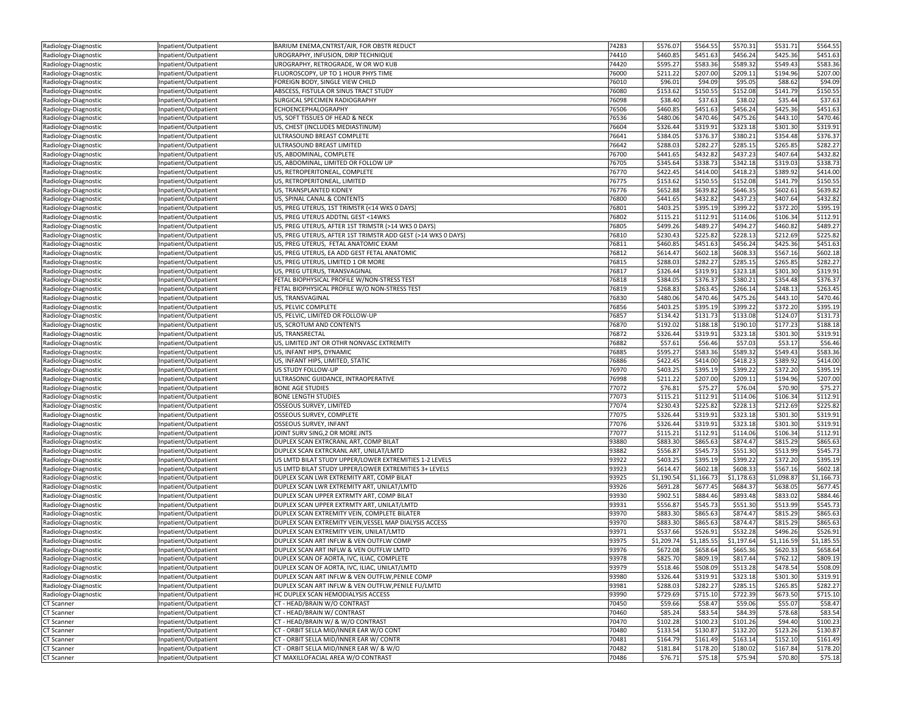| | | | | | | | | |
|---|---|---|---|---|---|---|---|---|
| Radiology-Diagnostic | Inpatient/Outpatient | BARIUM ENEMA,CNTRST/AIR, FOR OBSTR REDUCT | 74283 | $576.07 | $564.55 | $570.31 | $531.71 | $564.55 |
| Radiology-Diagnostic | Inpatient/Outpatient | UROGRAPHY, INFUSION, DRIP TECHNIQUE | 74410 | $460.85 | $451.63 | $456.24 | $425.36 | $451.63 |
| Radiology-Diagnostic | Inpatient/Outpatient | UROGRAPHY, RETROGRADE, W OR WO KUB | 74420 | $595.27 | $583.36 | $589.32 | $549.43 | $583.36 |
| Radiology-Diagnostic | Inpatient/Outpatient | FLUOROSCOPY, UP TO 1 HOUR PHYS TIME | 76000 | $211.22 | $207.00 | $209.11 | $194.96 | $207.00 |
| Radiology-Diagnostic | Inpatient/Outpatient | FOREIGN BODY, SINGLE VIEW CHILD | 76010 | $96.01 | $94.09 | $95.05 | $88.62 | $94.09 |
| Radiology-Diagnostic | Inpatient/Outpatient | ABSCESS, FISTULA OR SINUS TRACT STUDY | 76080 | $153.62 | $150.55 | $152.08 | $141.79 | $150.55 |
| Radiology-Diagnostic | Inpatient/Outpatient | SURGICAL SPECIMEN RADIOGRAPHY | 76098 | $38.40 | $37.63 | $38.02 | $35.44 | $37.63 |
| Radiology-Diagnostic | Inpatient/Outpatient | ECHOENCEPHALOGRAPHY | 76506 | $460.85 | $451.63 | $456.24 | $425.36 | $451.63 |
| Radiology-Diagnostic | Inpatient/Outpatient | US, SOFT TISSUES OF HEAD & NECK | 76536 | $480.06 | $470.46 | $475.26 | $443.10 | $470.46 |
| Radiology-Diagnostic | Inpatient/Outpatient | US, CHEST (INCLUDES MEDIASTINUM) | 76604 | $326.44 | $319.91 | $323.18 | $301.30 | $319.91 |
| Radiology-Diagnostic | Inpatient/Outpatient | ULTRASOUND BREAST COMPLETE | 76641 | $384.05 | $376.37 | $380.21 | $354.48 | $376.37 |
| Radiology-Diagnostic | Inpatient/Outpatient | ULTRASOUND BREAST LIMITED | 76642 | $288.03 | $282.27 | $285.15 | $265.85 | $282.27 |
| Radiology-Diagnostic | Inpatient/Outpatient | US, ABDOMINAL, COMPLETE | 76700 | $441.65 | $432.82 | $437.23 | $407.64 | $432.82 |
| Radiology-Diagnostic | Inpatient/Outpatient | US, ABDOMINAL, LIMITED OR FOLLOW UP | 76705 | $345.64 | $338.73 | $342.18 | $319.03 | $338.73 |
| Radiology-Diagnostic | Inpatient/Outpatient | US, RETROPERITONEAL, COMPLETE | 76770 | $422.45 | $414.00 | $418.23 | $389.92 | $414.00 |
| Radiology-Diagnostic | Inpatient/Outpatient | US, RETROPERITONEAL, LIMITED | 76775 | $153.62 | $150.55 | $152.08 | $141.79 | $150.55 |
| Radiology-Diagnostic | Inpatient/Outpatient | US, TRANSPLANTED KIDNEY | 76776 | $652.88 | $639.82 | $646.35 | $602.61 | $639.82 |
| Radiology-Diagnostic | Inpatient/Outpatient | US, SPINAL CANAL & CONTENTS | 76800 | $441.65 | $432.82 | $437.23 | $407.64 | $432.82 |
| Radiology-Diagnostic | Inpatient/Outpatient | US, PREG UTERUS, 1ST TRIMSTR (<14 WKS 0 DAYS) | 76801 | $403.25 | $395.19 | $399.22 | $372.20 | $395.19 |
| Radiology-Diagnostic | Inpatient/Outpatient | US, PREG UTERUS ADDTNL GEST <14WKS | 76802 | $115.21 | $112.91 | $114.06 | $106.34 | $112.91 |
| Radiology-Diagnostic | Inpatient/Outpatient | US, PREG UTERUS, AFTER 1ST TRIMSTR (>14 WKS 0 DAYS) | 76805 | $499.26 | $489.27 | $494.27 | $460.82 | $489.27 |
| Radiology-Diagnostic | Inpatient/Outpatient | US, PREG UTERUS, AFTER 1ST TRIMSTR ADD GEST (>14 WKS 0 DAYS) | 76810 | $230.43 | $225.82 | $228.13 | $212.69 | $225.82 |
| Radiology-Diagnostic | Inpatient/Outpatient | US, PREG UTERUS, FETAL ANATOMIC EXAM | 76811 | $460.85 | $451.63 | $456.24 | $425.36 | $451.63 |
| Radiology-Diagnostic | Inpatient/Outpatient | US, PREG UTERUS, EA ADD GEST FETAL ANATOMIC | 76812 | $614.47 | $602.18 | $608.33 | $567.16 | $602.18 |
| Radiology-Diagnostic | Inpatient/Outpatient | US, PREG UTERUS, LIMITED 1 OR MORE | 76815 | $288.03 | $282.27 | $285.15 | $265.85 | $282.27 |
| Radiology-Diagnostic | Inpatient/Outpatient | US, PREG UTERUS, TRANSVAGINAL | 76817 | $326.44 | $319.91 | $323.18 | $301.30 | $319.91 |
| Radiology-Diagnostic | Inpatient/Outpatient | FETAL BIOPHYSICAL PROFILE W/NON-STRESS TEST | 76818 | $384.05 | $376.37 | $380.21 | $354.48 | $376.37 |
| Radiology-Diagnostic | Inpatient/Outpatient | FETAL BIOPHYSICAL PROFILE W/O NON-STRESS TEST | 76819 | $268.83 | $263.45 | $266.14 | $248.13 | $263.45 |
| Radiology-Diagnostic | Inpatient/Outpatient | US, TRANSVAGINAL | 76830 | $480.06 | $470.46 | $475.26 | $443.10 | $470.46 |
| Radiology-Diagnostic | Inpatient/Outpatient | US, PELVIC COMPLETE | 76856 | $403.25 | $395.19 | $399.22 | $372.20 | $395.19 |
| Radiology-Diagnostic | Inpatient/Outpatient | US, PELVIC, LIMITED OR FOLLOW-UP | 76857 | $134.42 | $131.73 | $133.08 | $124.07 | $131.73 |
| Radiology-Diagnostic | Inpatient/Outpatient | US, SCROTUM AND CONTENTS | 76870 | $192.02 | $188.18 | $190.10 | $177.23 | $188.18 |
| Radiology-Diagnostic | Inpatient/Outpatient | US, TRANSRECTAL | 76872 | $326.44 | $319.91 | $323.18 | $301.30 | $319.91 |
| Radiology-Diagnostic | Inpatient/Outpatient | US, LIMITED JNT OR OTHR NONVASC EXTREMITY | 76882 | $57.61 | $56.46 | $57.03 | $53.17 | $56.46 |
| Radiology-Diagnostic | Inpatient/Outpatient | US, INFANT HIPS, DYNAMIC | 76885 | $595.27 | $583.36 | $589.32 | $549.43 | $583.36 |
| Radiology-Diagnostic | Inpatient/Outpatient | US, INFANT HIPS, LIMITED, STATIC | 76886 | $422.45 | $414.00 | $418.23 | $389.92 | $414.00 |
| Radiology-Diagnostic | Inpatient/Outpatient | US STUDY FOLLOW-UP | 76970 | $403.25 | $395.19 | $399.22 | $372.20 | $395.19 |
| Radiology-Diagnostic | Inpatient/Outpatient | ULTRASONIC GUIDANCE, INTRAOPERATIVE | 76998 | $211.22 | $207.00 | $209.11 | $194.96 | $207.00 |
| Radiology-Diagnostic | Inpatient/Outpatient | BONE AGE STUDIES | 77072 | $76.81 | $75.27 | $76.04 | $70.90 | $75.27 |
| Radiology-Diagnostic | Inpatient/Outpatient | BONE LENGTH STUDIES | 77073 | $115.21 | $112.91 | $114.06 | $106.34 | $112.91 |
| Radiology-Diagnostic | Inpatient/Outpatient | OSSEOUS SURVEY, LIMITED | 77074 | $230.43 | $225.82 | $228.13 | $212.69 | $225.82 |
| Radiology-Diagnostic | Inpatient/Outpatient | OSSEOUS SURVEY, COMPLETE | 77075 | $326.44 | $319.91 | $323.18 | $301.30 | $319.91 |
| Radiology-Diagnostic | Inpatient/Outpatient | OSSEOUS SURVEY, INFANT | 77076 | $326.44 | $319.91 | $323.18 | $301.30 | $319.91 |
| Radiology-Diagnostic | Inpatient/Outpatient | JOINT SURV SING,2 OR MORE JNTS | 77077 | $115.21 | $112.91 | $114.06 | $106.34 | $112.91 |
| Radiology-Diagnostic | Inpatient/Outpatient | DUPLEX SCAN EXTRCRANL ART, COMP BILAT | 93880 | $883.30 | $865.63 | $874.47 | $815.29 | $865.63 |
| Radiology-Diagnostic | Inpatient/Outpatient | DUPLEX SCAN EXTRCRANL ART, UNILAT/LMTD | 93882 | $556.87 | $545.73 | $551.30 | $513.99 | $545.73 |
| Radiology-Diagnostic | Inpatient/Outpatient | US LMTD BILAT STUDY UPPER/LOWER EXTREMITIES 1-2 LEVELS | 93922 | $403.25 | $395.19 | $399.22 | $372.20 | $395.19 |
| Radiology-Diagnostic | Inpatient/Outpatient | US LMTD BILAT STUDY UPPER/LOWER EXTREMITIES 3+ LEVELS | 93923 | $614.47 | $602.18 | $608.33 | $567.16 | $602.18 |
| Radiology-Diagnostic | Inpatient/Outpatient | DUPLEX SCAN LWR EXTREMITY ART, COMP BILAT | 93925 | $1,190.54 | $1,166.73 | $1,178.63 | $1,098.87 | $1,166.73 |
| Radiology-Diagnostic | Inpatient/Outpatient | DUPLEX SCAN LWR EXTREMITY ART, UNILAT/LMTD | 93926 | $691.28 | $677.45 | $684.37 | $638.05 | $677.45 |
| Radiology-Diagnostic | Inpatient/Outpatient | DUPLEX SCAN UPPER EXTRMTY ART, COMP BILAT | 93930 | $902.51 | $884.46 | $893.48 | $833.02 | $884.46 |
| Radiology-Diagnostic | Inpatient/Outpatient | DUPLEX SCAN UPPER EXTRMTY ART, UNILAT/LMTD | 93931 | $556.87 | $545.73 | $551.30 | $513.99 | $545.73 |
| Radiology-Diagnostic | Inpatient/Outpatient | DUPLEX SCAN EXTREMITY VEIN, COMPLETE BILATER | 93970 | $883.30 | $865.63 | $874.47 | $815.29 | $865.63 |
| Radiology-Diagnostic | Inpatient/Outpatient | DUPLEX SCAN EXTREMITY VEIN,VESSEL MAP DIALYSIS ACCESS | 93970 | $883.30 | $865.63 | $874.47 | $815.29 | $865.63 |
| Radiology-Diagnostic | Inpatient/Outpatient | DUPLEX SCAN EXTREMITY VEIN, UNILAT/LMTD | 93971 | $537.66 | $526.91 | $532.28 | $496.26 | $526.91 |
| Radiology-Diagnostic | Inpatient/Outpatient | DUPLEX SCAN ART INFLW & VEN OUTFLW COMP | 93975 | $1,209.74 | $1,185.55 | $1,197.64 | $1,116.59 | $1,185.55 |
| Radiology-Diagnostic | Inpatient/Outpatient | DUPLEX SCAN ART INFLW & VEN OUTFLW LMTD | 93976 | $672.08 | $658.64 | $665.36 | $620.33 | $658.64 |
| Radiology-Diagnostic | Inpatient/Outpatient | DUPLEX SCAN OF AORTA, IVC, ILIAC, COMPLETE | 93978 | $825.70 | $809.19 | $817.44 | $762.12 | $809.19 |
| Radiology-Diagnostic | Inpatient/Outpatient | DUPLEX SCAN OF AORTA, IVC, ILIAC, UNILAT/LMTD | 93979 | $518.46 | $508.09 | $513.28 | $478.54 | $508.09 |
| Radiology-Diagnostic | Inpatient/Outpatient | DUPLEX SCAN ART INFLW & VEN OUTFLW,PENILE COMP | 93980 | $326.44 | $319.91 | $323.18 | $301.30 | $319.91 |
| Radiology-Diagnostic | Inpatient/Outpatient | DUPLEX SCAN ART INFLW & VEN OUTFLW,PENILE FU/LMTD | 93981 | $288.03 | $282.27 | $285.15 | $265.85 | $282.27 |
| Radiology-Diagnostic | Inpatient/Outpatient | HC DUPLEX SCAN HEMODIALYSIS ACCESS | 93990 | $729.69 | $715.10 | $722.39 | $673.50 | $715.10 |
| CT Scanner | Inpatient/Outpatient | CT - HEAD/BRAIN W/O CONTRAST | 70450 | $59.66 | $58.47 | $59.06 | $55.07 | $58.47 |
| CT Scanner | Inpatient/Outpatient | CT - HEAD/BRAIN W/ CONTRAST | 70460 | $85.24 | $83.54 | $84.39 | $78.68 | $83.54 |
| CT Scanner | Inpatient/Outpatient | CT - HEAD/BRAIN W/ & W/O CONTRAST | 70470 | $102.28 | $100.23 | $101.26 | $94.40 | $100.23 |
| CT Scanner | Inpatient/Outpatient | CT - ORBIT SELLA MID/INNER EAR W/O CONT | 70480 | $133.54 | $130.87 | $132.20 | $123.26 | $130.87 |
| CT Scanner | Inpatient/Outpatient | CT - ORBIT SELLA MID/INNER EAR W/ CONTR | 70481 | $164.79 | $161.49 | $163.14 | $152.10 | $161.49 |
| CT Scanner | Inpatient/Outpatient | CT - ORBIT SELLA MID/INNER EAR W/ & W/O | 70482 | $181.84 | $178.20 | $180.02 | $167.84 | $178.20 |
| CT Scanner | Inpatient/Outpatient | CT MAXILLOFACIAL AREA W/O CONTRAST | 70486 | $76.71 | $75.18 | $75.94 | $70.80 | $75.18 |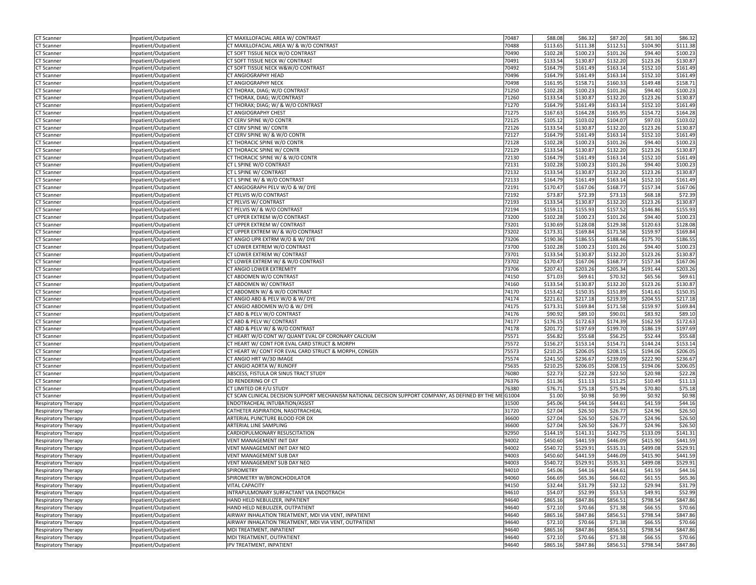| CT Scanner | Inpatient/Outpatient | CT MAXILLOFACIAL AREA W/ CONTRAST | 70487 | $88.08 | $86.32 | $87.20 | $81.30 | $86.32 |
|---|---|---|---|---|---|---|---|---|
| CT Scanner | Inpatient/Outpatient | CT MAXILLOFACIAL AREA W/ & W/O CONTRAST | 70488 | $113.65 | $111.38 | $112.51 | $104.90 | $111.38 |
| CT Scanner | Inpatient/Outpatient | CT SOFT TISSUE NECK W/O CONTRAST | 70490 | $102.28 | $100.23 | $101.26 | $94.40 | $100.23 |
| CT Scanner | Inpatient/Outpatient | CT SOFT TISSUE NECK W/ CONTRAST | 70491 | $133.54 | $130.87 | $132.20 | $123.26 | $130.87 |
| CT Scanner | Inpatient/Outpatient | CT SOFT TISSUE NECK W&W/O CONTRAST | 70492 | $164.79 | $161.49 | $163.14 | $152.10 | $161.49 |
| CT Scanner | Inpatient/Outpatient | CT ANGIOGRAPHY HEAD | 70496 | $164.79 | $161.49 | $163.14 | $152.10 | $161.49 |
| CT Scanner | Inpatient/Outpatient | CT ANGIOGRAPHY NECK | 70498 | $161.95 | $158.71 | $160.33 | $149.48 | $158.71 |
| CT Scanner | Inpatient/Outpatient | CT THORAX, DIAG; W/O CONTRAST | 71250 | $102.28 | $100.23 | $101.26 | $94.40 | $100.23 |
| CT Scanner | Inpatient/Outpatient | CT THORAX, DIAG; W/CONTRAST | 71260 | $133.54 | $130.87 | $132.20 | $123.26 | $130.87 |
| CT Scanner | Inpatient/Outpatient | CT THORAX; DIAG; W/ & W/O CONTRAST | 71270 | $164.79 | $161.49 | $163.14 | $152.10 | $161.49 |
| CT Scanner | Inpatient/Outpatient | CT ANGIOGRAPHY CHEST | 71275 | $167.63 | $164.28 | $165.95 | $154.72 | $164.28 |
| CT Scanner | Inpatient/Outpatient | CT CERV SPINE W/O CONTR | 72125 | $105.12 | $103.02 | $104.07 | $97.03 | $103.02 |
| CT Scanner | Inpatient/Outpatient | CT CERV SPINE W/ CONTR | 72126 | $133.54 | $130.87 | $132.20 | $123.26 | $130.87 |
| CT Scanner | Inpatient/Outpatient | CT CERV SPINE W/ & W/O CONTR | 72127 | $164.79 | $161.49 | $163.14 | $152.10 | $161.49 |
| CT Scanner | Inpatient/Outpatient | CT THORACIC SPINE W/O CONTR | 72128 | $102.28 | $100.23 | $101.26 | $94.40 | $100.23 |
| CT Scanner | Inpatient/Outpatient | CT THORACIC SPINE W/ CONTR | 72129 | $133.54 | $130.87 | $132.20 | $123.26 | $130.87 |
| CT Scanner | Inpatient/Outpatient | CT THORACIC SPINE W/ & W/O CONTR | 72130 | $164.79 | $161.49 | $163.14 | $152.10 | $161.49 |
| CT Scanner | Inpatient/Outpatient | CT L SPINE W/O CONTRAST | 72131 | $102.28 | $100.23 | $101.26 | $94.40 | $100.23 |
| CT Scanner | Inpatient/Outpatient | CT L SPINE W/ CONTRAST | 72132 | $133.54 | $130.87 | $132.20 | $123.26 | $130.87 |
| CT Scanner | Inpatient/Outpatient | CT L SPINE W/ & W/O CONTRAST | 72133 | $164.79 | $161.49 | $163.14 | $152.10 | $161.49 |
| CT Scanner | Inpatient/Outpatient | CT ANGIOGRAPH PELV W/O & W/ DYE | 72191 | $170.47 | $167.06 | $168.77 | $157.34 | $167.06 |
| CT Scanner | Inpatient/Outpatient | CT PELVIS W/O CONTRAST | 72192 | $73.87 | $72.39 | $73.13 | $68.18 | $72.39 |
| CT Scanner | Inpatient/Outpatient | CT PELVIS W/ CONTRAST | 72193 | $133.54 | $130.87 | $132.20 | $123.26 | $130.87 |
| CT Scanner | Inpatient/Outpatient | CT PELVIS W/ & W/O CONTRAST | 72194 | $159.11 | $155.93 | $157.52 | $146.86 | $155.93 |
| CT Scanner | Inpatient/Outpatient | CT UPPER EXTREM W/O CONTRAST | 73200 | $102.28 | $100.23 | $101.26 | $94.40 | $100.23 |
| CT Scanner | Inpatient/Outpatient | CT UPPER EXTREM W/ CONTRAST | 73201 | $130.69 | $128.08 | $129.38 | $120.63 | $128.08 |
| CT Scanner | Inpatient/Outpatient | CT UPPER EXTREM W/ & W/O CONTRAST | 73202 | $173.31 | $169.84 | $171.58 | $159.97 | $169.84 |
| CT Scanner | Inpatient/Outpatient | CT ANGIO UPR EXTRM W/O & W/ DYE | 73206 | $190.36 | $186.55 | $188.46 | $175.70 | $186.55 |
| CT Scanner | Inpatient/Outpatient | CT LOWER EXTREM W/O CONTRAST | 73700 | $102.28 | $100.23 | $101.26 | $94.40 | $100.23 |
| CT Scanner | Inpatient/Outpatient | CT LOWER EXTREM W/ CONTRAST | 73701 | $133.54 | $130.87 | $132.20 | $123.26 | $130.87 |
| CT Scanner | Inpatient/Outpatient | CT LOWER EXTREM W/ & W/O CONTRAST | 73702 | $170.47 | $167.06 | $168.77 | $157.34 | $167.06 |
| CT Scanner | Inpatient/Outpatient | CT ANGIO LOWER EXTREMITY | 73706 | $207.41 | $203.26 | $205.34 | $191.44 | $203.26 |
| CT Scanner | Inpatient/Outpatient | CT ABDOMEN W/O CONTRAST | 74150 | $71.03 | $69.61 | $70.32 | $65.56 | $69.61 |
| CT Scanner | Inpatient/Outpatient | CT ABDOMEN W/ CONTRAST | 74160 | $133.54 | $130.87 | $132.20 | $123.26 | $130.87 |
| CT Scanner | Inpatient/Outpatient | CT ABDOMEN W/ & W/O CONTRAST | 74170 | $153.42 | $150.35 | $151.89 | $141.61 | $150.35 |
| CT Scanner | Inpatient/Outpatient | CT ANGIO ABD & PELV W/O & W/ DYE | 74174 | $221.61 | $217.18 | $219.39 | $204.55 | $217.18 |
| CT Scanner | Inpatient/Outpatient | CT ANGIO ABDOMEN W/O & W/ DYE | 74175 | $173.31 | $169.84 | $171.58 | $159.97 | $169.84 |
| CT Scanner | Inpatient/Outpatient | CT ABD & PELV W/O CONTRAST | 74176 | $90.92 | $89.10 | $90.01 | $83.92 | $89.10 |
| CT Scanner | Inpatient/Outpatient | CT ABD & PELV W/ CONTRAST | 74177 | $176.15 | $172.63 | $174.39 | $162.59 | $172.63 |
| CT Scanner | Inpatient/Outpatient | CT ABD & PELV W/ & W/O CONTRAST | 74178 | $201.72 | $197.69 | $199.70 | $186.19 | $197.69 |
| CT Scanner | Inpatient/Outpatient | CT HEART W/O CONT W/ QUANT EVAL OF CORONARY CALCIUM | 75571 | $56.82 | $55.68 | $56.25 | $52.44 | $55.68 |
| CT Scanner | Inpatient/Outpatient | CT HEART W/ CONT FOR EVAL CARD STRUCT & MORPH | 75572 | $156.27 | $153.14 | $154.71 | $144.24 | $153.14 |
| CT Scanner | Inpatient/Outpatient | CT HEART W/ CONT FOR EVAL CARD STRUCT & MORPH, CONGEN | 75573 | $210.25 | $206.05 | $208.15 | $194.06 | $206.05 |
| CT Scanner | Inpatient/Outpatient | CT ANGIO HRT W/3D IMAGE | 75574 | $241.50 | $236.67 | $239.09 | $222.90 | $236.67 |
| CT Scanner | Inpatient/Outpatient | CT ANGIO AORTA W/ RUNOFF | 75635 | $210.25 | $206.05 | $208.15 | $194.06 | $206.05 |
| CT Scanner | Inpatient/Outpatient | ABSCESS, FISTULA OR SINUS TRACT STUDY | 76080 | $22.73 | $22.28 | $22.50 | $20.98 | $22.28 |
| CT Scanner | Inpatient/Outpatient | 3D RENDERING OF CT | 76376 | $11.36 | $11.13 | $11.25 | $10.49 | $11.13 |
| CT Scanner | Inpatient/Outpatient | CT LIMITED OR F/U STUDY | 76380 | $76.71 | $75.18 | $75.94 | $70.80 | $75.18 |
| CT Scanner | Inpatient/Outpatient | CT SCAN CLINICAL DECISION SUPPORT MECHANISM NATIONAL DECISION SUPPORT COMPANY, AS DEFINED BY THE ME | G1004 | $1.00 | $0.98 | $0.99 | $0.92 | $0.98 |
| Respiratory Therapy | Inpatient/Outpatient | ENDOTRACHEAL INTUBATION/ASSIST | 31500 | $45.06 | $44.16 | $44.61 | $41.59 | $44.16 |
| Respiratory Therapy | Inpatient/Outpatient | CATHETER ASPIRATION, NASOTRACHEAL | 31720 | $27.04 | $26.50 | $26.77 | $24.96 | $26.50 |
| Respiratory Therapy | Inpatient/Outpatient | ARTERIAL PUNCTURE BLOOD FOR DX | 36600 | $27.04 | $26.50 | $26.77 | $24.96 | $26.50 |
| Respiratory Therapy | Inpatient/Outpatient | ARTERIAL LINE SAMPLING | 36600 | $27.04 | $26.50 | $26.77 | $24.96 | $26.50 |
| Respiratory Therapy | Inpatient/Outpatient | CARDIOPULMONARY RESUSCITATION | 92950 | $144.19 | $141.31 | $142.75 | $133.09 | $141.31 |
| Respiratory Therapy | Inpatient/Outpatient | VENT MANAGEMENT INIT DAY | 94002 | $450.60 | $441.59 | $446.09 | $415.90 | $441.59 |
| Respiratory Therapy | Inpatient/Outpatient | VENT MANAGEMENT INIT DAY NEO | 94002 | $540.72 | $529.91 | $535.31 | $499.08 | $529.91 |
| Respiratory Therapy | Inpatient/Outpatient | VENT MANAGEMENT SUB DAY | 94003 | $450.60 | $441.59 | $446.09 | $415.90 | $441.59 |
| Respiratory Therapy | Inpatient/Outpatient | VENT MANAGEMENT SUB DAY NEO | 94003 | $540.72 | $529.91 | $535.31 | $499.08 | $529.91 |
| Respiratory Therapy | Inpatient/Outpatient | SPIROMETRY | 94010 | $45.06 | $44.16 | $44.61 | $41.59 | $44.16 |
| Respiratory Therapy | Inpatient/Outpatient | SPIROMETRY W/BRONCHODILATOR | 94060 | $66.69 | $65.36 | $66.02 | $61.55 | $65.36 |
| Respiratory Therapy | Inpatient/Outpatient | VITAL CAPACITY | 94150 | $32.44 | $31.79 | $32.12 | $29.94 | $31.79 |
| Respiratory Therapy | Inpatient/Outpatient | INTRAPULMONARY SURFACTANT VIA ENDOTRACH | 94610 | $54.07 | $52.99 | $53.53 | $49.91 | $52.99 |
| Respiratory Therapy | Inpatient/Outpatient | HAND HELD NEBULIZER, INPATIENT | 94640 | $865.16 | $847.86 | $856.51 | $798.54 | $847.86 |
| Respiratory Therapy | Inpatient/Outpatient | HAND HELD NEBULIZER, OUTPATIENT | 94640 | $72.10 | $70.66 | $71.38 | $66.55 | $70.66 |
| Respiratory Therapy | Inpatient/Outpatient | AIRWAY INHALATION TREATMENT, MDI VIA VENT, INPATIENT | 94640 | $865.16 | $847.86 | $856.51 | $798.54 | $847.86 |
| Respiratory Therapy | Inpatient/Outpatient | AIRWAY INHALATION TREATMENT, MDI VIA VENT, OUTPATIENT | 94640 | $72.10 | $70.66 | $71.38 | $66.55 | $70.66 |
| Respiratory Therapy | Inpatient/Outpatient | MDI TREATMENT, INPATIENT | 94640 | $865.16 | $847.86 | $856.51 | $798.54 | $847.86 |
| Respiratory Therapy | Inpatient/Outpatient | MDI TREATMENT, OUTPATIENT | 94640 | $72.10 | $70.66 | $71.38 | $66.55 | $70.66 |
| Respiratory Therapy | Inpatient/Outpatient | IPV TREATMENT, INPATIENT | 94640 | $865.16 | $847.86 | $856.51 | $798.54 | $847.86 |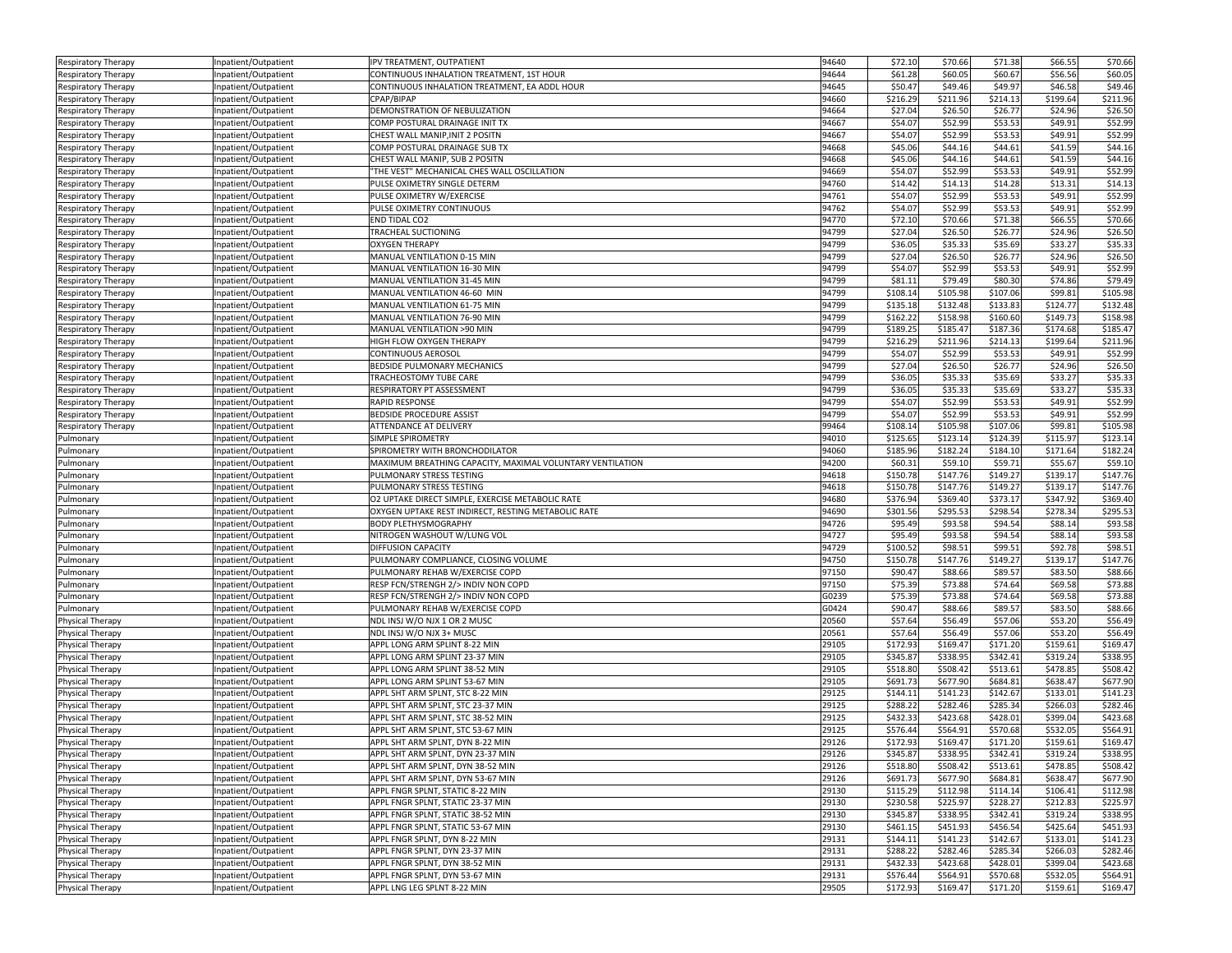| | | | | | | | | |
|---|---|---|---|---|---|---|---|---|
| Respiratory Therapy | Inpatient/Outpatient | IPV TREATMENT, OUTPATIENT | 94640 | $72.10 | $70.66 | $71.38 | $66.55 | $70.66 |
| Respiratory Therapy | Inpatient/Outpatient | CONTINUOUS INHALATION TREATMENT, 1ST HOUR | 94644 | $61.28 | $60.05 | $60.67 | $56.56 | $60.05 |
| Respiratory Therapy | Inpatient/Outpatient | CONTINUOUS INHALATION TREATMENT, EA ADDL HOUR | 94645 | $50.47 | $49.46 | $49.97 | $46.58 | $49.46 |
| Respiratory Therapy | Inpatient/Outpatient | CPAP/BIPAP | 94660 | $216.29 | $211.96 | $214.13 | $199.64 | $211.96 |
| Respiratory Therapy | Inpatient/Outpatient | DEMONSTRATION OF NEBULIZATION | 94664 | $27.04 | $26.50 | $26.77 | $24.96 | $26.50 |
| Respiratory Therapy | Inpatient/Outpatient | COMP POSTURAL DRAINAGE INIT TX | 94667 | $54.07 | $52.99 | $53.53 | $49.91 | $52.99 |
| Respiratory Therapy | Inpatient/Outpatient | CHEST WALL MANIP,INIT 2 POSITN | 94667 | $54.07 | $52.99 | $53.53 | $49.91 | $52.99 |
| Respiratory Therapy | Inpatient/Outpatient | COMP POSTURAL DRAINAGE SUB TX | 94668 | $45.06 | $44.16 | $44.61 | $41.59 | $44.16 |
| Respiratory Therapy | Inpatient/Outpatient | CHEST WALL MANIP, SUB 2 POSITN | 94668 | $45.06 | $44.16 | $44.61 | $41.59 | $44.16 |
| Respiratory Therapy | Inpatient/Outpatient | "THE VEST" MECHANICAL CHES WALL OSCILLATION | 94669 | $54.07 | $52.99 | $53.53 | $49.91 | $52.99 |
| Respiratory Therapy | Inpatient/Outpatient | PULSE OXIMETRY SINGLE DETERM | 94760 | $14.42 | $14.13 | $14.28 | $13.31 | $14.13 |
| Respiratory Therapy | Inpatient/Outpatient | PULSE OXIMETRY W/EXERCISE | 94761 | $54.07 | $52.99 | $53.53 | $49.91 | $52.99 |
| Respiratory Therapy | Inpatient/Outpatient | PULSE OXIMETRY CONTINUOUS | 94762 | $54.07 | $52.99 | $53.53 | $49.91 | $52.99 |
| Respiratory Therapy | Inpatient/Outpatient | END TIDAL CO2 | 94770 | $72.10 | $70.66 | $71.38 | $66.55 | $70.66 |
| Respiratory Therapy | Inpatient/Outpatient | TRACHEAL SUCTIONING | 94799 | $27.04 | $26.50 | $26.77 | $24.96 | $26.50 |
| Respiratory Therapy | Inpatient/Outpatient | OXYGEN THERAPY | 94799 | $36.05 | $35.33 | $35.69 | $33.27 | $35.33 |
| Respiratory Therapy | Inpatient/Outpatient | MANUAL VENTILATION 0-15 MIN | 94799 | $27.04 | $26.50 | $26.77 | $24.96 | $26.50 |
| Respiratory Therapy | Inpatient/Outpatient | MANUAL VENTILATION 16-30 MIN | 94799 | $54.07 | $52.99 | $53.53 | $49.91 | $52.99 |
| Respiratory Therapy | Inpatient/Outpatient | MANUAL VENTILATION 31-45 MIN | 94799 | $81.11 | $79.49 | $80.30 | $74.86 | $79.49 |
| Respiratory Therapy | Inpatient/Outpatient | MANUAL VENTILATION 46-60 MIN | 94799 | $108.14 | $105.98 | $107.06 | $99.81 | $105.98 |
| Respiratory Therapy | Inpatient/Outpatient | MANUAL VENTILATION 61-75 MIN | 94799 | $135.18 | $132.48 | $133.83 | $124.77 | $132.48 |
| Respiratory Therapy | Inpatient/Outpatient | MANUAL VENTILATION 76-90 MIN | 94799 | $162.22 | $158.98 | $160.60 | $149.73 | $158.98 |
| Respiratory Therapy | Inpatient/Outpatient | MANUAL VENTILATION >90 MIN | 94799 | $189.25 | $185.47 | $187.36 | $174.68 | $185.47 |
| Respiratory Therapy | Inpatient/Outpatient | HIGH FLOW OXYGEN THERAPY | 94799 | $216.29 | $211.96 | $214.13 | $199.64 | $211.96 |
| Respiratory Therapy | Inpatient/Outpatient | CONTINUOUS AEROSOL | 94799 | $54.07 | $52.99 | $53.53 | $49.91 | $52.99 |
| Respiratory Therapy | Inpatient/Outpatient | BEDSIDE PULMONARY MECHANICS | 94799 | $27.04 | $26.50 | $26.77 | $24.96 | $26.50 |
| Respiratory Therapy | Inpatient/Outpatient | TRACHEOSTOMY TUBE CARE | 94799 | $36.05 | $35.33 | $35.69 | $33.27 | $35.33 |
| Respiratory Therapy | Inpatient/Outpatient | RESPIRATORY PT ASSESSMENT | 94799 | $36.05 | $35.33 | $35.69 | $33.27 | $35.33 |
| Respiratory Therapy | Inpatient/Outpatient | RAPID RESPONSE | 94799 | $54.07 | $52.99 | $53.53 | $49.91 | $52.99 |
| Respiratory Therapy | Inpatient/Outpatient | BEDSIDE PROCEDURE ASSIST | 94799 | $54.07 | $52.99 | $53.53 | $49.91 | $52.99 |
| Respiratory Therapy | Inpatient/Outpatient | ATTENDANCE AT DELIVERY | 99464 | $108.14 | $105.98 | $107.06 | $99.81 | $105.98 |
| Pulmonary | Inpatient/Outpatient | SIMPLE SPIROMETRY | 94010 | $125.65 | $123.14 | $124.39 | $115.97 | $123.14 |
| Pulmonary | Inpatient/Outpatient | SPIROMETRY WITH BRONCHODILATOR | 94060 | $185.96 | $182.24 | $184.10 | $171.64 | $182.24 |
| Pulmonary | Inpatient/Outpatient | MAXIMUM BREATHING CAPACITY, MAXIMAL VOLUNTARY VENTILATION | 94200 | $60.31 | $59.10 | $59.71 | $55.67 | $59.10 |
| Pulmonary | Inpatient/Outpatient | PULMONARY STRESS TESTING | 94618 | $150.78 | $147.76 | $149.27 | $139.17 | $147.76 |
| Pulmonary | Inpatient/Outpatient | PULMONARY STRESS TESTING | 94618 | $150.78 | $147.76 | $149.27 | $139.17 | $147.76 |
| Pulmonary | Inpatient/Outpatient | O2 UPTAKE DIRECT SIMPLE, EXERCISE METABOLIC RATE | 94680 | $376.94 | $369.40 | $373.17 | $347.92 | $369.40 |
| Pulmonary | Inpatient/Outpatient | OXYGEN UPTAKE REST INDIRECT, RESTING METABOLIC RATE | 94690 | $301.56 | $295.53 | $298.54 | $278.34 | $295.53 |
| Pulmonary | Inpatient/Outpatient | BODY PLETHYSMOGRAPHY | 94726 | $95.49 | $93.58 | $94.54 | $88.14 | $93.58 |
| Pulmonary | Inpatient/Outpatient | NITROGEN WASHOUT W/LUNG VOL | 94727 | $95.49 | $93.58 | $94.54 | $88.14 | $93.58 |
| Pulmonary | Inpatient/Outpatient | DIFFUSION CAPACITY | 94729 | $100.52 | $98.51 | $99.51 | $92.78 | $98.51 |
| Pulmonary | Inpatient/Outpatient | PULMONARY COMPLIANCE, CLOSING VOLUME | 94750 | $150.78 | $147.76 | $149.27 | $139.17 | $147.76 |
| Pulmonary | Inpatient/Outpatient | PULMONARY REHAB W/EXERCISE COPD | 97150 | $90.47 | $88.66 | $89.57 | $83.50 | $88.66 |
| Pulmonary | Inpatient/Outpatient | RESP FCN/STRENGH 2/> INDIV NON COPD | 97150 | $75.39 | $73.88 | $74.64 | $69.58 | $73.88 |
| Pulmonary | Inpatient/Outpatient | RESP FCN/STRENGH 2/> INDIV NON COPD | G0239 | $75.39 | $73.88 | $74.64 | $69.58 | $73.88 |
| Pulmonary | Inpatient/Outpatient | PULMONARY REHAB W/EXERCISE COPD | G0424 | $90.47 | $88.66 | $89.57 | $83.50 | $88.66 |
| Physical Therapy | Inpatient/Outpatient | NDL INSJ W/O NJX 1 OR 2 MUSC | 20560 | $57.64 | $56.49 | $57.06 | $53.20 | $56.49 |
| Physical Therapy | Inpatient/Outpatient | NDL INSJ W/O NJX 3+ MUSC | 20561 | $57.64 | $56.49 | $57.06 | $53.20 | $56.49 |
| Physical Therapy | Inpatient/Outpatient | APPL LONG ARM SPLINT 8-22 MIN | 29105 | $172.93 | $169.47 | $171.20 | $159.61 | $169.47 |
| Physical Therapy | Inpatient/Outpatient | APPL LONG ARM SPLINT 23-37 MIN | 29105 | $345.87 | $338.95 | $342.41 | $319.24 | $338.95 |
| Physical Therapy | Inpatient/Outpatient | APPL LONG ARM SPLINT 38-52 MIN | 29105 | $518.80 | $508.42 | $513.61 | $478.85 | $508.42 |
| Physical Therapy | Inpatient/Outpatient | APPL LONG ARM SPLINT 53-67 MIN | 29105 | $691.73 | $677.90 | $684.81 | $638.47 | $677.90 |
| Physical Therapy | Inpatient/Outpatient | APPL SHT ARM SPLNT, STC 8-22 MIN | 29125 | $144.11 | $141.23 | $142.67 | $133.01 | $141.23 |
| Physical Therapy | Inpatient/Outpatient | APPL SHT ARM SPLNT, STC 23-37 MIN | 29125 | $288.22 | $282.46 | $285.34 | $266.03 | $282.46 |
| Physical Therapy | Inpatient/Outpatient | APPL SHT ARM SPLNT, STC 38-52 MIN | 29125 | $432.33 | $423.68 | $428.01 | $399.04 | $423.68 |
| Physical Therapy | Inpatient/Outpatient | APPL SHT ARM SPLNT, STC 53-67 MIN | 29125 | $576.44 | $564.91 | $570.68 | $532.05 | $564.91 |
| Physical Therapy | Inpatient/Outpatient | APPL SHT ARM SPLNT, DYN 8-22 MIN | 29126 | $172.93 | $169.47 | $171.20 | $159.61 | $169.47 |
| Physical Therapy | Inpatient/Outpatient | APPL SHT ARM SPLNT, DYN 23-37 MIN | 29126 | $345.87 | $338.95 | $342.41 | $319.24 | $338.95 |
| Physical Therapy | Inpatient/Outpatient | APPL SHT ARM SPLNT, DYN 38-52 MIN | 29126 | $518.80 | $508.42 | $513.61 | $478.85 | $508.42 |
| Physical Therapy | Inpatient/Outpatient | APPL SHT ARM SPLNT, DYN 53-67 MIN | 29126 | $691.73 | $677.90 | $684.81 | $638.47 | $677.90 |
| Physical Therapy | Inpatient/Outpatient | APPL FNGR SPLNT, STATIC 8-22 MIN | 29130 | $115.29 | $112.98 | $114.14 | $106.41 | $112.98 |
| Physical Therapy | Inpatient/Outpatient | APPL FNGR SPLNT, STATIC 23-37 MIN | 29130 | $230.58 | $225.97 | $228.27 | $212.83 | $225.97 |
| Physical Therapy | Inpatient/Outpatient | APPL FNGR SPLNT, STATIC 38-52 MIN | 29130 | $345.87 | $338.95 | $342.41 | $319.24 | $338.95 |
| Physical Therapy | Inpatient/Outpatient | APPL FNGR SPLNT, STATIC 53-67 MIN | 29130 | $461.15 | $451.93 | $456.54 | $425.64 | $451.93 |
| Physical Therapy | Inpatient/Outpatient | APPL FNGR SPLNT, DYN 8-22 MIN | 29131 | $144.11 | $141.23 | $142.67 | $133.01 | $141.23 |
| Physical Therapy | Inpatient/Outpatient | APPL FNGR SPLNT, DYN 23-37 MIN | 29131 | $288.22 | $282.46 | $285.34 | $266.03 | $282.46 |
| Physical Therapy | Inpatient/Outpatient | APPL FNGR SPLNT, DYN 38-52 MIN | 29131 | $432.33 | $423.68 | $428.01 | $399.04 | $423.68 |
| Physical Therapy | Inpatient/Outpatient | APPL FNGR SPLNT, DYN 53-67 MIN | 29131 | $576.44 | $564.91 | $570.68 | $532.05 | $564.91 |
| Physical Therapy | Inpatient/Outpatient | APPL LNG LEG SPLNT 8-22 MIN | 29505 | $172.93 | $169.47 | $171.20 | $159.61 | $169.47 |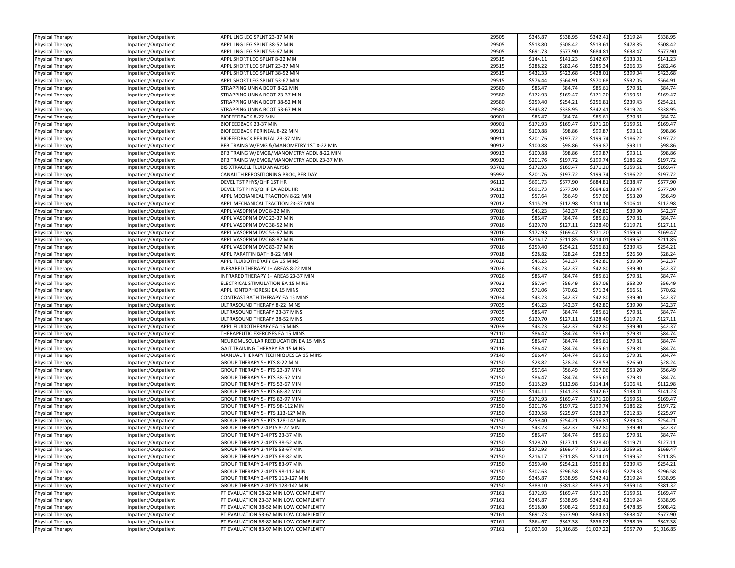| Physical Therapy | Inpatient/Outpatient | APPL LNG LEG SPLNT 23-37 MIN | 29505 | $345.87 | $338.95 | $342.41 | $319.24 | $338.95 |
|---|---|---|---|---|---|---|---|---|
| Physical Therapy | Inpatient/Outpatient | APPL LNG LEG SPLNT 38-52 MIN | 29505 | $518.80 | $508.42 | $513.61 | $478.85 | $508.42 |
| Physical Therapy | Inpatient/Outpatient | APPL LNG LEG SPLNT 53-67 MIN | 29505 | $691.73 | $677.90 | $684.81 | $638.47 | $677.90 |
| Physical Therapy | Inpatient/Outpatient | APPL SHORT LEG SPLNT 8-22 MIN | 29515 | $144.11 | $141.23 | $142.67 | $133.01 | $141.23 |
| Physical Therapy | Inpatient/Outpatient | APPL SHORT LEG SPLNT 23-37 MIN | 29515 | $288.22 | $282.46 | $285.34 | $266.03 | $282.46 |
| Physical Therapy | Inpatient/Outpatient | APPL SHORT LEG SPLNT 38-52 MIN | 29515 | $432.33 | $423.68 | $428.01 | $399.04 | $423.68 |
| Physical Therapy | Inpatient/Outpatient | APPL SHORT LEG SPLNT 53-67 MIN | 29515 | $576.44 | $564.91 | $570.68 | $532.05 | $564.91 |
| Physical Therapy | Inpatient/Outpatient | STRAPPING UNNA BOOT 8-22 MIN | 29580 | $86.47 | $84.74 | $85.61 | $79.81 | $84.74 |
| Physical Therapy | Inpatient/Outpatient | STRAPPING UNNA BOOT 23-37 MIN | 29580 | $172.93 | $169.47 | $171.20 | $159.61 | $169.47 |
| Physical Therapy | Inpatient/Outpatient | STRAPPING UNNA BOOT 38-52 MIN | 29580 | $259.40 | $254.21 | $256.81 | $239.43 | $254.21 |
| Physical Therapy | Inpatient/Outpatient | STRAPPING UNNA BOOT 53-67 MIN | 29580 | $345.87 | $338.95 | $342.41 | $319.24 | $338.95 |
| Physical Therapy | Inpatient/Outpatient | BIOFEEDBACK 8-22 MIN | 90901 | $86.47 | $84.74 | $85.61 | $79.81 | $84.74 |
| Physical Therapy | Inpatient/Outpatient | BIOFEEDBACK 23-37 MIN | 90901 | $172.93 | $169.47 | $171.20 | $159.61 | $169.47 |
| Physical Therapy | Inpatient/Outpatient | BIOFEEDBACK PERINEAL 8-22 MIN | 90911 | $100.88 | $98.86 | $99.87 | $93.11 | $98.86 |
| Physical Therapy | Inpatient/Outpatient | BIOFEEDBACK PERINEAL 23-37 MIN | 90911 | $201.76 | $197.72 | $199.74 | $186.22 | $197.72 |
| Physical Therapy | Inpatient/Outpatient | BFB TRAING W/EMG &/MANOMETRY 1ST 8-22 MIN | 90912 | $100.88 | $98.86 | $99.87 | $93.11 | $98.86 |
| Physical Therapy | Inpatient/Outpatient | BFB TRAING W/EMG&/MANOMETRY ADDL 8-22 MIN | 90913 | $100.88 | $98.86 | $99.87 | $93.11 | $98.86 |
| Physical Therapy | Inpatient/Outpatient | BFB TRAING W/EMG&/MANOMETRY ADDL 23-37 MIN | 90913 | $201.76 | $197.72 | $199.74 | $186.22 | $197.72 |
| Physical Therapy | Inpatient/Outpatient | BIS XTRACELL FLUID ANALYSIS | 93702 | $172.93 | $169.47 | $171.20 | $159.61 | $169.47 |
| Physical Therapy | Inpatient/Outpatient | CANALITH REPOSITIONING PROC, PER DAY | 95992 | $201.76 | $197.72 | $199.74 | $186.22 | $197.72 |
| Physical Therapy | Inpatient/Outpatient | DEVEL TST PHYS/QHP 1ST HR | 96112 | $691.73 | $677.90 | $684.81 | $638.47 | $677.90 |
| Physical Therapy | Inpatient/Outpatient | DEVEL TST PHYS/QHP EA ADDL HR | 96113 | $691.73 | $677.90 | $684.81 | $638.47 | $677.90 |
| Physical Therapy | Inpatient/Outpatient | APPL MECHANICAL TRACTION 8-22 MIN | 97012 | $57.64 | $56.49 | $57.06 | $53.20 | $56.49 |
| Physical Therapy | Inpatient/Outpatient | APPL MECHANICAL TRACTION 23-37 MIN | 97012 | $115.29 | $112.98 | $114.14 | $106.41 | $112.98 |
| Physical Therapy | Inpatient/Outpatient | APPL VASOPNM DVC 8-22 MIN | 97016 | $43.23 | $42.37 | $42.80 | $39.90 | $42.37 |
| Physical Therapy | Inpatient/Outpatient | APPL VASOPNM DVC 23-37 MIN | 97016 | $86.47 | $84.74 | $85.61 | $79.81 | $84.74 |
| Physical Therapy | Inpatient/Outpatient | APPL VASOPNM DVC 38-52 MIN | 97016 | $129.70 | $127.11 | $128.40 | $119.71 | $127.11 |
| Physical Therapy | Inpatient/Outpatient | APPL VASOPNM DVC 53-67 MIN | 97016 | $172.93 | $169.47 | $171.20 | $159.61 | $169.47 |
| Physical Therapy | Inpatient/Outpatient | APPL VASOPNM DVC 68-82 MIN | 97016 | $216.17 | $211.85 | $214.01 | $199.52 | $211.85 |
| Physical Therapy | Inpatient/Outpatient | APPL VASOPNM DVC 83-97 MIN | 97016 | $259.40 | $254.21 | $256.81 | $239.43 | $254.21 |
| Physical Therapy | Inpatient/Outpatient | APPL PARAFFIN BATH 8-22 MIN | 97018 | $28.82 | $28.24 | $28.53 | $26.60 | $28.24 |
| Physical Therapy | Inpatient/Outpatient | APPL FLUIDOTHERAPY EA 15 MINS | 97022 | $43.23 | $42.37 | $42.80 | $39.90 | $42.37 |
| Physical Therapy | Inpatient/Outpatient | INFRARED THERAPY 1+ AREAS 8-22 MIN | 97026 | $43.23 | $42.37 | $42.80 | $39.90 | $42.37 |
| Physical Therapy | Inpatient/Outpatient | INFRARED THERAPY 1+ AREAS 23-37 MIN | 97026 | $86.47 | $84.74 | $85.61 | $79.81 | $84.74 |
| Physical Therapy | Inpatient/Outpatient | ELECTRICAL STIMULATION EA 15 MINS | 97032 | $57.64 | $56.49 | $57.06 | $53.20 | $56.49 |
| Physical Therapy | Inpatient/Outpatient | APPL IONTOPHORESIS EA 15 MINS | 97033 | $72.06 | $70.62 | $71.34 | $66.51 | $70.62 |
| Physical Therapy | Inpatient/Outpatient | CONTRAST BATH THERAPY EA 15 MINS | 97034 | $43.23 | $42.37 | $42.80 | $39.90 | $42.37 |
| Physical Therapy | Inpatient/Outpatient | ULTRASOUND THERAPY 8-22 MINS | 97035 | $43.23 | $42.37 | $42.80 | $39.90 | $42.37 |
| Physical Therapy | Inpatient/Outpatient | ULTRASOUND THERAPY 23-37 MINS | 97035 | $86.47 | $84.74 | $85.61 | $79.81 | $84.74 |
| Physical Therapy | Inpatient/Outpatient | ULTRASOUND THERAPY 38-52 MINS | 97035 | $129.70 | $127.11 | $128.40 | $119.71 | $127.11 |
| Physical Therapy | Inpatient/Outpatient | APPL FLUIDOTHERAPY EA 15 MINS | 97039 | $43.23 | $42.37 | $42.80 | $39.90 | $42.37 |
| Physical Therapy | Inpatient/Outpatient | THERAPEUTIC EXERCISES EA 15 MINS | 97110 | $86.47 | $84.74 | $85.61 | $79.81 | $84.74 |
| Physical Therapy | Inpatient/Outpatient | NEUROMUSCULAR REEDUCATION EA 15 MINS | 97112 | $86.47 | $84.74 | $85.61 | $79.81 | $84.74 |
| Physical Therapy | Inpatient/Outpatient | GAIT TRAINING THERAPY EA 15 MINS | 97116 | $86.47 | $84.74 | $85.61 | $79.81 | $84.74 |
| Physical Therapy | Inpatient/Outpatient | MANUAL THERAPY TECHNIQUES EA 15 MINS | 97140 | $86.47 | $84.74 | $85.61 | $79.81 | $84.74 |
| Physical Therapy | Inpatient/Outpatient | GROUP THERAPY 5+ PTS 8-22 MIN | 97150 | $28.82 | $28.24 | $28.53 | $26.60 | $28.24 |
| Physical Therapy | Inpatient/Outpatient | GROUP THERAPY 5+ PTS 23-37 MIN | 97150 | $57.64 | $56.49 | $57.06 | $53.20 | $56.49 |
| Physical Therapy | Inpatient/Outpatient | GROUP THERAPY 5+ PTS 38-52 MIN | 97150 | $86.47 | $84.74 | $85.61 | $79.81 | $84.74 |
| Physical Therapy | Inpatient/Outpatient | GROUP THERAPY 5+ PTS 53-67 MIN | 97150 | $115.29 | $112.98 | $114.14 | $106.41 | $112.98 |
| Physical Therapy | Inpatient/Outpatient | GROUP THERAPY 5+ PTS 68-82 MIN | 97150 | $144.11 | $141.23 | $142.67 | $133.01 | $141.23 |
| Physical Therapy | Inpatient/Outpatient | GROUP THERAPY 5+ PTS 83-97 MIN | 97150 | $172.93 | $169.47 | $171.20 | $159.61 | $169.47 |
| Physical Therapy | Inpatient/Outpatient | GROUP THERAPY 5+ PTS 98-112 MIN | 97150 | $201.76 | $197.72 | $199.74 | $186.22 | $197.72 |
| Physical Therapy | Inpatient/Outpatient | GROUP THERAPY 5+ PTS 113-127 MIN | 97150 | $230.58 | $225.97 | $228.27 | $212.83 | $225.97 |
| Physical Therapy | Inpatient/Outpatient | GROUP THERAPY 5+ PTS 128-142 MIN | 97150 | $259.40 | $254.21 | $256.81 | $239.43 | $254.21 |
| Physical Therapy | Inpatient/Outpatient | GROUP THERAPY 2-4 PTS 8-22 MIN | 97150 | $43.23 | $42.37 | $42.80 | $39.90 | $42.37 |
| Physical Therapy | Inpatient/Outpatient | GROUP THERAPY 2-4 PTS 23-37 MIN | 97150 | $86.47 | $84.74 | $85.61 | $79.81 | $84.74 |
| Physical Therapy | Inpatient/Outpatient | GROUP THERAPY 2-4 PTS 38-52 MIN | 97150 | $129.70 | $127.11 | $128.40 | $119.71 | $127.11 |
| Physical Therapy | Inpatient/Outpatient | GROUP THERAPY 2-4 PTS 53-67 MIN | 97150 | $172.93 | $169.47 | $171.20 | $159.61 | $169.47 |
| Physical Therapy | Inpatient/Outpatient | GROUP THERAPY 2-4 PTS 68-82 MIN | 97150 | $216.17 | $211.85 | $214.01 | $199.52 | $211.85 |
| Physical Therapy | Inpatient/Outpatient | GROUP THERAPY 2-4 PTS 83-97 MIN | 97150 | $259.40 | $254.21 | $256.81 | $239.43 | $254.21 |
| Physical Therapy | Inpatient/Outpatient | GROUP THERAPY 2-4 PTS 98-112 MIN | 97150 | $302.63 | $296.58 | $299.60 | $279.33 | $296.58 |
| Physical Therapy | Inpatient/Outpatient | GROUP THERAPY 2-4 PTS 113-127 MIN | 97150 | $345.87 | $338.95 | $342.41 | $319.24 | $338.95 |
| Physical Therapy | Inpatient/Outpatient | GROUP THERAPY 2-4 PTS 128-142 MIN | 97150 | $389.10 | $381.32 | $385.21 | $359.14 | $381.32 |
| Physical Therapy | Inpatient/Outpatient | PT EVALUATION 08-22 MIN LOW COMPLEXITY | 97161 | $172.93 | $169.47 | $171.20 | $159.61 | $169.47 |
| Physical Therapy | Inpatient/Outpatient | PT EVALUATION 23-37 MIN LOW COMPLEXITY | 97161 | $345.87 | $338.95 | $342.41 | $319.24 | $338.95 |
| Physical Therapy | Inpatient/Outpatient | PT EVALUATION 38-52 MIN LOW COMPLEXITY | 97161 | $518.80 | $508.42 | $513.61 | $478.85 | $508.42 |
| Physical Therapy | Inpatient/Outpatient | PT EVALUATION 53-67 MIN LOW COMPLEXITY | 97161 | $691.73 | $677.90 | $684.81 | $638.47 | $677.90 |
| Physical Therapy | Inpatient/Outpatient | PT EVALUATION 68-82 MIN LOW COMPLEXITY | 97161 | $864.67 | $847.38 | $856.02 | $798.09 | $847.38 |
| Physical Therapy | Inpatient/Outpatient | PT EVALUATION 83-97 MIN LOW COMPLEXITY | 97161 | $1,037.60 | $1,016.85 | $1,027.22 | $957.70 | $1,016.85 |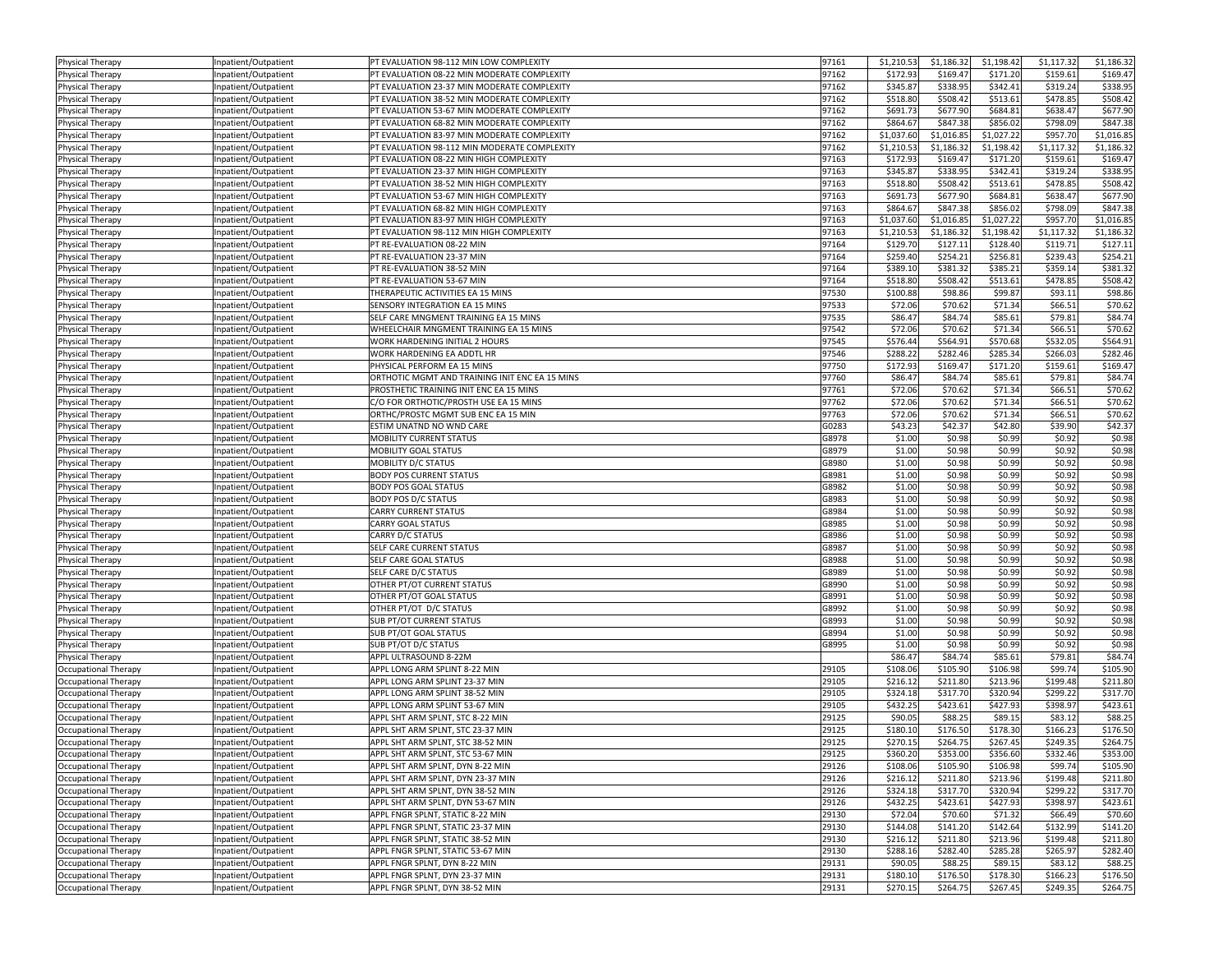| | | | | | | | | |
|---|---|---|---|---|---|---|---|---|
| Physical Therapy | Inpatient/Outpatient | PT EVALUATION 98-112 MIN LOW COMPLEXITY | 97161 | $1,210.53 | $1,186.32 | $1,198.42 | $1,117.32 | $1,186.32 |
| Physical Therapy | Inpatient/Outpatient | PT EVALUATION 08-22 MIN MODERATE COMPLEXITY | 97162 | $172.93 | $169.47 | $171.20 | $159.61 | $169.47 |
| Physical Therapy | Inpatient/Outpatient | PT EVALUATION 23-37 MIN MODERATE COMPLEXITY | 97162 | $345.87 | $338.95 | $342.41 | $319.24 | $338.95 |
| Physical Therapy | Inpatient/Outpatient | PT EVALUATION 38-52 MIN MODERATE COMPLEXITY | 97162 | $518.80 | $508.42 | $513.61 | $478.85 | $508.42 |
| Physical Therapy | Inpatient/Outpatient | PT EVALUATION 53-67 MIN MODERATE COMPLEXITY | 97162 | $691.73 | $677.90 | $684.81 | $638.47 | $677.90 |
| Physical Therapy | Inpatient/Outpatient | PT EVALUATION 68-82 MIN MODERATE COMPLEXITY | 97162 | $864.67 | $847.38 | $856.02 | $798.09 | $847.38 |
| Physical Therapy | Inpatient/Outpatient | PT EVALUATION 83-97 MIN MODERATE COMPLEXITY | 97162 | $1,037.60 | $1,016.85 | $1,027.22 | $957.70 | $1,016.85 |
| Physical Therapy | Inpatient/Outpatient | PT EVALUATION 98-112 MIN MODERATE COMPLEXITY | 97162 | $1,210.53 | $1,186.32 | $1,198.42 | $1,117.32 | $1,186.32 |
| Physical Therapy | Inpatient/Outpatient | PT EVALUATION 08-22 MIN HIGH COMPLEXITY | 97163 | $172.93 | $169.47 | $171.20 | $159.61 | $169.47 |
| Physical Therapy | Inpatient/Outpatient | PT EVALUATION 23-37 MIN HIGH COMPLEXITY | 97163 | $345.87 | $338.95 | $342.41 | $319.24 | $338.95 |
| Physical Therapy | Inpatient/Outpatient | PT EVALUATION 38-52 MIN HIGH COMPLEXITY | 97163 | $518.80 | $508.42 | $513.61 | $478.85 | $508.42 |
| Physical Therapy | Inpatient/Outpatient | PT EVALUATION 53-67 MIN HIGH COMPLEXITY | 97163 | $691.73 | $677.90 | $684.81 | $638.47 | $677.90 |
| Physical Therapy | Inpatient/Outpatient | PT EVALUATION 68-82 MIN HIGH COMPLEXITY | 97163 | $864.67 | $847.38 | $856.02 | $798.09 | $847.38 |
| Physical Therapy | Inpatient/Outpatient | PT EVALUATION 83-97 MIN HIGH COMPLEXITY | 97163 | $1,037.60 | $1,016.85 | $1,027.22 | $957.70 | $1,016.85 |
| Physical Therapy | Inpatient/Outpatient | PT EVALUATION 98-112 MIN HIGH COMPLEXITY | 97163 | $1,210.53 | $1,186.32 | $1,198.42 | $1,117.32 | $1,186.32 |
| Physical Therapy | Inpatient/Outpatient | PT RE-EVALUATION 08-22 MIN | 97164 | $129.70 | $127.11 | $128.40 | $119.71 | $127.11 |
| Physical Therapy | Inpatient/Outpatient | PT RE-EVALUATION 23-37 MIN | 97164 | $259.40 | $254.21 | $256.81 | $239.43 | $254.21 |
| Physical Therapy | Inpatient/Outpatient | PT RE-EVALUATION 38-52 MIN | 97164 | $389.10 | $381.32 | $385.21 | $359.14 | $381.32 |
| Physical Therapy | Inpatient/Outpatient | PT RE-EVALUATION 53-67 MIN | 97164 | $518.80 | $508.42 | $513.61 | $478.85 | $508.42 |
| Physical Therapy | Inpatient/Outpatient | THERAPEUTIC ACTIVITIES EA 15 MINS | 97530 | $100.88 | $98.86 | $99.87 | $93.11 | $98.86 |
| Physical Therapy | Inpatient/Outpatient | SENSORY INTEGRATION EA 15 MINS | 97533 | $72.06 | $70.62 | $71.34 | $66.51 | $70.62 |
| Physical Therapy | Inpatient/Outpatient | SELF CARE MNGMENT TRAINING EA 15 MINS | 97535 | $86.47 | $84.74 | $85.61 | $79.81 | $84.74 |
| Physical Therapy | Inpatient/Outpatient | WHEELCHAIR MNGMENT TRAINING EA 15 MINS | 97542 | $72.06 | $70.62 | $71.34 | $66.51 | $70.62 |
| Physical Therapy | Inpatient/Outpatient | WORK HARDENING INITIAL 2 HOURS | 97545 | $576.44 | $564.91 | $570.68 | $532.05 | $564.91 |
| Physical Therapy | Inpatient/Outpatient | WORK HARDENING EA ADDTL HR | 97546 | $288.22 | $282.46 | $285.34 | $266.03 | $282.46 |
| Physical Therapy | Inpatient/Outpatient | PHYSICAL PERFORM EA 15 MINS | 97750 | $172.93 | $169.47 | $171.20 | $159.61 | $169.47 |
| Physical Therapy | Inpatient/Outpatient | ORTHOTIC MGMT AND TRAINING INIT ENC EA 15 MINS | 97760 | $86.47 | $84.74 | $85.61 | $79.81 | $84.74 |
| Physical Therapy | Inpatient/Outpatient | PROSTHETIC TRAINING INIT ENC EA 15 MINS | 97761 | $72.06 | $70.62 | $71.34 | $66.51 | $70.62 |
| Physical Therapy | Inpatient/Outpatient | C/O FOR ORTHOTIC/PROSTH USE EA 15 MINS | 97762 | $72.06 | $70.62 | $71.34 | $66.51 | $70.62 |
| Physical Therapy | Inpatient/Outpatient | ORTHC/PROSTC MGMT SUB ENC EA 15 MIN | 97763 | $72.06 | $70.62 | $71.34 | $66.51 | $70.62 |
| Physical Therapy | Inpatient/Outpatient | ESTIM UNATND NO WND CARE | G0283 | $43.23 | $42.37 | $42.80 | $39.90 | $42.37 |
| Physical Therapy | Inpatient/Outpatient | MOBILITY CURRENT STATUS | G8978 | $1.00 | $0.98 | $0.99 | $0.92 | $0.98 |
| Physical Therapy | Inpatient/Outpatient | MOBILITY GOAL STATUS | G8979 | $1.00 | $0.98 | $0.99 | $0.92 | $0.98 |
| Physical Therapy | Inpatient/Outpatient | MOBILITY D/C STATUS | G8980 | $1.00 | $0.98 | $0.99 | $0.92 | $0.98 |
| Physical Therapy | Inpatient/Outpatient | BODY POS CURRENT STATUS | G8981 | $1.00 | $0.98 | $0.99 | $0.92 | $0.98 |
| Physical Therapy | Inpatient/Outpatient | BODY POS GOAL STATUS | G8982 | $1.00 | $0.98 | $0.99 | $0.92 | $0.98 |
| Physical Therapy | Inpatient/Outpatient | BODY POS D/C STATUS | G8983 | $1.00 | $0.98 | $0.99 | $0.92 | $0.98 |
| Physical Therapy | Inpatient/Outpatient | CARRY CURRENT STATUS | G8984 | $1.00 | $0.98 | $0.99 | $0.92 | $0.98 |
| Physical Therapy | Inpatient/Outpatient | CARRY GOAL STATUS | G8985 | $1.00 | $0.98 | $0.99 | $0.92 | $0.98 |
| Physical Therapy | Inpatient/Outpatient | CARRY D/C STATUS | G8986 | $1.00 | $0.98 | $0.99 | $0.92 | $0.98 |
| Physical Therapy | Inpatient/Outpatient | SELF CARE CURRENT STATUS | G8987 | $1.00 | $0.98 | $0.99 | $0.92 | $0.98 |
| Physical Therapy | Inpatient/Outpatient | SELF CARE GOAL STATUS | G8988 | $1.00 | $0.98 | $0.99 | $0.92 | $0.98 |
| Physical Therapy | Inpatient/Outpatient | SELF CARE D/C STATUS | G8989 | $1.00 | $0.98 | $0.99 | $0.92 | $0.98 |
| Physical Therapy | Inpatient/Outpatient | OTHER PT/OT CURRENT STATUS | G8990 | $1.00 | $0.98 | $0.99 | $0.92 | $0.98 |
| Physical Therapy | Inpatient/Outpatient | OTHER PT/OT GOAL STATUS | G8991 | $1.00 | $0.98 | $0.99 | $0.92 | $0.98 |
| Physical Therapy | Inpatient/Outpatient | OTHER PT/OT D/C STATUS | G8992 | $1.00 | $0.98 | $0.99 | $0.92 | $0.98 |
| Physical Therapy | Inpatient/Outpatient | SUB PT/OT CURRENT STATUS | G8993 | $1.00 | $0.98 | $0.99 | $0.92 | $0.98 |
| Physical Therapy | Inpatient/Outpatient | SUB PT/OT GOAL STATUS | G8994 | $1.00 | $0.98 | $0.99 | $0.92 | $0.98 |
| Physical Therapy | Inpatient/Outpatient | SUB PT/OT D/C STATUS | G8995 | $1.00 | $0.98 | $0.99 | $0.92 | $0.98 |
| Physical Therapy | Inpatient/Outpatient | APPL ULTRASOUND 8-22M | | $86.47 | $84.74 | $85.61 | $79.81 | $84.74 |
| Occupational Therapy | Inpatient/Outpatient | APPL LONG ARM SPLINT 8-22 MIN | 29105 | $108.06 | $105.90 | $106.98 | $99.74 | $105.90 |
| Occupational Therapy | Inpatient/Outpatient | APPL LONG ARM SPLINT 23-37 MIN | 29105 | $216.12 | $211.80 | $213.96 | $199.48 | $211.80 |
| Occupational Therapy | Inpatient/Outpatient | APPL LONG ARM SPLINT 38-52 MIN | 29105 | $324.18 | $317.70 | $320.94 | $299.22 | $317.70 |
| Occupational Therapy | Inpatient/Outpatient | APPL LONG ARM SPLINT 53-67 MIN | 29105 | $432.25 | $423.61 | $427.93 | $398.97 | $423.61 |
| Occupational Therapy | Inpatient/Outpatient | APPL SHT ARM SPLNT, STC 8-22 MIN | 29125 | $90.05 | $88.25 | $89.15 | $83.12 | $88.25 |
| Occupational Therapy | Inpatient/Outpatient | APPL SHT ARM SPLNT, STC 23-37 MIN | 29125 | $180.10 | $176.50 | $178.30 | $166.23 | $176.50 |
| Occupational Therapy | Inpatient/Outpatient | APPL SHT ARM SPLNT, STC 38-52 MIN | 29125 | $270.15 | $264.75 | $267.45 | $249.35 | $264.75 |
| Occupational Therapy | Inpatient/Outpatient | APPL SHT ARM SPLNT, STC 53-67 MIN | 29125 | $360.20 | $353.00 | $356.60 | $332.46 | $353.00 |
| Occupational Therapy | Inpatient/Outpatient | APPL SHT ARM SPLNT, DYN 8-22 MIN | 29126 | $108.06 | $105.90 | $106.98 | $99.74 | $105.90 |
| Occupational Therapy | Inpatient/Outpatient | APPL SHT ARM SPLNT, DYN 23-37 MIN | 29126 | $216.12 | $211.80 | $213.96 | $199.48 | $211.80 |
| Occupational Therapy | Inpatient/Outpatient | APPL SHT ARM SPLNT, DYN 38-52 MIN | 29126 | $324.18 | $317.70 | $320.94 | $299.22 | $317.70 |
| Occupational Therapy | Inpatient/Outpatient | APPL SHT ARM SPLNT, DYN 53-67 MIN | 29126 | $432.25 | $423.61 | $427.93 | $398.97 | $423.61 |
| Occupational Therapy | Inpatient/Outpatient | APPL FNGR SPLNT, STATIC 8-22 MIN | 29130 | $72.04 | $70.60 | $71.32 | $66.49 | $70.60 |
| Occupational Therapy | Inpatient/Outpatient | APPL FNGR SPLNT, STATIC 23-37 MIN | 29130 | $144.08 | $141.20 | $142.64 | $132.99 | $141.20 |
| Occupational Therapy | Inpatient/Outpatient | APPL FNGR SPLNT, STATIC 38-52 MIN | 29130 | $216.12 | $211.80 | $213.96 | $199.48 | $211.80 |
| Occupational Therapy | Inpatient/Outpatient | APPL FNGR SPLNT, STATIC 53-67 MIN | 29130 | $288.16 | $282.40 | $285.28 | $265.97 | $282.40 |
| Occupational Therapy | Inpatient/Outpatient | APPL FNGR SPLNT, DYN 8-22 MIN | 29131 | $90.05 | $88.25 | $89.15 | $83.12 | $88.25 |
| Occupational Therapy | Inpatient/Outpatient | APPL FNGR SPLNT, DYN 23-37 MIN | 29131 | $180.10 | $176.50 | $178.30 | $166.23 | $176.50 |
| Occupational Therapy | Inpatient/Outpatient | APPL FNGR SPLNT, DYN 38-52 MIN | 29131 | $270.15 | $264.75 | $267.45 | $249.35 | $264.75 |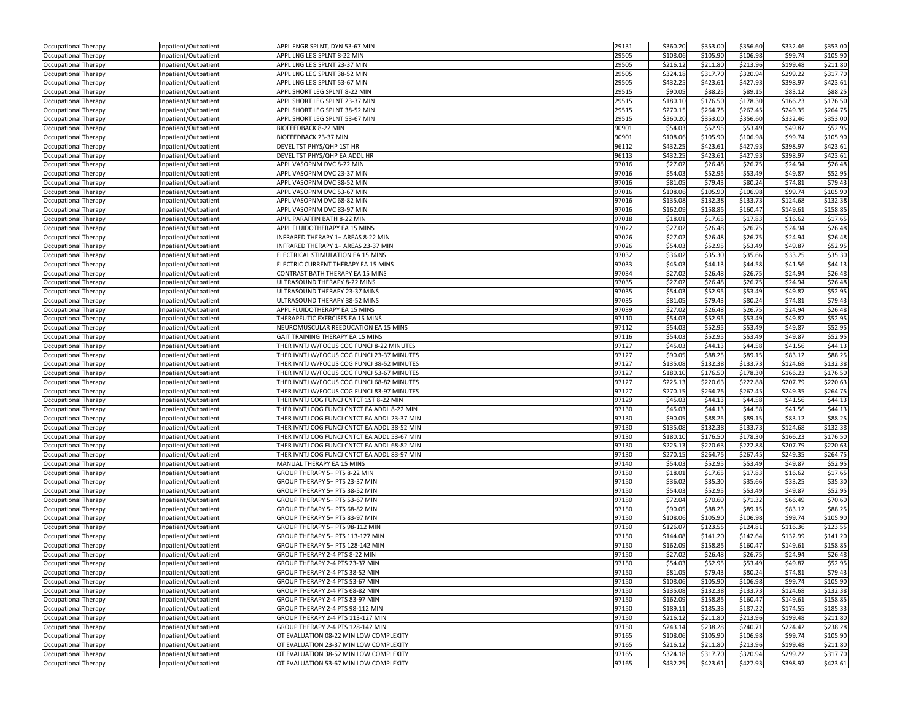| Occupational Therapy | Inpatient/Outpatient | APPL FNGR SPLNT, DYN 53-67 MIN | 29131 | $360.20 | $353.00 | $356.60 | $332.46 | $353.00 |
|---|---|---|---|---|---|---|---|---|
| Occupational Therapy | Inpatient/Outpatient | APPL LNG LEG SPLNT 8-22 MIN | 29505 | $108.06 | $105.90 | $106.98 | $99.74 | $105.90 |
| Occupational Therapy | Inpatient/Outpatient | APPL LNG LEG SPLNT 23-37 MIN | 29505 | $216.12 | $211.80 | $213.96 | $199.48 | $211.80 |
| Occupational Therapy | Inpatient/Outpatient | APPL LNG LEG SPLNT 38-52 MIN | 29505 | $324.18 | $317.70 | $320.94 | $299.22 | $317.70 |
| Occupational Therapy | Inpatient/Outpatient | APPL LNG LEG SPLNT 53-67 MIN | 29505 | $432.25 | $423.61 | $427.93 | $398.97 | $423.61 |
| Occupational Therapy | Inpatient/Outpatient | APPL SHORT LEG SPLNT 8-22 MIN | 29515 | $90.05 | $88.25 | $89.15 | $83.12 | $88.25 |
| Occupational Therapy | Inpatient/Outpatient | APPL SHORT LEG SPLNT 23-37 MIN | 29515 | $180.10 | $176.50 | $178.30 | $166.23 | $176.50 |
| Occupational Therapy | Inpatient/Outpatient | APPL SHORT LEG SPLNT 38-52 MIN | 29515 | $270.15 | $264.75 | $267.45 | $249.35 | $264.75 |
| Occupational Therapy | Inpatient/Outpatient | APPL SHORT LEG SPLNT 53-67 MIN | 29515 | $360.20 | $353.00 | $356.60 | $332.46 | $353.00 |
| Occupational Therapy | Inpatient/Outpatient | BIOFEEDBACK 8-22 MIN | 90901 | $54.03 | $52.95 | $53.49 | $49.87 | $52.95 |
| Occupational Therapy | Inpatient/Outpatient | BIOFEEDBACK 23-37 MIN | 90901 | $108.06 | $105.90 | $106.98 | $99.74 | $105.90 |
| Occupational Therapy | Inpatient/Outpatient | DEVEL TST PHYS/QHP 1ST HR | 96112 | $432.25 | $423.61 | $427.93 | $398.97 | $423.61 |
| Occupational Therapy | Inpatient/Outpatient | DEVEL TST PHYS/QHP EA ADDL HR | 96113 | $432.25 | $423.61 | $427.93 | $398.97 | $423.61 |
| Occupational Therapy | Inpatient/Outpatient | APPL VASOPNM DVC 8-22 MIN | 97016 | $27.02 | $26.48 | $26.75 | $24.94 | $26.48 |
| Occupational Therapy | Inpatient/Outpatient | APPL VASOPNM DVC 23-37 MIN | 97016 | $54.03 | $52.95 | $53.49 | $49.87 | $52.95 |
| Occupational Therapy | Inpatient/Outpatient | APPL VASOPNM DVC 38-52 MIN | 97016 | $81.05 | $79.43 | $80.24 | $74.81 | $79.43 |
| Occupational Therapy | Inpatient/Outpatient | APPL VASOPNM DVC 53-67 MIN | 97016 | $108.06 | $105.90 | $106.98 | $99.74 | $105.90 |
| Occupational Therapy | Inpatient/Outpatient | APPL VASOPNM DVC 68-82 MIN | 97016 | $135.08 | $132.38 | $133.73 | $124.68 | $132.38 |
| Occupational Therapy | Inpatient/Outpatient | APPL VASOPNM DVC 83-97 MIN | 97016 | $162.09 | $158.85 | $160.47 | $149.61 | $158.85 |
| Occupational Therapy | Inpatient/Outpatient | APPL PARAFFIN BATH 8-22 MIN | 97018 | $18.01 | $17.65 | $17.83 | $16.62 | $17.65 |
| Occupational Therapy | Inpatient/Outpatient | APPL FLUIDOTHERAPY EA 15 MINS | 97022 | $27.02 | $26.48 | $26.75 | $24.94 | $26.48 |
| Occupational Therapy | Inpatient/Outpatient | INFRARED THERAPY 1+ AREAS 8-22 MIN | 97026 | $27.02 | $26.48 | $26.75 | $24.94 | $26.48 |
| Occupational Therapy | Inpatient/Outpatient | INFRARED THERAPY 1+ AREAS 23-37 MIN | 97026 | $54.03 | $52.95 | $53.49 | $49.87 | $52.95 |
| Occupational Therapy | Inpatient/Outpatient | ELECTRICAL STIMULATION EA 15 MINS | 97032 | $36.02 | $35.30 | $35.66 | $33.25 | $35.30 |
| Occupational Therapy | Inpatient/Outpatient | ELECTRIC CURRENT THERAPY EA 15 MINS | 97033 | $45.03 | $44.13 | $44.58 | $41.56 | $44.13 |
| Occupational Therapy | Inpatient/Outpatient | CONTRAST BATH THERAPY EA 15 MINS | 97034 | $27.02 | $26.48 | $26.75 | $24.94 | $26.48 |
| Occupational Therapy | Inpatient/Outpatient | ULTRASOUND THERAPY 8-22 MINS | 97035 | $27.02 | $26.48 | $26.75 | $24.94 | $26.48 |
| Occupational Therapy | Inpatient/Outpatient | ULTRASOUND THERAPY 23-37 MINS | 97035 | $54.03 | $52.95 | $53.49 | $49.87 | $52.95 |
| Occupational Therapy | Inpatient/Outpatient | ULTRASOUND THERAPY 38-52 MINS | 97035 | $81.05 | $79.43 | $80.24 | $74.81 | $79.43 |
| Occupational Therapy | Inpatient/Outpatient | APPL FLUIDOTHERAPY EA 15 MINS | 97039 | $27.02 | $26.48 | $26.75 | $24.94 | $26.48 |
| Occupational Therapy | Inpatient/Outpatient | THERAPEUTIC EXERCISES EA 15 MINS | 97110 | $54.03 | $52.95 | $53.49 | $49.87 | $52.95 |
| Occupational Therapy | Inpatient/Outpatient | NEUROMUSCULAR REEDUCATION EA 15 MINS | 97112 | $54.03 | $52.95 | $53.49 | $49.87 | $52.95 |
| Occupational Therapy | Inpatient/Outpatient | GAIT TRAINING THERAPY EA 15 MINS | 97116 | $54.03 | $52.95 | $53.49 | $49.87 | $52.95 |
| Occupational Therapy | Inpatient/Outpatient | THER IVNTJ W/FOCUS COG FUNCJ 8-22 MINUTES | 97127 | $45.03 | $44.13 | $44.58 | $41.56 | $44.13 |
| Occupational Therapy | Inpatient/Outpatient | THER IVNTJ W/FOCUS COG FUNCJ 23-37 MINUTES | 97127 | $90.05 | $88.25 | $89.15 | $83.12 | $88.25 |
| Occupational Therapy | Inpatient/Outpatient | THER IVNTJ W/FOCUS COG FUNCJ 38-52 MINUTES | 97127 | $135.08 | $132.38 | $133.73 | $124.68 | $132.38 |
| Occupational Therapy | Inpatient/Outpatient | THER IVNTJ W/FOCUS COG FUNCJ 53-67 MINUTES | 97127 | $180.10 | $176.50 | $178.30 | $166.23 | $176.50 |
| Occupational Therapy | Inpatient/Outpatient | THER IVNTJ W/FOCUS COG FUNCJ 68-82 MINUTES | 97127 | $225.13 | $220.63 | $222.88 | $207.79 | $220.63 |
| Occupational Therapy | Inpatient/Outpatient | THER IVNTJ W/FOCUS COG FUNCJ 83-97 MINUTES | 97127 | $270.15 | $264.75 | $267.45 | $249.35 | $264.75 |
| Occupational Therapy | Inpatient/Outpatient | THER IVNTJ COG FUNCJ CNTCT 1ST 8-22 MIN | 97129 | $45.03 | $44.13 | $44.58 | $41.56 | $44.13 |
| Occupational Therapy | Inpatient/Outpatient | THER IVNTJ COG FUNCJ CNTCT EA ADDL 8-22 MIN | 97130 | $45.03 | $44.13 | $44.58 | $41.56 | $44.13 |
| Occupational Therapy | Inpatient/Outpatient | THER IVNTJ COG FUNCJ CNTCT EA ADDL 23-37 MIN | 97130 | $90.05 | $88.25 | $89.15 | $83.12 | $88.25 |
| Occupational Therapy | Inpatient/Outpatient | THER IVNTJ COG FUNCJ CNTCT EA ADDL 38-52 MIN | 97130 | $135.08 | $132.38 | $133.73 | $124.68 | $132.38 |
| Occupational Therapy | Inpatient/Outpatient | THER IVNTJ COG FUNCJ CNTCT EA ADDL 53-67 MIN | 97130 | $180.10 | $176.50 | $178.30 | $166.23 | $176.50 |
| Occupational Therapy | Inpatient/Outpatient | THER IVNTJ COG FUNCJ CNTCT EA ADDL 68-82 MIN | 97130 | $225.13 | $220.63 | $222.88 | $207.79 | $220.63 |
| Occupational Therapy | Inpatient/Outpatient | THER IVNTJ COG FUNCJ CNTCT EA ADDL 83-97 MIN | 97130 | $270.15 | $264.75 | $267.45 | $249.35 | $264.75 |
| Occupational Therapy | Inpatient/Outpatient | MANUAL THERAPY EA 15 MINS | 97140 | $54.03 | $52.95 | $53.49 | $49.87 | $52.95 |
| Occupational Therapy | Inpatient/Outpatient | GROUP THERAPY 5+ PTS 8-22 MIN | 97150 | $18.01 | $17.65 | $17.83 | $16.62 | $17.65 |
| Occupational Therapy | Inpatient/Outpatient | GROUP THERAPY 5+ PTS 23-37 MIN | 97150 | $36.02 | $35.30 | $35.66 | $33.25 | $35.30 |
| Occupational Therapy | Inpatient/Outpatient | GROUP THERAPY 5+ PTS 38-52 MIN | 97150 | $54.03 | $52.95 | $53.49 | $49.87 | $52.95 |
| Occupational Therapy | Inpatient/Outpatient | GROUP THERAPY 5+ PTS 53-67 MIN | 97150 | $72.04 | $70.60 | $71.32 | $66.49 | $70.60 |
| Occupational Therapy | Inpatient/Outpatient | GROUP THERAPY 5+ PTS 68-82 MIN | 97150 | $90.05 | $88.25 | $89.15 | $83.12 | $88.25 |
| Occupational Therapy | Inpatient/Outpatient | GROUP THERAPY 5+ PTS 83-97 MIN | 97150 | $108.06 | $105.90 | $106.98 | $99.74 | $105.90 |
| Occupational Therapy | Inpatient/Outpatient | GROUP THERAPY 5+ PTS 98-112 MIN | 97150 | $126.07 | $123.55 | $124.81 | $116.36 | $123.55 |
| Occupational Therapy | Inpatient/Outpatient | GROUP THERAPY 5+ PTS 113-127 MIN | 97150 | $144.08 | $141.20 | $142.64 | $132.99 | $141.20 |
| Occupational Therapy | Inpatient/Outpatient | GROUP THERAPY 5+ PTS 128-142 MIN | 97150 | $162.09 | $158.85 | $160.47 | $149.61 | $158.85 |
| Occupational Therapy | Inpatient/Outpatient | GROUP THERAPY 2-4 PTS 8-22 MIN | 97150 | $27.02 | $26.48 | $26.75 | $24.94 | $26.48 |
| Occupational Therapy | Inpatient/Outpatient | GROUP THERAPY 2-4 PTS 23-37 MIN | 97150 | $54.03 | $52.95 | $53.49 | $49.87 | $52.95 |
| Occupational Therapy | Inpatient/Outpatient | GROUP THERAPY 2-4 PTS 38-52 MIN | 97150 | $81.05 | $79.43 | $80.24 | $74.81 | $79.43 |
| Occupational Therapy | Inpatient/Outpatient | GROUP THERAPY 2-4 PTS 53-67 MIN | 97150 | $108.06 | $105.90 | $106.98 | $99.74 | $105.90 |
| Occupational Therapy | Inpatient/Outpatient | GROUP THERAPY 2-4 PTS 68-82 MIN | 97150 | $135.08 | $132.38 | $133.73 | $124.68 | $132.38 |
| Occupational Therapy | Inpatient/Outpatient | GROUP THERAPY 2-4 PTS 83-97 MIN | 97150 | $162.09 | $158.85 | $160.47 | $149.61 | $158.85 |
| Occupational Therapy | Inpatient/Outpatient | GROUP THERAPY 2-4 PTS 98-112 MIN | 97150 | $189.11 | $185.33 | $187.22 | $174.55 | $185.33 |
| Occupational Therapy | Inpatient/Outpatient | GROUP THERAPY 2-4 PTS 113-127 MIN | 97150 | $216.12 | $211.80 | $213.96 | $199.48 | $211.80 |
| Occupational Therapy | Inpatient/Outpatient | GROUP THERAPY 2-4 PTS 128-142 MIN | 97150 | $243.14 | $238.28 | $240.71 | $224.42 | $238.28 |
| Occupational Therapy | Inpatient/Outpatient | OT EVALUATION 08-22 MIN LOW COMPLEXITY | 97165 | $108.06 | $105.90 | $106.98 | $99.74 | $105.90 |
| Occupational Therapy | Inpatient/Outpatient | OT EVALUATION 23-37 MIN LOW COMPLEXITY | 97165 | $216.12 | $211.80 | $213.96 | $199.48 | $211.80 |
| Occupational Therapy | Inpatient/Outpatient | OT EVALUATION 38-52 MIN LOW COMPLEXITY | 97165 | $324.18 | $317.70 | $320.94 | $299.22 | $317.70 |
| Occupational Therapy | Inpatient/Outpatient | OT EVALUATION 53-67 MIN LOW COMPLEXITY | 97165 | $432.25 | $423.61 | $427.93 | $398.97 | $423.61 |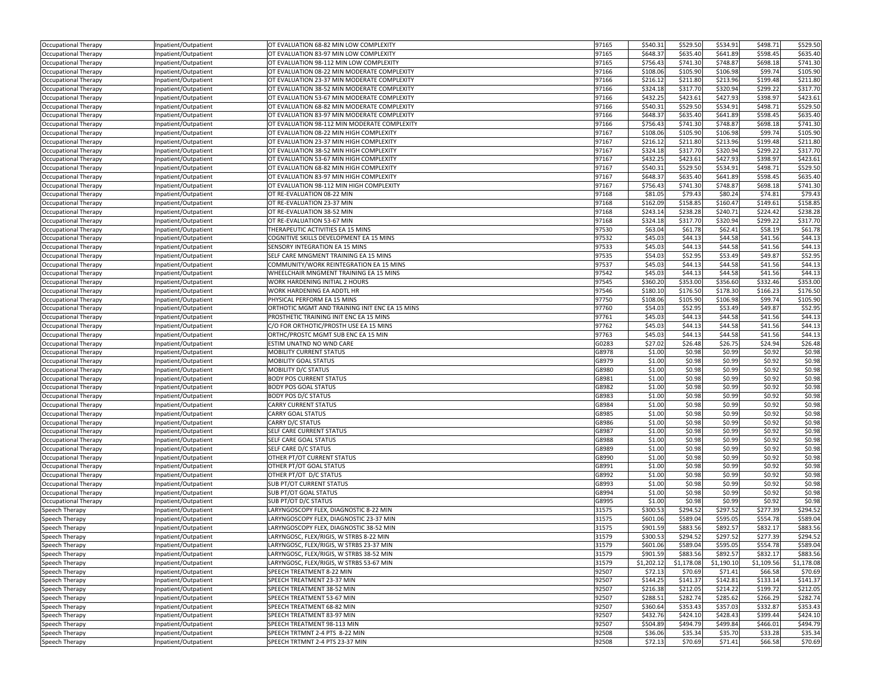| | | | | | | | | |
|---|---|---|---|---|---|---|---|---|
| Occupational Therapy | Inpatient/Outpatient | OT EVALUATION 68-82 MIN LOW COMPLEXITY | 97165 | $540.31 | $529.50 | $534.91 | $498.71 | $529.50 |
| Occupational Therapy | Inpatient/Outpatient | OT EVALUATION 83-97 MIN LOW COMPLEXITY | 97165 | $648.37 | $635.40 | $641.89 | $598.45 | $635.40 |
| Occupational Therapy | Inpatient/Outpatient | OT EVALUATION 98-112 MIN LOW COMPLEXITY | 97165 | $756.43 | $741.30 | $748.87 | $698.18 | $741.30 |
| Occupational Therapy | Inpatient/Outpatient | OT EVALUATION 08-22 MIN MODERATE COMPLEXITY | 97166 | $108.06 | $105.90 | $106.98 | $99.74 | $105.90 |
| Occupational Therapy | Inpatient/Outpatient | OT EVALUATION 23-37 MIN MODERATE COMPLEXITY | 97166 | $216.12 | $211.80 | $213.96 | $199.48 | $211.80 |
| Occupational Therapy | Inpatient/Outpatient | OT EVALUATION 38-52 MIN MODERATE COMPLEXITY | 97166 | $324.18 | $317.70 | $320.94 | $299.22 | $317.70 |
| Occupational Therapy | Inpatient/Outpatient | OT EVALUATION 53-67 MIN MODERATE COMPLEXITY | 97166 | $432.25 | $423.61 | $427.93 | $398.97 | $423.61 |
| Occupational Therapy | Inpatient/Outpatient | OT EVALUATION 68-82 MIN MODERATE COMPLEXITY | 97166 | $540.31 | $529.50 | $534.91 | $498.71 | $529.50 |
| Occupational Therapy | Inpatient/Outpatient | OT EVALUATION 83-97 MIN MODERATE COMPLEXITY | 97166 | $648.37 | $635.40 | $641.89 | $598.45 | $635.40 |
| Occupational Therapy | Inpatient/Outpatient | OT EVALUATION 98-112 MIN MODERATE COMPLEXITY | 97166 | $756.43 | $741.30 | $748.87 | $698.18 | $741.30 |
| Occupational Therapy | Inpatient/Outpatient | OT EVALUATION 08-22 MIN HIGH COMPLEXITY | 97167 | $108.06 | $105.90 | $106.98 | $99.74 | $105.90 |
| Occupational Therapy | Inpatient/Outpatient | OT EVALUATION 23-37 MIN HIGH COMPLEXITY | 97167 | $216.12 | $211.80 | $213.96 | $199.48 | $211.80 |
| Occupational Therapy | Inpatient/Outpatient | OT EVALUATION 38-52 MIN HIGH COMPLEXITY | 97167 | $324.18 | $317.70 | $320.94 | $299.22 | $317.70 |
| Occupational Therapy | Inpatient/Outpatient | OT EVALUATION 53-67 MIN HIGH COMPLEXITY | 97167 | $432.25 | $423.61 | $427.93 | $398.97 | $423.61 |
| Occupational Therapy | Inpatient/Outpatient | OT EVALUATION 68-82 MIN HIGH COMPLEXITY | 97167 | $540.31 | $529.50 | $534.91 | $498.71 | $529.50 |
| Occupational Therapy | Inpatient/Outpatient | OT EVALUATION 83-97 MIN HIGH COMPLEXITY | 97167 | $648.37 | $635.40 | $641.89 | $598.45 | $635.40 |
| Occupational Therapy | Inpatient/Outpatient | OT EVALUATION 98-112 MIN HIGH COMPLEXITY | 97167 | $756.43 | $741.30 | $748.87 | $698.18 | $741.30 |
| Occupational Therapy | Inpatient/Outpatient | OT RE-EVALUATION 08-22 MIN | 97168 | $81.05 | $79.43 | $80.24 | $74.81 | $79.43 |
| Occupational Therapy | Inpatient/Outpatient | OT RE-EVALUATION 23-37 MIN | 97168 | $162.09 | $158.85 | $160.47 | $149.61 | $158.85 |
| Occupational Therapy | Inpatient/Outpatient | OT RE-EVALUATION 38-52 MIN | 97168 | $243.14 | $238.28 | $240.71 | $224.42 | $238.28 |
| Occupational Therapy | Inpatient/Outpatient | OT RE-EVALUATION 53-67 MIN | 97168 | $324.18 | $317.70 | $320.94 | $299.22 | $317.70 |
| Occupational Therapy | Inpatient/Outpatient | THERAPEUTIC ACTIVITIES EA 15 MINS | 97530 | $63.04 | $61.78 | $62.41 | $58.19 | $61.78 |
| Occupational Therapy | Inpatient/Outpatient | COGNITIVE SKILLS DEVELOPMENT EA 15 MINS | 97532 | $45.03 | $44.13 | $44.58 | $41.56 | $44.13 |
| Occupational Therapy | Inpatient/Outpatient | SENSORY INTEGRATION EA 15 MINS | 97533 | $45.03 | $44.13 | $44.58 | $41.56 | $44.13 |
| Occupational Therapy | Inpatient/Outpatient | SELF CARE MNGMENT TRAINING EA 15 MINS | 97535 | $54.03 | $52.95 | $53.49 | $49.87 | $52.95 |
| Occupational Therapy | Inpatient/Outpatient | COMMUNITY/WORK REINTEGRATION EA 15 MINS | 97537 | $45.03 | $44.13 | $44.58 | $41.56 | $44.13 |
| Occupational Therapy | Inpatient/Outpatient | WHEELCHAIR MNGMENT TRAINING EA 15 MINS | 97542 | $45.03 | $44.13 | $44.58 | $41.56 | $44.13 |
| Occupational Therapy | Inpatient/Outpatient | WORK HARDENING INITIAL 2 HOURS | 97545 | $360.20 | $353.00 | $356.60 | $332.46 | $353.00 |
| Occupational Therapy | Inpatient/Outpatient | WORK HARDENING EA ADDTL HR | 97546 | $180.10 | $176.50 | $178.30 | $166.23 | $176.50 |
| Occupational Therapy | Inpatient/Outpatient | PHYSICAL PERFORM EA 15 MINS | 97750 | $108.06 | $105.90 | $106.98 | $99.74 | $105.90 |
| Occupational Therapy | Inpatient/Outpatient | ORTHOTIC MGMT AND TRAINING INIT ENC EA 15 MINS | 97760 | $54.03 | $52.95 | $53.49 | $49.87 | $52.95 |
| Occupational Therapy | Inpatient/Outpatient | PROSTHETIC TRAINING INIT ENC EA 15 MINS | 97761 | $45.03 | $44.13 | $44.58 | $41.56 | $44.13 |
| Occupational Therapy | Inpatient/Outpatient | C/O FOR ORTHOTIC/PROSTH USE EA 15 MINS | 97762 | $45.03 | $44.13 | $44.58 | $41.56 | $44.13 |
| Occupational Therapy | Inpatient/Outpatient | ORTHC/PROSTC MGMT SUB ENC EA 15 MIN | 97763 | $45.03 | $44.13 | $44.58 | $41.56 | $44.13 |
| Occupational Therapy | Inpatient/Outpatient | ESTIM UNATND NO WND CARE | G0283 | $27.02 | $26.48 | $26.75 | $24.94 | $26.48 |
| Occupational Therapy | Inpatient/Outpatient | MOBILITY CURRENT STATUS | G8978 | $1.00 | $0.98 | $0.99 | $0.92 | $0.98 |
| Occupational Therapy | Inpatient/Outpatient | MOBILITY GOAL STATUS | G8979 | $1.00 | $0.98 | $0.99 | $0.92 | $0.98 |
| Occupational Therapy | Inpatient/Outpatient | MOBILITY D/C STATUS | G8980 | $1.00 | $0.98 | $0.99 | $0.92 | $0.98 |
| Occupational Therapy | Inpatient/Outpatient | BODY POS CURRENT STATUS | G8981 | $1.00 | $0.98 | $0.99 | $0.92 | $0.98 |
| Occupational Therapy | Inpatient/Outpatient | BODY POS GOAL STATUS | G8982 | $1.00 | $0.98 | $0.99 | $0.92 | $0.98 |
| Occupational Therapy | Inpatient/Outpatient | BODY POS D/C STATUS | G8983 | $1.00 | $0.98 | $0.99 | $0.92 | $0.98 |
| Occupational Therapy | Inpatient/Outpatient | CARRY CURRENT STATUS | G8984 | $1.00 | $0.98 | $0.99 | $0.92 | $0.98 |
| Occupational Therapy | Inpatient/Outpatient | CARRY GOAL STATUS | G8985 | $1.00 | $0.98 | $0.99 | $0.92 | $0.98 |
| Occupational Therapy | Inpatient/Outpatient | CARRY D/C STATUS | G8986 | $1.00 | $0.98 | $0.99 | $0.92 | $0.98 |
| Occupational Therapy | Inpatient/Outpatient | SELF CARE CURRENT STATUS | G8987 | $1.00 | $0.98 | $0.99 | $0.92 | $0.98 |
| Occupational Therapy | Inpatient/Outpatient | SELF CARE GOAL STATUS | G8988 | $1.00 | $0.98 | $0.99 | $0.92 | $0.98 |
| Occupational Therapy | Inpatient/Outpatient | SELF CARE D/C STATUS | G8989 | $1.00 | $0.98 | $0.99 | $0.92 | $0.98 |
| Occupational Therapy | Inpatient/Outpatient | OTHER PT/OT CURRENT STATUS | G8990 | $1.00 | $0.98 | $0.99 | $0.92 | $0.98 |
| Occupational Therapy | Inpatient/Outpatient | OTHER PT/OT GOAL STATUS | G8991 | $1.00 | $0.98 | $0.99 | $0.92 | $0.98 |
| Occupational Therapy | Inpatient/Outpatient | OTHER PT/OT D/C STATUS | G8992 | $1.00 | $0.98 | $0.99 | $0.92 | $0.98 |
| Occupational Therapy | Inpatient/Outpatient | SUB PT/OT CURRENT STATUS | G8993 | $1.00 | $0.98 | $0.99 | $0.92 | $0.98 |
| Occupational Therapy | Inpatient/Outpatient | SUB PT/OT GOAL STATUS | G8994 | $1.00 | $0.98 | $0.99 | $0.92 | $0.98 |
| Occupational Therapy | Inpatient/Outpatient | SUB PT/OT D/C STATUS | G8995 | $1.00 | $0.98 | $0.99 | $0.92 | $0.98 |
| Speech Therapy | Inpatient/Outpatient | LARYNGOSCOPY FLEX, DIAGNOSTIC 8-22 MIN | 31575 | $300.53 | $294.52 | $297.52 | $277.39 | $294.52 |
| Speech Therapy | Inpatient/Outpatient | LARYNGOSCOPY FLEX, DIAGNOSTIC 23-37 MIN | 31575 | $601.06 | $589.04 | $595.05 | $554.78 | $589.04 |
| Speech Therapy | Inpatient/Outpatient | LARYNGOSCOPY FLEX, DIAGNOSTIC 38-52 MIN | 31575 | $901.59 | $883.56 | $892.57 | $832.17 | $883.56 |
| Speech Therapy | Inpatient/Outpatient | LARYNGOSC, FLEX/RIGIS, W STRBS 8-22 MIN | 31579 | $300.53 | $294.52 | $297.52 | $277.39 | $294.52 |
| Speech Therapy | Inpatient/Outpatient | LARYNGOSC, FLEX/RIGIS, W STRBS 23-37 MIN | 31579 | $601.06 | $589.04 | $595.05 | $554.78 | $589.04 |
| Speech Therapy | Inpatient/Outpatient | LARYNGOSC, FLEX/RIGIS, W STRBS 38-52 MIN | 31579 | $901.59 | $883.56 | $892.57 | $832.17 | $883.56 |
| Speech Therapy | Inpatient/Outpatient | LARYNGOSC, FLEX/RIGIS, W STRBS 53-67 MIN | 31579 | $1,202.12 | $1,178.08 | $1,190.10 | $1,109.56 | $1,178.08 |
| Speech Therapy | Inpatient/Outpatient | SPEECH TREATMENT 8-22 MIN | 92507 | $72.13 | $70.69 | $71.41 | $66.58 | $70.69 |
| Speech Therapy | Inpatient/Outpatient | SPEECH TREATMENT 23-37 MIN | 92507 | $144.25 | $141.37 | $142.81 | $133.14 | $141.37 |
| Speech Therapy | Inpatient/Outpatient | SPEECH TREATMENT 38-52 MIN | 92507 | $216.38 | $212.05 | $214.22 | $199.72 | $212.05 |
| Speech Therapy | Inpatient/Outpatient | SPEECH TREATMENT 53-67 MIN | 92507 | $288.51 | $282.74 | $285.62 | $266.29 | $282.74 |
| Speech Therapy | Inpatient/Outpatient | SPEECH TREATMENT 68-82 MIN | 92507 | $360.64 | $353.43 | $357.03 | $332.87 | $353.43 |
| Speech Therapy | Inpatient/Outpatient | SPEECH TREATMENT 83-97 MIN | 92507 | $432.76 | $424.10 | $428.43 | $399.44 | $424.10 |
| Speech Therapy | Inpatient/Outpatient | SPEECH TREATMENT 98-113 MIN | 92507 | $504.89 | $494.79 | $499.84 | $466.01 | $494.79 |
| Speech Therapy | Inpatient/Outpatient | SPEECH TRTMNT 2-4 PTS 8-22 MIN | 92508 | $36.06 | $35.34 | $35.70 | $33.28 | $35.34 |
| Speech Therapy | Inpatient/Outpatient | SPEECH TRTMNT 2-4 PTS 23-37 MIN | 92508 | $72.13 | $70.69 | $71.41 | $66.58 | $70.69 |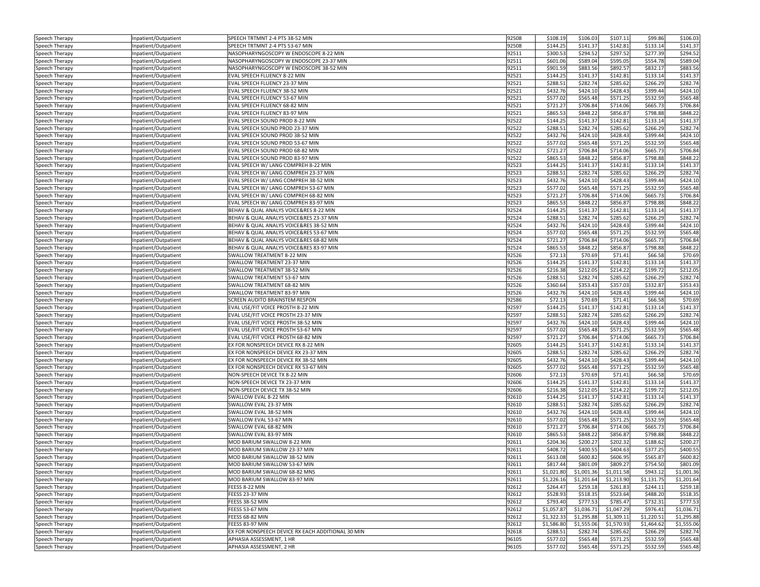| | | | | | | | | |
|---|---|---|---|---|---|---|---|---|
| Speech Therapy | Inpatient/Outpatient | SPEECH TRTMNT 2-4 PTS 38-52 MIN | 92508 | $108.19 | $106.03 | $107.11 | $99.86 | $106.03 |
| Speech Therapy | Inpatient/Outpatient | SPEECH TRTMNT 2-4 PTS 53-67 MIN | 92508 | $144.25 | $141.37 | $142.81 | $133.14 | $141.37 |
| Speech Therapy | Inpatient/Outpatient | NASOPHARYNGOSCOPY W ENDOSCOPE 8-22 MIN | 92511 | $300.53 | $294.52 | $297.52 | $277.39 | $294.52 |
| Speech Therapy | Inpatient/Outpatient | NASOPHARYNGOSCOPY W ENDOSCOPE 23-37 MIN | 92511 | $601.06 | $589.04 | $595.05 | $554.78 | $589.04 |
| Speech Therapy | Inpatient/Outpatient | NASOPHARYNGOSCOPY W ENDOSCOPE 38-52 MIN | 92511 | $901.59 | $883.56 | $892.57 | $832.17 | $883.56 |
| Speech Therapy | Inpatient/Outpatient | EVAL SPEECH FLUENCY 8-22 MIN | 92521 | $144.25 | $141.37 | $142.81 | $133.14 | $141.37 |
| Speech Therapy | Inpatient/Outpatient | EVAL SPEECH FLUENCY 23-37 MIN | 92521 | $288.51 | $282.74 | $285.62 | $266.29 | $282.74 |
| Speech Therapy | Inpatient/Outpatient | EVAL SPEECH FLUENCY 38-52 MIN | 92521 | $432.76 | $424.10 | $428.43 | $399.44 | $424.10 |
| Speech Therapy | Inpatient/Outpatient | EVAL SPEECH FLUENCY 53-67 MIN | 92521 | $577.02 | $565.48 | $571.25 | $532.59 | $565.48 |
| Speech Therapy | Inpatient/Outpatient | EVAL SPEECH FLUENCY 68-82 MIN | 92521 | $721.27 | $706.84 | $714.06 | $665.73 | $706.84 |
| Speech Therapy | Inpatient/Outpatient | EVAL SPEECH FLUENCY 83-97 MIN | 92521 | $865.53 | $848.22 | $856.87 | $798.88 | $848.22 |
| Speech Therapy | Inpatient/Outpatient | EVAL SPEECH SOUND PROD 8-22 MIN | 92522 | $144.25 | $141.37 | $142.81 | $133.14 | $141.37 |
| Speech Therapy | Inpatient/Outpatient | EVAL SPEECH SOUND PROD 23-37 MIN | 92522 | $288.51 | $282.74 | $285.62 | $266.29 | $282.74 |
| Speech Therapy | Inpatient/Outpatient | EVAL SPEECH SOUND PROD 38-52 MIN | 92522 | $432.76 | $424.10 | $428.43 | $399.44 | $424.10 |
| Speech Therapy | Inpatient/Outpatient | EVAL SPEECH SOUND PROD 53-67 MIN | 92522 | $577.02 | $565.48 | $571.25 | $532.59 | $565.48 |
| Speech Therapy | Inpatient/Outpatient | EVAL SPEECH SOUND PROD 68-82 MIN | 92522 | $721.27 | $706.84 | $714.06 | $665.73 | $706.84 |
| Speech Therapy | Inpatient/Outpatient | EVAL SPEECH SOUND PROD 83-97 MIN | 92522 | $865.53 | $848.22 | $856.87 | $798.88 | $848.22 |
| Speech Therapy | Inpatient/Outpatient | EVAL SPEECH W/ LANG COMPREH 8-22 MIN | 92523 | $144.25 | $141.37 | $142.81 | $133.14 | $141.37 |
| Speech Therapy | Inpatient/Outpatient | EVAL SPEECH W/ LANG COMPREH 23-37 MIN | 92523 | $288.51 | $282.74 | $285.62 | $266.29 | $282.74 |
| Speech Therapy | Inpatient/Outpatient | EVAL SPEECH W/ LANG COMPREH 38-52 MIN | 92523 | $432.76 | $424.10 | $428.43 | $399.44 | $424.10 |
| Speech Therapy | Inpatient/Outpatient | EVAL SPEECH W/ LANG COMPREH 53-67 MIN | 92523 | $577.02 | $565.48 | $571.25 | $532.59 | $565.48 |
| Speech Therapy | Inpatient/Outpatient | EVAL SPEECH W/ LANG COMPREH 68-82 MIN | 92523 | $721.27 | $706.84 | $714.06 | $665.73 | $706.84 |
| Speech Therapy | Inpatient/Outpatient | EVAL SPEECH W/ LANG COMPREH 83-97 MIN | 92523 | $865.53 | $848.22 | $856.87 | $798.88 | $848.22 |
| Speech Therapy | Inpatient/Outpatient | BEHAV & QUAL ANALYS VOICE&RES 8-22 MIN | 92524 | $144.25 | $141.37 | $142.81 | $133.14 | $141.37 |
| Speech Therapy | Inpatient/Outpatient | BEHAV & QUAL ANALYS VOICE&RES 23-37 MIN | 92524 | $288.51 | $282.74 | $285.62 | $266.29 | $282.74 |
| Speech Therapy | Inpatient/Outpatient | BEHAV & QUAL ANALYS VOICE&RES 38-52 MIN | 92524 | $432.76 | $424.10 | $428.43 | $399.44 | $424.10 |
| Speech Therapy | Inpatient/Outpatient | BEHAV & QUAL ANALYS VOICE&RES 53-67 MIN | 92524 | $577.02 | $565.48 | $571.25 | $532.59 | $565.48 |
| Speech Therapy | Inpatient/Outpatient | BEHAV & QUAL ANALYS VOICE&RES 68-82 MIN | 92524 | $721.27 | $706.84 | $714.06 | $665.73 | $706.84 |
| Speech Therapy | Inpatient/Outpatient | BEHAV & QUAL ANALYS VOICE&RES 83-97 MIN | 92524 | $865.53 | $848.22 | $856.87 | $798.88 | $848.22 |
| Speech Therapy | Inpatient/Outpatient | SWALLOW TREATMENT 8-22 MIN | 92526 | $72.13 | $70.69 | $71.41 | $66.58 | $70.69 |
| Speech Therapy | Inpatient/Outpatient | SWALLOW TREATMENT 23-37 MIN | 92526 | $144.25 | $141.37 | $142.81 | $133.14 | $141.37 |
| Speech Therapy | Inpatient/Outpatient | SWALLOW TREATMENT 38-52 MIN | 92526 | $216.38 | $212.05 | $214.22 | $199.72 | $212.05 |
| Speech Therapy | Inpatient/Outpatient | SWALLOW TREATMENT 53-67 MIN | 92526 | $288.51 | $282.74 | $285.62 | $266.29 | $282.74 |
| Speech Therapy | Inpatient/Outpatient | SWALLOW TREATMENT 68-82 MIN | 92526 | $360.64 | $353.43 | $357.03 | $332.87 | $353.43 |
| Speech Therapy | Inpatient/Outpatient | SWALLOW TREATMENT 83-97 MIN | 92526 | $432.76 | $424.10 | $428.43 | $399.44 | $424.10 |
| Speech Therapy | Inpatient/Outpatient | SCREEN AUDITO BRAINSTEM RESPON | 92586 | $72.13 | $70.69 | $71.41 | $66.58 | $70.69 |
| Speech Therapy | Inpatient/Outpatient | EVAL USE/FIT VOICE PROSTH 8-22 MIN | 92597 | $144.25 | $141.37 | $142.81 | $133.14 | $141.37 |
| Speech Therapy | Inpatient/Outpatient | EVAL USE/FIT VOICE PROSTH 23-37 MIN | 92597 | $288.51 | $282.74 | $285.62 | $266.29 | $282.74 |
| Speech Therapy | Inpatient/Outpatient | EVAL USE/FIT VOICE PROSTH 38-52 MIN | 92597 | $432.76 | $424.10 | $428.43 | $399.44 | $424.10 |
| Speech Therapy | Inpatient/Outpatient | EVAL USE/FIT VOICE PROSTH 53-67 MIN | 92597 | $577.02 | $565.48 | $571.25 | $532.59 | $565.48 |
| Speech Therapy | Inpatient/Outpatient | EVAL USE/FIT VOICE PROSTH 68-82 MIN | 92597 | $721.27 | $706.84 | $714.06 | $665.73 | $706.84 |
| Speech Therapy | Inpatient/Outpatient | EX FOR NONSPEECH DEVICE RX 8-22 MIN | 92605 | $144.25 | $141.37 | $142.81 | $133.14 | $141.37 |
| Speech Therapy | Inpatient/Outpatient | EX FOR NONSPEECH DEVICE RX 23-37 MIN | 92605 | $288.51 | $282.74 | $285.62 | $266.29 | $282.74 |
| Speech Therapy | Inpatient/Outpatient | EX FOR NONSPEECH DEVICE RX 38-52 MIN | 92605 | $432.76 | $424.10 | $428.43 | $399.44 | $424.10 |
| Speech Therapy | Inpatient/Outpatient | EX FOR NONSPEECH DEVICE RX 53-67 MIN | 92605 | $577.02 | $565.48 | $571.25 | $532.59 | $565.48 |
| Speech Therapy | Inpatient/Outpatient | NON-SPEECH DEVICE TX 8-22 MIN | 92606 | $72.13 | $70.69 | $71.41 | $66.58 | $70.69 |
| Speech Therapy | Inpatient/Outpatient | NON-SPEECH DEVICE TX 23-37 MIN | 92606 | $144.25 | $141.37 | $142.81 | $133.14 | $141.37 |
| Speech Therapy | Inpatient/Outpatient | NON-SPEECH DEVICE TX 38-52 MIN | 92606 | $216.38 | $212.05 | $214.22 | $199.72 | $212.05 |
| Speech Therapy | Inpatient/Outpatient | SWALLOW EVAL 8-22 MIN | 92610 | $144.25 | $141.37 | $142.81 | $133.14 | $141.37 |
| Speech Therapy | Inpatient/Outpatient | SWALLOW EVAL 23-37 MIN | 92610 | $288.51 | $282.74 | $285.62 | $266.29 | $282.74 |
| Speech Therapy | Inpatient/Outpatient | SWALLOW EVAL 38-52 MIN | 92610 | $432.76 | $424.10 | $428.43 | $399.44 | $424.10 |
| Speech Therapy | Inpatient/Outpatient | SWALLOW EVAL 53-67 MIN | 92610 | $577.02 | $565.48 | $571.25 | $532.59 | $565.48 |
| Speech Therapy | Inpatient/Outpatient | SWALLOW EVAL 68-82 MIN | 92610 | $721.27 | $706.84 | $714.06 | $665.73 | $706.84 |
| Speech Therapy | Inpatient/Outpatient | SWALLOW EVAL 83-97 MIN | 92610 | $865.53 | $848.22 | $856.87 | $798.88 | $848.22 |
| Speech Therapy | Inpatient/Outpatient | MOD BARIUM SWALLOW 8-22 MIN | 92611 | $204.36 | $200.27 | $202.32 | $188.62 | $200.27 |
| Speech Therapy | Inpatient/Outpatient | MOD BARIUM SWALLOW 23-37 MIN | 92611 | $408.72 | $400.55 | $404.63 | $377.25 | $400.55 |
| Speech Therapy | Inpatient/Outpatient | MOD BARIUM SWALLOW 38-52 MIN | 92611 | $613.08 | $600.82 | $606.95 | $565.87 | $600.82 |
| Speech Therapy | Inpatient/Outpatient | MOD BARIUM SWALLOW 53-67 MIN | 92611 | $817.44 | $801.09 | $809.27 | $754.50 | $801.09 |
| Speech Therapy | Inpatient/Outpatient | MOD BARIUM SWALLOW 68-82 MNS | 92611 | $1,021.80 | $1,001.36 | $1,011.58 | $943.12 | $1,001.36 |
| Speech Therapy | Inpatient/Outpatient | MOD BARIUM SWALLOW 83-97 MIN | 92611 | $1,226.16 | $1,201.64 | $1,213.90 | $1,131.75 | $1,201.64 |
| Speech Therapy | Inpatient/Outpatient | FEESS 8-22 MIN | 92612 | $264.47 | $259.18 | $261.83 | $244.11 | $259.18 |
| Speech Therapy | Inpatient/Outpatient | FEESS 23-37 MIN | 92612 | $528.93 | $518.35 | $523.64 | $488.20 | $518.35 |
| Speech Therapy | Inpatient/Outpatient | FEESS 38-52 MIN | 92612 | $793.40 | $777.53 | $785.47 | $732.31 | $777.53 |
| Speech Therapy | Inpatient/Outpatient | FEESS 53-67 MIN | 92612 | $1,057.87 | $1,036.71 | $1,047.29 | $976.41 | $1,036.71 |
| Speech Therapy | Inpatient/Outpatient | FEESS 68-82 MIN | 92612 | $1,322.33 | $1,295.88 | $1,309.11 | $1,220.51 | $1,295.88 |
| Speech Therapy | Inpatient/Outpatient | FEESS 83-97 MIN | 92612 | $1,586.80 | $1,555.06 | $1,570.93 | $1,464.62 | $1,555.06 |
| Speech Therapy | Inpatient/Outpatient | EX FOR NONSPEECH DEVICE RX EACH ADDITIONAL 30 MIN | 92618 | $288.51 | $282.74 | $285.62 | $266.29 | $282.74 |
| Speech Therapy | Inpatient/Outpatient | APHASIA ASSESSMENT, 1 HR | 96105 | $577.02 | $565.48 | $571.25 | $532.59 | $565.48 |
| Speech Therapy | Inpatient/Outpatient | APHASIA ASSESSMENT, 2 HR | 96105 | $577.02 | $565.48 | $571.25 | $532.59 | $565.48 |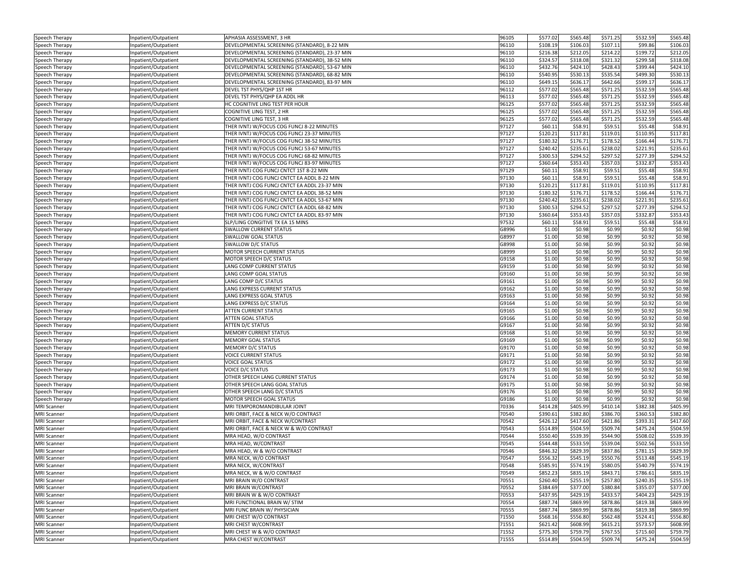| | | | | | | | | |
|---|---|---|---|---|---|---|---|---|
| Speech Therapy | Inpatient/Outpatient | APHASIA ASSESSMENT, 3 HR | 96105 | $577.02 | $565.48 | $571.25 | $532.59 | $565.48 |
| Speech Therapy | Inpatient/Outpatient | DEVELOPMENTAL SCREENING (STANDARD), 8-22 MIN | 96110 | $108.19 | $106.03 | $107.11 | $99.86 | $106.03 |
| Speech Therapy | Inpatient/Outpatient | DEVELOPMENTAL SCREENING (STANDARD), 23-37 MIN | 96110 | $216.38 | $212.05 | $214.22 | $199.72 | $212.05 |
| Speech Therapy | Inpatient/Outpatient | DEVELOPMENTAL SCREENING (STANDARD), 38-52 MIN | 96110 | $324.57 | $318.08 | $321.32 | $299.58 | $318.08 |
| Speech Therapy | Inpatient/Outpatient | DEVELOPMENTAL SCREENING (STANDARD), 53-67 MIN | 96110 | $432.76 | $424.10 | $428.43 | $399.44 | $424.10 |
| Speech Therapy | Inpatient/Outpatient | DEVELOPMENTAL SCREENING (STANDARD), 68-82 MIN | 96110 | $540.95 | $530.13 | $535.54 | $499.30 | $530.13 |
| Speech Therapy | Inpatient/Outpatient | DEVELOPMENTAL SCREENING (STANDARD), 83-97 MIN | 96110 | $649.15 | $636.17 | $642.66 | $599.17 | $636.17 |
| Speech Therapy | Inpatient/Outpatient | DEVEL TST PHYS/QHP 1ST HR | 96112 | $577.02 | $565.48 | $571.25 | $532.59 | $565.48 |
| Speech Therapy | Inpatient/Outpatient | DEVEL TST PHYS/QHP EA ADDL HR | 96113 | $577.02 | $565.48 | $571.25 | $532.59 | $565.48 |
| Speech Therapy | Inpatient/Outpatient | HC COGNITIVE LING TEST PER HOUR | 96125 | $577.02 | $565.48 | $571.25 | $532.59 | $565.48 |
| Speech Therapy | Inpatient/Outpatient | COGNITIVE LING TEST, 2 HR | 96125 | $577.02 | $565.48 | $571.25 | $532.59 | $565.48 |
| Speech Therapy | Inpatient/Outpatient | COGNITIVE LING TEST, 3 HR | 96125 | $577.02 | $565.48 | $571.25 | $532.59 | $565.48 |
| Speech Therapy | Inpatient/Outpatient | THER IVNTJ W/FOCUS COG FUNCJ 8-22 MINUTES | 97127 | $60.11 | $58.91 | $59.51 | $55.48 | $58.91 |
| Speech Therapy | Inpatient/Outpatient | THER IVNTJ W/FOCUS COG FUNCJ 23-37 MINUTES | 97127 | $120.21 | $117.81 | $119.01 | $110.95 | $117.81 |
| Speech Therapy | Inpatient/Outpatient | THER IVNTJ W/FOCUS COG FUNCJ 38-52 MINUTES | 97127 | $180.32 | $176.71 | $178.52 | $166.44 | $176.71 |
| Speech Therapy | Inpatient/Outpatient | THER IVNTJ W/FOCUS COG FUNCJ 53-67 MINUTES | 97127 | $240.42 | $235.61 | $238.02 | $221.91 | $235.61 |
| Speech Therapy | Inpatient/Outpatient | THER IVNTJ W/FOCUS COG FUNCJ 68-82 MINUTES | 97127 | $300.53 | $294.52 | $297.52 | $277.39 | $294.52 |
| Speech Therapy | Inpatient/Outpatient | THER IVNTJ W/FOCUS COG FUNCJ 83-97 MINUTES | 97127 | $360.64 | $353.43 | $357.03 | $332.87 | $353.43 |
| Speech Therapy | Inpatient/Outpatient | THER IVNTJ COG FUNCJ CNTCT 1ST 8-22 MIN | 97129 | $60.11 | $58.91 | $59.51 | $55.48 | $58.91 |
| Speech Therapy | Inpatient/Outpatient | THER IVNTJ COG FUNCJ CNTCT EA ADDL 8-22 MIN | 97130 | $60.11 | $58.91 | $59.51 | $55.48 | $58.91 |
| Speech Therapy | Inpatient/Outpatient | THER IVNTJ COG FUNCJ CNTCT EA ADDL 23-37 MIN | 97130 | $120.21 | $117.81 | $119.01 | $110.95 | $117.81 |
| Speech Therapy | Inpatient/Outpatient | THER IVNTJ COG FUNCJ CNTCT EA ADDL 38-52 MIN | 97130 | $180.32 | $176.71 | $178.52 | $166.44 | $176.71 |
| Speech Therapy | Inpatient/Outpatient | THER IVNTJ COG FUNCJ CNTCT EA ADDL 53-67 MIN | 97130 | $240.42 | $235.61 | $238.02 | $221.91 | $235.61 |
| Speech Therapy | Inpatient/Outpatient | THER IVNTJ COG FUNCJ CNTCT EA ADDL 68-82 MIN | 97130 | $300.53 | $294.52 | $297.52 | $277.39 | $294.52 |
| Speech Therapy | Inpatient/Outpatient | THER IVNTJ COG FUNCJ CNTCT EA ADDL 83-97 MIN | 97130 | $360.64 | $353.43 | $357.03 | $332.87 | $353.43 |
| Speech Therapy | Inpatient/Outpatient | SLP/LING CONGITIVE TX EA 15 MINS | 97532 | $60.11 | $58.91 | $59.51 | $55.48 | $58.91 |
| Speech Therapy | Inpatient/Outpatient | SWALLOW CURRENT STATUS | G8996 | $1.00 | $0.98 | $0.99 | $0.92 | $0.98 |
| Speech Therapy | Inpatient/Outpatient | SWALLOW GOAL STATUS | G8997 | $1.00 | $0.98 | $0.99 | $0.92 | $0.98 |
| Speech Therapy | Inpatient/Outpatient | SWALLOW D/C STATUS | G8998 | $1.00 | $0.98 | $0.99 | $0.92 | $0.98 |
| Speech Therapy | Inpatient/Outpatient | MOTOR SPEECH CURRENT STATUS | G8999 | $1.00 | $0.98 | $0.99 | $0.92 | $0.98 |
| Speech Therapy | Inpatient/Outpatient | MOTOR SPEECH D/C STATUS | G9158 | $1.00 | $0.98 | $0.99 | $0.92 | $0.98 |
| Speech Therapy | Inpatient/Outpatient | LANG COMP CURRENT STATUS | G9159 | $1.00 | $0.98 | $0.99 | $0.92 | $0.98 |
| Speech Therapy | Inpatient/Outpatient | LANG COMP GOAL STATUS | G9160 | $1.00 | $0.98 | $0.99 | $0.92 | $0.98 |
| Speech Therapy | Inpatient/Outpatient | LANG COMP D/C STATUS | G9161 | $1.00 | $0.98 | $0.99 | $0.92 | $0.98 |
| Speech Therapy | Inpatient/Outpatient | LANG EXPRESS CURRENT STATUS | G9162 | $1.00 | $0.98 | $0.99 | $0.92 | $0.98 |
| Speech Therapy | Inpatient/Outpatient | LANG EXPRESS GOAL STATUS | G9163 | $1.00 | $0.98 | $0.99 | $0.92 | $0.98 |
| Speech Therapy | Inpatient/Outpatient | LANG EXPRESS D/C STATUS | G9164 | $1.00 | $0.98 | $0.99 | $0.92 | $0.98 |
| Speech Therapy | Inpatient/Outpatient | ATTEN CURRENT STATUS | G9165 | $1.00 | $0.98 | $0.99 | $0.92 | $0.98 |
| Speech Therapy | Inpatient/Outpatient | ATTEN GOAL STATUS | G9166 | $1.00 | $0.98 | $0.99 | $0.92 | $0.98 |
| Speech Therapy | Inpatient/Outpatient | ATTEN D/C STATUS | G9167 | $1.00 | $0.98 | $0.99 | $0.92 | $0.98 |
| Speech Therapy | Inpatient/Outpatient | MEMORY CURRENT STATUS | G9168 | $1.00 | $0.98 | $0.99 | $0.92 | $0.98 |
| Speech Therapy | Inpatient/Outpatient | MEMORY GOAL STATUS | G9169 | $1.00 | $0.98 | $0.99 | $0.92 | $0.98 |
| Speech Therapy | Inpatient/Outpatient | MEMORY D/C STATUS | G9170 | $1.00 | $0.98 | $0.99 | $0.92 | $0.98 |
| Speech Therapy | Inpatient/Outpatient | VOICE CURRENT STATUS | G9171 | $1.00 | $0.98 | $0.99 | $0.92 | $0.98 |
| Speech Therapy | Inpatient/Outpatient | VOICE GOAL STATUS | G9172 | $1.00 | $0.98 | $0.99 | $0.92 | $0.98 |
| Speech Therapy | Inpatient/Outpatient | VOICE D/C STATUS | G9173 | $1.00 | $0.98 | $0.99 | $0.92 | $0.98 |
| Speech Therapy | Inpatient/Outpatient | OTHER SPEECH LANG CURRENT STATUS | G9174 | $1.00 | $0.98 | $0.99 | $0.92 | $0.98 |
| Speech Therapy | Inpatient/Outpatient | OTHER SPEECH LANG GOAL STATUS | G9175 | $1.00 | $0.98 | $0.99 | $0.92 | $0.98 |
| Speech Therapy | Inpatient/Outpatient | OTHER SPEECH LANG D/C STATUS | G9176 | $1.00 | $0.98 | $0.99 | $0.92 | $0.98 |
| Speech Therapy | Inpatient/Outpatient | MOTOR SPEECH GOAL STATUS | G9186 | $1.00 | $0.98 | $0.99 | $0.92 | $0.98 |
| MRI Scanner | Inpatient/Outpatient | MRI TEMPOROMANDIBULAR JOINT | 70336 | $414.28 | $405.99 | $410.14 | $382.38 | $405.99 |
| MRI Scanner | Inpatient/Outpatient | MRI ORBIT, FACE & NECK W/O CONTRAST | 70540 | $390.61 | $382.80 | $386.70 | $360.53 | $382.80 |
| MRI Scanner | Inpatient/Outpatient | MRI ORBIT, FACE & NECK W/CONTRAST | 70542 | $426.12 | $417.60 | $421.86 | $393.31 | $417.60 |
| MRI Scanner | Inpatient/Outpatient | MRI ORBIT, FACE & NECK W & W/O CONTRAST | 70543 | $514.89 | $504.59 | $509.74 | $475.24 | $504.59 |
| MRI Scanner | Inpatient/Outpatient | MRA HEAD, W/O CONTRAST | 70544 | $550.40 | $539.39 | $544.90 | $508.02 | $539.39 |
| MRI Scanner | Inpatient/Outpatient | MRA HEAD, W/CONTRAST | 70545 | $544.48 | $533.59 | $539.04 | $502.56 | $533.59 |
| MRI Scanner | Inpatient/Outpatient | MRA HEAD, W & W/O CONTRAST | 70546 | $846.32 | $829.39 | $837.86 | $781.15 | $829.39 |
| MRI Scanner | Inpatient/Outpatient | MRA NECK, W/O CONTRAST | 70547 | $556.32 | $545.19 | $550.76 | $513.48 | $545.19 |
| MRI Scanner | Inpatient/Outpatient | MRA NECK, W/CONTRAST | 70548 | $585.91 | $574.19 | $580.05 | $540.79 | $574.19 |
| MRI Scanner | Inpatient/Outpatient | MRA NECK, W & W/O CONTRAST | 70549 | $852.23 | $835.19 | $843.71 | $786.61 | $835.19 |
| MRI Scanner | Inpatient/Outpatient | MRI BRAIN W/O CONTRAST | 70551 | $260.40 | $255.19 | $257.80 | $240.35 | $255.19 |
| MRI Scanner | Inpatient/Outpatient | MRI BRAIN W/CONTRAST | 70552 | $384.69 | $377.00 | $380.84 | $355.07 | $377.00 |
| MRI Scanner | Inpatient/Outpatient | MRI BRAIN W & W/O CONTRAST | 70553 | $437.95 | $429.19 | $433.57 | $404.23 | $429.19 |
| MRI Scanner | Inpatient/Outpatient | MRI FUNCTIONAL BRAIN W/ STIM | 70554 | $887.74 | $869.99 | $878.86 | $819.38 | $869.99 |
| MRI Scanner | Inpatient/Outpatient | MRI FUNC BRAIN W/ PHYSICIAN | 70555 | $887.74 | $869.99 | $878.86 | $819.38 | $869.99 |
| MRI Scanner | Inpatient/Outpatient | MRI CHEST W/O CONTRAST | 71550 | $568.16 | $556.80 | $562.48 | $524.41 | $556.80 |
| MRI Scanner | Inpatient/Outpatient | MRI CHEST W/CONTRAST | 71551 | $621.42 | $608.99 | $615.21 | $573.57 | $608.99 |
| MRI Scanner | Inpatient/Outpatient | MRI CHEST W & W/O CONTRAST | 71552 | $775.30 | $759.79 | $767.55 | $715.60 | $759.79 |
| MRI Scanner | Inpatient/Outpatient | MRA CHEST W/CONTRAST | 71555 | $514.89 | $504.59 | $509.74 | $475.24 | $504.59 |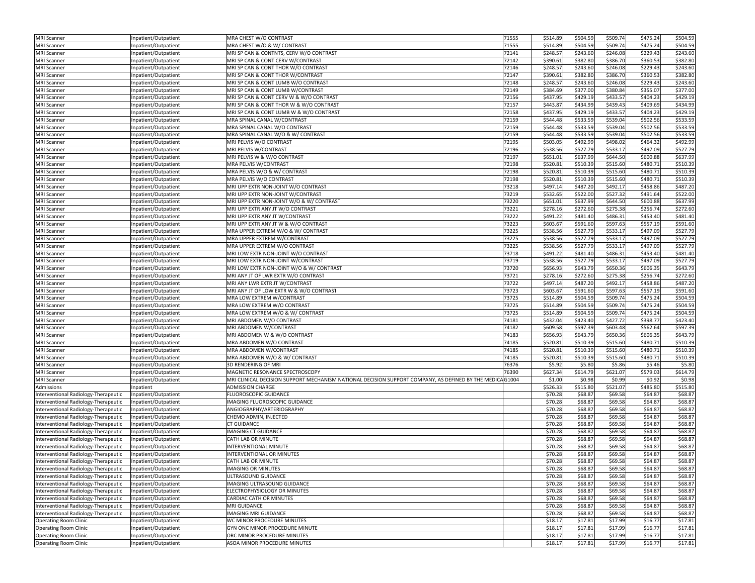| | | | | | | | | |
|---|---|---|---|---|---|---|---|---|
| MRI Scanner | Inpatient/Outpatient | MRA CHEST W/O CONTRAST | 71555 | $514.89 | $504.59 | $509.74 | $475.24 | $504.59 |
| MRI Scanner | Inpatient/Outpatient | MRA CHEST W/O & W/ CONTRAST | 71555 | $514.89 | $504.59 | $509.74 | $475.24 | $504.59 |
| MRI Scanner | Inpatient/Outpatient | MRI SP CAN & CONTNTS, CERV W/O CONTRAST | 72141 | $248.57 | $243.60 | $246.08 | $229.43 | $243.60 |
| MRI Scanner | Inpatient/Outpatient | MRI SP CAN & CONT CERV W/CONTRAST | 72142 | $390.61 | $382.80 | $386.70 | $360.53 | $382.80 |
| MRI Scanner | Inpatient/Outpatient | MRI SP CAN & CONT THOR W/O CONTRAST | 72146 | $248.57 | $243.60 | $246.08 | $229.43 | $243.60 |
| MRI Scanner | Inpatient/Outpatient | MRI SP CAN & CONT THOR W/CONTRAST | 72147 | $390.61 | $382.80 | $386.70 | $360.53 | $382.80 |
| MRI Scanner | Inpatient/Outpatient | MRI SP CAN & CONT LUMB W/O CONTRAST | 72148 | $248.57 | $243.60 | $246.08 | $229.43 | $243.60 |
| MRI Scanner | Inpatient/Outpatient | MRI SP CAN & CONT LUMB W/CONTRAST | 72149 | $384.69 | $377.00 | $380.84 | $355.07 | $377.00 |
| MRI Scanner | Inpatient/Outpatient | MRI SP CAN & CONT CERV W & W/O CONTRAST | 72156 | $437.95 | $429.19 | $433.57 | $404.23 | $429.19 |
| MRI Scanner | Inpatient/Outpatient | MRI SP CAN & CONT THOR W & W/O CONTRAST | 72157 | $443.87 | $434.99 | $439.43 | $409.69 | $434.99 |
| MRI Scanner | Inpatient/Outpatient | MRI SP CAN & CONT LUMB W & W/O CONTRAST | 72158 | $437.95 | $429.19 | $433.57 | $404.23 | $429.19 |
| MRI Scanner | Inpatient/Outpatient | MRA SPINAL CANAL W/CONTRAST | 72159 | $544.48 | $533.59 | $539.04 | $502.56 | $533.59 |
| MRI Scanner | Inpatient/Outpatient | MRA SPINAL CANAL W/O CONTRAST | 72159 | $544.48 | $533.59 | $539.04 | $502.56 | $533.59 |
| MRI Scanner | Inpatient/Outpatient | MRA SPINAL CANAL W/O & W/ CONTRAST | 72159 | $544.48 | $533.59 | $539.04 | $502.56 | $533.59 |
| MRI Scanner | Inpatient/Outpatient | MRI PELVIS W/O CONTRAST | 72195 | $503.05 | $492.99 | $498.02 | $464.32 | $492.99 |
| MRI Scanner | Inpatient/Outpatient | MRI PELVIS W/CONTRAST | 72196 | $538.56 | $527.79 | $533.17 | $497.09 | $527.79 |
| MRI Scanner | Inpatient/Outpatient | MRI PELVIS W & W/O CONTRAST | 72197 | $651.01 | $637.99 | $644.50 | $600.88 | $637.99 |
| MRI Scanner | Inpatient/Outpatient | MRA PELVIS W/CONTRAST | 72198 | $520.81 | $510.39 | $515.60 | $480.71 | $510.39 |
| MRI Scanner | Inpatient/Outpatient | MRA PELVIS W/O & W/ CONTRAST | 72198 | $520.81 | $510.39 | $515.60 | $480.71 | $510.39 |
| MRI Scanner | Inpatient/Outpatient | MRA PELVIS W/O CONTRAST | 72198 | $520.81 | $510.39 | $515.60 | $480.71 | $510.39 |
| MRI Scanner | Inpatient/Outpatient | MRI UPP EXTR NON-JOINT W/O CONTRAST | 73218 | $497.14 | $487.20 | $492.17 | $458.86 | $487.20 |
| MRI Scanner | Inpatient/Outpatient | MRI UPP EXTR NON-JOINT W/CONTRAST | 73219 | $532.65 | $522.00 | $527.32 | $491.64 | $522.00 |
| MRI Scanner | Inpatient/Outpatient | MRI UPP EXTR NON-JOINT W/O & W/ CONTRAST | 73220 | $651.01 | $637.99 | $644.50 | $600.88 | $637.99 |
| MRI Scanner | Inpatient/Outpatient | MRI UPP EXTR ANY JT W/O CONTRAST | 73221 | $278.16 | $272.60 | $275.38 | $256.74 | $272.60 |
| MRI Scanner | Inpatient/Outpatient | MRI UPP EXTR ANY JT W/CONTRAST | 73222 | $491.22 | $481.40 | $486.31 | $453.40 | $481.40 |
| MRI Scanner | Inpatient/Outpatient | MRI UPP EXTR ANY JT W & W/O CONTRAST | 73223 | $603.67 | $591.60 | $597.63 | $557.19 | $591.60 |
| MRI Scanner | Inpatient/Outpatient | MRA UPPER EXTREM W/O & W/ CONTRAST | 73225 | $538.56 | $527.79 | $533.17 | $497.09 | $527.79 |
| MRI Scanner | Inpatient/Outpatient | MRA UPPER EXTREM W/CONTRAST | 73225 | $538.56 | $527.79 | $533.17 | $497.09 | $527.79 |
| MRI Scanner | Inpatient/Outpatient | MRA UPPER EXTREM W/O CONTRAST | 73225 | $538.56 | $527.79 | $533.17 | $497.09 | $527.79 |
| MRI Scanner | Inpatient/Outpatient | MRI LOW EXTR NON-JOINT W/O CONTRAST | 73718 | $491.22 | $481.40 | $486.31 | $453.40 | $481.40 |
| MRI Scanner | Inpatient/Outpatient | MRI LOW EXTR NON-JOINT W/CONTRAST | 73719 | $538.56 | $527.79 | $533.17 | $497.09 | $527.79 |
| MRI Scanner | Inpatient/Outpatient | MRI LOW EXTR NON-JOINT W/O & W/ CONTRAST | 73720 | $656.93 | $643.79 | $650.36 | $606.35 | $643.79 |
| MRI Scanner | Inpatient/Outpatient | MRI ANY JT OF LWR EXTR W/O CONTRAST | 73721 | $278.16 | $272.60 | $275.38 | $256.74 | $272.60 |
| MRI Scanner | Inpatient/Outpatient | MRI ANY LWR EXTR JT W/CONTRAST | 73722 | $497.14 | $487.20 | $492.17 | $458.86 | $487.20 |
| MRI Scanner | Inpatient/Outpatient | MRI ANY JT OF LOW EXTR W & W/O CONTRAST | 73723 | $603.67 | $591.60 | $597.63 | $557.19 | $591.60 |
| MRI Scanner | Inpatient/Outpatient | MRA LOW EXTREM W/CONTRAST | 73725 | $514.89 | $504.59 | $509.74 | $475.24 | $504.59 |
| MRI Scanner | Inpatient/Outpatient | MRA LOW EXTREM W/O CONTRAST | 73725 | $514.89 | $504.59 | $509.74 | $475.24 | $504.59 |
| MRI Scanner | Inpatient/Outpatient | MRA LOW EXTREM W/O & W/ CONTRAST | 73725 | $514.89 | $504.59 | $509.74 | $475.24 | $504.59 |
| MRI Scanner | Inpatient/Outpatient | MRI ABDOMEN W/O CONTRAST | 74181 | $432.04 | $423.40 | $427.72 | $398.77 | $423.40 |
| MRI Scanner | Inpatient/Outpatient | MRI ABDOMEN W/CONTRAST | 74182 | $609.58 | $597.39 | $603.48 | $562.64 | $597.39 |
| MRI Scanner | Inpatient/Outpatient | MRI ABDOMEN W & W/O CONTRAST | 74183 | $656.93 | $643.79 | $650.36 | $606.35 | $643.79 |
| MRI Scanner | Inpatient/Outpatient | MRA ABDOMEN W/O CONTRAST | 74185 | $520.81 | $510.39 | $515.60 | $480.71 | $510.39 |
| MRI Scanner | Inpatient/Outpatient | MRA ABDOMEN W/CONTRAST | 74185 | $520.81 | $510.39 | $515.60 | $480.71 | $510.39 |
| MRI Scanner | Inpatient/Outpatient | MRA ABDOMEN W/O & W/ CONTRAST | 74185 | $520.81 | $510.39 | $515.60 | $480.71 | $510.39 |
| MRI Scanner | Inpatient/Outpatient | 3D RENDERING OF MRI | 76376 | $5.92 | $5.80 | $5.86 | $5.46 | $5.80 |
| MRI Scanner | Inpatient/Outpatient | MAGNETIC RESONANCE SPECTROSCOPY | 76390 | $627.34 | $614.79 | $621.07 | $579.03 | $614.79 |
| MRI Scanner | Inpatient/Outpatient | MRI CLINICAL DECISION SUPPORT MECHANISM NATIONAL DECISION SUPPORT COMPANY, AS DEFINED BY THE MEDICA | G1004 | $1.00 | $0.98 | $0.99 | $0.92 | $0.98 |
| Admissions | Inpatient | ADMISSION CHARGE | | $526.33 | $515.80 | $521.07 | $485.80 | $515.80 |
| Interventional Radiology-Therapeutic | Inpatient/Outpatient | FLUOROSCOPIC GUIDANCE | | $70.28 | $68.87 | $69.58 | $64.87 | $68.87 |
| Interventional Radiology-Therapeutic | Inpatient/Outpatient | IMAGING FLUOROSCOPIC GUIDANCE | | $70.28 | $68.87 | $69.58 | $64.87 | $68.87 |
| Interventional Radiology-Therapeutic | Inpatient/Outpatient | ANGIOGRAPHY/ARTERIOGRAPHY | | $70.28 | $68.87 | $69.58 | $64.87 | $68.87 |
| Interventional Radiology-Therapeutic | Inpatient/Outpatient | CHEMO ADMIN, INJECTED | | $70.28 | $68.87 | $69.58 | $64.87 | $68.87 |
| Interventional Radiology-Therapeutic | Inpatient/Outpatient | CT GUIDANCE | | $70.28 | $68.87 | $69.58 | $64.87 | $68.87 |
| Interventional Radiology-Therapeutic | Inpatient/Outpatient | IMAGING CT GUIDANCE | | $70.28 | $68.87 | $69.58 | $64.87 | $68.87 |
| Interventional Radiology-Therapeutic | Inpatient/Outpatient | CATH LAB OR MINUTE | | $70.28 | $68.87 | $69.58 | $64.87 | $68.87 |
| Interventional Radiology-Therapeutic | Inpatient/Outpatient | INTERVENTIONAL MINUTE | | $70.28 | $68.87 | $69.58 | $64.87 | $68.87 |
| Interventional Radiology-Therapeutic | Inpatient/Outpatient | INTERVENTIONAL OR MINUTES | | $70.28 | $68.87 | $69.58 | $64.87 | $68.87 |
| Interventional Radiology-Therapeutic | Inpatient/Outpatient | CATH LAB OR MINUTE | | $70.28 | $68.87 | $69.58 | $64.87 | $68.87 |
| Interventional Radiology-Therapeutic | Inpatient/Outpatient | IMAGING OR MINUTES | | $70.28 | $68.87 | $69.58 | $64.87 | $68.87 |
| Interventional Radiology-Therapeutic | Inpatient/Outpatient | ULTRASOUND GUIDANCE | | $70.28 | $68.87 | $69.58 | $64.87 | $68.87 |
| Interventional Radiology-Therapeutic | Inpatient/Outpatient | IMAGING ULTRASOUND GUIDANCE | | $70.28 | $68.87 | $69.58 | $64.87 | $68.87 |
| Interventional Radiology-Therapeutic | Inpatient/Outpatient | ELECTROPHYSIOLOGY OR MINUTES | | $70.28 | $68.87 | $69.58 | $64.87 | $68.87 |
| Interventional Radiology-Therapeutic | Inpatient/Outpatient | CARDIAC CATH OR MINUTES | | $70.28 | $68.87 | $69.58 | $64.87 | $68.87 |
| Interventional Radiology-Therapeutic | Inpatient/Outpatient | MRI GUIDANCE | | $70.28 | $68.87 | $69.58 | $64.87 | $68.87 |
| Interventional Radiology-Therapeutic | Inpatient/Outpatient | IMAGING MRI GUIDANCE | | $70.28 | $68.87 | $69.58 | $64.87 | $68.87 |
| Operating Room Clinic | Inpatient/Outpatient | WC MINOR PROCEDURE MINUTES | | $18.17 | $17.81 | $17.99 | $16.77 | $17.81 |
| Operating Room Clinic | Inpatient/Outpatient | GYN ONC MINOR PROCEDURE MINUTE | | $18.17 | $17.81 | $17.99 | $16.77 | $17.81 |
| Operating Room Clinic | Inpatient/Outpatient | ORC MINOR PROCEDURE MINUTES | | $18.17 | $17.81 | $17.99 | $16.77 | $17.81 |
| Operating Room Clinic | Inpatient/Outpatient | ASOA MINOR PROCEDURE MINUTES | | $18.17 | $17.81 | $17.99 | $16.77 | $17.81 |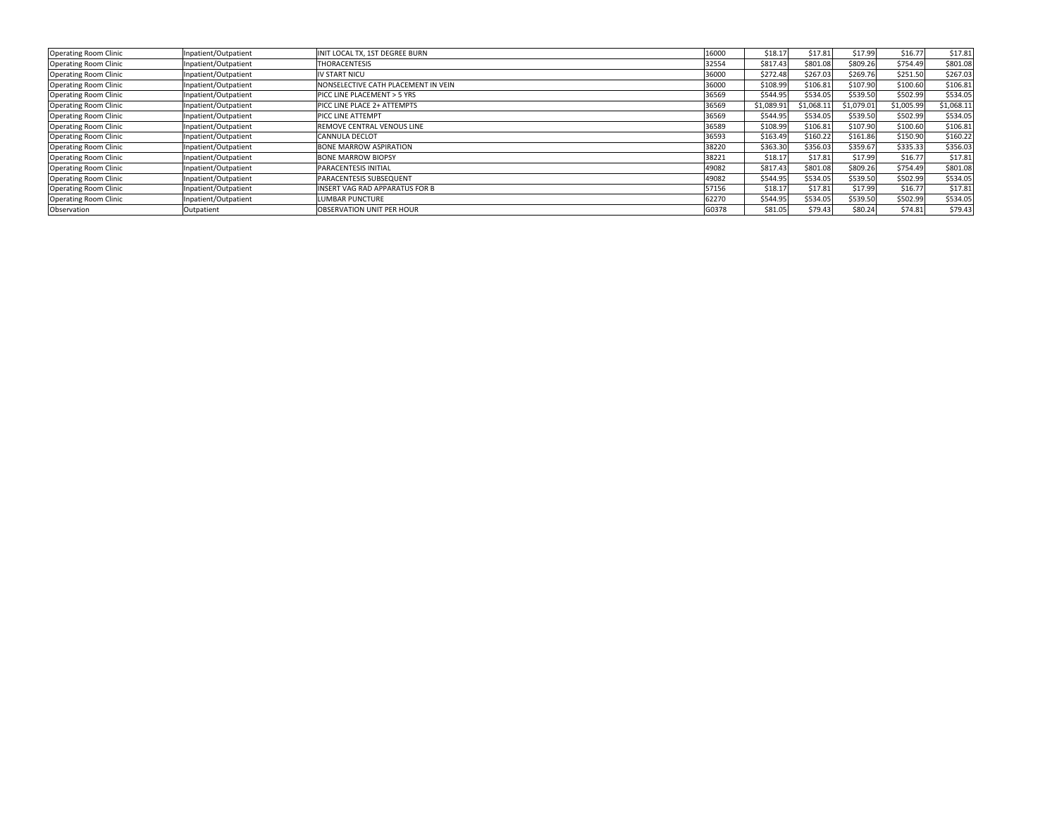| | | | | | | | | |
|---|---|---|---|---|---|---|---|---|
| Operating Room Clinic | Inpatient/Outpatient | INIT LOCAL TX, 1ST DEGREE BURN | 16000 | $18.17 | $17.81 | $17.99 | $16.77 | $17.81 |
| Operating Room Clinic | Inpatient/Outpatient | THORACENTESIS | 32554 | $817.43 | $801.08 | $809.26 | $754.49 | $801.08 |
| Operating Room Clinic | Inpatient/Outpatient | IV START NICU | 36000 | $272.48 | $267.03 | $269.76 | $251.50 | $267.03 |
| Operating Room Clinic | Inpatient/Outpatient | NONSELECTIVE CATH PLACEMENT IN VEIN | 36000 | $108.99 | $106.81 | $107.90 | $100.60 | $106.81 |
| Operating Room Clinic | Inpatient/Outpatient | PICC LINE PLACEMENT > 5 YRS | 36569 | $544.95 | $534.05 | $539.50 | $502.99 | $534.05 |
| Operating Room Clinic | Inpatient/Outpatient | PICC LINE PLACE 2+ ATTEMPTS | 36569 | $1,089.91 | $1,068.11 | $1,079.01 | $1,005.99 | $1,068.11 |
| Operating Room Clinic | Inpatient/Outpatient | PICC LINE ATTEMPT | 36569 | $544.95 | $534.05 | $539.50 | $502.99 | $534.05 |
| Operating Room Clinic | Inpatient/Outpatient | REMOVE CENTRAL VENOUS LINE | 36589 | $108.99 | $106.81 | $107.90 | $100.60 | $106.81 |
| Operating Room Clinic | Inpatient/Outpatient | CANNULA DECLOT | 36593 | $163.49 | $160.22 | $161.86 | $150.90 | $160.22 |
| Operating Room Clinic | Inpatient/Outpatient | BONE MARROW ASPIRATION | 38220 | $363.30 | $356.03 | $359.67 | $335.33 | $356.03 |
| Operating Room Clinic | Inpatient/Outpatient | BONE MARROW BIOPSY | 38221 | $18.17 | $17.81 | $17.99 | $16.77 | $17.81 |
| Operating Room Clinic | Inpatient/Outpatient | PARACENTESIS INITIAL | 49082 | $817.43 | $801.08 | $809.26 | $754.49 | $801.08 |
| Operating Room Clinic | Inpatient/Outpatient | PARACENTESIS SUBSEQUENT | 49082 | $544.95 | $534.05 | $539.50 | $502.99 | $534.05 |
| Operating Room Clinic | Inpatient/Outpatient | INSERT VAG RAD APPARATUS FOR B | 57156 | $18.17 | $17.81 | $17.99 | $16.77 | $17.81 |
| Operating Room Clinic | Inpatient/Outpatient | LUMBAR PUNCTURE | 62270 | $544.95 | $534.05 | $539.50 | $502.99 | $534.05 |
| Observation | Outpatient | OBSERVATION UNIT PER HOUR | G0378 | $81.05 | $79.43 | $80.24 | $74.81 | $79.43 |